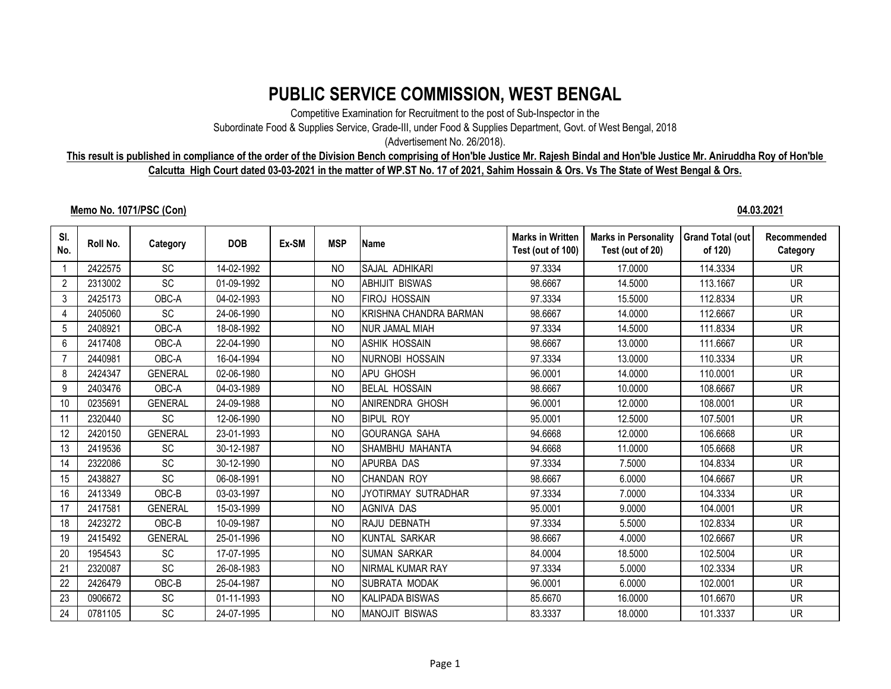# PUBLIC SERVICE COMMISSION, WEST BENGAL

Competitive Examination for Recruitment to the post of Sub-Inspector in the

Subordinate Food & Supplies Service, Grade-III, under Food & Supplies Department, Govt. of West Bengal, 2018

(Advertisement No. 26/2018).

**This result is published in compliance of the order of the Division Bench comprising of Hon'ble Justice Mr. Rajesh Bindal and Hon'ble Justice Mr. Aniruddha Roy of Hon'ble Calcutta High Court dated 03-03-2021 in the matter of WP.ST No. 17 of 2021, Sahim Hossain & Ors. Vs The State of West Bengal & Ors.**

**Memo No. 1071/PSC (Con)** **04.03.2021**

| Sl. No. | Roll No. | Category | DOB | Ex-SM | MSP | Name | Marks in Written Test (out of 100) | Marks in Personality Test (out of 20) | Grand Total (out of 120) | Recommended Category |
|---|---|---|---|---|---|---|---|---|---|---|
| 1 | 2422575 | SC | 14-02-1992 | | NO | SAJAL ADHIKARI | 97.3334 | 17.0000 | 114.3334 | UR |
| 2 | 2313002 | SC | 01-09-1992 | | NO | ABHIJIT BISWAS | 98.6667 | 14.5000 | 113.1667 | UR |
| 3 | 2425173 | OBC-A | 04-02-1993 | | NO | FIROJ HOSSAIN | 97.3334 | 15.5000 | 112.8334 | UR |
| 4 | 2405060 | SC | 24-06-1990 | | NO | KRISHNA CHANDRA BARMAN | 98.6667 | 14.0000 | 112.6667 | UR |
| 5 | 2408921 | OBC-A | 18-08-1992 | | NO | NUR JAMAL MIAH | 97.3334 | 14.5000 | 111.8334 | UR |
| 6 | 2417408 | OBC-A | 22-04-1990 | | NO | ASHIK HOSSAIN | 98.6667 | 13.0000 | 111.6667 | UR |
| 7 | 2440981 | OBC-A | 16-04-1994 | | NO | NURNOBI HOSSAIN | 97.3334 | 13.0000 | 110.3334 | UR |
| 8 | 2424347 | GENERAL | 02-06-1980 | | NO | APU GHOSH | 96.0001 | 14.0000 | 110.0001 | UR |
| 9 | 2403476 | OBC-A | 04-03-1989 | | NO | BELAL HOSSAIN | 98.6667 | 10.0000 | 108.6667 | UR |
| 10 | 0235691 | GENERAL | 24-09-1988 | | NO | ANIRENDRA GHOSH | 96.0001 | 12.0000 | 108.0001 | UR |
| 11 | 2320440 | SC | 12-06-1990 | | NO | BIPUL ROY | 95.0001 | 12.5000 | 107.5001 | UR |
| 12 | 2420150 | GENERAL | 23-01-1993 | | NO | GOURANGA SAHA | 94.6668 | 12.0000 | 106.6668 | UR |
| 13 | 2419536 | SC | 30-12-1987 | | NO | SHAMBHU MAHANTA | 94.6668 | 11.0000 | 105.6668 | UR |
| 14 | 2322086 | SC | 30-12-1990 | | NO | APURBA DAS | 97.3334 | 7.5000 | 104.8334 | UR |
| 15 | 2438827 | SC | 06-08-1991 | | NO | CHANDAN ROY | 98.6667 | 6.0000 | 104.6667 | UR |
| 16 | 2413349 | OBC-B | 03-03-1997 | | NO | JYOTIRMAY SUTRADHAR | 97.3334 | 7.0000 | 104.3334 | UR |
| 17 | 2417581 | GENERAL | 15-03-1999 | | NO | AGNIVA DAS | 95.0001 | 9.0000 | 104.0001 | UR |
| 18 | 2423272 | OBC-B | 10-09-1987 | | NO | RAJU DEBNATH | 97.3334 | 5.5000 | 102.8334 | UR |
| 19 | 2415492 | GENERAL | 25-01-1996 | | NO | KUNTAL SARKAR | 98.6667 | 4.0000 | 102.6667 | UR |
| 20 | 1954543 | SC | 17-07-1995 | | NO | SUMAN SARKAR | 84.0004 | 18.5000 | 102.5004 | UR |
| 21 | 2320087 | SC | 26-08-1983 | | NO | NIRMAL KUMAR RAY | 97.3334 | 5.0000 | 102.3334 | UR |
| 22 | 2426479 | OBC-B | 25-04-1987 | | NO | SUBRATA MODAK | 96.0001 | 6.0000 | 102.0001 | UR |
| 23 | 0906672 | SC | 01-11-1993 | | NO | KALIPADA BISWAS | 85.6670 | 16.0000 | 101.6670 | UR |
| 24 | 0781105 | SC | 24-07-1995 | | NO | MANOJIT BISWAS | 83.3337 | 18.0000 | 101.3337 | UR |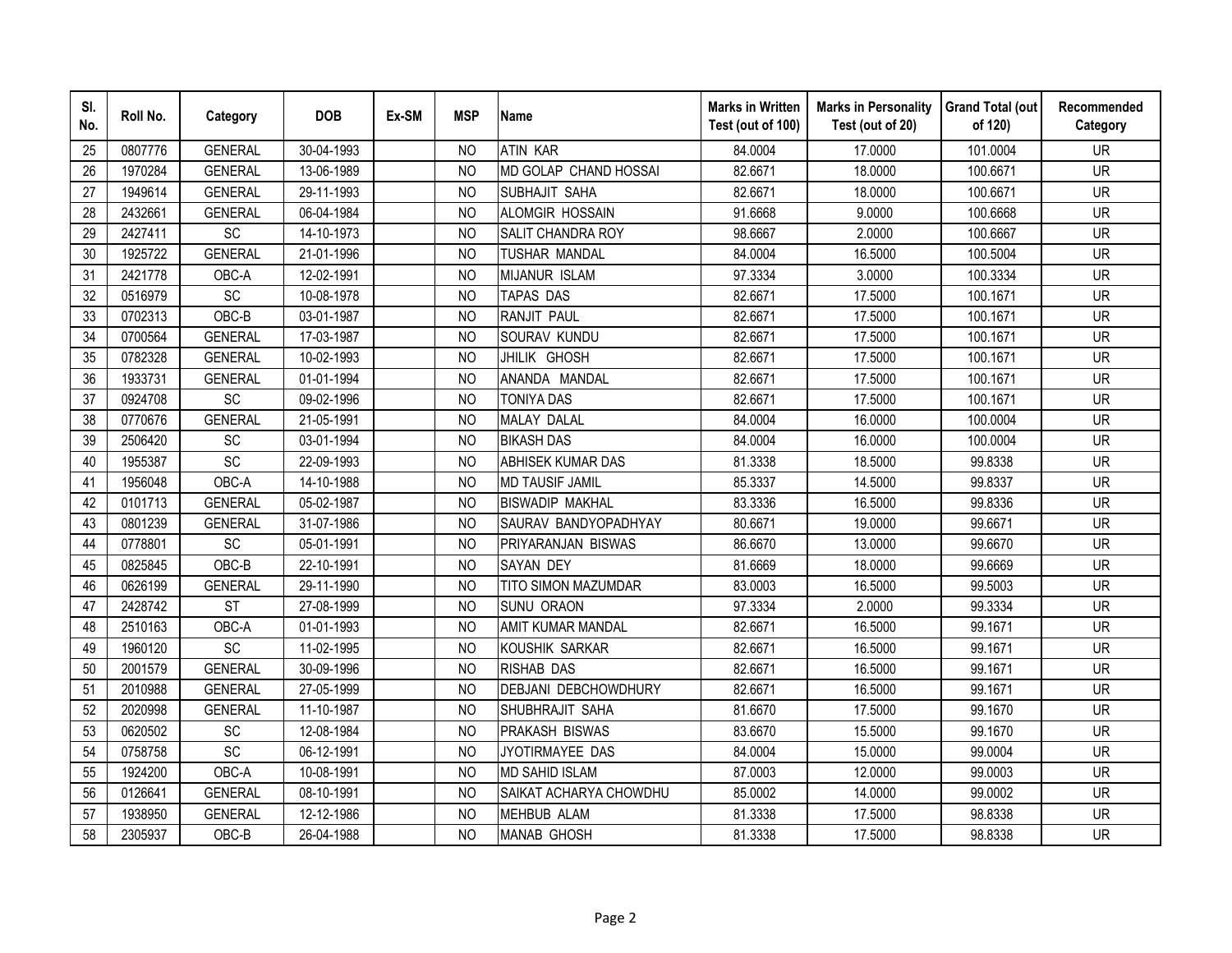| Sl. No. | Roll No. | Category | DOB | Ex-SM | MSP | Name | Marks in Written Test (out of 100) | Marks in Personality Test (out of 20) | Grand Total (out of 120) | Recommended Category |
|---|---|---|---|---|---|---|---|---|---|---|
| 25 | 0807776 | GENERAL | 30-04-1993 | | NO | ATIN KAR | 84.0004 | 17.0000 | 101.0004 | UR |
| 26 | 1970284 | GENERAL | 13-06-1989 | | NO | MD GOLAP CHAND HOSSAI | 82.6671 | 18.0000 | 100.6671 | UR |
| 27 | 1949614 | GENERAL | 29-11-1993 | | NO | SUBHAJIT SAHA | 82.6671 | 18.0000 | 100.6671 | UR |
| 28 | 2432661 | GENERAL | 06-04-1984 | | NO | ALOMGIR HOSSAIN | 91.6668 | 9.0000 | 100.6668 | UR |
| 29 | 2427411 | SC | 14-10-1973 | | NO | SALIT CHANDRA ROY | 98.6667 | 2.0000 | 100.6667 | UR |
| 30 | 1925722 | GENERAL | 21-01-1996 | | NO | TUSHAR MANDAL | 84.0004 | 16.5000 | 100.5004 | UR |
| 31 | 2421778 | OBC-A | 12-02-1991 | | NO | MIJANUR ISLAM | 97.3334 | 3.0000 | 100.3334 | UR |
| 32 | 0516979 | SC | 10-08-1978 | | NO | TAPAS DAS | 82.6671 | 17.5000 | 100.1671 | UR |
| 33 | 0702313 | OBC-B | 03-01-1987 | | NO | RANJIT PAUL | 82.6671 | 17.5000 | 100.1671 | UR |
| 34 | 0700564 | GENERAL | 17-03-1987 | | NO | SOURAV KUNDU | 82.6671 | 17.5000 | 100.1671 | UR |
| 35 | 0782328 | GENERAL | 10-02-1993 | | NO | JHILIK GHOSH | 82.6671 | 17.5000 | 100.1671 | UR |
| 36 | 1933731 | GENERAL | 01-01-1994 | | NO | ANANDA MANDAL | 82.6671 | 17.5000 | 100.1671 | UR |
| 37 | 0924708 | SC | 09-02-1996 | | NO | TONIYA DAS | 82.6671 | 17.5000 | 100.1671 | UR |
| 38 | 0770676 | GENERAL | 21-05-1991 | | NO | MALAY DALAL | 84.0004 | 16.0000 | 100.0004 | UR |
| 39 | 2506420 | SC | 03-01-1994 | | NO | BIKASH DAS | 84.0004 | 16.0000 | 100.0004 | UR |
| 40 | 1955387 | SC | 22-09-1993 | | NO | ABHISEK KUMAR DAS | 81.3338 | 18.5000 | 99.8338 | UR |
| 41 | 1956048 | OBC-A | 14-10-1988 | | NO | MD TAUSIF JAMIL | 85.3337 | 14.5000 | 99.8337 | UR |
| 42 | 0101713 | GENERAL | 05-02-1987 | | NO | BISWADIP MAKHAL | 83.3336 | 16.5000 | 99.8336 | UR |
| 43 | 0801239 | GENERAL | 31-07-1986 | | NO | SAURAV BANDYOPADHYAY | 80.6671 | 19.0000 | 99.6671 | UR |
| 44 | 0778801 | SC | 05-01-1991 | | NO | PRIYARANJAN BISWAS | 86.6670 | 13.0000 | 99.6670 | UR |
| 45 | 0825845 | OBC-B | 22-10-1991 | | NO | SAYAN DEY | 81.6669 | 18.0000 | 99.6669 | UR |
| 46 | 0626199 | GENERAL | 29-11-1990 | | NO | TITO SIMON MAZUMDAR | 83.0003 | 16.5000 | 99.5003 | UR |
| 47 | 2428742 | ST | 27-08-1999 | | NO | SUNU ORAON | 97.3334 | 2.0000 | 99.3334 | UR |
| 48 | 2510163 | OBC-A | 01-01-1993 | | NO | AMIT KUMAR MANDAL | 82.6671 | 16.5000 | 99.1671 | UR |
| 49 | 1960120 | SC | 11-02-1995 | | NO | KOUSHIK SARKAR | 82.6671 | 16.5000 | 99.1671 | UR |
| 50 | 2001579 | GENERAL | 30-09-1996 | | NO | RISHAB DAS | 82.6671 | 16.5000 | 99.1671 | UR |
| 51 | 2010988 | GENERAL | 27-05-1999 | | NO | DEBJANI DEBCHOWDHURY | 82.6671 | 16.5000 | 99.1671 | UR |
| 52 | 2020998 | GENERAL | 11-10-1987 | | NO | SHUBHRAJIT SAHA | 81.6670 | 17.5000 | 99.1670 | UR |
| 53 | 0620502 | SC | 12-08-1984 | | NO | PRAKASH BISWAS | 83.6670 | 15.5000 | 99.1670 | UR |
| 54 | 0758758 | SC | 06-12-1991 | | NO | JYOTIRMAYEE DAS | 84.0004 | 15.0000 | 99.0004 | UR |
| 55 | 1924200 | OBC-A | 10-08-1991 | | NO | MD SAHID ISLAM | 87.0003 | 12.0000 | 99.0003 | UR |
| 56 | 0126641 | GENERAL | 08-10-1991 | | NO | SAIKAT ACHARYA CHOWDHU | 85.0002 | 14.0000 | 99.0002 | UR |
| 57 | 1938950 | GENERAL | 12-12-1986 | | NO | MEHBUB ALAM | 81.3338 | 17.5000 | 98.8338 | UR |
| 58 | 2305937 | OBC-B | 26-04-1988 | | NO | MANAB GHOSH | 81.3338 | 17.5000 | 98.8338 | UR |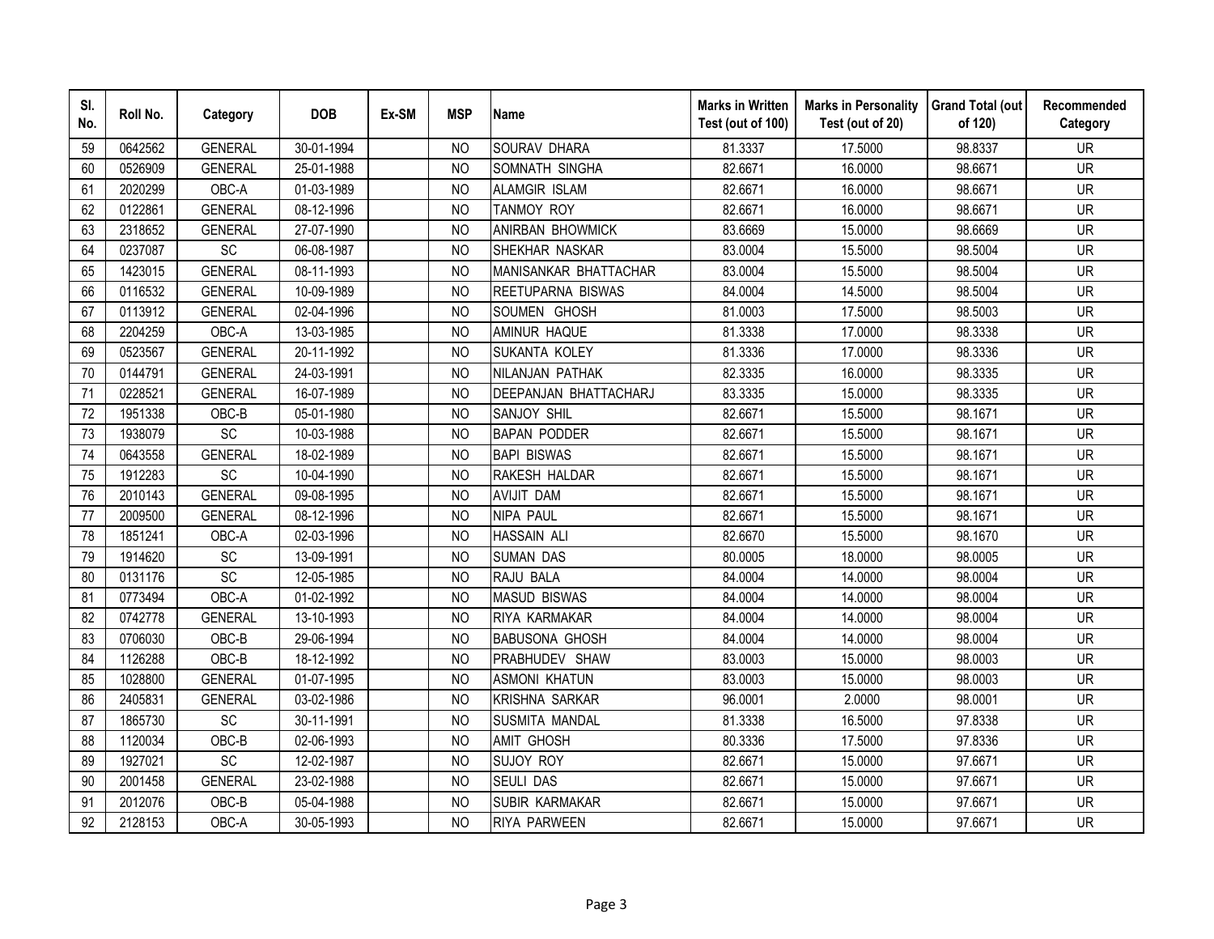| Sl. No. | Roll No. | Category | DOB | Ex-SM | MSP | Name | Marks in Written Test (out of 100) | Marks in Personality Test (out of 20) | Grand Total (out of 120) | Recommended Category |
|---|---|---|---|---|---|---|---|---|---|---|
| 59 | 0642562 | GENERAL | 30-01-1994 | | NO | SOURAV DHARA | 81.3337 | 17.5000 | 98.8337 | UR |
| 60 | 0526909 | GENERAL | 25-01-1988 | | NO | SOMNATH SINGHA | 82.6671 | 16.0000 | 98.6671 | UR |
| 61 | 2020299 | OBC-A | 01-03-1989 | | NO | ALAMGIR ISLAM | 82.6671 | 16.0000 | 98.6671 | UR |
| 62 | 0122861 | GENERAL | 08-12-1996 | | NO | TANMOY ROY | 82.6671 | 16.0000 | 98.6671 | UR |
| 63 | 2318652 | GENERAL | 27-07-1990 | | NO | ANIRBAN BHOWMICK | 83.6669 | 15.0000 | 98.6669 | UR |
| 64 | 0237087 | SC | 06-08-1987 | | NO | SHEKHAR NASKAR | 83.0004 | 15.5000 | 98.5004 | UR |
| 65 | 1423015 | GENERAL | 08-11-1993 | | NO | MANISANKAR BHATTACHAR | 83.0004 | 15.5000 | 98.5004 | UR |
| 66 | 0116532 | GENERAL | 10-09-1989 | | NO | REETUPARNA BISWAS | 84.0004 | 14.5000 | 98.5004 | UR |
| 67 | 0113912 | GENERAL | 02-04-1996 | | NO | SOUMEN GHOSH | 81.0003 | 17.5000 | 98.5003 | UR |
| 68 | 2204259 | OBC-A | 13-03-1985 | | NO | AMINUR HAQUE | 81.3338 | 17.0000 | 98.3338 | UR |
| 69 | 0523567 | GENERAL | 20-11-1992 | | NO | SUKANTA KOLEY | 81.3336 | 17.0000 | 98.3336 | UR |
| 70 | 0144791 | GENERAL | 24-03-1991 | | NO | NILANJAN PATHAK | 82.3335 | 16.0000 | 98.3335 | UR |
| 71 | 0228521 | GENERAL | 16-07-1989 | | NO | DEEPANJAN BHATTACHARJ | 83.3335 | 15.0000 | 98.3335 | UR |
| 72 | 1951338 | OBC-B | 05-01-1980 | | NO | SANJOY SHIL | 82.6671 | 15.5000 | 98.1671 | UR |
| 73 | 1938079 | SC | 10-03-1988 | | NO | BAPAN PODDER | 82.6671 | 15.5000 | 98.1671 | UR |
| 74 | 0643558 | GENERAL | 18-02-1989 | | NO | BAPI BISWAS | 82.6671 | 15.5000 | 98.1671 | UR |
| 75 | 1912283 | SC | 10-04-1990 | | NO | RAKESH HALDAR | 82.6671 | 15.5000 | 98.1671 | UR |
| 76 | 2010143 | GENERAL | 09-08-1995 | | NO | AVIJIT DAM | 82.6671 | 15.5000 | 98.1671 | UR |
| 77 | 2009500 | GENERAL | 08-12-1996 | | NO | NIPA PAUL | 82.6671 | 15.5000 | 98.1671 | UR |
| 78 | 1851241 | OBC-A | 02-03-1996 | | NO | HASSAIN ALI | 82.6670 | 15.5000 | 98.1670 | UR |
| 79 | 1914620 | SC | 13-09-1991 | | NO | SUMAN DAS | 80.0005 | 18.0000 | 98.0005 | UR |
| 80 | 0131176 | SC | 12-05-1985 | | NO | RAJU BALA | 84.0004 | 14.0000 | 98.0004 | UR |
| 81 | 0773494 | OBC-A | 01-02-1992 | | NO | MASUD BISWAS | 84.0004 | 14.0000 | 98.0004 | UR |
| 82 | 0742778 | GENERAL | 13-10-1993 | | NO | RIYA KARMAKAR | 84.0004 | 14.0000 | 98.0004 | UR |
| 83 | 0706030 | OBC-B | 29-06-1994 | | NO | BABUSONA GHOSH | 84.0004 | 14.0000 | 98.0004 | UR |
| 84 | 1126288 | OBC-B | 18-12-1992 | | NO | PRABHUDEV SHAW | 83.0003 | 15.0000 | 98.0003 | UR |
| 85 | 1028800 | GENERAL | 01-07-1995 | | NO | ASMONI KHATUN | 83.0003 | 15.0000 | 98.0003 | UR |
| 86 | 2405831 | GENERAL | 03-02-1986 | | NO | KRISHNA SARKAR | 96.0001 | 2.0000 | 98.0001 | UR |
| 87 | 1865730 | SC | 30-11-1991 | | NO | SUSMITA MANDAL | 81.3338 | 16.5000 | 97.8338 | UR |
| 88 | 1120034 | OBC-B | 02-06-1993 | | NO | AMIT GHOSH | 80.3336 | 17.5000 | 97.8336 | UR |
| 89 | 1927021 | SC | 12-02-1987 | | NO | SUJOY ROY | 82.6671 | 15.0000 | 97.6671 | UR |
| 90 | 2001458 | GENERAL | 23-02-1988 | | NO | SEULI DAS | 82.6671 | 15.0000 | 97.6671 | UR |
| 91 | 2012076 | OBC-B | 05-04-1988 | | NO | SUBIR KARMAKAR | 82.6671 | 15.0000 | 97.6671 | UR |
| 92 | 2128153 | OBC-A | 30-05-1993 | | NO | RIYA PARWEEN | 82.6671 | 15.0000 | 97.6671 | UR |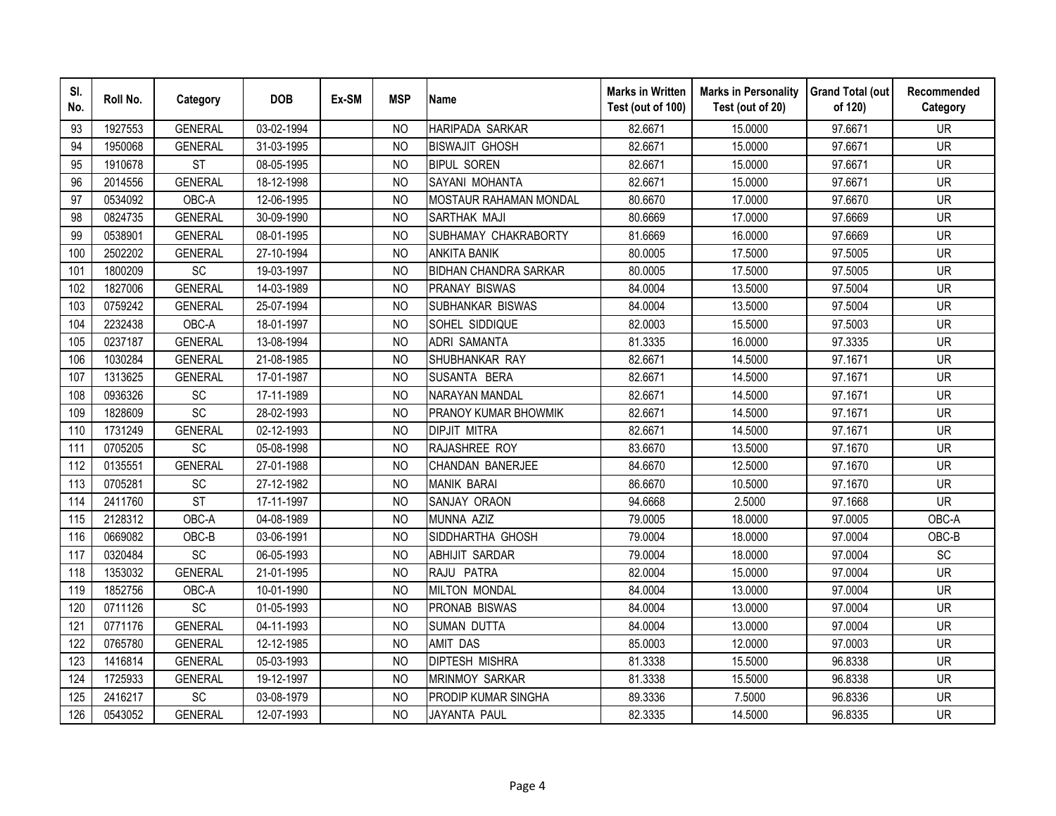| Sl. No. | Roll No. | Category | DOB | Ex-SM | MSP | Name | Marks in Written Test (out of 100) | Marks in Personality Test (out of 20) | Grand Total (out of 120) | Recommended Category |
|---|---|---|---|---|---|---|---|---|---|---|
| 93 | 1927553 | GENERAL | 03-02-1994 | | NO | HARIPADA SARKAR | 82.6671 | 15.0000 | 97.6671 | UR |
| 94 | 1950068 | GENERAL | 31-03-1995 | | NO | BISWAJIT GHOSH | 82.6671 | 15.0000 | 97.6671 | UR |
| 95 | 1910678 | ST | 08-05-1995 | | NO | BIPUL SOREN | 82.6671 | 15.0000 | 97.6671 | UR |
| 96 | 2014556 | GENERAL | 18-12-1998 | | NO | SAYANI MOHANTA | 82.6671 | 15.0000 | 97.6671 | UR |
| 97 | 0534092 | OBC-A | 12-06-1995 | | NO | MOSTAUR RAHAMAN MONDAL | 80.6670 | 17.0000 | 97.6670 | UR |
| 98 | 0824735 | GENERAL | 30-09-1990 | | NO | SARTHAK MAJI | 80.6669 | 17.0000 | 97.6669 | UR |
| 99 | 0538901 | GENERAL | 08-01-1995 | | NO | SUBHAMAY CHAKRABORTY | 81.6669 | 16.0000 | 97.6669 | UR |
| 100 | 2502202 | GENERAL | 27-10-1994 | | NO | ANKITA BANIK | 80.0005 | 17.5000 | 97.5005 | UR |
| 101 | 1800209 | SC | 19-03-1997 | | NO | BIDHAN CHANDRA SARKAR | 80.0005 | 17.5000 | 97.5005 | UR |
| 102 | 1827006 | GENERAL | 14-03-1989 | | NO | PRANAY BISWAS | 84.0004 | 13.5000 | 97.5004 | UR |
| 103 | 0759242 | GENERAL | 25-07-1994 | | NO | SUBHANKAR BISWAS | 84.0004 | 13.5000 | 97.5004 | UR |
| 104 | 2232438 | OBC-A | 18-01-1997 | | NO | SOHEL SIDDIQUE | 82.0003 | 15.5000 | 97.5003 | UR |
| 105 | 0237187 | GENERAL | 13-08-1994 | | NO | ADRI SAMANTA | 81.3335 | 16.0000 | 97.3335 | UR |
| 106 | 1030284 | GENERAL | 21-08-1985 | | NO | SHUBHANKAR RAY | 82.6671 | 14.5000 | 97.1671 | UR |
| 107 | 1313625 | GENERAL | 17-01-1987 | | NO | SUSANTA BERA | 82.6671 | 14.5000 | 97.1671 | UR |
| 108 | 0936326 | SC | 17-11-1989 | | NO | NARAYAN MANDAL | 82.6671 | 14.5000 | 97.1671 | UR |
| 109 | 1828609 | SC | 28-02-1993 | | NO | PRANOY KUMAR BHOWMIK | 82.6671 | 14.5000 | 97.1671 | UR |
| 110 | 1731249 | GENERAL | 02-12-1993 | | NO | DIPJIT MITRA | 82.6671 | 14.5000 | 97.1671 | UR |
| 111 | 0705205 | SC | 05-08-1998 | | NO | RAJASHREE ROY | 83.6670 | 13.5000 | 97.1670 | UR |
| 112 | 0135551 | GENERAL | 27-01-1988 | | NO | CHANDAN BANERJEE | 84.6670 | 12.5000 | 97.1670 | UR |
| 113 | 0705281 | SC | 27-12-1982 | | NO | MANIK BARAI | 86.6670 | 10.5000 | 97.1670 | UR |
| 114 | 2411760 | ST | 17-11-1997 | | NO | SANJAY ORAON | 94.6668 | 2.5000 | 97.1668 | UR |
| 115 | 2128312 | OBC-A | 04-08-1989 | | NO | MUNNA AZIZ | 79.0005 | 18.0000 | 97.0005 | OBC-A |
| 116 | 0669082 | OBC-B | 03-06-1991 | | NO | SIDDHARTHA GHOSH | 79.0004 | 18.0000 | 97.0004 | OBC-B |
| 117 | 0320484 | SC | 06-05-1993 | | NO | ABHIJIT SARDAR | 79.0004 | 18.0000 | 97.0004 | SC |
| 118 | 1353032 | GENERAL | 21-01-1995 | | NO | RAJU PATRA | 82.0004 | 15.0000 | 97.0004 | UR |
| 119 | 1852756 | OBC-A | 10-01-1990 | | NO | MILTON MONDAL | 84.0004 | 13.0000 | 97.0004 | UR |
| 120 | 0711126 | SC | 01-05-1993 | | NO | PRONAB BISWAS | 84.0004 | 13.0000 | 97.0004 | UR |
| 121 | 0771176 | GENERAL | 04-11-1993 | | NO | SUMAN DUTTA | 84.0004 | 13.0000 | 97.0004 | UR |
| 122 | 0765780 | GENERAL | 12-12-1985 | | NO | AMIT DAS | 85.0003 | 12.0000 | 97.0003 | UR |
| 123 | 1416814 | GENERAL | 05-03-1993 | | NO | DIPTESH MISHRA | 81.3338 | 15.5000 | 96.8338 | UR |
| 124 | 1725933 | GENERAL | 19-12-1997 | | NO | MRINMOY SARKAR | 81.3338 | 15.5000 | 96.8338 | UR |
| 125 | 2416217 | SC | 03-08-1979 | | NO | PRODIP KUMAR SINGHA | 89.3336 | 7.5000 | 96.8336 | UR |
| 126 | 0543052 | GENERAL | 12-07-1993 | | NO | JAYANTA PAUL | 82.3335 | 14.5000 | 96.8335 | UR |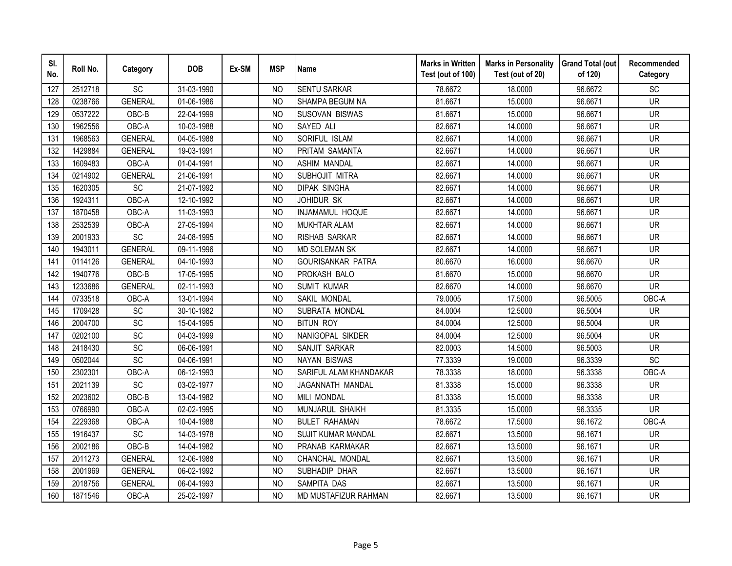| Sl. No. | Roll No. | Category | DOB | Ex-SM | MSP | Name | Marks in Written Test (out of 100) | Marks in Personality Test (out of 20) | Grand Total (out of 120) | Recommended Category |
|---|---|---|---|---|---|---|---|---|---|---|
| 127 | 2512718 | SC | 31-03-1990 | | NO | SENTU SARKAR | 78.6672 | 18.0000 | 96.6672 | SC |
| 128 | 0238766 | GENERAL | 01-06-1986 | | NO | SHAMPA BEGUM NA | 81.6671 | 15.0000 | 96.6671 | UR |
| 129 | 0537222 | OBC-B | 22-04-1999 | | NO | SUSOVAN BISWAS | 81.6671 | 15.0000 | 96.6671 | UR |
| 130 | 1962556 | OBC-A | 10-03-1988 | | NO | SAYED ALI | 82.6671 | 14.0000 | 96.6671 | UR |
| 131 | 1968563 | GENERAL | 04-05-1988 | | NO | SORIFUL ISLAM | 82.6671 | 14.0000 | 96.6671 | UR |
| 132 | 1429884 | GENERAL | 19-03-1991 | | NO | PRITAM SAMANTA | 82.6671 | 14.0000 | 96.6671 | UR |
| 133 | 1609483 | OBC-A | 01-04-1991 | | NO | ASHIM MANDAL | 82.6671 | 14.0000 | 96.6671 | UR |
| 134 | 0214902 | GENERAL | 21-06-1991 | | NO | SUBHOJIT MITRA | 82.6671 | 14.0000 | 96.6671 | UR |
| 135 | 1620305 | SC | 21-07-1992 | | NO | DIPAK SINGHA | 82.6671 | 14.0000 | 96.6671 | UR |
| 136 | 1924311 | OBC-A | 12-10-1992 | | NO | JOHIDUR SK | 82.6671 | 14.0000 | 96.6671 | UR |
| 137 | 1870458 | OBC-A | 11-03-1993 | | NO | INJAMAMUL HOQUE | 82.6671 | 14.0000 | 96.6671 | UR |
| 138 | 2532539 | OBC-A | 27-05-1994 | | NO | MUKHTAR ALAM | 82.6671 | 14.0000 | 96.6671 | UR |
| 139 | 2001933 | SC | 24-08-1995 | | NO | RISHAB SARKAR | 82.6671 | 14.0000 | 96.6671 | UR |
| 140 | 1943011 | GENERAL | 09-11-1996 | | NO | MD SOLEMAN SK | 82.6671 | 14.0000 | 96.6671 | UR |
| 141 | 0114126 | GENERAL | 04-10-1993 | | NO | GOURISANKAR PATRA | 80.6670 | 16.0000 | 96.6670 | UR |
| 142 | 1940776 | OBC-B | 17-05-1995 | | NO | PROKASH BALO | 81.6670 | 15.0000 | 96.6670 | UR |
| 143 | 1233686 | GENERAL | 02-11-1993 | | NO | SUMIT KUMAR | 82.6670 | 14.0000 | 96.6670 | UR |
| 144 | 0733518 | OBC-A | 13-01-1994 | | NO | SAKIL MONDAL | 79.0005 | 17.5000 | 96.5005 | OBC-A |
| 145 | 1709428 | SC | 30-10-1982 | | NO | SUBRATA MONDAL | 84.0004 | 12.5000 | 96.5004 | UR |
| 146 | 2004700 | SC | 15-04-1995 | | NO | BITUN ROY | 84.0004 | 12.5000 | 96.5004 | UR |
| 147 | 0202100 | SC | 04-03-1999 | | NO | NANIGOPAL SIKDER | 84.0004 | 12.5000 | 96.5004 | UR |
| 148 | 2418430 | SC | 06-06-1991 | | NO | SANJIT SARKAR | 82.0003 | 14.5000 | 96.5003 | UR |
| 149 | 0502044 | SC | 04-06-1991 | | NO | NAYAN BISWAS | 77.3339 | 19.0000 | 96.3339 | SC |
| 150 | 2302301 | OBC-A | 06-12-1993 | | NO | SARIFUL ALAM KHANDAKAR | 78.3338 | 18.0000 | 96.3338 | OBC-A |
| 151 | 2021139 | SC | 03-02-1977 | | NO | JAGANNATH MANDAL | 81.3338 | 15.0000 | 96.3338 | UR |
| 152 | 2023602 | OBC-B | 13-04-1982 | | NO | MILI MONDAL | 81.3338 | 15.0000 | 96.3338 | UR |
| 153 | 0766990 | OBC-A | 02-02-1995 | | NO | MUNJARUL SHAIKH | 81.3335 | 15.0000 | 96.3335 | UR |
| 154 | 2229368 | OBC-A | 10-04-1988 | | NO | BULET RAHAMAN | 78.6672 | 17.5000 | 96.1672 | OBC-A |
| 155 | 1916437 | SC | 14-03-1978 | | NO | SUJIT KUMAR MANDAL | 82.6671 | 13.5000 | 96.1671 | UR |
| 156 | 2002186 | OBC-B | 14-04-1982 | | NO | PRANAB KARMAKAR | 82.6671 | 13.5000 | 96.1671 | UR |
| 157 | 2011273 | GENERAL | 12-06-1988 | | NO | CHANCHAL MONDAL | 82.6671 | 13.5000 | 96.1671 | UR |
| 158 | 2001969 | GENERAL | 06-02-1992 | | NO | SUBHADIP DHAR | 82.6671 | 13.5000 | 96.1671 | UR |
| 159 | 2018756 | GENERAL | 06-04-1993 | | NO | SAMPITA DAS | 82.6671 | 13.5000 | 96.1671 | UR |
| 160 | 1871546 | OBC-A | 25-02-1997 | | NO | MD MUSTAFIZUR RAHMAN | 82.6671 | 13.5000 | 96.1671 | UR |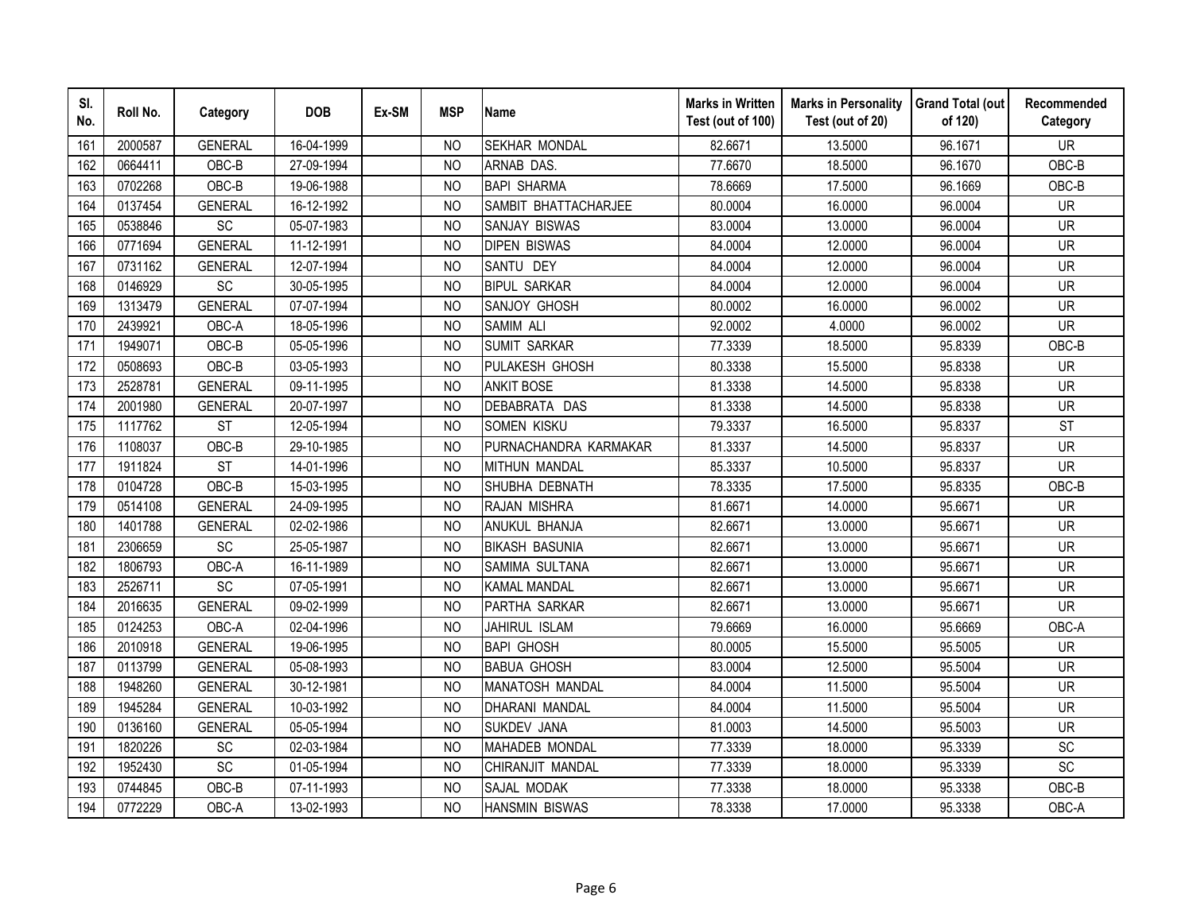| Sl. No. | Roll No. | Category | DOB | Ex-SM | MSP | Name | Marks in Written Test (out of 100) | Marks in Personality Test (out of 20) | Grand Total (out of 120) | Recommended Category |
|---|---|---|---|---|---|---|---|---|---|---|
| 161 | 2000587 | GENERAL | 16-04-1999 | | NO | SEKHAR MONDAL | 82.6671 | 13.5000 | 96.1671 | UR |
| 162 | 0664411 | OBC-B | 27-09-1994 | | NO | ARNAB DAS. | 77.6670 | 18.5000 | 96.1670 | OBC-B |
| 163 | 0702268 | OBC-B | 19-06-1988 | | NO | BAPI SHARMA | 78.6669 | 17.5000 | 96.1669 | OBC-B |
| 164 | 0137454 | GENERAL | 16-12-1992 | | NO | SAMBIT BHATTACHARJEE | 80.0004 | 16.0000 | 96.0004 | UR |
| 165 | 0538846 | SC | 05-07-1983 | | NO | SANJAY BISWAS | 83.0004 | 13.0000 | 96.0004 | UR |
| 166 | 0771694 | GENERAL | 11-12-1991 | | NO | DIPEN BISWAS | 84.0004 | 12.0000 | 96.0004 | UR |
| 167 | 0731162 | GENERAL | 12-07-1994 | | NO | SANTU DEY | 84.0004 | 12.0000 | 96.0004 | UR |
| 168 | 0146929 | SC | 30-05-1995 | | NO | BIPUL SARKAR | 84.0004 | 12.0000 | 96.0004 | UR |
| 169 | 1313479 | GENERAL | 07-07-1994 | | NO | SANJOY GHOSH | 80.0002 | 16.0000 | 96.0002 | UR |
| 170 | 2439921 | OBC-A | 18-05-1996 | | NO | SAMIM ALI | 92.0002 | 4.0000 | 96.0002 | UR |
| 171 | 1949071 | OBC-B | 05-05-1996 | | NO | SUMIT SARKAR | 77.3339 | 18.5000 | 95.8339 | OBC-B |
| 172 | 0508693 | OBC-B | 03-05-1993 | | NO | PULAKESH GHOSH | 80.3338 | 15.5000 | 95.8338 | UR |
| 173 | 2528781 | GENERAL | 09-11-1995 | | NO | ANKIT BOSE | 81.3338 | 14.5000 | 95.8338 | UR |
| 174 | 2001980 | GENERAL | 20-07-1997 | | NO | DEBABRATA DAS | 81.3338 | 14.5000 | 95.8338 | UR |
| 175 | 1117762 | ST | 12-05-1994 | | NO | SOMEN KISKU | 79.3337 | 16.5000 | 95.8337 | ST |
| 176 | 1108037 | OBC-B | 29-10-1985 | | NO | PURNACHANDRA KARMAKAR | 81.3337 | 14.5000 | 95.8337 | UR |
| 177 | 1911824 | ST | 14-01-1996 | | NO | MITHUN MANDAL | 85.3337 | 10.5000 | 95.8337 | UR |
| 178 | 0104728 | OBC-B | 15-03-1995 | | NO | SHUBHA DEBNATH | 78.3335 | 17.5000 | 95.8335 | OBC-B |
| 179 | 0514108 | GENERAL | 24-09-1995 | | NO | RAJAN MISHRA | 81.6671 | 14.0000 | 95.6671 | UR |
| 180 | 1401788 | GENERAL | 02-02-1986 | | NO | ANUKUL BHANJA | 82.6671 | 13.0000 | 95.6671 | UR |
| 181 | 2306659 | SC | 25-05-1987 | | NO | BIKASH BASUNIA | 82.6671 | 13.0000 | 95.6671 | UR |
| 182 | 1806793 | OBC-A | 16-11-1989 | | NO | SAMIMA SULTANA | 82.6671 | 13.0000 | 95.6671 | UR |
| 183 | 2526711 | SC | 07-05-1991 | | NO | KAMAL MANDAL | 82.6671 | 13.0000 | 95.6671 | UR |
| 184 | 2016635 | GENERAL | 09-02-1999 | | NO | PARTHA SARKAR | 82.6671 | 13.0000 | 95.6671 | UR |
| 185 | 0124253 | OBC-A | 02-04-1996 | | NO | JAHIRUL ISLAM | 79.6669 | 16.0000 | 95.6669 | OBC-A |
| 186 | 2010918 | GENERAL | 19-06-1995 | | NO | BAPI GHOSH | 80.0005 | 15.5000 | 95.5005 | UR |
| 187 | 0113799 | GENERAL | 05-08-1993 | | NO | BABUA GHOSH | 83.0004 | 12.5000 | 95.5004 | UR |
| 188 | 1948260 | GENERAL | 30-12-1981 | | NO | MANATOSH MANDAL | 84.0004 | 11.5000 | 95.5004 | UR |
| 189 | 1945284 | GENERAL | 10-03-1992 | | NO | DHARANI MANDAL | 84.0004 | 11.5000 | 95.5004 | UR |
| 190 | 0136160 | GENERAL | 05-05-1994 | | NO | SUKDEV JANA | 81.0003 | 14.5000 | 95.5003 | UR |
| 191 | 1820226 | SC | 02-03-1984 | | NO | MAHADEB MONDAL | 77.3339 | 18.0000 | 95.3339 | SC |
| 192 | 1952430 | SC | 01-05-1994 | | NO | CHIRANJIT MANDAL | 77.3339 | 18.0000 | 95.3339 | SC |
| 193 | 0744845 | OBC-B | 07-11-1993 | | NO | SAJAL MODAK | 77.3338 | 18.0000 | 95.3338 | OBC-B |
| 194 | 0772229 | OBC-A | 13-02-1993 | | NO | HANSMIN BISWAS | 78.3338 | 17.0000 | 95.3338 | OBC-A |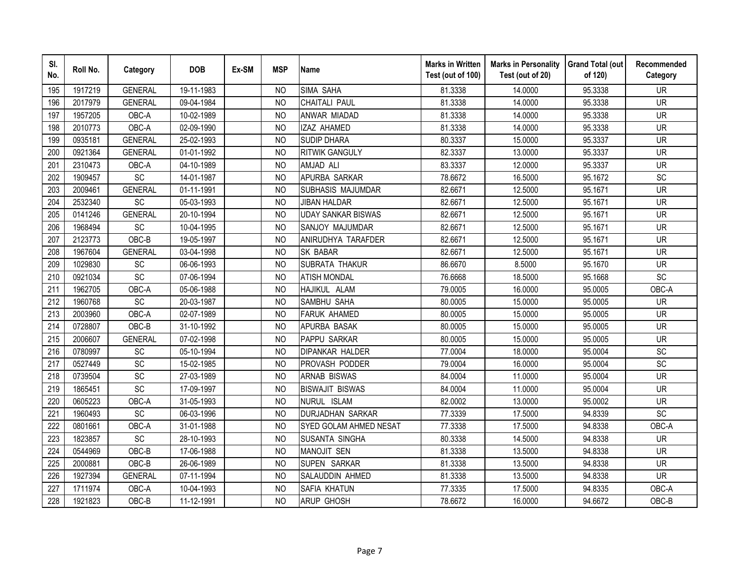| Sl. No. | Roll No. | Category | DOB | Ex-SM | MSP | Name | Marks in Written Test (out of 100) | Marks in Personality Test (out of 20) | Grand Total (out of 120) | Recommended Category |
|---|---|---|---|---|---|---|---|---|---|---|
| 195 | 1917219 | GENERAL | 19-11-1983 | | NO | SIMA SAHA | 81.3338 | 14.0000 | 95.3338 | UR |
| 196 | 2017979 | GENERAL | 09-04-1984 | | NO | CHAITALI PAUL | 81.3338 | 14.0000 | 95.3338 | UR |
| 197 | 1957205 | OBC-A | 10-02-1989 | | NO | ANWAR MIADAD | 81.3338 | 14.0000 | 95.3338 | UR |
| 198 | 2010773 | OBC-A | 02-09-1990 | | NO | IZAZ AHAMED | 81.3338 | 14.0000 | 95.3338 | UR |
| 199 | 0935181 | GENERAL | 25-02-1993 | | NO | SUDIP DHARA | 80.3337 | 15.0000 | 95.3337 | UR |
| 200 | 0921364 | GENERAL | 01-01-1992 | | NO | RITWIK GANGULY | 82.3337 | 13.0000 | 95.3337 | UR |
| 201 | 2310473 | OBC-A | 04-10-1989 | | NO | AMJAD ALI | 83.3337 | 12.0000 | 95.3337 | UR |
| 202 | 1909457 | SC | 14-01-1987 | | NO | APURBA SARKAR | 78.6672 | 16.5000 | 95.1672 | SC |
| 203 | 2009461 | GENERAL | 01-11-1991 | | NO | SUBHASIS MAJUMDAR | 82.6671 | 12.5000 | 95.1671 | UR |
| 204 | 2532340 | SC | 05-03-1993 | | NO | JIBAN HALDAR | 82.6671 | 12.5000 | 95.1671 | UR |
| 205 | 0141246 | GENERAL | 20-10-1994 | | NO | UDAY SANKAR BISWAS | 82.6671 | 12.5000 | 95.1671 | UR |
| 206 | 1968494 | SC | 10-04-1995 | | NO | SANJOY MAJUMDAR | 82.6671 | 12.5000 | 95.1671 | UR |
| 207 | 2123773 | OBC-B | 19-05-1997 | | NO | ANIRUDHYA TARAFDER | 82.6671 | 12.5000 | 95.1671 | UR |
| 208 | 1967604 | GENERAL | 03-04-1998 | | NO | SK BABAR | 82.6671 | 12.5000 | 95.1671 | UR |
| 209 | 1029830 | SC | 06-06-1993 | | NO | SUBRATA THAKUR | 86.6670 | 8.5000 | 95.1670 | UR |
| 210 | 0921034 | SC | 07-06-1994 | | NO | ATISH MONDAL | 76.6668 | 18.5000 | 95.1668 | SC |
| 211 | 1962705 | OBC-A | 05-06-1988 | | NO | HAJIKUL ALAM | 79.0005 | 16.0000 | 95.0005 | OBC-A |
| 212 | 1960768 | SC | 20-03-1987 | | NO | SAMBHU SAHA | 80.0005 | 15.0000 | 95.0005 | UR |
| 213 | 2003960 | OBC-A | 02-07-1989 | | NO | FARUK AHAMED | 80.0005 | 15.0000 | 95.0005 | UR |
| 214 | 0728807 | OBC-B | 31-10-1992 | | NO | APURBA BASAK | 80.0005 | 15.0000 | 95.0005 | UR |
| 215 | 2006607 | GENERAL | 07-02-1998 | | NO | PAPPU SARKAR | 80.0005 | 15.0000 | 95.0005 | UR |
| 216 | 0780997 | SC | 05-10-1994 | | NO | DIPANKAR HALDER | 77.0004 | 18.0000 | 95.0004 | SC |
| 217 | 0527449 | SC | 15-02-1985 | | NO | PROVASH PODDER | 79.0004 | 16.0000 | 95.0004 | SC |
| 218 | 0739504 | SC | 27-03-1989 | | NO | ARNAB BISWAS | 84.0004 | 11.0000 | 95.0004 | UR |
| 219 | 1865451 | SC | 17-09-1997 | | NO | BISWAJIT BISWAS | 84.0004 | 11.0000 | 95.0004 | UR |
| 220 | 0605223 | OBC-A | 31-05-1993 | | NO | NURUL ISLAM | 82.0002 | 13.0000 | 95.0002 | UR |
| 221 | 1960493 | SC | 06-03-1996 | | NO | DURJADHAN SARKAR | 77.3339 | 17.5000 | 94.8339 | SC |
| 222 | 0801661 | OBC-A | 31-01-1988 | | NO | SYED GOLAM AHMED NESAT | 77.3338 | 17.5000 | 94.8338 | OBC-A |
| 223 | 1823857 | SC | 28-10-1993 | | NO | SUSANTA SINGHA | 80.3338 | 14.5000 | 94.8338 | UR |
| 224 | 0544969 | OBC-B | 17-06-1988 | | NO | MANOJIT SEN | 81.3338 | 13.5000 | 94.8338 | UR |
| 225 | 2000881 | OBC-B | 26-06-1989 | | NO | SUPEN SARKAR | 81.3338 | 13.5000 | 94.8338 | UR |
| 226 | 1927394 | GENERAL | 07-11-1994 | | NO | SALAUDDIN AHMED | 81.3338 | 13.5000 | 94.8338 | UR |
| 227 | 1711974 | OBC-A | 10-04-1993 | | NO | SAFIA KHATUN | 77.3335 | 17.5000 | 94.8335 | OBC-A |
| 228 | 1921823 | OBC-B | 11-12-1991 | | NO | ARUP GHOSH | 78.6672 | 16.0000 | 94.6672 | OBC-B |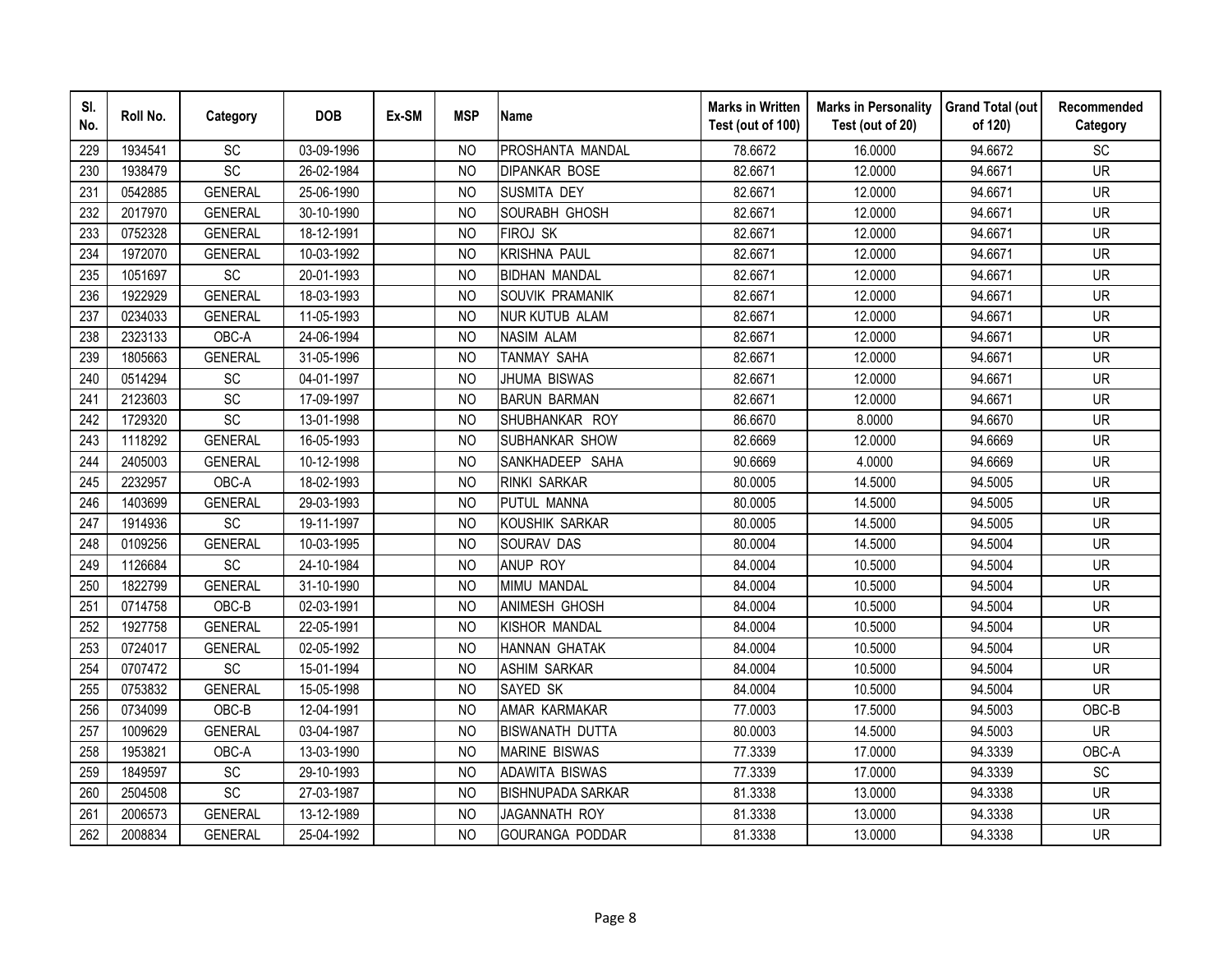| Sl. No. | Roll No. | Category | DOB | Ex-SM | MSP | Name | Marks in Written Test (out of 100) | Marks in Personality Test (out of 20) | Grand Total (out of 120) | Recommended Category |
|---|---|---|---|---|---|---|---|---|---|---|
| 229 | 1934541 | SC | 03-09-1996 | | NO | PROSHANTA MANDAL | 78.6672 | 16.0000 | 94.6672 | SC |
| 230 | 1938479 | SC | 26-02-1984 | | NO | DIPANKAR BOSE | 82.6671 | 12.0000 | 94.6671 | UR |
| 231 | 0542885 | GENERAL | 25-06-1990 | | NO | SUSMITA DEY | 82.6671 | 12.0000 | 94.6671 | UR |
| 232 | 2017970 | GENERAL | 30-10-1990 | | NO | SOURABH GHOSH | 82.6671 | 12.0000 | 94.6671 | UR |
| 233 | 0752328 | GENERAL | 18-12-1991 | | NO | FIROJ SK | 82.6671 | 12.0000 | 94.6671 | UR |
| 234 | 1972070 | GENERAL | 10-03-1992 | | NO | KRISHNA PAUL | 82.6671 | 12.0000 | 94.6671 | UR |
| 235 | 1051697 | SC | 20-01-1993 | | NO | BIDHAN MANDAL | 82.6671 | 12.0000 | 94.6671 | UR |
| 236 | 1922929 | GENERAL | 18-03-1993 | | NO | SOUVIK PRAMANIK | 82.6671 | 12.0000 | 94.6671 | UR |
| 237 | 0234033 | GENERAL | 11-05-1993 | | NO | NUR KUTUB ALAM | 82.6671 | 12.0000 | 94.6671 | UR |
| 238 | 2323133 | OBC-A | 24-06-1994 | | NO | NASIM ALAM | 82.6671 | 12.0000 | 94.6671 | UR |
| 239 | 1805663 | GENERAL | 31-05-1996 | | NO | TANMAY SAHA | 82.6671 | 12.0000 | 94.6671 | UR |
| 240 | 0514294 | SC | 04-01-1997 | | NO | JHUMA BISWAS | 82.6671 | 12.0000 | 94.6671 | UR |
| 241 | 2123603 | SC | 17-09-1997 | | NO | BARUN BARMAN | 82.6671 | 12.0000 | 94.6671 | UR |
| 242 | 1729320 | SC | 13-01-1998 | | NO | SHUBHANKAR ROY | 86.6670 | 8.0000 | 94.6670 | UR |
| 243 | 1118292 | GENERAL | 16-05-1993 | | NO | SUBHANKAR SHOW | 82.6669 | 12.0000 | 94.6669 | UR |
| 244 | 2405003 | GENERAL | 10-12-1998 | | NO | SANKHADEEP SAHA | 90.6669 | 4.0000 | 94.6669 | UR |
| 245 | 2232957 | OBC-A | 18-02-1993 | | NO | RINKI SARKAR | 80.0005 | 14.5000 | 94.5005 | UR |
| 246 | 1403699 | GENERAL | 29-03-1993 | | NO | PUTUL MANNA | 80.0005 | 14.5000 | 94.5005 | UR |
| 247 | 1914936 | SC | 19-11-1997 | | NO | KOUSHIK SARKAR | 80.0005 | 14.5000 | 94.5005 | UR |
| 248 | 0109256 | GENERAL | 10-03-1995 | | NO | SOURAV DAS | 80.0004 | 14.5000 | 94.5004 | UR |
| 249 | 1126684 | SC | 24-10-1984 | | NO | ANUP ROY | 84.0004 | 10.5000 | 94.5004 | UR |
| 250 | 1822799 | GENERAL | 31-10-1990 | | NO | MIMU MANDAL | 84.0004 | 10.5000 | 94.5004 | UR |
| 251 | 0714758 | OBC-B | 02-03-1991 | | NO | ANIMESH GHOSH | 84.0004 | 10.5000 | 94.5004 | UR |
| 252 | 1927758 | GENERAL | 22-05-1991 | | NO | KISHOR MANDAL | 84.0004 | 10.5000 | 94.5004 | UR |
| 253 | 0724017 | GENERAL | 02-05-1992 | | NO | HANNAN GHATAK | 84.0004 | 10.5000 | 94.5004 | UR |
| 254 | 0707472 | SC | 15-01-1994 | | NO | ASHIM SARKAR | 84.0004 | 10.5000 | 94.5004 | UR |
| 255 | 0753832 | GENERAL | 15-05-1998 | | NO | SAYED SK | 84.0004 | 10.5000 | 94.5004 | UR |
| 256 | 0734099 | OBC-B | 12-04-1991 | | NO | AMAR KARMAKAR | 77.0003 | 17.5000 | 94.5003 | OBC-B |
| 257 | 1009629 | GENERAL | 03-04-1987 | | NO | BISWANATH DUTTA | 80.0003 | 14.5000 | 94.5003 | UR |
| 258 | 1953821 | OBC-A | 13-03-1990 | | NO | MARINE BISWAS | 77.3339 | 17.0000 | 94.3339 | OBC-A |
| 259 | 1849597 | SC | 29-10-1993 | | NO | ADAWITA BISWAS | 77.3339 | 17.0000 | 94.3339 | SC |
| 260 | 2504508 | SC | 27-03-1987 | | NO | BISHNUPADA SARKAR | 81.3338 | 13.0000 | 94.3338 | UR |
| 261 | 2006573 | GENERAL | 13-12-1989 | | NO | JAGANNATH ROY | 81.3338 | 13.0000 | 94.3338 | UR |
| 262 | 2008834 | GENERAL | 25-04-1992 | | NO | GOURANGA PODDAR | 81.3338 | 13.0000 | 94.3338 | UR |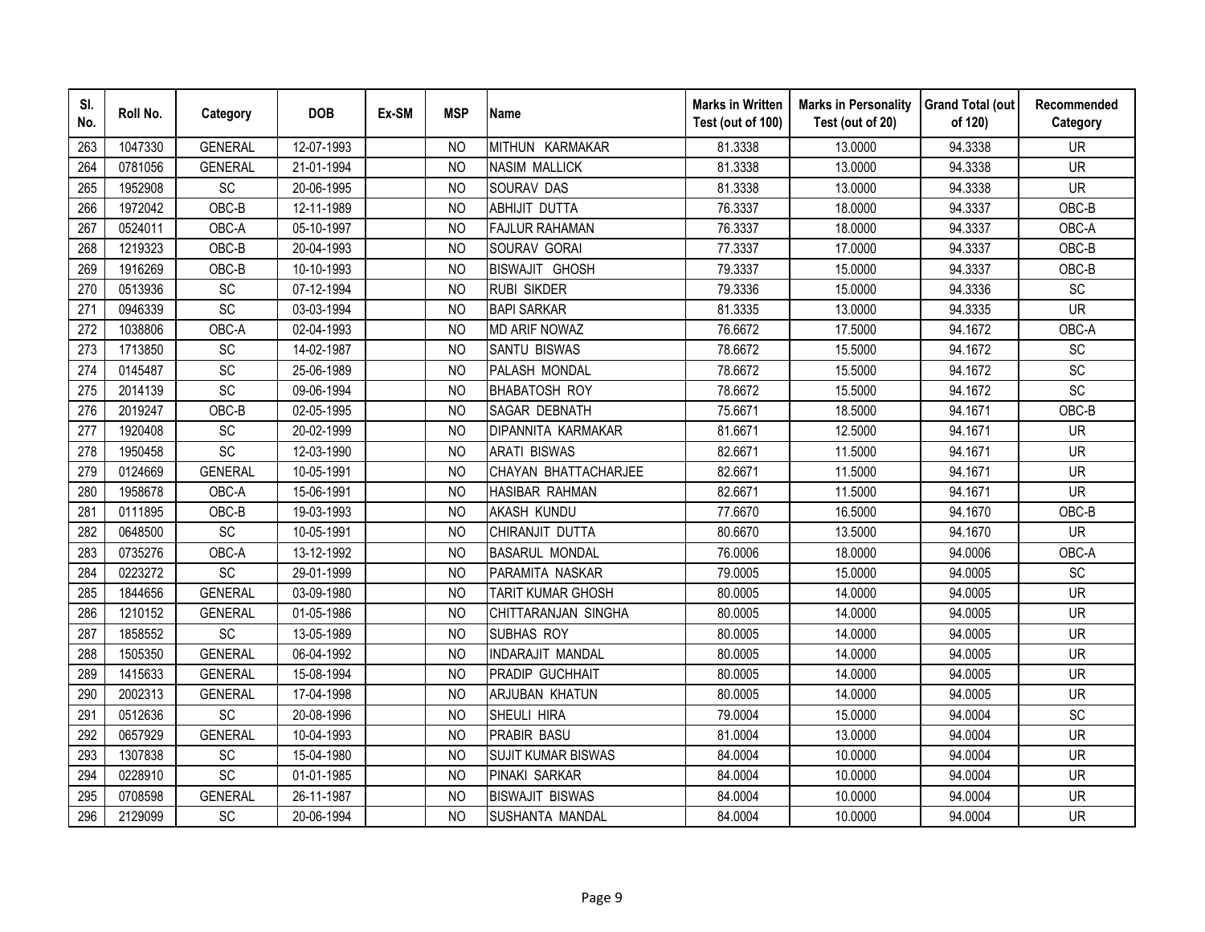| Sl. No. | Roll No. | Category | DOB | Ex-SM | MSP | Name | Marks in Written Test (out of 100) | Marks in Personality Test (out of 20) | Grand Total (out of 120) | Recommended Category |
|---|---|---|---|---|---|---|---|---|---|---|
| 263 | 1047330 | GENERAL | 12-07-1993 | | NO | MITHUN KARMAKAR | 81.3338 | 13.0000 | 94.3338 | UR |
| 264 | 0781056 | GENERAL | 21-01-1994 | | NO | NASIM MALLICK | 81.3338 | 13.0000 | 94.3338 | UR |
| 265 | 1952908 | SC | 20-06-1995 | | NO | SOURAV DAS | 81.3338 | 13.0000 | 94.3338 | UR |
| 266 | 1972042 | OBC-B | 12-11-1989 | | NO | ABHIJIT DUTTA | 76.3337 | 18.0000 | 94.3337 | OBC-B |
| 267 | 0524011 | OBC-A | 05-10-1997 | | NO | FAJLUR RAHAMAN | 76.3337 | 18.0000 | 94.3337 | OBC-A |
| 268 | 1219323 | OBC-B | 20-04-1993 | | NO | SOURAV GORAI | 77.3337 | 17.0000 | 94.3337 | OBC-B |
| 269 | 1916269 | OBC-B | 10-10-1993 | | NO | BISWAJIT GHOSH | 79.3337 | 15.0000 | 94.3337 | OBC-B |
| 270 | 0513936 | SC | 07-12-1994 | | NO | RUBI SIKDER | 79.3336 | 15.0000 | 94.3336 | SC |
| 271 | 0946339 | SC | 03-03-1994 | | NO | BAPI SARKAR | 81.3335 | 13.0000 | 94.3335 | UR |
| 272 | 1038806 | OBC-A | 02-04-1993 | | NO | MD ARIF NOWAZ | 76.6672 | 17.5000 | 94.1672 | OBC-A |
| 273 | 1713850 | SC | 14-02-1987 | | NO | SANTU BISWAS | 78.6672 | 15.5000 | 94.1672 | SC |
| 274 | 0145487 | SC | 25-06-1989 | | NO | PALASH MONDAL | 78.6672 | 15.5000 | 94.1672 | SC |
| 275 | 2014139 | SC | 09-06-1994 | | NO | BHABATOSH ROY | 78.6672 | 15.5000 | 94.1672 | SC |
| 276 | 2019247 | OBC-B | 02-05-1995 | | NO | SAGAR DEBNATH | 75.6671 | 18.5000 | 94.1671 | OBC-B |
| 277 | 1920408 | SC | 20-02-1999 | | NO | DIPANNITA KARMAKAR | 81.6671 | 12.5000 | 94.1671 | UR |
| 278 | 1950458 | SC | 12-03-1990 | | NO | ARATI BISWAS | 82.6671 | 11.5000 | 94.1671 | UR |
| 279 | 0124669 | GENERAL | 10-05-1991 | | NO | CHAYAN BHATTACHARJEE | 82.6671 | 11.5000 | 94.1671 | UR |
| 280 | 1958678 | OBC-A | 15-06-1991 | | NO | HASIBAR RAHMAN | 82.6671 | 11.5000 | 94.1671 | UR |
| 281 | 0111895 | OBC-B | 19-03-1993 | | NO | AKASH KUNDU | 77.6670 | 16.5000 | 94.1670 | OBC-B |
| 282 | 0648500 | SC | 10-05-1991 | | NO | CHIRANJIT DUTTA | 80.6670 | 13.5000 | 94.1670 | UR |
| 283 | 0735276 | OBC-A | 13-12-1992 | | NO | BASARUL MONDAL | 76.0006 | 18.0000 | 94.0006 | OBC-A |
| 284 | 0223272 | SC | 29-01-1999 | | NO | PARAMITA NASKAR | 79.0005 | 15.0000 | 94.0005 | SC |
| 285 | 1844656 | GENERAL | 03-09-1980 | | NO | TARIT KUMAR GHOSH | 80.0005 | 14.0000 | 94.0005 | UR |
| 286 | 1210152 | GENERAL | 01-05-1986 | | NO | CHITTARANJAN SINGHA | 80.0005 | 14.0000 | 94.0005 | UR |
| 287 | 1858552 | SC | 13-05-1989 | | NO | SUBHAS ROY | 80.0005 | 14.0000 | 94.0005 | UR |
| 288 | 1505350 | GENERAL | 06-04-1992 | | NO | INDARAJIT MANDAL | 80.0005 | 14.0000 | 94.0005 | UR |
| 289 | 1415633 | GENERAL | 15-08-1994 | | NO | PRADIP GUCHHAIT | 80.0005 | 14.0000 | 94.0005 | UR |
| 290 | 2002313 | GENERAL | 17-04-1998 | | NO | ARJUBAN KHATUN | 80.0005 | 14.0000 | 94.0005 | UR |
| 291 | 0512636 | SC | 20-08-1996 | | NO | SHEULI HIRA | 79.0004 | 15.0000 | 94.0004 | SC |
| 292 | 0657929 | GENERAL | 10-04-1993 | | NO | PRABIR BASU | 81.0004 | 13.0000 | 94.0004 | UR |
| 293 | 1307838 | SC | 15-04-1980 | | NO | SUJIT KUMAR BISWAS | 84.0004 | 10.0000 | 94.0004 | UR |
| 294 | 0228910 | SC | 01-01-1985 | | NO | PINAKI SARKAR | 84.0004 | 10.0000 | 94.0004 | UR |
| 295 | 0708598 | GENERAL | 26-11-1987 | | NO | BISWAJIT BISWAS | 84.0004 | 10.0000 | 94.0004 | UR |
| 296 | 2129099 | SC | 20-06-1994 | | NO | SUSHANTA MANDAL | 84.0004 | 10.0000 | 94.0004 | UR |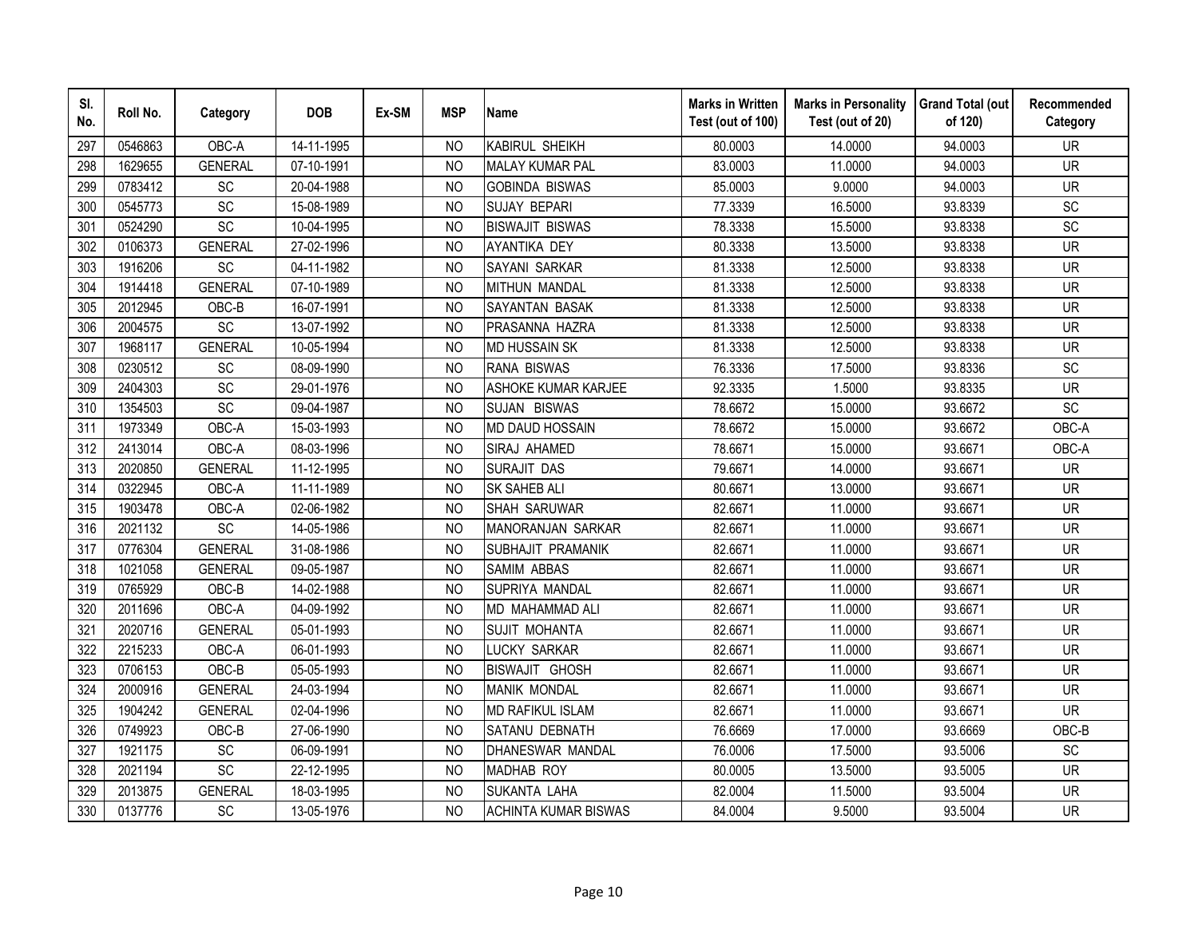| Sl. No. | Roll No. | Category | DOB | Ex-SM | MSP | Name | Marks in Written Test (out of 100) | Marks in Personality Test (out of 20) | Grand Total (out of 120) | Recommended Category |
|---|---|---|---|---|---|---|---|---|---|---|
| 297 | 0546863 | OBC-A | 14-11-1995 | | NO | KABIRUL SHEIKH | 80.0003 | 14.0000 | 94.0003 | UR |
| 298 | 1629655 | GENERAL | 07-10-1991 | | NO | MALAY KUMAR PAL | 83.0003 | 11.0000 | 94.0003 | UR |
| 299 | 0783412 | SC | 20-04-1988 | | NO | GOBINDA BISWAS | 85.0003 | 9.0000 | 94.0003 | UR |
| 300 | 0545773 | SC | 15-08-1989 | | NO | SUJAY BEPARI | 77.3339 | 16.5000 | 93.8339 | SC |
| 301 | 0524290 | SC | 10-04-1995 | | NO | BISWAJIT BISWAS | 78.3338 | 15.5000 | 93.8338 | SC |
| 302 | 0106373 | GENERAL | 27-02-1996 | | NO | AYANTIKA DEY | 80.3338 | 13.5000 | 93.8338 | UR |
| 303 | 1916206 | SC | 04-11-1982 | | NO | SAYANI SARKAR | 81.3338 | 12.5000 | 93.8338 | UR |
| 304 | 1914418 | GENERAL | 07-10-1989 | | NO | MITHUN MANDAL | 81.3338 | 12.5000 | 93.8338 | UR |
| 305 | 2012945 | OBC-B | 16-07-1991 | | NO | SAYANTAN BASAK | 81.3338 | 12.5000 | 93.8338 | UR |
| 306 | 2004575 | SC | 13-07-1992 | | NO | PRASANNA HAZRA | 81.3338 | 12.5000 | 93.8338 | UR |
| 307 | 1968117 | GENERAL | 10-05-1994 | | NO | MD HUSSAIN SK | 81.3338 | 12.5000 | 93.8338 | UR |
| 308 | 0230512 | SC | 08-09-1990 | | NO | RANA BISWAS | 76.3336 | 17.5000 | 93.8336 | SC |
| 309 | 2404303 | SC | 29-01-1976 | | NO | ASHOKE KUMAR KARJEE | 92.3335 | 1.5000 | 93.8335 | UR |
| 310 | 1354503 | SC | 09-04-1987 | | NO | SUJAN BISWAS | 78.6672 | 15.0000 | 93.6672 | SC |
| 311 | 1973349 | OBC-A | 15-03-1993 | | NO | MD DAUD HOSSAIN | 78.6672 | 15.0000 | 93.6672 | OBC-A |
| 312 | 2413014 | OBC-A | 08-03-1996 | | NO | SIRAJ AHAMED | 78.6671 | 15.0000 | 93.6671 | OBC-A |
| 313 | 2020850 | GENERAL | 11-12-1995 | | NO | SURAJIT DAS | 79.6671 | 14.0000 | 93.6671 | UR |
| 314 | 0322945 | OBC-A | 11-11-1989 | | NO | SK SAHEB ALI | 80.6671 | 13.0000 | 93.6671 | UR |
| 315 | 1903478 | OBC-A | 02-06-1982 | | NO | SHAH SARUWAR | 82.6671 | 11.0000 | 93.6671 | UR |
| 316 | 2021132 | SC | 14-05-1986 | | NO | MANORANJAN SARKAR | 82.6671 | 11.0000 | 93.6671 | UR |
| 317 | 0776304 | GENERAL | 31-08-1986 | | NO | SUBHAJIT PRAMANIK | 82.6671 | 11.0000 | 93.6671 | UR |
| 318 | 1021058 | GENERAL | 09-05-1987 | | NO | SAMIM ABBAS | 82.6671 | 11.0000 | 93.6671 | UR |
| 319 | 0765929 | OBC-B | 14-02-1988 | | NO | SUPRIYA MANDAL | 82.6671 | 11.0000 | 93.6671 | UR |
| 320 | 2011696 | OBC-A | 04-09-1992 | | NO | MD MAHAMMAD ALI | 82.6671 | 11.0000 | 93.6671 | UR |
| 321 | 2020716 | GENERAL | 05-01-1993 | | NO | SUJIT MOHANTA | 82.6671 | 11.0000 | 93.6671 | UR |
| 322 | 2215233 | OBC-A | 06-01-1993 | | NO | LUCKY SARKAR | 82.6671 | 11.0000 | 93.6671 | UR |
| 323 | 0706153 | OBC-B | 05-05-1993 | | NO | BISWAJIT GHOSH | 82.6671 | 11.0000 | 93.6671 | UR |
| 324 | 2000916 | GENERAL | 24-03-1994 | | NO | MANIK MONDAL | 82.6671 | 11.0000 | 93.6671 | UR |
| 325 | 1904242 | GENERAL | 02-04-1996 | | NO | MD RAFIKUL ISLAM | 82.6671 | 11.0000 | 93.6671 | UR |
| 326 | 0749923 | OBC-B | 27-06-1990 | | NO | SATANU DEBNATH | 76.6669 | 17.0000 | 93.6669 | OBC-B |
| 327 | 1921175 | SC | 06-09-1991 | | NO | DHANESWAR MANDAL | 76.0006 | 17.5000 | 93.5006 | SC |
| 328 | 2021194 | SC | 22-12-1995 | | NO | MADHAB ROY | 80.0005 | 13.5000 | 93.5005 | UR |
| 329 | 2013875 | GENERAL | 18-03-1995 | | NO | SUKANTA LAHA | 82.0004 | 11.5000 | 93.5004 | UR |
| 330 | 0137776 | SC | 13-05-1976 | | NO | ACHINTA KUMAR BISWAS | 84.0004 | 9.5000 | 93.5004 | UR |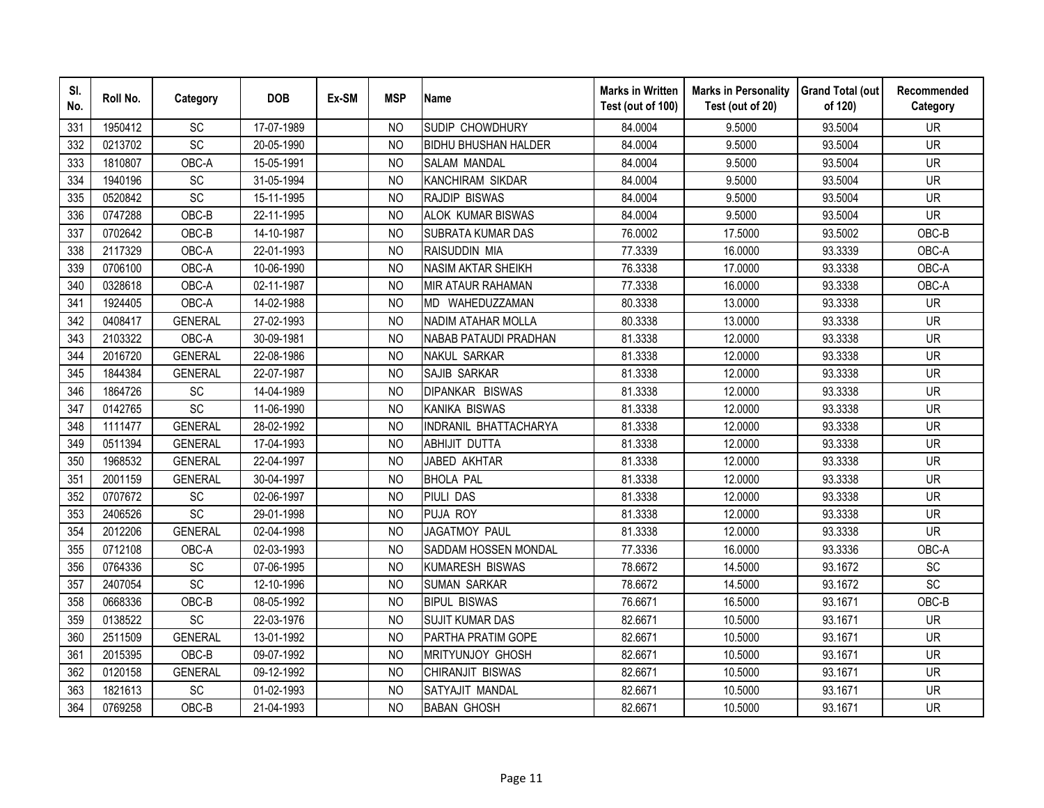| Sl. No. | Roll No. | Category | DOB | Ex-SM | MSP | Name | Marks in Written Test (out of 100) | Marks in Personality Test (out of 20) | Grand Total (out of 120) | Recommended Category |
|---|---|---|---|---|---|---|---|---|---|---|
| 331 | 1950412 | SC | 17-07-1989 | | NO | SUDIP CHOWDHURY | 84.0004 | 9.5000 | 93.5004 | UR |
| 332 | 0213702 | SC | 20-05-1990 | | NO | BIDHU BHUSHAN HALDER | 84.0004 | 9.5000 | 93.5004 | UR |
| 333 | 1810807 | OBC-A | 15-05-1991 | | NO | SALAM MANDAL | 84.0004 | 9.5000 | 93.5004 | UR |
| 334 | 1940196 | SC | 31-05-1994 | | NO | KANCHIRAM SIKDAR | 84.0004 | 9.5000 | 93.5004 | UR |
| 335 | 0520842 | SC | 15-11-1995 | | NO | RAJDIP BISWAS | 84.0004 | 9.5000 | 93.5004 | UR |
| 336 | 0747288 | OBC-B | 22-11-1995 | | NO | ALOK KUMAR BISWAS | 84.0004 | 9.5000 | 93.5004 | UR |
| 337 | 0702642 | OBC-B | 14-10-1987 | | NO | SUBRATA KUMAR DAS | 76.0002 | 17.5000 | 93.5002 | OBC-B |
| 338 | 2117329 | OBC-A | 22-01-1993 | | NO | RAISUDDIN MIA | 77.3339 | 16.0000 | 93.3339 | OBC-A |
| 339 | 0706100 | OBC-A | 10-06-1990 | | NO | NASIM AKTAR SHEIKH | 76.3338 | 17.0000 | 93.3338 | OBC-A |
| 340 | 0328618 | OBC-A | 02-11-1987 | | NO | MIR ATAUR RAHAMAN | 77.3338 | 16.0000 | 93.3338 | OBC-A |
| 341 | 1924405 | OBC-A | 14-02-1988 | | NO | MD WAHEDUZZAMAN | 80.3338 | 13.0000 | 93.3338 | UR |
| 342 | 0408417 | GENERAL | 27-02-1993 | | NO | NADIM ATAHAR MOLLA | 80.3338 | 13.0000 | 93.3338 | UR |
| 343 | 2103322 | OBC-A | 30-09-1981 | | NO | NABAB PATAUDI PRADHAN | 81.3338 | 12.0000 | 93.3338 | UR |
| 344 | 2016720 | GENERAL | 22-08-1986 | | NO | NAKUL SARKAR | 81.3338 | 12.0000 | 93.3338 | UR |
| 345 | 1844384 | GENERAL | 22-07-1987 | | NO | SAJIB SARKAR | 81.3338 | 12.0000 | 93.3338 | UR |
| 346 | 1864726 | SC | 14-04-1989 | | NO | DIPANKAR BISWAS | 81.3338 | 12.0000 | 93.3338 | UR |
| 347 | 0142765 | SC | 11-06-1990 | | NO | KANIKA BISWAS | 81.3338 | 12.0000 | 93.3338 | UR |
| 348 | 1111477 | GENERAL | 28-02-1992 | | NO | INDRANIL BHATTACHARYA | 81.3338 | 12.0000 | 93.3338 | UR |
| 349 | 0511394 | GENERAL | 17-04-1993 | | NO | ABHIJIT DUTTA | 81.3338 | 12.0000 | 93.3338 | UR |
| 350 | 1968532 | GENERAL | 22-04-1997 | | NO | JABED AKHTAR | 81.3338 | 12.0000 | 93.3338 | UR |
| 351 | 2001159 | GENERAL | 30-04-1997 | | NO | BHOLA PAL | 81.3338 | 12.0000 | 93.3338 | UR |
| 352 | 0707672 | SC | 02-06-1997 | | NO | PIULI DAS | 81.3338 | 12.0000 | 93.3338 | UR |
| 353 | 2406526 | SC | 29-01-1998 | | NO | PUJA ROY | 81.3338 | 12.0000 | 93.3338 | UR |
| 354 | 2012206 | GENERAL | 02-04-1998 | | NO | JAGATMOY PAUL | 81.3338 | 12.0000 | 93.3338 | UR |
| 355 | 0712108 | OBC-A | 02-03-1993 | | NO | SADDAM HOSSEN MONDAL | 77.3336 | 16.0000 | 93.3336 | OBC-A |
| 356 | 0764336 | SC | 07-06-1995 | | NO | KUMARESH BISWAS | 78.6672 | 14.5000 | 93.1672 | SC |
| 357 | 2407054 | SC | 12-10-1996 | | NO | SUMAN SARKAR | 78.6672 | 14.5000 | 93.1672 | SC |
| 358 | 0668336 | OBC-B | 08-05-1992 | | NO | BIPUL BISWAS | 76.6671 | 16.5000 | 93.1671 | OBC-B |
| 359 | 0138522 | SC | 22-03-1976 | | NO | SUJIT KUMAR DAS | 82.6671 | 10.5000 | 93.1671 | UR |
| 360 | 2511509 | GENERAL | 13-01-1992 | | NO | PARTHA PRATIM GOPE | 82.6671 | 10.5000 | 93.1671 | UR |
| 361 | 2015395 | OBC-B | 09-07-1992 | | NO | MRITYUNJOY GHOSH | 82.6671 | 10.5000 | 93.1671 | UR |
| 362 | 0120158 | GENERAL | 09-12-1992 | | NO | CHIRANJIT BISWAS | 82.6671 | 10.5000 | 93.1671 | UR |
| 363 | 1821613 | SC | 01-02-1993 | | NO | SATYAJIT MANDAL | 82.6671 | 10.5000 | 93.1671 | UR |
| 364 | 0769258 | OBC-B | 21-04-1993 | | NO | BABAN GHOSH | 82.6671 | 10.5000 | 93.1671 | UR |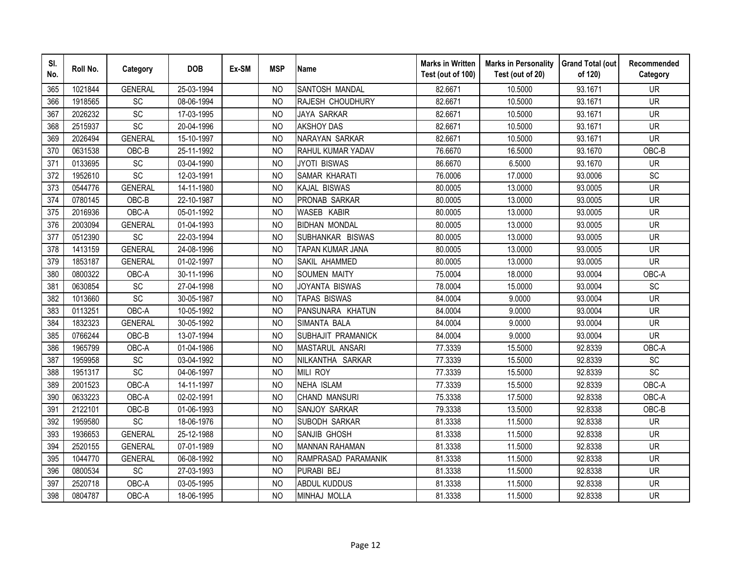| Sl. No. | Roll No. | Category | DOB | Ex-SM | MSP | Name | Marks in Written Test (out of 100) | Marks in Personality Test (out of 20) | Grand Total (out of 120) | Recommended Category |
|---|---|---|---|---|---|---|---|---|---|---|
| 365 | 1021844 | GENERAL | 25-03-1994 | | NO | SANTOSH MANDAL | 82.6671 | 10.5000 | 93.1671 | UR |
| 366 | 1918565 | SC | 08-06-1994 | | NO | RAJESH CHOUDHURY | 82.6671 | 10.5000 | 93.1671 | UR |
| 367 | 2026232 | SC | 17-03-1995 | | NO | JAYA SARKAR | 82.6671 | 10.5000 | 93.1671 | UR |
| 368 | 2515937 | SC | 20-04-1996 | | NO | AKSHOY DAS | 82.6671 | 10.5000 | 93.1671 | UR |
| 369 | 2026494 | GENERAL | 15-10-1997 | | NO | NARAYAN SARKAR | 82.6671 | 10.5000 | 93.1671 | UR |
| 370 | 0631538 | OBC-B | 25-11-1992 | | NO | RAHUL KUMAR YADAV | 76.6670 | 16.5000 | 93.1670 | OBC-B |
| 371 | 0133695 | SC | 03-04-1990 | | NO | JYOTI BISWAS | 86.6670 | 6.5000 | 93.1670 | UR |
| 372 | 1952610 | SC | 12-03-1991 | | NO | SAMAR KHARATI | 76.0006 | 17.0000 | 93.0006 | SC |
| 373 | 0544776 | GENERAL | 14-11-1980 | | NO | KAJAL BISWAS | 80.0005 | 13.0000 | 93.0005 | UR |
| 374 | 0780145 | OBC-B | 22-10-1987 | | NO | PRONAB SARKAR | 80.0005 | 13.0000 | 93.0005 | UR |
| 375 | 2016936 | OBC-A | 05-01-1992 | | NO | WASEB KABIR | 80.0005 | 13.0000 | 93.0005 | UR |
| 376 | 2003094 | GENERAL | 01-04-1993 | | NO | BIDHAN MONDAL | 80.0005 | 13.0000 | 93.0005 | UR |
| 377 | 0512390 | SC | 22-03-1994 | | NO | SUBHANKAR BISWAS | 80.0005 | 13.0000 | 93.0005 | UR |
| 378 | 1413159 | GENERAL | 24-08-1996 | | NO | TAPAN KUMAR JANA | 80.0005 | 13.0000 | 93.0005 | UR |
| 379 | 1853187 | GENERAL | 01-02-1997 | | NO | SAKIL AHAMMED | 80.0005 | 13.0000 | 93.0005 | UR |
| 380 | 0800322 | OBC-A | 30-11-1996 | | NO | SOUMEN MAITY | 75.0004 | 18.0000 | 93.0004 | OBC-A |
| 381 | 0630854 | SC | 27-04-1998 | | NO | JOYANTA BISWAS | 78.0004 | 15.0000 | 93.0004 | SC |
| 382 | 1013660 | SC | 30-05-1987 | | NO | TAPAS BISWAS | 84.0004 | 9.0000 | 93.0004 | UR |
| 383 | 0113251 | OBC-A | 10-05-1992 | | NO | PANSUNARA KHATUN | 84.0004 | 9.0000 | 93.0004 | UR |
| 384 | 1832323 | GENERAL | 30-05-1992 | | NO | SIMANTA BALA | 84.0004 | 9.0000 | 93.0004 | UR |
| 385 | 0766244 | OBC-B | 13-07-1994 | | NO | SUBHAJIT PRAMANICK | 84.0004 | 9.0000 | 93.0004 | UR |
| 386 | 1965799 | OBC-A | 01-04-1986 | | NO | MASTARUL ANSARI | 77.3339 | 15.5000 | 92.8339 | OBC-A |
| 387 | 1959958 | SC | 03-04-1992 | | NO | NILKANTHA SARKAR | 77.3339 | 15.5000 | 92.8339 | SC |
| 388 | 1951317 | SC | 04-06-1997 | | NO | MILI ROY | 77.3339 | 15.5000 | 92.8339 | SC |
| 389 | 2001523 | OBC-A | 14-11-1997 | | NO | NEHA ISLAM | 77.3339 | 15.5000 | 92.8339 | OBC-A |
| 390 | 0633223 | OBC-A | 02-02-1991 | | NO | CHAND MANSURI | 75.3338 | 17.5000 | 92.8338 | OBC-A |
| 391 | 2122101 | OBC-B | 01-06-1993 | | NO | SANJOY SARKAR | 79.3338 | 13.5000 | 92.8338 | OBC-B |
| 392 | 1959580 | SC | 18-06-1976 | | NO | SUBODH SARKAR | 81.3338 | 11.5000 | 92.8338 | UR |
| 393 | 1936653 | GENERAL | 25-12-1988 | | NO | SANJIB GHOSH | 81.3338 | 11.5000 | 92.8338 | UR |
| 394 | 2520155 | GENERAL | 07-01-1989 | | NO | MANNAN RAHAMAN | 81.3338 | 11.5000 | 92.8338 | UR |
| 395 | 1044770 | GENERAL | 06-08-1992 | | NO | RAMPRASAD PARAMANIK | 81.3338 | 11.5000 | 92.8338 | UR |
| 396 | 0800534 | SC | 27-03-1993 | | NO | PURABI BEJ | 81.3338 | 11.5000 | 92.8338 | UR |
| 397 | 2520718 | OBC-A | 03-05-1995 | | NO | ABDUL KUDDUS | 81.3338 | 11.5000 | 92.8338 | UR |
| 398 | 0804787 | OBC-A | 18-06-1995 | | NO | MINHAJ MOLLA | 81.3338 | 11.5000 | 92.8338 | UR |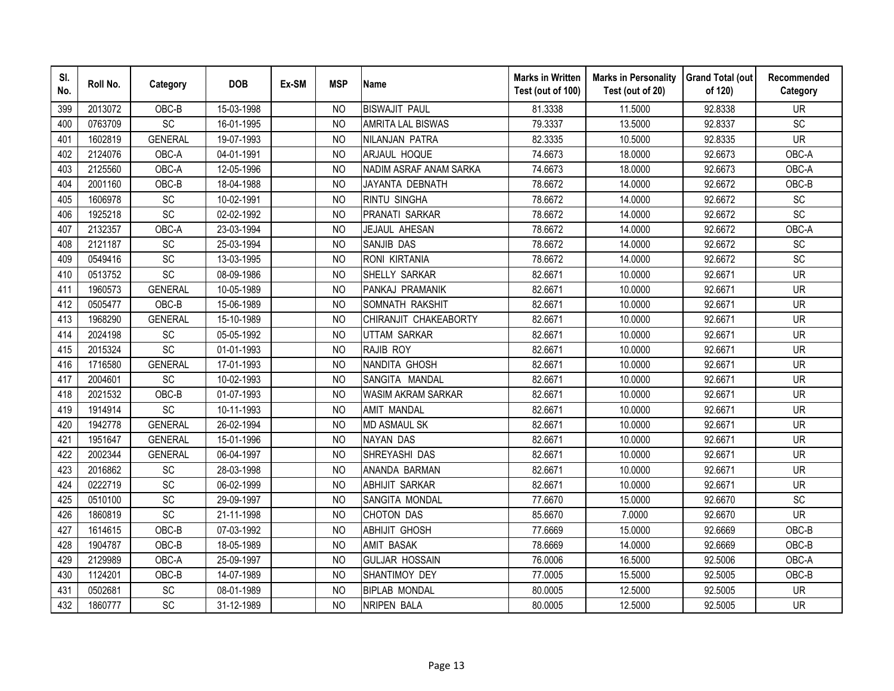| Sl. No. | Roll No. | Category | DOB | Ex-SM | MSP | Name | Marks in Written Test (out of 100) | Marks in Personality Test (out of 20) | Grand Total (out of 120) | Recommended Category |
|---|---|---|---|---|---|---|---|---|---|---|
| 399 | 2013072 | OBC-B | 15-03-1998 | | NO | BISWAJIT PAUL | 81.3338 | 11.5000 | 92.8338 | UR |
| 400 | 0763709 | SC | 16-01-1995 | | NO | AMRITA LAL BISWAS | 79.3337 | 13.5000 | 92.8337 | SC |
| 401 | 1602819 | GENERAL | 19-07-1993 | | NO | NILANJAN PATRA | 82.3335 | 10.5000 | 92.8335 | UR |
| 402 | 2124076 | OBC-A | 04-01-1991 | | NO | ARJAUL HOQUE | 74.6673 | 18.0000 | 92.6673 | OBC-A |
| 403 | 2125560 | OBC-A | 12-05-1996 | | NO | NADIM ASRAF ANAM SARKA | 74.6673 | 18.0000 | 92.6673 | OBC-A |
| 404 | 2001160 | OBC-B | 18-04-1988 | | NO | JAYANTA DEBNATH | 78.6672 | 14.0000 | 92.6672 | OBC-B |
| 405 | 1606978 | SC | 10-02-1991 | | NO | RINTU SINGHA | 78.6672 | 14.0000 | 92.6672 | SC |
| 406 | 1925218 | SC | 02-02-1992 | | NO | PRANATI SARKAR | 78.6672 | 14.0000 | 92.6672 | SC |
| 407 | 2132357 | OBC-A | 23-03-1994 | | NO | JEJAUL AHESAN | 78.6672 | 14.0000 | 92.6672 | OBC-A |
| 408 | 2121187 | SC | 25-03-1994 | | NO | SANJIB DAS | 78.6672 | 14.0000 | 92.6672 | SC |
| 409 | 0549416 | SC | 13-03-1995 | | NO | RONI KIRTANIA | 78.6672 | 14.0000 | 92.6672 | SC |
| 410 | 0513752 | SC | 08-09-1986 | | NO | SHELLY SARKAR | 82.6671 | 10.0000 | 92.6671 | UR |
| 411 | 1960573 | GENERAL | 10-05-1989 | | NO | PANKAJ PRAMANIK | 82.6671 | 10.0000 | 92.6671 | UR |
| 412 | 0505477 | OBC-B | 15-06-1989 | | NO | SOMNATH RAKSHIT | 82.6671 | 10.0000 | 92.6671 | UR |
| 413 | 1968290 | GENERAL | 15-10-1989 | | NO | CHIRANJIT CHAKEABORTY | 82.6671 | 10.0000 | 92.6671 | UR |
| 414 | 2024198 | SC | 05-05-1992 | | NO | UTTAM SARKAR | 82.6671 | 10.0000 | 92.6671 | UR |
| 415 | 2015324 | SC | 01-01-1993 | | NO | RAJIB ROY | 82.6671 | 10.0000 | 92.6671 | UR |
| 416 | 1716580 | GENERAL | 17-01-1993 | | NO | NANDITA GHOSH | 82.6671 | 10.0000 | 92.6671 | UR |
| 417 | 2004601 | SC | 10-02-1993 | | NO | SANGITA MANDAL | 82.6671 | 10.0000 | 92.6671 | UR |
| 418 | 2021532 | OBC-B | 01-07-1993 | | NO | WASIM AKRAM SARKAR | 82.6671 | 10.0000 | 92.6671 | UR |
| 419 | 1914914 | SC | 10-11-1993 | | NO | AMIT MANDAL | 82.6671 | 10.0000 | 92.6671 | UR |
| 420 | 1942778 | GENERAL | 26-02-1994 | | NO | MD ASMAUL SK | 82.6671 | 10.0000 | 92.6671 | UR |
| 421 | 1951647 | GENERAL | 15-01-1996 | | NO | NAYAN DAS | 82.6671 | 10.0000 | 92.6671 | UR |
| 422 | 2002344 | GENERAL | 06-04-1997 | | NO | SHREYASHI DAS | 82.6671 | 10.0000 | 92.6671 | UR |
| 423 | 2016862 | SC | 28-03-1998 | | NO | ANANDA BARMAN | 82.6671 | 10.0000 | 92.6671 | UR |
| 424 | 0222719 | SC | 06-02-1999 | | NO | ABHIJIT SARKAR | 82.6671 | 10.0000 | 92.6671 | UR |
| 425 | 0510100 | SC | 29-09-1997 | | NO | SANGITA MONDAL | 77.6670 | 15.0000 | 92.6670 | SC |
| 426 | 1860819 | SC | 21-11-1998 | | NO | CHOTON DAS | 85.6670 | 7.0000 | 92.6670 | UR |
| 427 | 1614615 | OBC-B | 07-03-1992 | | NO | ABHIJIT GHOSH | 77.6669 | 15.0000 | 92.6669 | OBC-B |
| 428 | 1904787 | OBC-B | 18-05-1989 | | NO | AMIT BASAK | 78.6669 | 14.0000 | 92.6669 | OBC-B |
| 429 | 2129989 | OBC-A | 25-09-1997 | | NO | GULJAR HOSSAIN | 76.0006 | 16.5000 | 92.5006 | OBC-A |
| 430 | 1124201 | OBC-B | 14-07-1989 | | NO | SHANTIMOY DEY | 77.0005 | 15.5000 | 92.5005 | OBC-B |
| 431 | 0502681 | SC | 08-01-1989 | | NO | BIPLAB MONDAL | 80.0005 | 12.5000 | 92.5005 | UR |
| 432 | 1860777 | SC | 31-12-1989 | | NO | NRIPEN BALA | 80.0005 | 12.5000 | 92.5005 | UR |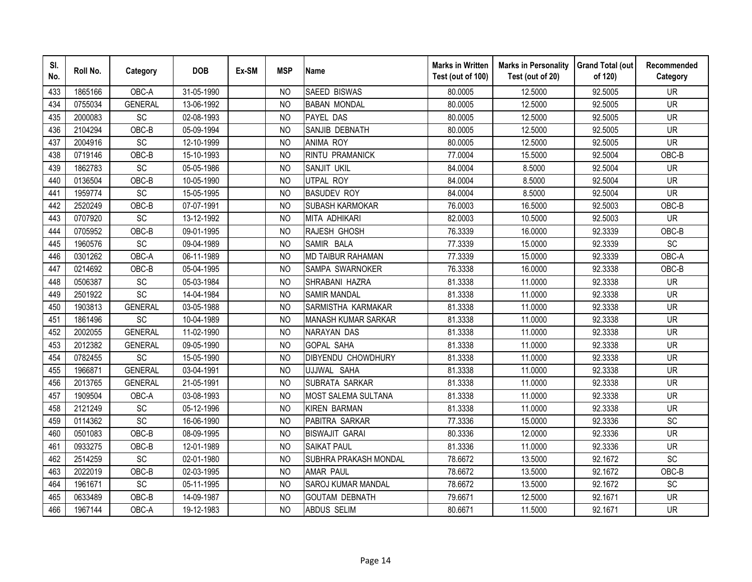| Sl. No. | Roll No. | Category | DOB | Ex-SM | MSP | Name | Marks in Written Test (out of 100) | Marks in Personality Test (out of 20) | Grand Total (out of 120) | Recommended Category |
|---|---|---|---|---|---|---|---|---|---|---|
| 433 | 1865166 | OBC-A | 31-05-1990 | | NO | SAEED BISWAS | 80.0005 | 12.5000 | 92.5005 | UR |
| 434 | 0755034 | GENERAL | 13-06-1992 | | NO | BABAN MONDAL | 80.0005 | 12.5000 | 92.5005 | UR |
| 435 | 2000083 | SC | 02-08-1993 | | NO | PAYEL DAS | 80.0005 | 12.5000 | 92.5005 | UR |
| 436 | 2104294 | OBC-B | 05-09-1994 | | NO | SANJIB DEBNATH | 80.0005 | 12.5000 | 92.5005 | UR |
| 437 | 2004916 | SC | 12-10-1999 | | NO | ANIMA ROY | 80.0005 | 12.5000 | 92.5005 | UR |
| 438 | 0719146 | OBC-B | 15-10-1993 | | NO | RINTU PRAMANICK | 77.0004 | 15.5000 | 92.5004 | OBC-B |
| 439 | 1862783 | SC | 05-05-1986 | | NO | SANJIT UKIL | 84.0004 | 8.5000 | 92.5004 | UR |
| 440 | 0136504 | OBC-B | 10-05-1990 | | NO | UTPAL ROY | 84.0004 | 8.5000 | 92.5004 | UR |
| 441 | 1959774 | SC | 15-05-1995 | | NO | BASUDEV ROY | 84.0004 | 8.5000 | 92.5004 | UR |
| 442 | 2520249 | OBC-B | 07-07-1991 | | NO | SUBASH KARMOKAR | 76.0003 | 16.5000 | 92.5003 | OBC-B |
| 443 | 0707920 | SC | 13-12-1992 | | NO | MITA ADHIKARI | 82.0003 | 10.5000 | 92.5003 | UR |
| 444 | 0705952 | OBC-B | 09-01-1995 | | NO | RAJESH GHOSH | 76.3339 | 16.0000 | 92.3339 | OBC-B |
| 445 | 1960576 | SC | 09-04-1989 | | NO | SAMIR BALA | 77.3339 | 15.0000 | 92.3339 | SC |
| 446 | 0301262 | OBC-A | 06-11-1989 | | NO | MD TAIBUR RAHAMAN | 77.3339 | 15.0000 | 92.3339 | OBC-A |
| 447 | 0214692 | OBC-B | 05-04-1995 | | NO | SAMPA SWARNOKER | 76.3338 | 16.0000 | 92.3338 | OBC-B |
| 448 | 0506387 | SC | 05-03-1984 | | NO | SHRABANI HAZRA | 81.3338 | 11.0000 | 92.3338 | UR |
| 449 | 2501922 | SC | 14-04-1984 | | NO | SAMIR MANDAL | 81.3338 | 11.0000 | 92.3338 | UR |
| 450 | 1903813 | GENERAL | 03-05-1988 | | NO | SARMISTHA KARMAKAR | 81.3338 | 11.0000 | 92.3338 | UR |
| 451 | 1861496 | SC | 10-04-1989 | | NO | MANASH KUMAR SARKAR | 81.3338 | 11.0000 | 92.3338 | UR |
| 452 | 2002055 | GENERAL | 11-02-1990 | | NO | NARAYAN DAS | 81.3338 | 11.0000 | 92.3338 | UR |
| 453 | 2012382 | GENERAL | 09-05-1990 | | NO | GOPAL SAHA | 81.3338 | 11.0000 | 92.3338 | UR |
| 454 | 0782455 | SC | 15-05-1990 | | NO | DIBYENDU CHOWDHURY | 81.3338 | 11.0000 | 92.3338 | UR |
| 455 | 1966871 | GENERAL | 03-04-1991 | | NO | UJJWAL SAHA | 81.3338 | 11.0000 | 92.3338 | UR |
| 456 | 2013765 | GENERAL | 21-05-1991 | | NO | SUBRATA SARKAR | 81.3338 | 11.0000 | 92.3338 | UR |
| 457 | 1909504 | OBC-A | 03-08-1993 | | NO | MOST SALEMA SULTANA | 81.3338 | 11.0000 | 92.3338 | UR |
| 458 | 2121249 | SC | 05-12-1996 | | NO | KIREN BARMAN | 81.3338 | 11.0000 | 92.3338 | UR |
| 459 | 0114362 | SC | 16-06-1990 | | NO | PABITRA SARKAR | 77.3336 | 15.0000 | 92.3336 | SC |
| 460 | 0501083 | OBC-B | 08-09-1995 | | NO | BISWAJIT GARAI | 80.3336 | 12.0000 | 92.3336 | UR |
| 461 | 0933275 | OBC-B | 12-01-1989 | | NO | SAIKAT PAUL | 81.3336 | 11.0000 | 92.3336 | UR |
| 462 | 2514259 | SC | 02-01-1980 | | NO | SUBHRA PRAKASH MONDAL | 78.6672 | 13.5000 | 92.1672 | SC |
| 463 | 2022019 | OBC-B | 02-03-1995 | | NO | AMAR PAUL | 78.6672 | 13.5000 | 92.1672 | OBC-B |
| 464 | 1961671 | SC | 05-11-1995 | | NO | SAROJ KUMAR MANDAL | 78.6672 | 13.5000 | 92.1672 | SC |
| 465 | 0633489 | OBC-B | 14-09-1987 | | NO | GOUTAM DEBNATH | 79.6671 | 12.5000 | 92.1671 | UR |
| 466 | 1967144 | OBC-A | 19-12-1983 | | NO | ABDUS SELIM | 80.6671 | 11.5000 | 92.1671 | UR |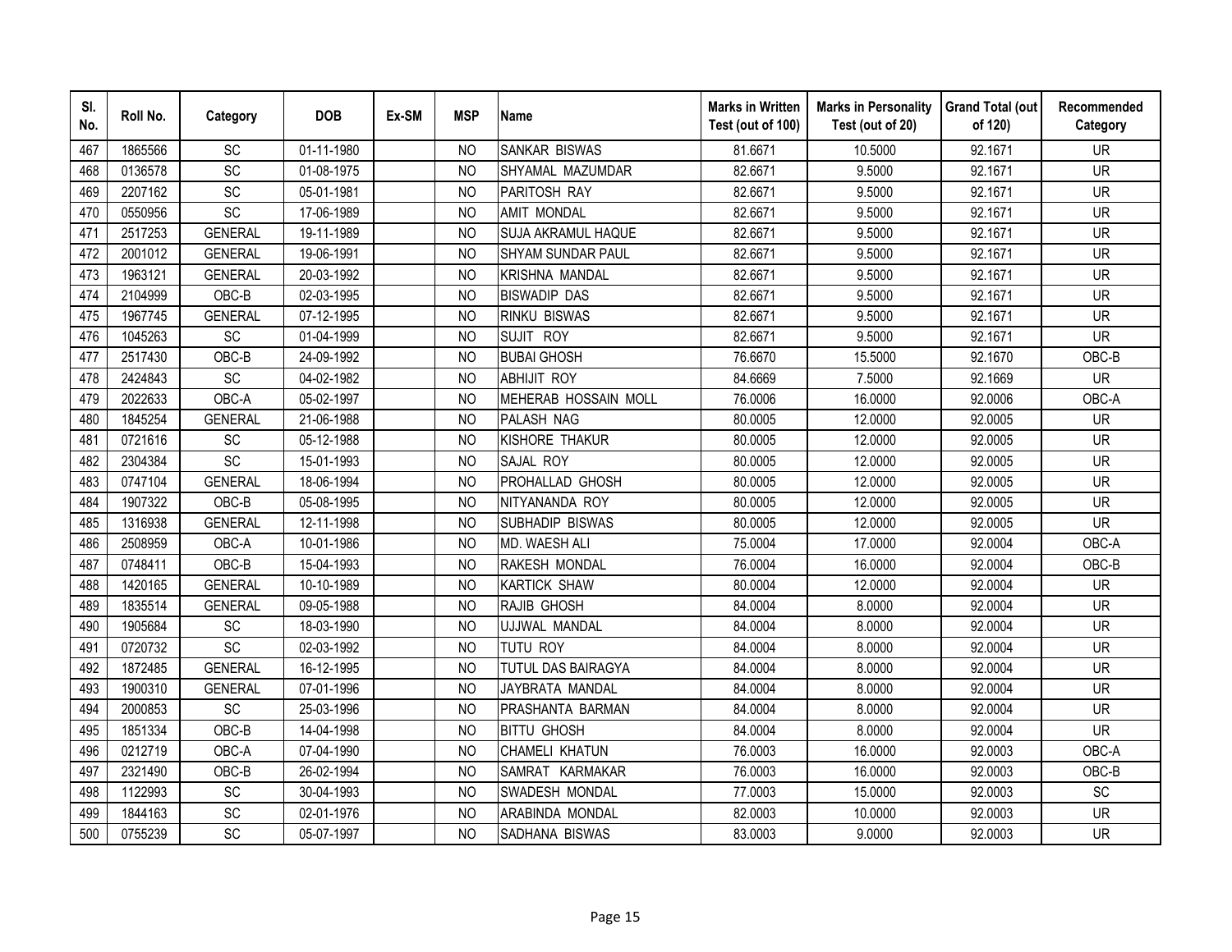| Sl. No. | Roll No. | Category | DOB | Ex-SM | MSP | Name | Marks in Written Test (out of 100) | Marks in Personality Test (out of 20) | Grand Total (out of 120) | Recommended Category |
|---|---|---|---|---|---|---|---|---|---|---|
| 467 | 1865566 | SC | 01-11-1980 | | NO | SANKAR BISWAS | 81.6671 | 10.5000 | 92.1671 | UR |
| 468 | 0136578 | SC | 01-08-1975 | | NO | SHYAMAL MAZUMDAR | 82.6671 | 9.5000 | 92.1671 | UR |
| 469 | 2207162 | SC | 05-01-1981 | | NO | PARITOSH RAY | 82.6671 | 9.5000 | 92.1671 | UR |
| 470 | 0550956 | SC | 17-06-1989 | | NO | AMIT MONDAL | 82.6671 | 9.5000 | 92.1671 | UR |
| 471 | 2517253 | GENERAL | 19-11-1989 | | NO | SUJA AKRAMUL HAQUE | 82.6671 | 9.5000 | 92.1671 | UR |
| 472 | 2001012 | GENERAL | 19-06-1991 | | NO | SHYAM SUNDAR PAUL | 82.6671 | 9.5000 | 92.1671 | UR |
| 473 | 1963121 | GENERAL | 20-03-1992 | | NO | KRISHNA MANDAL | 82.6671 | 9.5000 | 92.1671 | UR |
| 474 | 2104999 | OBC-B | 02-03-1995 | | NO | BISWADIP DAS | 82.6671 | 9.5000 | 92.1671 | UR |
| 475 | 1967745 | GENERAL | 07-12-1995 | | NO | RINKU BISWAS | 82.6671 | 9.5000 | 92.1671 | UR |
| 476 | 1045263 | SC | 01-04-1999 | | NO | SUJIT ROY | 82.6671 | 9.5000 | 92.1671 | UR |
| 477 | 2517430 | OBC-B | 24-09-1992 | | NO | BUBAI GHOSH | 76.6670 | 15.5000 | 92.1670 | OBC-B |
| 478 | 2424843 | SC | 04-02-1982 | | NO | ABHIJIT ROY | 84.6669 | 7.5000 | 92.1669 | UR |
| 479 | 2022633 | OBC-A | 05-02-1997 | | NO | MEHERAB HOSSAIN MOLL | 76.0006 | 16.0000 | 92.0006 | OBC-A |
| 480 | 1845254 | GENERAL | 21-06-1988 | | NO | PALASH NAG | 80.0005 | 12.0000 | 92.0005 | UR |
| 481 | 0721616 | SC | 05-12-1988 | | NO | KISHORE THAKUR | 80.0005 | 12.0000 | 92.0005 | UR |
| 482 | 2304384 | SC | 15-01-1993 | | NO | SAJAL ROY | 80.0005 | 12.0000 | 92.0005 | UR |
| 483 | 0747104 | GENERAL | 18-06-1994 | | NO | PROHALLAD GHOSH | 80.0005 | 12.0000 | 92.0005 | UR |
| 484 | 1907322 | OBC-B | 05-08-1995 | | NO | NITYANANDA ROY | 80.0005 | 12.0000 | 92.0005 | UR |
| 485 | 1316938 | GENERAL | 12-11-1998 | | NO | SUBHADIP BISWAS | 80.0005 | 12.0000 | 92.0005 | UR |
| 486 | 2508959 | OBC-A | 10-01-1986 | | NO | MD. WAESH ALI | 75.0004 | 17.0000 | 92.0004 | OBC-A |
| 487 | 0748411 | OBC-B | 15-04-1993 | | NO | RAKESH MONDAL | 76.0004 | 16.0000 | 92.0004 | OBC-B |
| 488 | 1420165 | GENERAL | 10-10-1989 | | NO | KARTICK SHAW | 80.0004 | 12.0000 | 92.0004 | UR |
| 489 | 1835514 | GENERAL | 09-05-1988 | | NO | RAJIB GHOSH | 84.0004 | 8.0000 | 92.0004 | UR |
| 490 | 1905684 | SC | 18-03-1990 | | NO | UJJWAL MANDAL | 84.0004 | 8.0000 | 92.0004 | UR |
| 491 | 0720732 | SC | 02-03-1992 | | NO | TUTU ROY | 84.0004 | 8.0000 | 92.0004 | UR |
| 492 | 1872485 | GENERAL | 16-12-1995 | | NO | TUTUL DAS BAIRAGYA | 84.0004 | 8.0000 | 92.0004 | UR |
| 493 | 1900310 | GENERAL | 07-01-1996 | | NO | JAYBRATA MANDAL | 84.0004 | 8.0000 | 92.0004 | UR |
| 494 | 2000853 | SC | 25-03-1996 | | NO | PRASHANTA BARMAN | 84.0004 | 8.0000 | 92.0004 | UR |
| 495 | 1851334 | OBC-B | 14-04-1998 | | NO | BITTU GHOSH | 84.0004 | 8.0000 | 92.0004 | UR |
| 496 | 0212719 | OBC-A | 07-04-1990 | | NO | CHAMELI KHATUN | 76.0003 | 16.0000 | 92.0003 | OBC-A |
| 497 | 2321490 | OBC-B | 26-02-1994 | | NO | SAMRAT KARMAKAR | 76.0003 | 16.0000 | 92.0003 | OBC-B |
| 498 | 1122993 | SC | 30-04-1993 | | NO | SWADESH MONDAL | 77.0003 | 15.0000 | 92.0003 | SC |
| 499 | 1844163 | SC | 02-01-1976 | | NO | ARABINDA MONDAL | 82.0003 | 10.0000 | 92.0003 | UR |
| 500 | 0755239 | SC | 05-07-1997 | | NO | SADHANA BISWAS | 83.0003 | 9.0000 | 92.0003 | UR |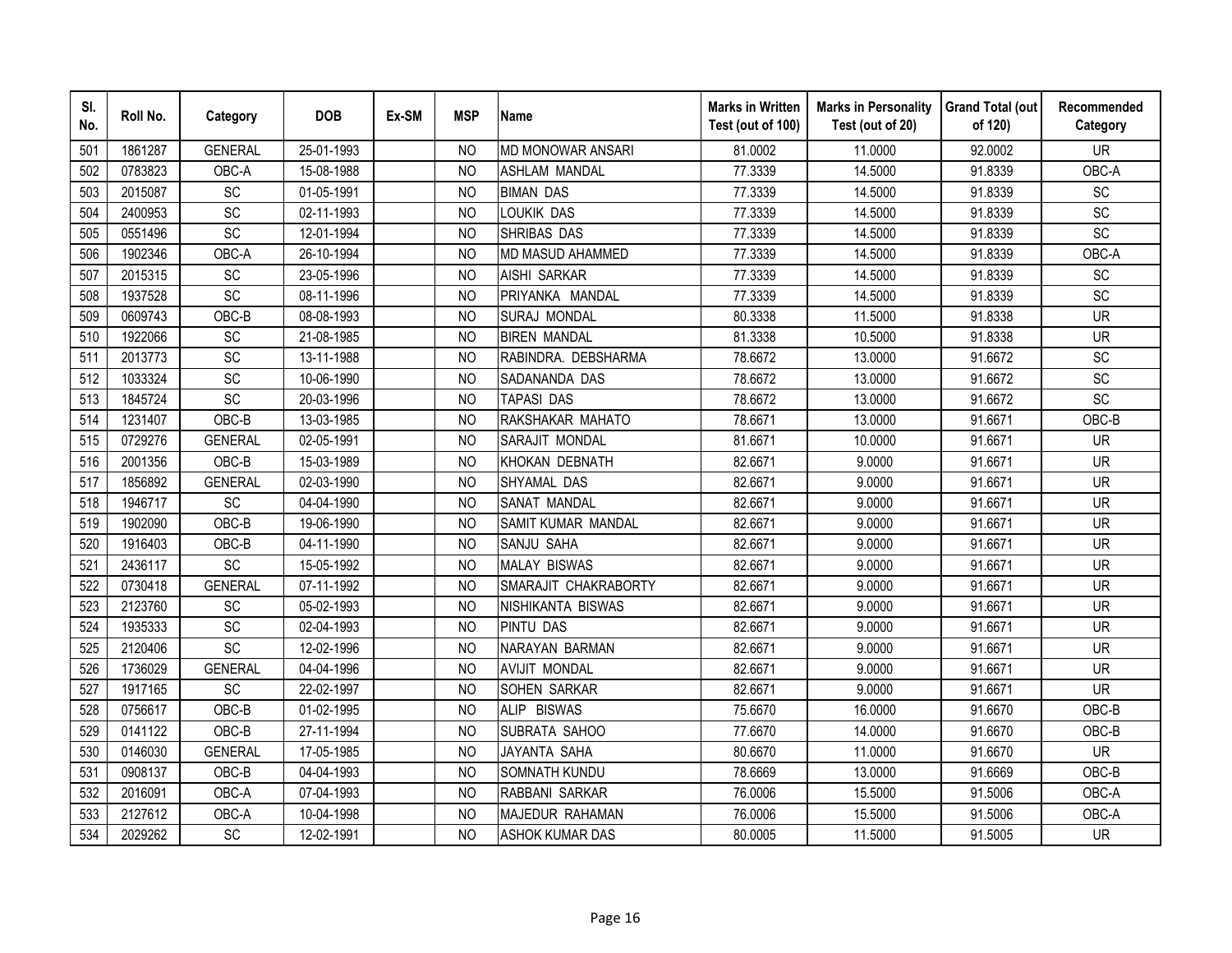| Sl. No. | Roll No. | Category | DOB | Ex-SM | MSP | Name | Marks in Written Test (out of 100) | Marks in Personality Test (out of 20) | Grand Total (out of 120) | Recommended Category |
|---|---|---|---|---|---|---|---|---|---|---|
| 501 | 1861287 | GENERAL | 25-01-1993 | | NO | MD MONOWAR ANSARI | 81.0002 | 11.0000 | 92.0002 | UR |
| 502 | 0783823 | OBC-A | 15-08-1988 | | NO | ASHLAM MANDAL | 77.3339 | 14.5000 | 91.8339 | OBC-A |
| 503 | 2015087 | SC | 01-05-1991 | | NO | BIMAN DAS | 77.3339 | 14.5000 | 91.8339 | SC |
| 504 | 2400953 | SC | 02-11-1993 | | NO | LOUKIK DAS | 77.3339 | 14.5000 | 91.8339 | SC |
| 505 | 0551496 | SC | 12-01-1994 | | NO | SHRIBAS DAS | 77.3339 | 14.5000 | 91.8339 | SC |
| 506 | 1902346 | OBC-A | 26-10-1994 | | NO | MD MASUD AHAMMED | 77.3339 | 14.5000 | 91.8339 | OBC-A |
| 507 | 2015315 | SC | 23-05-1996 | | NO | AISHI SARKAR | 77.3339 | 14.5000 | 91.8339 | SC |
| 508 | 1937528 | SC | 08-11-1996 | | NO | PRIYANKA MANDAL | 77.3339 | 14.5000 | 91.8339 | SC |
| 509 | 0609743 | OBC-B | 08-08-1993 | | NO | SURAJ MONDAL | 80.3338 | 11.5000 | 91.8338 | UR |
| 510 | 1922066 | SC | 21-08-1985 | | NO | BIREN MANDAL | 81.3338 | 10.5000 | 91.8338 | UR |
| 511 | 2013773 | SC | 13-11-1988 | | NO | RABINDRA. DEBSHARMA | 78.6672 | 13.0000 | 91.6672 | SC |
| 512 | 1033324 | SC | 10-06-1990 | | NO | SADANANDA DAS | 78.6672 | 13.0000 | 91.6672 | SC |
| 513 | 1845724 | SC | 20-03-1996 | | NO | TAPASI DAS | 78.6672 | 13.0000 | 91.6672 | SC |
| 514 | 1231407 | OBC-B | 13-03-1985 | | NO | RAKSHAKAR MAHATO | 78.6671 | 13.0000 | 91.6671 | OBC-B |
| 515 | 0729276 | GENERAL | 02-05-1991 | | NO | SARAJIT MONDAL | 81.6671 | 10.0000 | 91.6671 | UR |
| 516 | 2001356 | OBC-B | 15-03-1989 | | NO | KHOKAN DEBNATH | 82.6671 | 9.0000 | 91.6671 | UR |
| 517 | 1856892 | GENERAL | 02-03-1990 | | NO | SHYAMAL DAS | 82.6671 | 9.0000 | 91.6671 | UR |
| 518 | 1946717 | SC | 04-04-1990 | | NO | SANAT MANDAL | 82.6671 | 9.0000 | 91.6671 | UR |
| 519 | 1902090 | OBC-B | 19-06-1990 | | NO | SAMIT KUMAR MANDAL | 82.6671 | 9.0000 | 91.6671 | UR |
| 520 | 1916403 | OBC-B | 04-11-1990 | | NO | SANJU SAHA | 82.6671 | 9.0000 | 91.6671 | UR |
| 521 | 2436117 | SC | 15-05-1992 | | NO | MALAY BISWAS | 82.6671 | 9.0000 | 91.6671 | UR |
| 522 | 0730418 | GENERAL | 07-11-1992 | | NO | SMARAJIT CHAKRABORTY | 82.6671 | 9.0000 | 91.6671 | UR |
| 523 | 2123760 | SC | 05-02-1993 | | NO | NISHIKANTA BISWAS | 82.6671 | 9.0000 | 91.6671 | UR |
| 524 | 1935333 | SC | 02-04-1993 | | NO | PINTU DAS | 82.6671 | 9.0000 | 91.6671 | UR |
| 525 | 2120406 | SC | 12-02-1996 | | NO | NARAYAN BARMAN | 82.6671 | 9.0000 | 91.6671 | UR |
| 526 | 1736029 | GENERAL | 04-04-1996 | | NO | AVIJIT MONDAL | 82.6671 | 9.0000 | 91.6671 | UR |
| 527 | 1917165 | SC | 22-02-1997 | | NO | SOHEN SARKAR | 82.6671 | 9.0000 | 91.6671 | UR |
| 528 | 0756617 | OBC-B | 01-02-1995 | | NO | ALIP BISWAS | 75.6670 | 16.0000 | 91.6670 | OBC-B |
| 529 | 0141122 | OBC-B | 27-11-1994 | | NO | SUBRATA SAHOO | 77.6670 | 14.0000 | 91.6670 | OBC-B |
| 530 | 0146030 | GENERAL | 17-05-1985 | | NO | JAYANTA SAHA | 80.6670 | 11.0000 | 91.6670 | UR |
| 531 | 0908137 | OBC-B | 04-04-1993 | | NO | SOMNATH KUNDU | 78.6669 | 13.0000 | 91.6669 | OBC-B |
| 532 | 2016091 | OBC-A | 07-04-1993 | | NO | RABBANI SARKAR | 76.0006 | 15.5000 | 91.5006 | OBC-A |
| 533 | 2127612 | OBC-A | 10-04-1998 | | NO | MAJEDUR RAHAMAN | 76.0006 | 15.5000 | 91.5006 | OBC-A |
| 534 | 2029262 | SC | 12-02-1991 | | NO | ASHOK KUMAR DAS | 80.0005 | 11.5000 | 91.5005 | UR |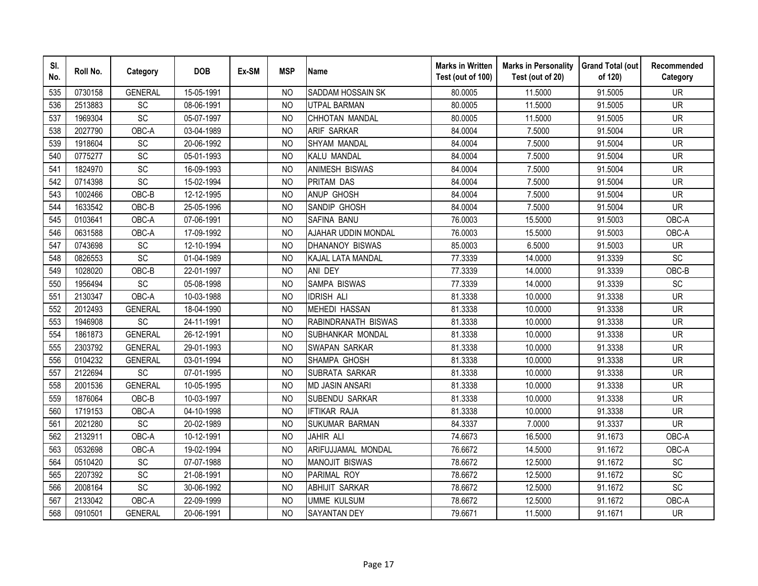| Sl. No. | Roll No. | Category | DOB | Ex-SM | MSP | Name | Marks in Written Test (out of 100) | Marks in Personality Test (out of 20) | Grand Total (out of 120) | Recommended Category |
|---|---|---|---|---|---|---|---|---|---|---|
| 535 | 0730158 | GENERAL | 15-05-1991 | | NO | SADDAM HOSSAIN SK | 80.0005 | 11.5000 | 91.5005 | UR |
| 536 | 2513883 | SC | 08-06-1991 | | NO | UTPAL BARMAN | 80.0005 | 11.5000 | 91.5005 | UR |
| 537 | 1969304 | SC | 05-07-1997 | | NO | CHHOTAN MANDAL | 80.0005 | 11.5000 | 91.5005 | UR |
| 538 | 2027790 | OBC-A | 03-04-1989 | | NO | ARIF SARKAR | 84.0004 | 7.5000 | 91.5004 | UR |
| 539 | 1918604 | SC | 20-06-1992 | | NO | SHYAM MANDAL | 84.0004 | 7.5000 | 91.5004 | UR |
| 540 | 0775277 | SC | 05-01-1993 | | NO | KALU MANDAL | 84.0004 | 7.5000 | 91.5004 | UR |
| 541 | 1824970 | SC | 16-09-1993 | | NO | ANIMESH BISWAS | 84.0004 | 7.5000 | 91.5004 | UR |
| 542 | 0714398 | SC | 15-02-1994 | | NO | PRITAM DAS | 84.0004 | 7.5000 | 91.5004 | UR |
| 543 | 1002466 | OBC-B | 12-12-1995 | | NO | ANUP GHOSH | 84.0004 | 7.5000 | 91.5004 | UR |
| 544 | 1633542 | OBC-B | 25-05-1996 | | NO | SANDIP GHOSH | 84.0004 | 7.5000 | 91.5004 | UR |
| 545 | 0103641 | OBC-A | 07-06-1991 | | NO | SAFINA BANU | 76.0003 | 15.5000 | 91.5003 | OBC-A |
| 546 | 0631588 | OBC-A | 17-09-1992 | | NO | AJAHAR UDDIN MONDAL | 76.0003 | 15.5000 | 91.5003 | OBC-A |
| 547 | 0743698 | SC | 12-10-1994 | | NO | DHANANOY BISWAS | 85.0003 | 6.5000 | 91.5003 | UR |
| 548 | 0826553 | SC | 01-04-1989 | | NO | KAJAL LATA MANDAL | 77.3339 | 14.0000 | 91.3339 | SC |
| 549 | 1028020 | OBC-B | 22-01-1997 | | NO | ANI DEY | 77.3339 | 14.0000 | 91.3339 | OBC-B |
| 550 | 1956494 | SC | 05-08-1998 | | NO | SAMPA BISWAS | 77.3339 | 14.0000 | 91.3339 | SC |
| 551 | 2130347 | OBC-A | 10-03-1988 | | NO | IDRISH ALI | 81.3338 | 10.0000 | 91.3338 | UR |
| 552 | 2012493 | GENERAL | 18-04-1990 | | NO | MEHEDI HASSAN | 81.3338 | 10.0000 | 91.3338 | UR |
| 553 | 1946908 | SC | 24-11-1991 | | NO | RABINDRANATH BISWAS | 81.3338 | 10.0000 | 91.3338 | UR |
| 554 | 1861873 | GENERAL | 26-12-1991 | | NO | SUBHANKAR MONDAL | 81.3338 | 10.0000 | 91.3338 | UR |
| 555 | 2303792 | GENERAL | 29-01-1993 | | NO | SWAPAN SARKAR | 81.3338 | 10.0000 | 91.3338 | UR |
| 556 | 0104232 | GENERAL | 03-01-1994 | | NO | SHAMPA GHOSH | 81.3338 | 10.0000 | 91.3338 | UR |
| 557 | 2122694 | SC | 07-01-1995 | | NO | SUBRATA SARKAR | 81.3338 | 10.0000 | 91.3338 | UR |
| 558 | 2001536 | GENERAL | 10-05-1995 | | NO | MD JASIN ANSARI | 81.3338 | 10.0000 | 91.3338 | UR |
| 559 | 1876064 | OBC-B | 10-03-1997 | | NO | SUBENDU SARKAR | 81.3338 | 10.0000 | 91.3338 | UR |
| 560 | 1719153 | OBC-A | 04-10-1998 | | NO | IFTIKAR RAJA | 81.3338 | 10.0000 | 91.3338 | UR |
| 561 | 2021280 | SC | 20-02-1989 | | NO | SUKUMAR BARMAN | 84.3337 | 7.0000 | 91.3337 | UR |
| 562 | 2132911 | OBC-A | 10-12-1991 | | NO | JAHIR ALI | 74.6673 | 16.5000 | 91.1673 | OBC-A |
| 563 | 0532698 | OBC-A | 19-02-1994 | | NO | ARIFUJJAMAL MONDAL | 76.6672 | 14.5000 | 91.1672 | OBC-A |
| 564 | 0510420 | SC | 07-07-1988 | | NO | MANOJIT BISWAS | 78.6672 | 12.5000 | 91.1672 | SC |
| 565 | 2207392 | SC | 21-08-1991 | | NO | PARIMAL ROY | 78.6672 | 12.5000 | 91.1672 | SC |
| 566 | 2008164 | SC | 30-06-1992 | | NO | ABHIJIT SARKAR | 78.6672 | 12.5000 | 91.1672 | SC |
| 567 | 2133042 | OBC-A | 22-09-1999 | | NO | UMME KULSUM | 78.6672 | 12.5000 | 91.1672 | OBC-A |
| 568 | 0910501 | GENERAL | 20-06-1991 | | NO | SAYANTAN DEY | 79.6671 | 11.5000 | 91.1671 | UR |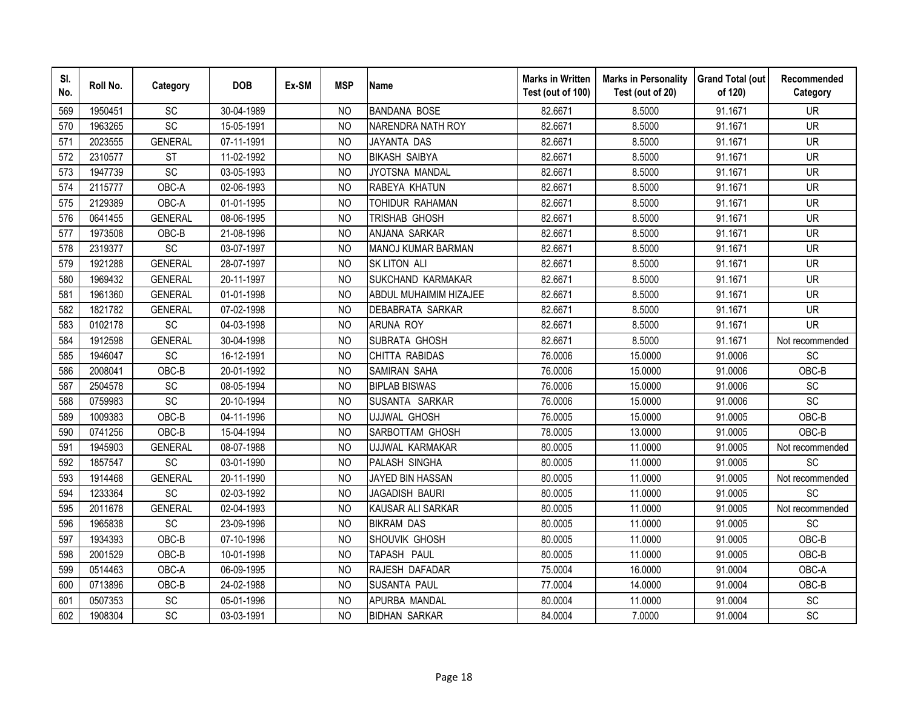| Sl. No. | Roll No. | Category | DOB | Ex-SM | MSP | Name | Marks in Written Test (out of 100) | Marks in Personality Test (out of 20) | Grand Total (out of 120) | Recommended Category |
|---|---|---|---|---|---|---|---|---|---|---|
| 569 | 1950451 | SC | 30-04-1989 | | NO | BANDANA BOSE | 82.6671 | 8.5000 | 91.1671 | UR |
| 570 | 1963265 | SC | 15-05-1991 | | NO | NARENDRA NATH ROY | 82.6671 | 8.5000 | 91.1671 | UR |
| 571 | 2023555 | GENERAL | 07-11-1991 | | NO | JAYANTA DAS | 82.6671 | 8.5000 | 91.1671 | UR |
| 572 | 2310577 | ST | 11-02-1992 | | NO | BIKASH SAIBYA | 82.6671 | 8.5000 | 91.1671 | UR |
| 573 | 1947739 | SC | 03-05-1993 | | NO | JYOTSNA MANDAL | 82.6671 | 8.5000 | 91.1671 | UR |
| 574 | 2115777 | OBC-A | 02-06-1993 | | NO | RABEYA KHATUN | 82.6671 | 8.5000 | 91.1671 | UR |
| 575 | 2129389 | OBC-A | 01-01-1995 | | NO | TOHIDUR RAHAMAN | 82.6671 | 8.5000 | 91.1671 | UR |
| 576 | 0641455 | GENERAL | 08-06-1995 | | NO | TRISHAB GHOSH | 82.6671 | 8.5000 | 91.1671 | UR |
| 577 | 1973508 | OBC-B | 21-08-1996 | | NO | ANJANA SARKAR | 82.6671 | 8.5000 | 91.1671 | UR |
| 578 | 2319377 | SC | 03-07-1997 | | NO | MANOJ KUMAR BARMAN | 82.6671 | 8.5000 | 91.1671 | UR |
| 579 | 1921288 | GENERAL | 28-07-1997 | | NO | SK LITON ALI | 82.6671 | 8.5000 | 91.1671 | UR |
| 580 | 1969432 | GENERAL | 20-11-1997 | | NO | SUKCHAND KARMAKAR | 82.6671 | 8.5000 | 91.1671 | UR |
| 581 | 1961360 | GENERAL | 01-01-1998 | | NO | ABDUL MUHAIMIM HIZAJEE | 82.6671 | 8.5000 | 91.1671 | UR |
| 582 | 1821782 | GENERAL | 07-02-1998 | | NO | DEBABRATA SARKAR | 82.6671 | 8.5000 | 91.1671 | UR |
| 583 | 0102178 | SC | 04-03-1998 | | NO | ARUNA ROY | 82.6671 | 8.5000 | 91.1671 | UR |
| 584 | 1912598 | GENERAL | 30-04-1998 | | NO | SUBRATA GHOSH | 82.6671 | 8.5000 | 91.1671 | Not recommended |
| 585 | 1946047 | SC | 16-12-1991 | | NO | CHITTA RABIDAS | 76.0006 | 15.0000 | 91.0006 | SC |
| 586 | 2008041 | OBC-B | 20-01-1992 | | NO | SAMIRAN SAHA | 76.0006 | 15.0000 | 91.0006 | OBC-B |
| 587 | 2504578 | SC | 08-05-1994 | | NO | BIPLAB BISWAS | 76.0006 | 15.0000 | 91.0006 | SC |
| 588 | 0759983 | SC | 20-10-1994 | | NO | SUSANTA SARKAR | 76.0006 | 15.0000 | 91.0006 | SC |
| 589 | 1009383 | OBC-B | 04-11-1996 | | NO | UJJWAL GHOSH | 76.0005 | 15.0000 | 91.0005 | OBC-B |
| 590 | 0741256 | OBC-B | 15-04-1994 | | NO | SARBOTTAM GHOSH | 78.0005 | 13.0000 | 91.0005 | OBC-B |
| 591 | 1945903 | GENERAL | 08-07-1988 | | NO | UJJWAL KARMAKAR | 80.0005 | 11.0000 | 91.0005 | Not recommended |
| 592 | 1857547 | SC | 03-01-1990 | | NO | PALASH SINGHA | 80.0005 | 11.0000 | 91.0005 | SC |
| 593 | 1914468 | GENERAL | 20-11-1990 | | NO | JAYED BIN HASSAN | 80.0005 | 11.0000 | 91.0005 | Not recommended |
| 594 | 1233364 | SC | 02-03-1992 | | NO | JAGADISH BAURI | 80.0005 | 11.0000 | 91.0005 | SC |
| 595 | 2011678 | GENERAL | 02-04-1993 | | NO | KAUSAR ALI SARKAR | 80.0005 | 11.0000 | 91.0005 | Not recommended |
| 596 | 1965838 | SC | 23-09-1996 | | NO | BIKRAM DAS | 80.0005 | 11.0000 | 91.0005 | SC |
| 597 | 1934393 | OBC-B | 07-10-1996 | | NO | SHOUVIK GHOSH | 80.0005 | 11.0000 | 91.0005 | OBC-B |
| 598 | 2001529 | OBC-B | 10-01-1998 | | NO | TAPASH PAUL | 80.0005 | 11.0000 | 91.0005 | OBC-B |
| 599 | 0514463 | OBC-A | 06-09-1995 | | NO | RAJESH DAFADAR | 75.0004 | 16.0000 | 91.0004 | OBC-A |
| 600 | 0713896 | OBC-B | 24-02-1988 | | NO | SUSANTA PAUL | 77.0004 | 14.0000 | 91.0004 | OBC-B |
| 601 | 0507353 | SC | 05-01-1996 | | NO | APURBA MANDAL | 80.0004 | 11.0000 | 91.0004 | SC |
| 602 | 1908304 | SC | 03-03-1991 | | NO | BIDHAN SARKAR | 84.0004 | 7.0000 | 91.0004 | SC |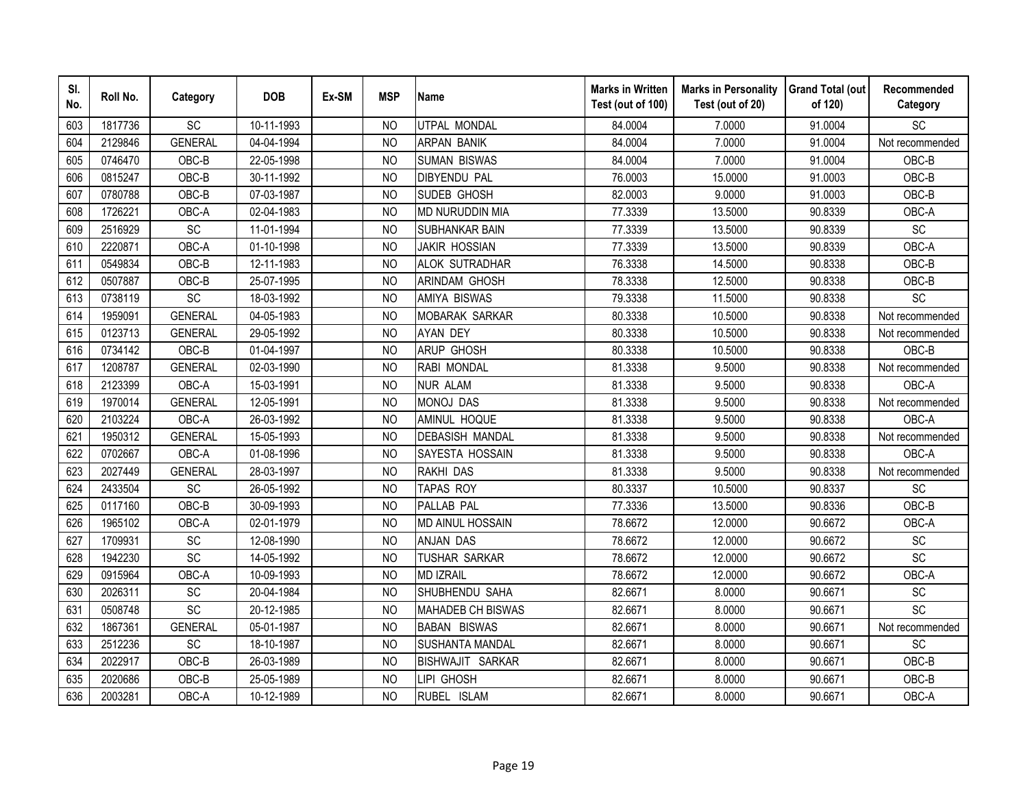| Sl. No. | Roll No. | Category | DOB | Ex-SM | MSP | Name | Marks in Written Test (out of 100) | Marks in Personality Test (out of 20) | Grand Total (out of 120) | Recommended Category |
|---|---|---|---|---|---|---|---|---|---|---|
| 603 | 1817736 | SC | 10-11-1993 | | NO | UTPAL MONDAL | 84.0004 | 7.0000 | 91.0004 | SC |
| 604 | 2129846 | GENERAL | 04-04-1994 | | NO | ARPAN BANIK | 84.0004 | 7.0000 | 91.0004 | Not recommended |
| 605 | 0746470 | OBC-B | 22-05-1998 | | NO | SUMAN BISWAS | 84.0004 | 7.0000 | 91.0004 | OBC-B |
| 606 | 0815247 | OBC-B | 30-11-1992 | | NO | DIBYENDU PAL | 76.0003 | 15.0000 | 91.0003 | OBC-B |
| 607 | 0780788 | OBC-B | 07-03-1987 | | NO | SUDEB GHOSH | 82.0003 | 9.0000 | 91.0003 | OBC-B |
| 608 | 1726221 | OBC-A | 02-04-1983 | | NO | MD NURUDDIN MIA | 77.3339 | 13.5000 | 90.8339 | OBC-A |
| 609 | 2516929 | SC | 11-01-1994 | | NO | SUBHANKAR BAIN | 77.3339 | 13.5000 | 90.8339 | SC |
| 610 | 2220871 | OBC-A | 01-10-1998 | | NO | JAKIR HOSSIAN | 77.3339 | 13.5000 | 90.8339 | OBC-A |
| 611 | 0549834 | OBC-B | 12-11-1983 | | NO | ALOK SUTRADHAR | 76.3338 | 14.5000 | 90.8338 | OBC-B |
| 612 | 0507887 | OBC-B | 25-07-1995 | | NO | ARINDAM GHOSH | 78.3338 | 12.5000 | 90.8338 | OBC-B |
| 613 | 0738119 | SC | 18-03-1992 | | NO | AMIYA BISWAS | 79.3338 | 11.5000 | 90.8338 | SC |
| 614 | 1959091 | GENERAL | 04-05-1983 | | NO | MOBARAK SARKAR | 80.3338 | 10.5000 | 90.8338 | Not recommended |
| 615 | 0123713 | GENERAL | 29-05-1992 | | NO | AYAN DEY | 80.3338 | 10.5000 | 90.8338 | Not recommended |
| 616 | 0734142 | OBC-B | 01-04-1997 | | NO | ARUP GHOSH | 80.3338 | 10.5000 | 90.8338 | OBC-B |
| 617 | 1208787 | GENERAL | 02-03-1990 | | NO | RABI MONDAL | 81.3338 | 9.5000 | 90.8338 | Not recommended |
| 618 | 2123399 | OBC-A | 15-03-1991 | | NO | NUR ALAM | 81.3338 | 9.5000 | 90.8338 | OBC-A |
| 619 | 1970014 | GENERAL | 12-05-1991 | | NO | MONOJ DAS | 81.3338 | 9.5000 | 90.8338 | Not recommended |
| 620 | 2103224 | OBC-A | 26-03-1992 | | NO | AMINUL HOQUE | 81.3338 | 9.5000 | 90.8338 | OBC-A |
| 621 | 1950312 | GENERAL | 15-05-1993 | | NO | DEBASISH MANDAL | 81.3338 | 9.5000 | 90.8338 | Not recommended |
| 622 | 0702667 | OBC-A | 01-08-1996 | | NO | SAYESTA HOSSAIN | 81.3338 | 9.5000 | 90.8338 | OBC-A |
| 623 | 2027449 | GENERAL | 28-03-1997 | | NO | RAKHI DAS | 81.3338 | 9.5000 | 90.8338 | Not recommended |
| 624 | 2433504 | SC | 26-05-1992 | | NO | TAPAS ROY | 80.3337 | 10.5000 | 90.8337 | SC |
| 625 | 0117160 | OBC-B | 30-09-1993 | | NO | PALLAB PAL | 77.3336 | 13.5000 | 90.8336 | OBC-B |
| 626 | 1965102 | OBC-A | 02-01-1979 | | NO | MD AINUL HOSSAIN | 78.6672 | 12.0000 | 90.6672 | OBC-A |
| 627 | 1709931 | SC | 12-08-1990 | | NO | ANJAN DAS | 78.6672 | 12.0000 | 90.6672 | SC |
| 628 | 1942230 | SC | 14-05-1992 | | NO | TUSHAR SARKAR | 78.6672 | 12.0000 | 90.6672 | SC |
| 629 | 0915964 | OBC-A | 10-09-1993 | | NO | MD IZRAIL | 78.6672 | 12.0000 | 90.6672 | OBC-A |
| 630 | 2026311 | SC | 20-04-1984 | | NO | SHUBHENDU SAHA | 82.6671 | 8.0000 | 90.6671 | SC |
| 631 | 0508748 | SC | 20-12-1985 | | NO | MAHADEB CH BISWAS | 82.6671 | 8.0000 | 90.6671 | SC |
| 632 | 1867361 | GENERAL | 05-01-1987 | | NO | BABAN BISWAS | 82.6671 | 8.0000 | 90.6671 | Not recommended |
| 633 | 2512236 | SC | 18-10-1987 | | NO | SUSHANTA MANDAL | 82.6671 | 8.0000 | 90.6671 | SC |
| 634 | 2022917 | OBC-B | 26-03-1989 | | NO | BISHWAJIT SARKAR | 82.6671 | 8.0000 | 90.6671 | OBC-B |
| 635 | 2020686 | OBC-B | 25-05-1989 | | NO | LIPI GHOSH | 82.6671 | 8.0000 | 90.6671 | OBC-B |
| 636 | 2003281 | OBC-A | 10-12-1989 | | NO | RUBEL ISLAM | 82.6671 | 8.0000 | 90.6671 | OBC-A |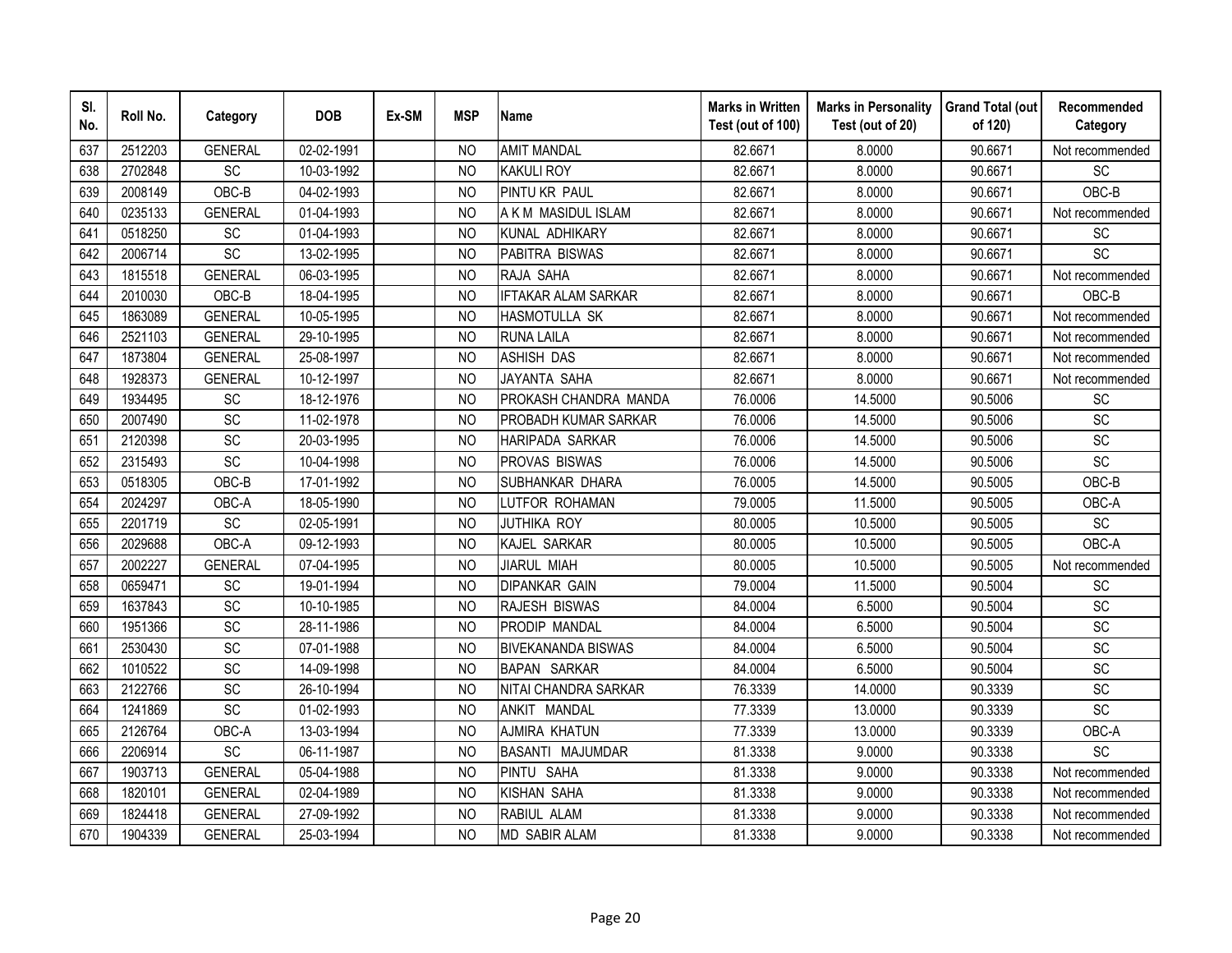| Sl. No. | Roll No. | Category | DOB | Ex-SM | MSP | Name | Marks in Written Test (out of 100) | Marks in Personality Test (out of 20) | Grand Total (out of 120) | Recommended Category |
|---|---|---|---|---|---|---|---|---|---|---|
| 637 | 2512203 | GENERAL | 02-02-1991 | | NO | AMIT MANDAL | 82.6671 | 8.0000 | 90.6671 | Not recommended |
| 638 | 2702848 | SC | 10-03-1992 | | NO | KAKULI ROY | 82.6671 | 8.0000 | 90.6671 | SC |
| 639 | 2008149 | OBC-B | 04-02-1993 | | NO | PINTU KR PAUL | 82.6671 | 8.0000 | 90.6671 | OBC-B |
| 640 | 0235133 | GENERAL | 01-04-1993 | | NO | A K M MASIDUL ISLAM | 82.6671 | 8.0000 | 90.6671 | Not recommended |
| 641 | 0518250 | SC | 01-04-1993 | | NO | KUNAL ADHIKARY | 82.6671 | 8.0000 | 90.6671 | SC |
| 642 | 2006714 | SC | 13-02-1995 | | NO | PABITRA BISWAS | 82.6671 | 8.0000 | 90.6671 | SC |
| 643 | 1815518 | GENERAL | 06-03-1995 | | NO | RAJA SAHA | 82.6671 | 8.0000 | 90.6671 | Not recommended |
| 644 | 2010030 | OBC-B | 18-04-1995 | | NO | IFTAKAR ALAM SARKAR | 82.6671 | 8.0000 | 90.6671 | OBC-B |
| 645 | 1863089 | GENERAL | 10-05-1995 | | NO | HASMOTULLA SK | 82.6671 | 8.0000 | 90.6671 | Not recommended |
| 646 | 2521103 | GENERAL | 29-10-1995 | | NO | RUNA LAILA | 82.6671 | 8.0000 | 90.6671 | Not recommended |
| 647 | 1873804 | GENERAL | 25-08-1997 | | NO | ASHISH DAS | 82.6671 | 8.0000 | 90.6671 | Not recommended |
| 648 | 1928373 | GENERAL | 10-12-1997 | | NO | JAYANTA SAHA | 82.6671 | 8.0000 | 90.6671 | Not recommended |
| 649 | 1934495 | SC | 18-12-1976 | | NO | PROKASH CHANDRA MANDA | 76.0006 | 14.5000 | 90.5006 | SC |
| 650 | 2007490 | SC | 11-02-1978 | | NO | PROBADH KUMAR SARKAR | 76.0006 | 14.5000 | 90.5006 | SC |
| 651 | 2120398 | SC | 20-03-1995 | | NO | HARIPADA SARKAR | 76.0006 | 14.5000 | 90.5006 | SC |
| 652 | 2315493 | SC | 10-04-1998 | | NO | PROVAS BISWAS | 76.0006 | 14.5000 | 90.5006 | SC |
| 653 | 0518305 | OBC-B | 17-01-1992 | | NO | SUBHANKAR DHARA | 76.0005 | 14.5000 | 90.5005 | OBC-B |
| 654 | 2024297 | OBC-A | 18-05-1990 | | NO | LUTFOR ROHAMAN | 79.0005 | 11.5000 | 90.5005 | OBC-A |
| 655 | 2201719 | SC | 02-05-1991 | | NO | JUTHIKA ROY | 80.0005 | 10.5000 | 90.5005 | SC |
| 656 | 2029688 | OBC-A | 09-12-1993 | | NO | KAJEL SARKAR | 80.0005 | 10.5000 | 90.5005 | OBC-A |
| 657 | 2002227 | GENERAL | 07-04-1995 | | NO | JIARUL MIAH | 80.0005 | 10.5000 | 90.5005 | Not recommended |
| 658 | 0659471 | SC | 19-01-1994 | | NO | DIPANKAR GAIN | 79.0004 | 11.5000 | 90.5004 | SC |
| 659 | 1637843 | SC | 10-10-1985 | | NO | RAJESH BISWAS | 84.0004 | 6.5000 | 90.5004 | SC |
| 660 | 1951366 | SC | 28-11-1986 | | NO | PRODIP MANDAL | 84.0004 | 6.5000 | 90.5004 | SC |
| 661 | 2530430 | SC | 07-01-1988 | | NO | BIVEKANANDA BISWAS | 84.0004 | 6.5000 | 90.5004 | SC |
| 662 | 1010522 | SC | 14-09-1998 | | NO | BAPAN SARKAR | 84.0004 | 6.5000 | 90.5004 | SC |
| 663 | 2122766 | SC | 26-10-1994 | | NO | NITAI CHANDRA SARKAR | 76.3339 | 14.0000 | 90.3339 | SC |
| 664 | 1241869 | SC | 01-02-1993 | | NO | ANKIT MANDAL | 77.3339 | 13.0000 | 90.3339 | SC |
| 665 | 2126764 | OBC-A | 13-03-1994 | | NO | AJMIRA KHATUN | 77.3339 | 13.0000 | 90.3339 | OBC-A |
| 666 | 2206914 | SC | 06-11-1987 | | NO | BASANTI MAJUMDAR | 81.3338 | 9.0000 | 90.3338 | SC |
| 667 | 1903713 | GENERAL | 05-04-1988 | | NO | PINTU SAHA | 81.3338 | 9.0000 | 90.3338 | Not recommended |
| 668 | 1820101 | GENERAL | 02-04-1989 | | NO | KISHAN SAHA | 81.3338 | 9.0000 | 90.3338 | Not recommended |
| 669 | 1824418 | GENERAL | 27-09-1992 | | NO | RABIUL ALAM | 81.3338 | 9.0000 | 90.3338 | Not recommended |
| 670 | 1904339 | GENERAL | 25-03-1994 | | NO | MD SABIR ALAM | 81.3338 | 9.0000 | 90.3338 | Not recommended |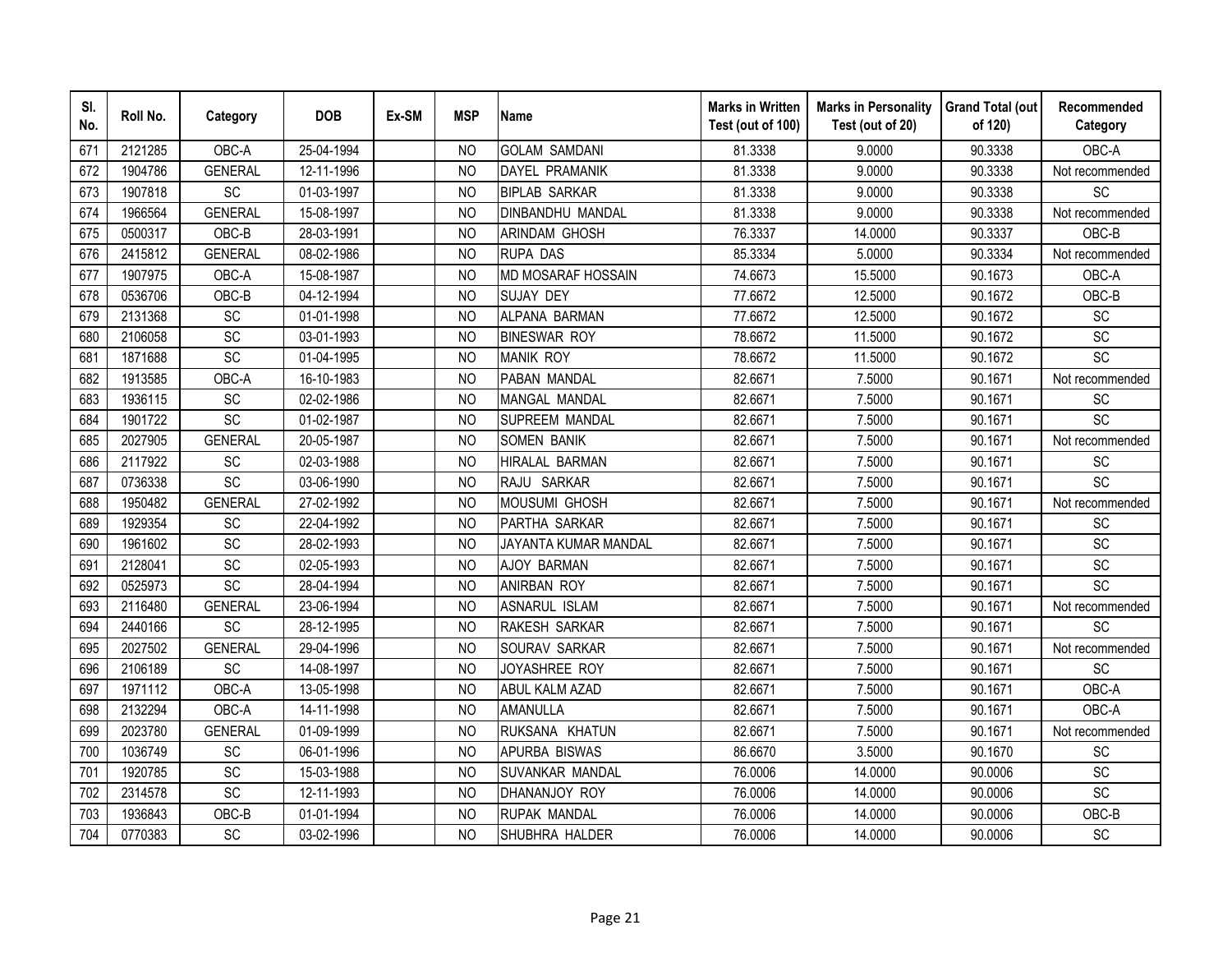| Sl. No. | Roll No. | Category | DOB | Ex-SM | MSP | Name | Marks in Written Test (out of 100) | Marks in Personality Test (out of 20) | Grand Total (out of 120) | Recommended Category |
|---|---|---|---|---|---|---|---|---|---|---|
| 671 | 2121285 | OBC-A | 25-04-1994 | | NO | GOLAM SAMDANI | 81.3338 | 9.0000 | 90.3338 | OBC-A |
| 672 | 1904786 | GENERAL | 12-11-1996 | | NO | DAYEL PRAMANIK | 81.3338 | 9.0000 | 90.3338 | Not recommended |
| 673 | 1907818 | SC | 01-03-1997 | | NO | BIPLAB SARKAR | 81.3338 | 9.0000 | 90.3338 | SC |
| 674 | 1966564 | GENERAL | 15-08-1997 | | NO | DINBANDHU MANDAL | 81.3338 | 9.0000 | 90.3338 | Not recommended |
| 675 | 0500317 | OBC-B | 28-03-1991 | | NO | ARINDAM GHOSH | 76.3337 | 14.0000 | 90.3337 | OBC-B |
| 676 | 2415812 | GENERAL | 08-02-1986 | | NO | RUPA DAS | 85.3334 | 5.0000 | 90.3334 | Not recommended |
| 677 | 1907975 | OBC-A | 15-08-1987 | | NO | MD MOSARAF HOSSAIN | 74.6673 | 15.5000 | 90.1673 | OBC-A |
| 678 | 0536706 | OBC-B | 04-12-1994 | | NO | SUJAY DEY | 77.6672 | 12.5000 | 90.1672 | OBC-B |
| 679 | 2131368 | SC | 01-01-1998 | | NO | ALPANA BARMAN | 77.6672 | 12.5000 | 90.1672 | SC |
| 680 | 2106058 | SC | 03-01-1993 | | NO | BINESWAR ROY | 78.6672 | 11.5000 | 90.1672 | SC |
| 681 | 1871688 | SC | 01-04-1995 | | NO | MANIK ROY | 78.6672 | 11.5000 | 90.1672 | SC |
| 682 | 1913585 | OBC-A | 16-10-1983 | | NO | PABAN MANDAL | 82.6671 | 7.5000 | 90.1671 | Not recommended |
| 683 | 1936115 | SC | 02-02-1986 | | NO | MANGAL MANDAL | 82.6671 | 7.5000 | 90.1671 | SC |
| 684 | 1901722 | SC | 01-02-1987 | | NO | SUPREEM MANDAL | 82.6671 | 7.5000 | 90.1671 | SC |
| 685 | 2027905 | GENERAL | 20-05-1987 | | NO | SOMEN BANIK | 82.6671 | 7.5000 | 90.1671 | Not recommended |
| 686 | 2117922 | SC | 02-03-1988 | | NO | HIRALAL BARMAN | 82.6671 | 7.5000 | 90.1671 | SC |
| 687 | 0736338 | SC | 03-06-1990 | | NO | RAJU SARKAR | 82.6671 | 7.5000 | 90.1671 | SC |
| 688 | 1950482 | GENERAL | 27-02-1992 | | NO | MOUSUMI GHOSH | 82.6671 | 7.5000 | 90.1671 | Not recommended |
| 689 | 1929354 | SC | 22-04-1992 | | NO | PARTHA SARKAR | 82.6671 | 7.5000 | 90.1671 | SC |
| 690 | 1961602 | SC | 28-02-1993 | | NO | JAYANTA KUMAR MANDAL | 82.6671 | 7.5000 | 90.1671 | SC |
| 691 | 2128041 | SC | 02-05-1993 | | NO | AJOY BARMAN | 82.6671 | 7.5000 | 90.1671 | SC |
| 692 | 0525973 | SC | 28-04-1994 | | NO | ANIRBAN ROY | 82.6671 | 7.5000 | 90.1671 | SC |
| 693 | 2116480 | GENERAL | 23-06-1994 | | NO | ASNARUL ISLAM | 82.6671 | 7.5000 | 90.1671 | Not recommended |
| 694 | 2440166 | SC | 28-12-1995 | | NO | RAKESH SARKAR | 82.6671 | 7.5000 | 90.1671 | SC |
| 695 | 2027502 | GENERAL | 29-04-1996 | | NO | SOURAV SARKAR | 82.6671 | 7.5000 | 90.1671 | Not recommended |
| 696 | 2106189 | SC | 14-08-1997 | | NO | JOYASHREE ROY | 82.6671 | 7.5000 | 90.1671 | SC |
| 697 | 1971112 | OBC-A | 13-05-1998 | | NO | ABUL KALM AZAD | 82.6671 | 7.5000 | 90.1671 | OBC-A |
| 698 | 2132294 | OBC-A | 14-11-1998 | | NO | AMANULLA | 82.6671 | 7.5000 | 90.1671 | OBC-A |
| 699 | 2023780 | GENERAL | 01-09-1999 | | NO | RUKSANA KHATUN | 82.6671 | 7.5000 | 90.1671 | Not recommended |
| 700 | 1036749 | SC | 06-01-1996 | | NO | APURBA BISWAS | 86.6670 | 3.5000 | 90.1670 | SC |
| 701 | 1920785 | SC | 15-03-1988 | | NO | SUVANKAR MANDAL | 76.0006 | 14.0000 | 90.0006 | SC |
| 702 | 2314578 | SC | 12-11-1993 | | NO | DHANANJOY ROY | 76.0006 | 14.0000 | 90.0006 | SC |
| 703 | 1936843 | OBC-B | 01-01-1994 | | NO | RUPAK MANDAL | 76.0006 | 14.0000 | 90.0006 | OBC-B |
| 704 | 0770383 | SC | 03-02-1996 | | NO | SHUBHRA HALDER | 76.0006 | 14.0000 | 90.0006 | SC |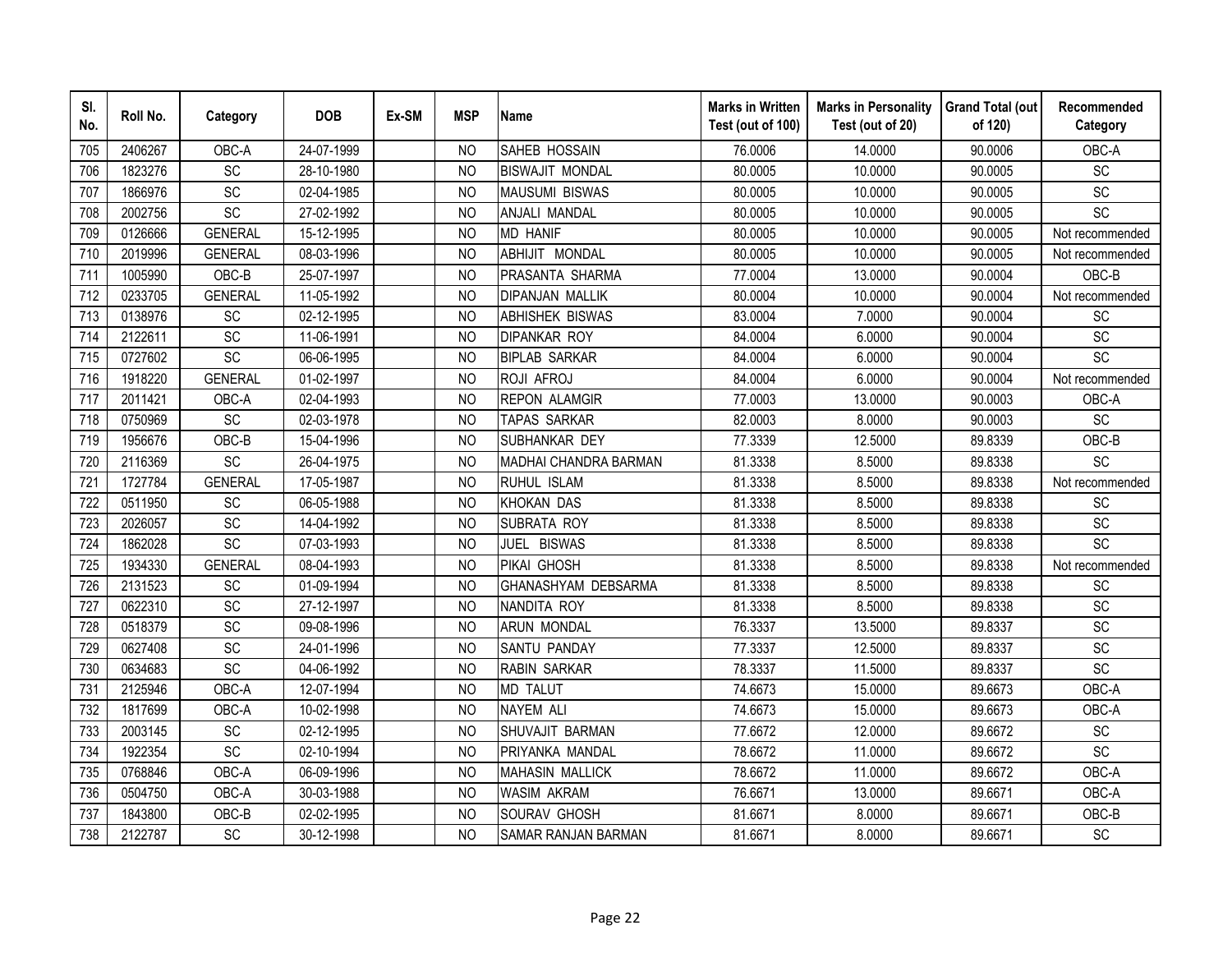| Sl. No. | Roll No. | Category | DOB | Ex-SM | MSP | Name | Marks in Written Test (out of 100) | Marks in Personality Test (out of 20) | Grand Total (out of 120) | Recommended Category |
|---|---|---|---|---|---|---|---|---|---|---|
| 705 | 2406267 | OBC-A | 24-07-1999 | | NO | SAHEB HOSSAIN | 76.0006 | 14.0000 | 90.0006 | OBC-A |
| 706 | 1823276 | SC | 28-10-1980 | | NO | BISWAJIT MONDAL | 80.0005 | 10.0000 | 90.0005 | SC |
| 707 | 1866976 | SC | 02-04-1985 | | NO | MAUSUMI BISWAS | 80.0005 | 10.0000 | 90.0005 | SC |
| 708 | 2002756 | SC | 27-02-1992 | | NO | ANJALI MANDAL | 80.0005 | 10.0000 | 90.0005 | SC |
| 709 | 0126666 | GENERAL | 15-12-1995 | | NO | MD HANIF | 80.0005 | 10.0000 | 90.0005 | Not recommended |
| 710 | 2019996 | GENERAL | 08-03-1996 | | NO | ABHIJIT MONDAL | 80.0005 | 10.0000 | 90.0005 | Not recommended |
| 711 | 1005990 | OBC-B | 25-07-1997 | | NO | PRASANTA SHARMA | 77.0004 | 13.0000 | 90.0004 | OBC-B |
| 712 | 0233705 | GENERAL | 11-05-1992 | | NO | DIPANJAN MALLIK | 80.0004 | 10.0000 | 90.0004 | Not recommended |
| 713 | 0138976 | SC | 02-12-1995 | | NO | ABHISHEK BISWAS | 83.0004 | 7.0000 | 90.0004 | SC |
| 714 | 2122611 | SC | 11-06-1991 | | NO | DIPANKAR ROY | 84.0004 | 6.0000 | 90.0004 | SC |
| 715 | 0727602 | SC | 06-06-1995 | | NO | BIPLAB SARKAR | 84.0004 | 6.0000 | 90.0004 | SC |
| 716 | 1918220 | GENERAL | 01-02-1997 | | NO | ROJI AFROJ | 84.0004 | 6.0000 | 90.0004 | Not recommended |
| 717 | 2011421 | OBC-A | 02-04-1993 | | NO | REPON ALAMGIR | 77.0003 | 13.0000 | 90.0003 | OBC-A |
| 718 | 0750969 | SC | 02-03-1978 | | NO | TAPAS SARKAR | 82.0003 | 8.0000 | 90.0003 | SC |
| 719 | 1956676 | OBC-B | 15-04-1996 | | NO | SUBHANKAR DEY | 77.3339 | 12.5000 | 89.8339 | OBC-B |
| 720 | 2116369 | SC | 26-04-1975 | | NO | MADHAI CHANDRA BARMAN | 81.3338 | 8.5000 | 89.8338 | SC |
| 721 | 1727784 | GENERAL | 17-05-1987 | | NO | RUHUL ISLAM | 81.3338 | 8.5000 | 89.8338 | Not recommended |
| 722 | 0511950 | SC | 06-05-1988 | | NO | KHOKAN DAS | 81.3338 | 8.5000 | 89.8338 | SC |
| 723 | 2026057 | SC | 14-04-1992 | | NO | SUBRATA ROY | 81.3338 | 8.5000 | 89.8338 | SC |
| 724 | 1862028 | SC | 07-03-1993 | | NO | JUEL BISWAS | 81.3338 | 8.5000 | 89.8338 | SC |
| 725 | 1934330 | GENERAL | 08-04-1993 | | NO | PIKAI GHOSH | 81.3338 | 8.5000 | 89.8338 | Not recommended |
| 726 | 2131523 | SC | 01-09-1994 | | NO | GHANASHYAM DEBSARMA | 81.3338 | 8.5000 | 89.8338 | SC |
| 727 | 0622310 | SC | 27-12-1997 | | NO | NANDITA ROY | 81.3338 | 8.5000 | 89.8338 | SC |
| 728 | 0518379 | SC | 09-08-1996 | | NO | ARUN MONDAL | 76.3337 | 13.5000 | 89.8337 | SC |
| 729 | 0627408 | SC | 24-01-1996 | | NO | SANTU PANDAY | 77.3337 | 12.5000 | 89.8337 | SC |
| 730 | 0634683 | SC | 04-06-1992 | | NO | RABIN SARKAR | 78.3337 | 11.5000 | 89.8337 | SC |
| 731 | 2125946 | OBC-A | 12-07-1994 | | NO | MD TALUT | 74.6673 | 15.0000 | 89.6673 | OBC-A |
| 732 | 1817699 | OBC-A | 10-02-1998 | | NO | NAYEM ALI | 74.6673 | 15.0000 | 89.6673 | OBC-A |
| 733 | 2003145 | SC | 02-12-1995 | | NO | SHUVAJIT BARMAN | 77.6672 | 12.0000 | 89.6672 | SC |
| 734 | 1922354 | SC | 02-10-1994 | | NO | PRIYANKA MANDAL | 78.6672 | 11.0000 | 89.6672 | SC |
| 735 | 0768846 | OBC-A | 06-09-1996 | | NO | MAHASIN MALLICK | 78.6672 | 11.0000 | 89.6672 | OBC-A |
| 736 | 0504750 | OBC-A | 30-03-1988 | | NO | WASIM AKRAM | 76.6671 | 13.0000 | 89.6671 | OBC-A |
| 737 | 1843800 | OBC-B | 02-02-1995 | | NO | SOURAV GHOSH | 81.6671 | 8.0000 | 89.6671 | OBC-B |
| 738 | 2122787 | SC | 30-12-1998 | | NO | SAMAR RANJAN BARMAN | 81.6671 | 8.0000 | 89.6671 | SC |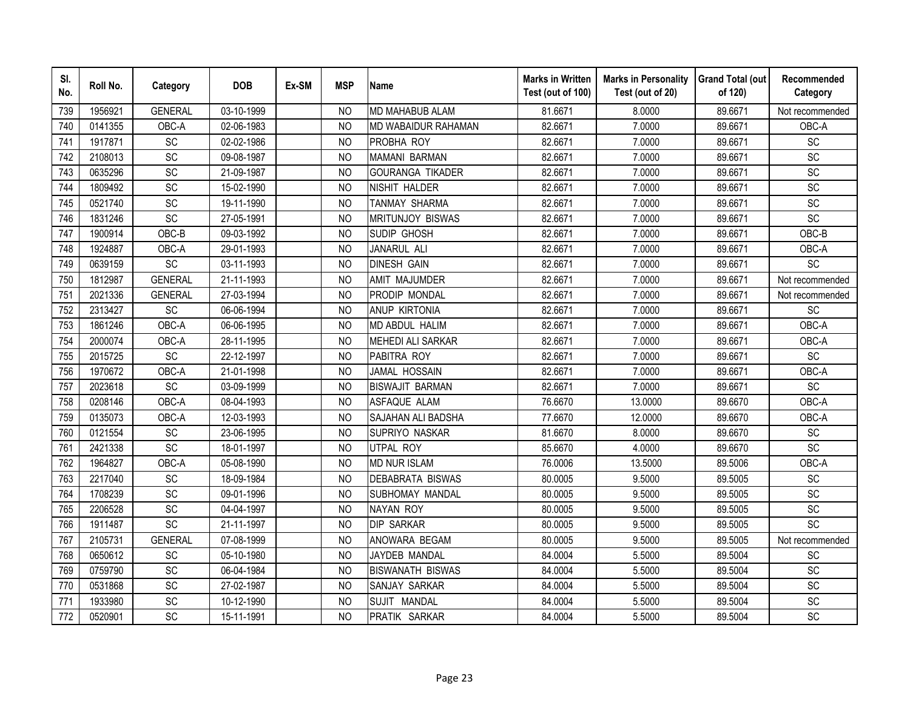| Sl. No. | Roll No. | Category | DOB | Ex-SM | MSP | Name | Marks in Written Test (out of 100) | Marks in Personality Test (out of 20) | Grand Total (out of 120) | Recommended Category |
|---|---|---|---|---|---|---|---|---|---|---|
| 739 | 1956921 | GENERAL | 03-10-1999 | | NO | MD MAHABUB ALAM | 81.6671 | 8.0000 | 89.6671 | Not recommended |
| 740 | 0141355 | OBC-A | 02-06-1983 | | NO | MD WABAIDUR RAHAMAN | 82.6671 | 7.0000 | 89.6671 | OBC-A |
| 741 | 1917871 | SC | 02-02-1986 | | NO | PROBHA ROY | 82.6671 | 7.0000 | 89.6671 | SC |
| 742 | 2108013 | SC | 09-08-1987 | | NO | MAMANI BARMAN | 82.6671 | 7.0000 | 89.6671 | SC |
| 743 | 0635296 | SC | 21-09-1987 | | NO | GOURANGA TIKADER | 82.6671 | 7.0000 | 89.6671 | SC |
| 744 | 1809492 | SC | 15-02-1990 | | NO | NISHIT HALDER | 82.6671 | 7.0000 | 89.6671 | SC |
| 745 | 0521740 | SC | 19-11-1990 | | NO | TANMAY SHARMA | 82.6671 | 7.0000 | 89.6671 | SC |
| 746 | 1831246 | SC | 27-05-1991 | | NO | MRITUNJOY BISWAS | 82.6671 | 7.0000 | 89.6671 | SC |
| 747 | 1900914 | OBC-B | 09-03-1992 | | NO | SUDIP GHOSH | 82.6671 | 7.0000 | 89.6671 | OBC-B |
| 748 | 1924887 | OBC-A | 29-01-1993 | | NO | JANARUL ALI | 82.6671 | 7.0000 | 89.6671 | OBC-A |
| 749 | 0639159 | SC | 03-11-1993 | | NO | DINESH GAIN | 82.6671 | 7.0000 | 89.6671 | SC |
| 750 | 1812987 | GENERAL | 21-11-1993 | | NO | AMIT MAJUMDER | 82.6671 | 7.0000 | 89.6671 | Not recommended |
| 751 | 2021336 | GENERAL | 27-03-1994 | | NO | PRODIP MONDAL | 82.6671 | 7.0000 | 89.6671 | Not recommended |
| 752 | 2313427 | SC | 06-06-1994 | | NO | ANUP KIRTONIA | 82.6671 | 7.0000 | 89.6671 | SC |
| 753 | 1861246 | OBC-A | 06-06-1995 | | NO | MD ABDUL HALIM | 82.6671 | 7.0000 | 89.6671 | OBC-A |
| 754 | 2000074 | OBC-A | 28-11-1995 | | NO | MEHEDI ALI SARKAR | 82.6671 | 7.0000 | 89.6671 | OBC-A |
| 755 | 2015725 | SC | 22-12-1997 | | NO | PABITRA ROY | 82.6671 | 7.0000 | 89.6671 | SC |
| 756 | 1970672 | OBC-A | 21-01-1998 | | NO | JAMAL HOSSAIN | 82.6671 | 7.0000 | 89.6671 | OBC-A |
| 757 | 2023618 | SC | 03-09-1999 | | NO | BISWAJIT BARMAN | 82.6671 | 7.0000 | 89.6671 | SC |
| 758 | 0208146 | OBC-A | 08-04-1993 | | NO | ASFAQUE ALAM | 76.6670 | 13.0000 | 89.6670 | OBC-A |
| 759 | 0135073 | OBC-A | 12-03-1993 | | NO | SAJAHAN ALI BADSHA | 77.6670 | 12.0000 | 89.6670 | OBC-A |
| 760 | 0121554 | SC | 23-06-1995 | | NO | SUPRIYO NASKAR | 81.6670 | 8.0000 | 89.6670 | SC |
| 761 | 2421338 | SC | 18-01-1997 | | NO | UTPAL ROY | 85.6670 | 4.0000 | 89.6670 | SC |
| 762 | 1964827 | OBC-A | 05-08-1990 | | NO | MD NUR ISLAM | 76.0006 | 13.5000 | 89.5006 | OBC-A |
| 763 | 2217040 | SC | 18-09-1984 | | NO | DEBABRATA BISWAS | 80.0005 | 9.5000 | 89.5005 | SC |
| 764 | 1708239 | SC | 09-01-1996 | | NO | SUBHOMAY MANDAL | 80.0005 | 9.5000 | 89.5005 | SC |
| 765 | 2206528 | SC | 04-04-1997 | | NO | NAYAN ROY | 80.0005 | 9.5000 | 89.5005 | SC |
| 766 | 1911487 | SC | 21-11-1997 | | NO | DIP SARKAR | 80.0005 | 9.5000 | 89.5005 | SC |
| 767 | 2105731 | GENERAL | 07-08-1999 | | NO | ANOWARA BEGAM | 80.0005 | 9.5000 | 89.5005 | Not recommended |
| 768 | 0650612 | SC | 05-10-1980 | | NO | JAYDEB MANDAL | 84.0004 | 5.5000 | 89.5004 | SC |
| 769 | 0759790 | SC | 06-04-1984 | | NO | BISWANATH BISWAS | 84.0004 | 5.5000 | 89.5004 | SC |
| 770 | 0531868 | SC | 27-02-1987 | | NO | SANJAY SARKAR | 84.0004 | 5.5000 | 89.5004 | SC |
| 771 | 1933980 | SC | 10-12-1990 | | NO | SUJIT MANDAL | 84.0004 | 5.5000 | 89.5004 | SC |
| 772 | 0520901 | SC | 15-11-1991 | | NO | PRATIK SARKAR | 84.0004 | 5.5000 | 89.5004 | SC |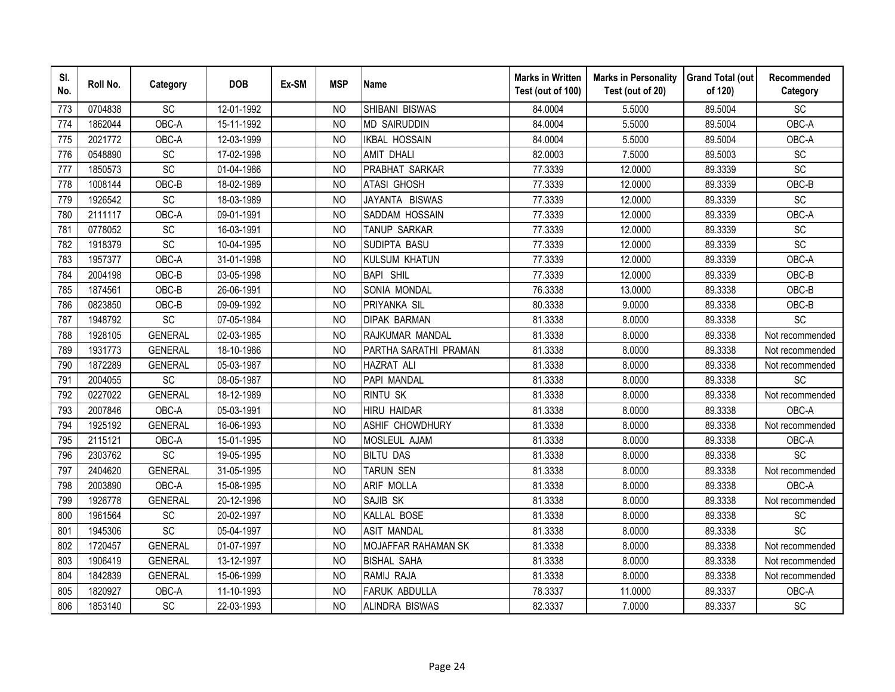| Sl. No. | Roll No. | Category | DOB | Ex-SM | MSP | Name | Marks in Written Test (out of 100) | Marks in Personality Test (out of 20) | Grand Total (out of 120) | Recommended Category |
|---|---|---|---|---|---|---|---|---|---|---|
| 773 | 0704838 | SC | 12-01-1992 | | NO | SHIBANI BISWAS | 84.0004 | 5.5000 | 89.5004 | SC |
| 774 | 1862044 | OBC-A | 15-11-1992 | | NO | MD SAIRUDDIN | 84.0004 | 5.5000 | 89.5004 | OBC-A |
| 775 | 2021772 | OBC-A | 12-03-1999 | | NO | IKBAL HOSSAIN | 84.0004 | 5.5000 | 89.5004 | OBC-A |
| 776 | 0548890 | SC | 17-02-1998 | | NO | AMIT DHALI | 82.0003 | 7.5000 | 89.5003 | SC |
| 777 | 1850573 | SC | 01-04-1986 | | NO | PRABHAT SARKAR | 77.3339 | 12.0000 | 89.3339 | SC |
| 778 | 1008144 | OBC-B | 18-02-1989 | | NO | ATASI GHOSH | 77.3339 | 12.0000 | 89.3339 | OBC-B |
| 779 | 1926542 | SC | 18-03-1989 | | NO | JAYANTA BISWAS | 77.3339 | 12.0000 | 89.3339 | SC |
| 780 | 2111117 | OBC-A | 09-01-1991 | | NO | SADDAM HOSSAIN | 77.3339 | 12.0000 | 89.3339 | OBC-A |
| 781 | 0778052 | SC | 16-03-1991 | | NO | TANUP SARKAR | 77.3339 | 12.0000 | 89.3339 | SC |
| 782 | 1918379 | SC | 10-04-1995 | | NO | SUDIPTA BASU | 77.3339 | 12.0000 | 89.3339 | SC |
| 783 | 1957377 | OBC-A | 31-01-1998 | | NO | KULSUM KHATUN | 77.3339 | 12.0000 | 89.3339 | OBC-A |
| 784 | 2004198 | OBC-B | 03-05-1998 | | NO | BAPI SHIL | 77.3339 | 12.0000 | 89.3339 | OBC-B |
| 785 | 1874561 | OBC-B | 26-06-1991 | | NO | SONIA MONDAL | 76.3338 | 13.0000 | 89.3338 | OBC-B |
| 786 | 0823850 | OBC-B | 09-09-1992 | | NO | PRIYANKA SIL | 80.3338 | 9.0000 | 89.3338 | OBC-B |
| 787 | 1948792 | SC | 07-05-1984 | | NO | DIPAK BARMAN | 81.3338 | 8.0000 | 89.3338 | SC |
| 788 | 1928105 | GENERAL | 02-03-1985 | | NO | RAJKUMAR MANDAL | 81.3338 | 8.0000 | 89.3338 | Not recommended |
| 789 | 1931773 | GENERAL | 18-10-1986 | | NO | PARTHA SARATHI PRAMAN | 81.3338 | 8.0000 | 89.3338 | Not recommended |
| 790 | 1872289 | GENERAL | 05-03-1987 | | NO | HAZRAT ALI | 81.3338 | 8.0000 | 89.3338 | Not recommended |
| 791 | 2004055 | SC | 08-05-1987 | | NO | PAPI MANDAL | 81.3338 | 8.0000 | 89.3338 | SC |
| 792 | 0227022 | GENERAL | 18-12-1989 | | NO | RINTU SK | 81.3338 | 8.0000 | 89.3338 | Not recommended |
| 793 | 2007846 | OBC-A | 05-03-1991 | | NO | HIRU HAIDAR | 81.3338 | 8.0000 | 89.3338 | OBC-A |
| 794 | 1925192 | GENERAL | 16-06-1993 | | NO | ASHIF CHOWDHURY | 81.3338 | 8.0000 | 89.3338 | Not recommended |
| 795 | 2115121 | OBC-A | 15-01-1995 | | NO | MOSLEUL AJAM | 81.3338 | 8.0000 | 89.3338 | OBC-A |
| 796 | 2303762 | SC | 19-05-1995 | | NO | BILTU DAS | 81.3338 | 8.0000 | 89.3338 | SC |
| 797 | 2404620 | GENERAL | 31-05-1995 | | NO | TARUN SEN | 81.3338 | 8.0000 | 89.3338 | Not recommended |
| 798 | 2003890 | OBC-A | 15-08-1995 | | NO | ARIF MOLLA | 81.3338 | 8.0000 | 89.3338 | OBC-A |
| 799 | 1926778 | GENERAL | 20-12-1996 | | NO | SAJIB SK | 81.3338 | 8.0000 | 89.3338 | Not recommended |
| 800 | 1961564 | SC | 20-02-1997 | | NO | KALLAL BOSE | 81.3338 | 8.0000 | 89.3338 | SC |
| 801 | 1945306 | SC | 05-04-1997 | | NO | ASIT MANDAL | 81.3338 | 8.0000 | 89.3338 | SC |
| 802 | 1720457 | GENERAL | 01-07-1997 | | NO | MOJAFFAR RAHAMAN SK | 81.3338 | 8.0000 | 89.3338 | Not recommended |
| 803 | 1906419 | GENERAL | 13-12-1997 | | NO | BISHAL SAHA | 81.3338 | 8.0000 | 89.3338 | Not recommended |
| 804 | 1842839 | GENERAL | 15-06-1999 | | NO | RAMIJ RAJA | 81.3338 | 8.0000 | 89.3338 | Not recommended |
| 805 | 1820927 | OBC-A | 11-10-1993 | | NO | FARUK ABDULLA | 78.3337 | 11.0000 | 89.3337 | OBC-A |
| 806 | 1853140 | SC | 22-03-1993 | | NO | ALINDRA BISWAS | 82.3337 | 7.0000 | 89.3337 | SC |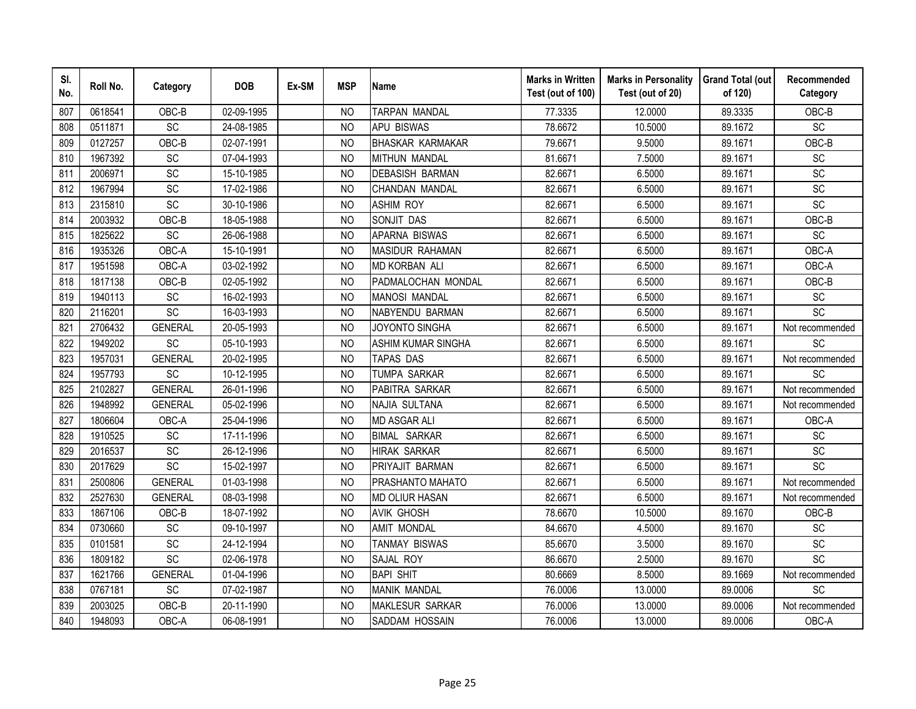| Sl. No. | Roll No. | Category | DOB | Ex-SM | MSP | Name | Marks in Written Test (out of 100) | Marks in Personality Test (out of 20) | Grand Total (out of 120) | Recommended Category |
|---|---|---|---|---|---|---|---|---|---|---|
| 807 | 0618541 | OBC-B | 02-09-1995 | | NO | TARPAN MANDAL | 77.3335 | 12.0000 | 89.3335 | OBC-B |
| 808 | 0511871 | SC | 24-08-1985 | | NO | APU BISWAS | 78.6672 | 10.5000 | 89.1672 | SC |
| 809 | 0127257 | OBC-B | 02-07-1991 | | NO | BHASKAR KARMAKAR | 79.6671 | 9.5000 | 89.1671 | OBC-B |
| 810 | 1967392 | SC | 07-04-1993 | | NO | MITHUN MANDAL | 81.6671 | 7.5000 | 89.1671 | SC |
| 811 | 2006971 | SC | 15-10-1985 | | NO | DEBASISH BARMAN | 82.6671 | 6.5000 | 89.1671 | SC |
| 812 | 1967994 | SC | 17-02-1986 | | NO | CHANDAN MANDAL | 82.6671 | 6.5000 | 89.1671 | SC |
| 813 | 2315810 | SC | 30-10-1986 | | NO | ASHIM ROY | 82.6671 | 6.5000 | 89.1671 | SC |
| 814 | 2003932 | OBC-B | 18-05-1988 | | NO | SONJIT DAS | 82.6671 | 6.5000 | 89.1671 | OBC-B |
| 815 | 1825622 | SC | 26-06-1988 | | NO | APARNA BISWAS | 82.6671 | 6.5000 | 89.1671 | SC |
| 816 | 1935326 | OBC-A | 15-10-1991 | | NO | MASIDUR RAHAMAN | 82.6671 | 6.5000 | 89.1671 | OBC-A |
| 817 | 1951598 | OBC-A | 03-02-1992 | | NO | MD KORBAN ALI | 82.6671 | 6.5000 | 89.1671 | OBC-A |
| 818 | 1817138 | OBC-B | 02-05-1992 | | NO | PADMALOCHAN MONDAL | 82.6671 | 6.5000 | 89.1671 | OBC-B |
| 819 | 1940113 | SC | 16-02-1993 | | NO | MANOSI MANDAL | 82.6671 | 6.5000 | 89.1671 | SC |
| 820 | 2116201 | SC | 16-03-1993 | | NO | NABYENDU BARMAN | 82.6671 | 6.5000 | 89.1671 | SC |
| 821 | 2706432 | GENERAL | 20-05-1993 | | NO | JOYONTO SINGHA | 82.6671 | 6.5000 | 89.1671 | Not recommended |
| 822 | 1949202 | SC | 05-10-1993 | | NO | ASHIM KUMAR SINGHA | 82.6671 | 6.5000 | 89.1671 | SC |
| 823 | 1957031 | GENERAL | 20-02-1995 | | NO | TAPAS DAS | 82.6671 | 6.5000 | 89.1671 | Not recommended |
| 824 | 1957793 | SC | 10-12-1995 | | NO | TUMPA SARKAR | 82.6671 | 6.5000 | 89.1671 | SC |
| 825 | 2102827 | GENERAL | 26-01-1996 | | NO | PABITRA SARKAR | 82.6671 | 6.5000 | 89.1671 | Not recommended |
| 826 | 1948992 | GENERAL | 05-02-1996 | | NO | NAJIA SULTANA | 82.6671 | 6.5000 | 89.1671 | Not recommended |
| 827 | 1806604 | OBC-A | 25-04-1996 | | NO | MD ASGAR ALI | 82.6671 | 6.5000 | 89.1671 | OBC-A |
| 828 | 1910525 | SC | 17-11-1996 | | NO | BIMAL SARKAR | 82.6671 | 6.5000 | 89.1671 | SC |
| 829 | 2016537 | SC | 26-12-1996 | | NO | HIRAK SARKAR | 82.6671 | 6.5000 | 89.1671 | SC |
| 830 | 2017629 | SC | 15-02-1997 | | NO | PRIYAJIT BARMAN | 82.6671 | 6.5000 | 89.1671 | SC |
| 831 | 2500806 | GENERAL | 01-03-1998 | | NO | PRASHANTO MAHATO | 82.6671 | 6.5000 | 89.1671 | Not recommended |
| 832 | 2527630 | GENERAL | 08-03-1998 | | NO | MD OLIUR HASAN | 82.6671 | 6.5000 | 89.1671 | Not recommended |
| 833 | 1867106 | OBC-B | 18-07-1992 | | NO | AVIK GHOSH | 78.6670 | 10.5000 | 89.1670 | OBC-B |
| 834 | 0730660 | SC | 09-10-1997 | | NO | AMIT MONDAL | 84.6670 | 4.5000 | 89.1670 | SC |
| 835 | 0101581 | SC | 24-12-1994 | | NO | TANMAY BISWAS | 85.6670 | 3.5000 | 89.1670 | SC |
| 836 | 1809182 | SC | 02-06-1978 | | NO | SAJAL ROY | 86.6670 | 2.5000 | 89.1670 | SC |
| 837 | 1621766 | GENERAL | 01-04-1996 | | NO | BAPI SHIT | 80.6669 | 8.5000 | 89.1669 | Not recommended |
| 838 | 0767181 | SC | 07-02-1987 | | NO | MANIK MANDAL | 76.0006 | 13.0000 | 89.0006 | SC |
| 839 | 2003025 | OBC-B | 20-11-1990 | | NO | MAKLESUR SARKAR | 76.0006 | 13.0000 | 89.0006 | Not recommended |
| 840 | 1948093 | OBC-A | 06-08-1991 | | NO | SADDAM HOSSAIN | 76.0006 | 13.0000 | 89.0006 | OBC-A |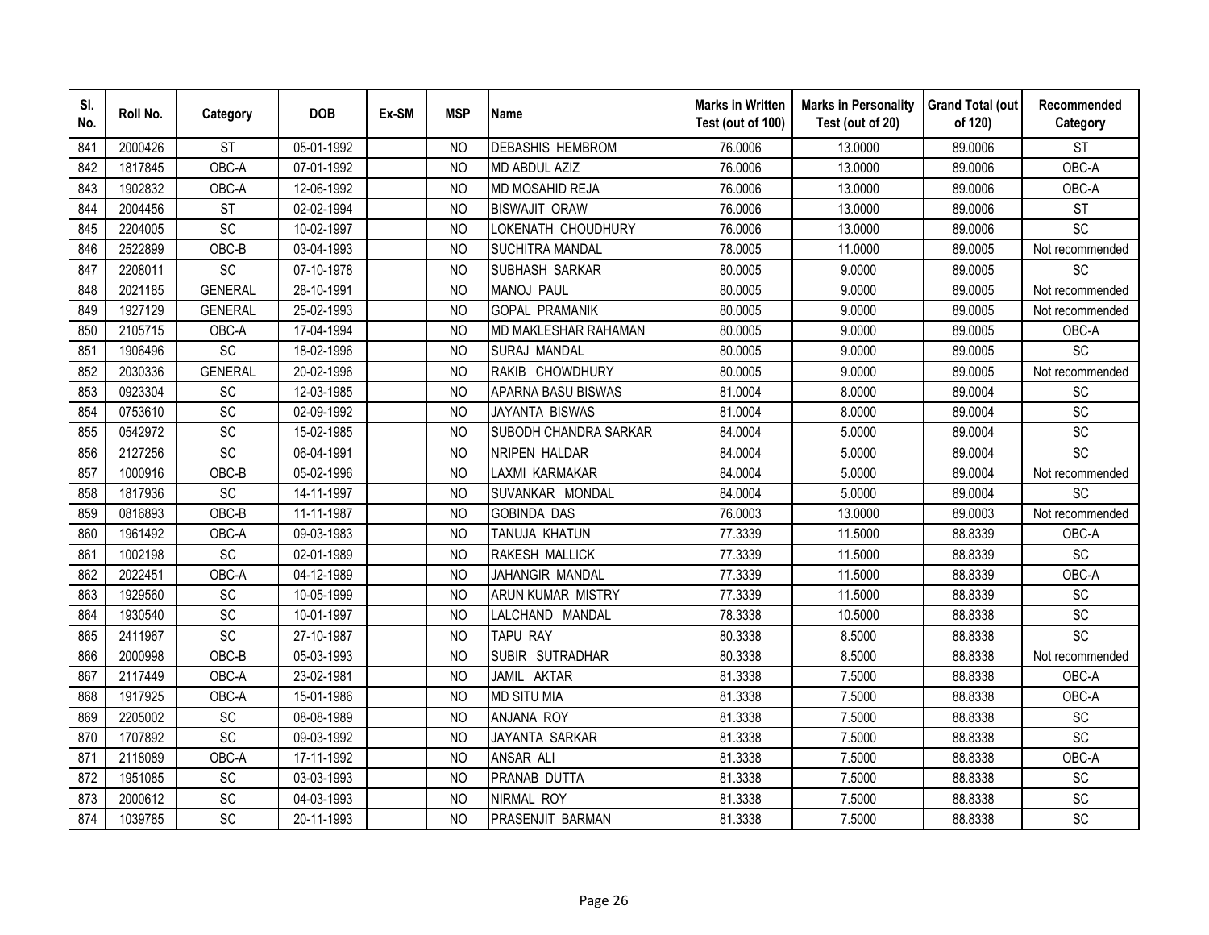| Sl. No. | Roll No. | Category | DOB | Ex-SM | MSP | Name | Marks in Written Test (out of 100) | Marks in Personality Test (out of 20) | Grand Total (out of 120) | Recommended Category |
|---|---|---|---|---|---|---|---|---|---|---|
| 841 | 2000426 | ST | 05-01-1992 | | NO | DEBASHIS HEMBROM | 76.0006 | 13.0000 | 89.0006 | ST |
| 842 | 1817845 | OBC-A | 07-01-1992 | | NO | MD ABDUL AZIZ | 76.0006 | 13.0000 | 89.0006 | OBC-A |
| 843 | 1902832 | OBC-A | 12-06-1992 | | NO | MD MOSAHID REJA | 76.0006 | 13.0000 | 89.0006 | OBC-A |
| 844 | 2004456 | ST | 02-02-1994 | | NO | BISWAJIT ORAW | 76.0006 | 13.0000 | 89.0006 | ST |
| 845 | 2204005 | SC | 10-02-1997 | | NO | LOKENATH CHOUDHURY | 76.0006 | 13.0000 | 89.0006 | SC |
| 846 | 2522899 | OBC-B | 03-04-1993 | | NO | SUCHITRA MANDAL | 78.0005 | 11.0000 | 89.0005 | Not recommended |
| 847 | 2208011 | SC | 07-10-1978 | | NO | SUBHASH SARKAR | 80.0005 | 9.0000 | 89.0005 | SC |
| 848 | 2021185 | GENERAL | 28-10-1991 | | NO | MANOJ PAUL | 80.0005 | 9.0000 | 89.0005 | Not recommended |
| 849 | 1927129 | GENERAL | 25-02-1993 | | NO | GOPAL PRAMANIK | 80.0005 | 9.0000 | 89.0005 | Not recommended |
| 850 | 2105715 | OBC-A | 17-04-1994 | | NO | MD MAKLESHAR RAHAMAN | 80.0005 | 9.0000 | 89.0005 | OBC-A |
| 851 | 1906496 | SC | 18-02-1996 | | NO | SURAJ MANDAL | 80.0005 | 9.0000 | 89.0005 | SC |
| 852 | 2030336 | GENERAL | 20-02-1996 | | NO | RAKIB CHOWDHURY | 80.0005 | 9.0000 | 89.0005 | Not recommended |
| 853 | 0923304 | SC | 12-03-1985 | | NO | APARNA BASU BISWAS | 81.0004 | 8.0000 | 89.0004 | SC |
| 854 | 0753610 | SC | 02-09-1992 | | NO | JAYANTA BISWAS | 81.0004 | 8.0000 | 89.0004 | SC |
| 855 | 0542972 | SC | 15-02-1985 | | NO | SUBODH CHANDRA SARKAR | 84.0004 | 5.0000 | 89.0004 | SC |
| 856 | 2127256 | SC | 06-04-1991 | | NO | NRIPEN HALDAR | 84.0004 | 5.0000 | 89.0004 | SC |
| 857 | 1000916 | OBC-B | 05-02-1996 | | NO | LAXMI KARMAKAR | 84.0004 | 5.0000 | 89.0004 | Not recommended |
| 858 | 1817936 | SC | 14-11-1997 | | NO | SUVANKAR MONDAL | 84.0004 | 5.0000 | 89.0004 | SC |
| 859 | 0816893 | OBC-B | 11-11-1987 | | NO | GOBINDA DAS | 76.0003 | 13.0000 | 89.0003 | Not recommended |
| 860 | 1961492 | OBC-A | 09-03-1983 | | NO | TANUJA KHATUN | 77.3339 | 11.5000 | 88.8339 | OBC-A |
| 861 | 1002198 | SC | 02-01-1989 | | NO | RAKESH MALLICK | 77.3339 | 11.5000 | 88.8339 | SC |
| 862 | 2022451 | OBC-A | 04-12-1989 | | NO | JAHANGIR MANDAL | 77.3339 | 11.5000 | 88.8339 | OBC-A |
| 863 | 1929560 | SC | 10-05-1999 | | NO | ARUN KUMAR MISTRY | 77.3339 | 11.5000 | 88.8339 | SC |
| 864 | 1930540 | SC | 10-01-1997 | | NO | LALCHAND MANDAL | 78.3338 | 10.5000 | 88.8338 | SC |
| 865 | 2411967 | SC | 27-10-1987 | | NO | TAPU RAY | 80.3338 | 8.5000 | 88.8338 | SC |
| 866 | 2000998 | OBC-B | 05-03-1993 | | NO | SUBIR SUTRADHAR | 80.3338 | 8.5000 | 88.8338 | Not recommended |
| 867 | 2117449 | OBC-A | 23-02-1981 | | NO | JAMIL AKTAR | 81.3338 | 7.5000 | 88.8338 | OBC-A |
| 868 | 1917925 | OBC-A | 15-01-1986 | | NO | MD SITU MIA | 81.3338 | 7.5000 | 88.8338 | OBC-A |
| 869 | 2205002 | SC | 08-08-1989 | | NO | ANJANA ROY | 81.3338 | 7.5000 | 88.8338 | SC |
| 870 | 1707892 | SC | 09-03-1992 | | NO | JAYANTA SARKAR | 81.3338 | 7.5000 | 88.8338 | SC |
| 871 | 2118089 | OBC-A | 17-11-1992 | | NO | ANSAR ALI | 81.3338 | 7.5000 | 88.8338 | OBC-A |
| 872 | 1951085 | SC | 03-03-1993 | | NO | PRANAB DUTTA | 81.3338 | 7.5000 | 88.8338 | SC |
| 873 | 2000612 | SC | 04-03-1993 | | NO | NIRMAL ROY | 81.3338 | 7.5000 | 88.8338 | SC |
| 874 | 1039785 | SC | 20-11-1993 | | NO | PRASENJIT BARMAN | 81.3338 | 7.5000 | 88.8338 | SC |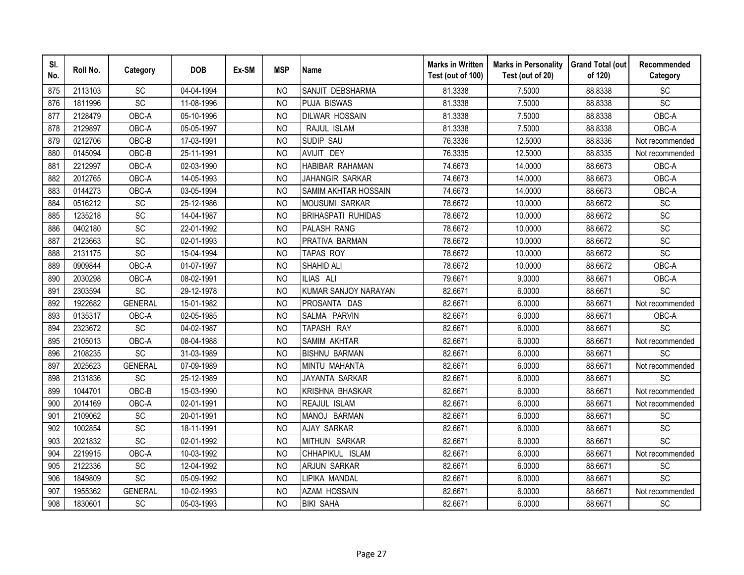| Sl. No. | Roll No. | Category | DOB | Ex-SM | MSP | Name | Marks in Written Test (out of 100) | Marks in Personality Test (out of 20) | Grand Total (out of 120) | Recommended Category |
|---|---|---|---|---|---|---|---|---|---|---|
| 875 | 2113103 | SC | 04-04-1994 | | NO | SANJIT DEBSHARMA | 81.3338 | 7.5000 | 88.8338 | SC |
| 876 | 1811996 | SC | 11-08-1996 | | NO | PUJA BISWAS | 81.3338 | 7.5000 | 88.8338 | SC |
| 877 | 2128479 | OBC-A | 05-10-1996 | | NO | DILWAR HOSSAIN | 81.3338 | 7.5000 | 88.8338 | OBC-A |
| 878 | 2129897 | OBC-A | 05-05-1997 | | NO | RAJUL ISLAM | 81.3338 | 7.5000 | 88.8338 | OBC-A |
| 879 | 0212706 | OBC-B | 17-03-1991 | | NO | SUDIP SAU | 76.3336 | 12.5000 | 88.8336 | Not recommended |
| 880 | 0145094 | OBC-B | 25-11-1991 | | NO | AVIJIT DEY | 76.3335 | 12.5000 | 88.8335 | Not recommended |
| 881 | 2212997 | OBC-A | 02-03-1990 | | NO | HABIBAR RAHAMAN | 74.6673 | 14.0000 | 88.6673 | OBC-A |
| 882 | 2012765 | OBC-A | 14-05-1993 | | NO | JAHANGIR SARKAR | 74.6673 | 14.0000 | 88.6673 | OBC-A |
| 883 | 0144273 | OBC-A | 03-05-1994 | | NO | SAMIM AKHTAR HOSSAIN | 74.6673 | 14.0000 | 88.6673 | OBC-A |
| 884 | 0516212 | SC | 25-12-1986 | | NO | MOUSUMI SARKAR | 78.6672 | 10.0000 | 88.6672 | SC |
| 885 | 1235218 | SC | 14-04-1987 | | NO | BRIHASPATI RUHIDAS | 78.6672 | 10.0000 | 88.6672 | SC |
| 886 | 0402180 | SC | 22-01-1992 | | NO | PALASH RANG | 78.6672 | 10.0000 | 88.6672 | SC |
| 887 | 2123663 | SC | 02-01-1993 | | NO | PRATIVA BARMAN | 78.6672 | 10.0000 | 88.6672 | SC |
| 888 | 2131175 | SC | 15-04-1994 | | NO | TAPAS ROY | 78.6672 | 10.0000 | 88.6672 | SC |
| 889 | 0909844 | OBC-A | 01-07-1997 | | NO | SHAHID ALI | 78.6672 | 10.0000 | 88.6672 | OBC-A |
| 890 | 2030298 | OBC-A | 08-02-1991 | | NO | ILIAS ALI | 79.6671 | 9.0000 | 88.6671 | OBC-A |
| 891 | 2303594 | SC | 29-12-1978 | | NO | KUMAR SANJOY NARAYAN | 82.6671 | 6.0000 | 88.6671 | SC |
| 892 | 1922682 | GENERAL | 15-01-1982 | | NO | PROSANTA DAS | 82.6671 | 6.0000 | 88.6671 | Not recommended |
| 893 | 0135317 | OBC-A | 02-05-1985 | | NO | SALMA PARVIN | 82.6671 | 6.0000 | 88.6671 | OBC-A |
| 894 | 2323672 | SC | 04-02-1987 | | NO | TAPASH RAY | 82.6671 | 6.0000 | 88.6671 | SC |
| 895 | 2105013 | OBC-A | 08-04-1988 | | NO | SAMIM AKHTAR | 82.6671 | 6.0000 | 88.6671 | Not recommended |
| 896 | 2108235 | SC | 31-03-1989 | | NO | BISHNU BARMAN | 82.6671 | 6.0000 | 88.6671 | SC |
| 897 | 2025623 | GENERAL | 07-09-1989 | | NO | MINTU MAHANTA | 82.6671 | 6.0000 | 88.6671 | Not recommended |
| 898 | 2131836 | SC | 25-12-1989 | | NO | JAYANTA SARKAR | 82.6671 | 6.0000 | 88.6671 | SC |
| 899 | 1044701 | OBC-B | 15-03-1990 | | NO | KRISHNA BHASKAR | 82.6671 | 6.0000 | 88.6671 | Not recommended |
| 900 | 2014169 | OBC-A | 02-01-1991 | | NO | REAJUL ISLAM | 82.6671 | 6.0000 | 88.6671 | Not recommended |
| 901 | 2109062 | SC | 20-01-1991 | | NO | MANOJ BARMAN | 82.6671 | 6.0000 | 88.6671 | SC |
| 902 | 1002854 | SC | 18-11-1991 | | NO | AJAY SARKAR | 82.6671 | 6.0000 | 88.6671 | SC |
| 903 | 2021832 | SC | 02-01-1992 | | NO | MITHUN SARKAR | 82.6671 | 6.0000 | 88.6671 | SC |
| 904 | 2219915 | OBC-A | 10-03-1992 | | NO | CHHAPIKUL ISLAM | 82.6671 | 6.0000 | 88.6671 | Not recommended |
| 905 | 2122336 | SC | 12-04-1992 | | NO | ARJUN SARKAR | 82.6671 | 6.0000 | 88.6671 | SC |
| 906 | 1849809 | SC | 05-09-1992 | | NO | LIPIKA MANDAL | 82.6671 | 6.0000 | 88.6671 | SC |
| 907 | 1955362 | GENERAL | 10-02-1993 | | NO | AZAM HOSSAIN | 82.6671 | 6.0000 | 88.6671 | Not recommended |
| 908 | 1830601 | SC | 05-03-1993 | | NO | BIKI SAHA | 82.6671 | 6.0000 | 88.6671 | SC |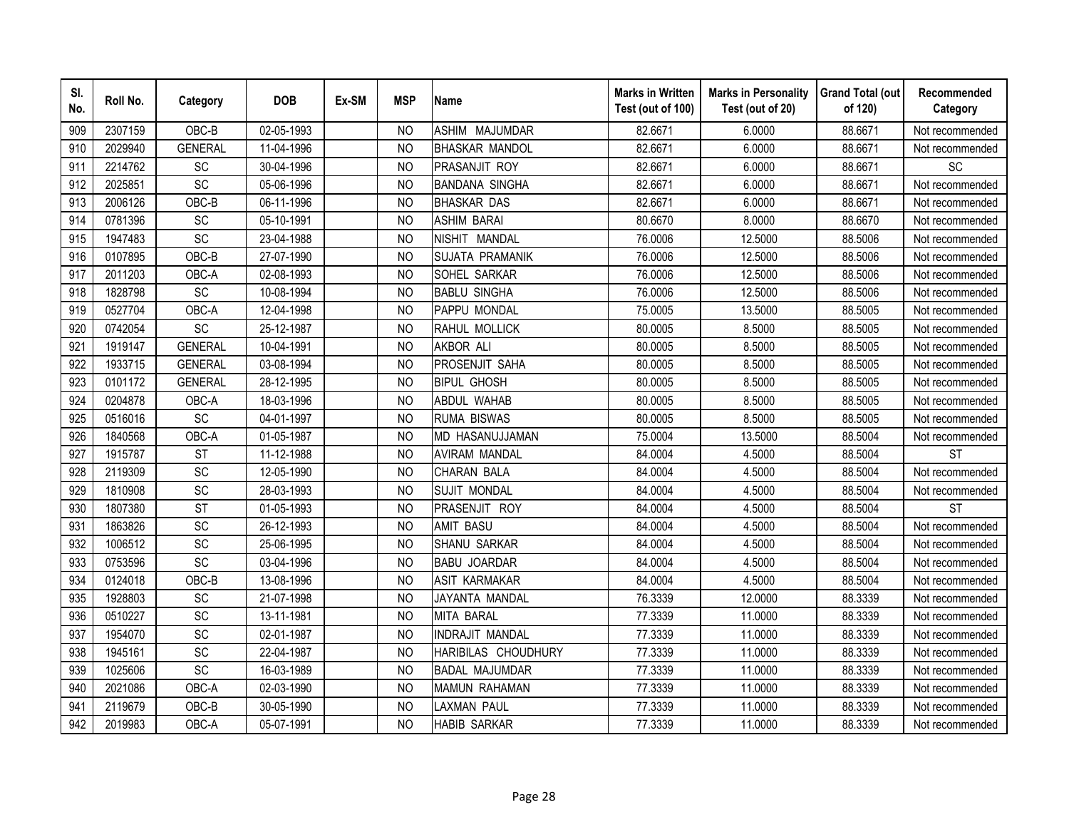| Sl. No. | Roll No. | Category | DOB | Ex-SM | MSP | Name | Marks in Written Test (out of 100) | Marks in Personality Test (out of 20) | Grand Total (out of 120) | Recommended Category |
|---|---|---|---|---|---|---|---|---|---|---|
| 909 | 2307159 | OBC-B | 02-05-1993 | | NO | ASHIM MAJUMDAR | 82.6671 | 6.0000 | 88.6671 | Not recommended |
| 910 | 2029940 | GENERAL | 11-04-1996 | | NO | BHASKAR MANDOL | 82.6671 | 6.0000 | 88.6671 | Not recommended |
| 911 | 2214762 | SC | 30-04-1996 | | NO | PRASANJIT ROY | 82.6671 | 6.0000 | 88.6671 | SC |
| 912 | 2025851 | SC | 05-06-1996 | | NO | BANDANA SINGHA | 82.6671 | 6.0000 | 88.6671 | Not recommended |
| 913 | 2006126 | OBC-B | 06-11-1996 | | NO | BHASKAR DAS | 82.6671 | 6.0000 | 88.6671 | Not recommended |
| 914 | 0781396 | SC | 05-10-1991 | | NO | ASHIM BARAI | 80.6670 | 8.0000 | 88.6670 | Not recommended |
| 915 | 1947483 | SC | 23-04-1988 | | NO | NISHIT MANDAL | 76.0006 | 12.5000 | 88.5006 | Not recommended |
| 916 | 0107895 | OBC-B | 27-07-1990 | | NO | SUJATA PRAMANIK | 76.0006 | 12.5000 | 88.5006 | Not recommended |
| 917 | 2011203 | OBC-A | 02-08-1993 | | NO | SOHEL SARKAR | 76.0006 | 12.5000 | 88.5006 | Not recommended |
| 918 | 1828798 | SC | 10-08-1994 | | NO | BABLU SINGHA | 76.0006 | 12.5000 | 88.5006 | Not recommended |
| 919 | 0527704 | OBC-A | 12-04-1998 | | NO | PAPPU MONDAL | 75.0005 | 13.5000 | 88.5005 | Not recommended |
| 920 | 0742054 | SC | 25-12-1987 | | NO | RAHUL MOLLICK | 80.0005 | 8.5000 | 88.5005 | Not recommended |
| 921 | 1919147 | GENERAL | 10-04-1991 | | NO | AKBOR ALI | 80.0005 | 8.5000 | 88.5005 | Not recommended |
| 922 | 1933715 | GENERAL | 03-08-1994 | | NO | PROSENJIT SAHA | 80.0005 | 8.5000 | 88.5005 | Not recommended |
| 923 | 0101172 | GENERAL | 28-12-1995 | | NO | BIPUL GHOSH | 80.0005 | 8.5000 | 88.5005 | Not recommended |
| 924 | 0204878 | OBC-A | 18-03-1996 | | NO | ABDUL WAHAB | 80.0005 | 8.5000 | 88.5005 | Not recommended |
| 925 | 0516016 | SC | 04-01-1997 | | NO | RUMA BISWAS | 80.0005 | 8.5000 | 88.5005 | Not recommended |
| 926 | 1840568 | OBC-A | 01-05-1987 | | NO | MD HASANUJJAMAN | 75.0004 | 13.5000 | 88.5004 | Not recommended |
| 927 | 1915787 | ST | 11-12-1988 | | NO | AVIRAM MANDAL | 84.0004 | 4.5000 | 88.5004 | ST |
| 928 | 2119309 | SC | 12-05-1990 | | NO | CHARAN BALA | 84.0004 | 4.5000 | 88.5004 | Not recommended |
| 929 | 1810908 | SC | 28-03-1993 | | NO | SUJIT MONDAL | 84.0004 | 4.5000 | 88.5004 | Not recommended |
| 930 | 1807380 | ST | 01-05-1993 | | NO | PRASENJIT ROY | 84.0004 | 4.5000 | 88.5004 | ST |
| 931 | 1863826 | SC | 26-12-1993 | | NO | AMIT BASU | 84.0004 | 4.5000 | 88.5004 | Not recommended |
| 932 | 1006512 | SC | 25-06-1995 | | NO | SHANU SARKAR | 84.0004 | 4.5000 | 88.5004 | Not recommended |
| 933 | 0753596 | SC | 03-04-1996 | | NO | BABU JOARDAR | 84.0004 | 4.5000 | 88.5004 | Not recommended |
| 934 | 0124018 | OBC-B | 13-08-1996 | | NO | ASIT KARMAKAR | 84.0004 | 4.5000 | 88.5004 | Not recommended |
| 935 | 1928803 | SC | 21-07-1998 | | NO | JAYANTA MANDAL | 76.3339 | 12.0000 | 88.3339 | Not recommended |
| 936 | 0510227 | SC | 13-11-1981 | | NO | MITA BARAL | 77.3339 | 11.0000 | 88.3339 | Not recommended |
| 937 | 1954070 | SC | 02-01-1987 | | NO | INDRAJIT MANDAL | 77.3339 | 11.0000 | 88.3339 | Not recommended |
| 938 | 1945161 | SC | 22-04-1987 | | NO | HARIBILAS CHOUDHURY | 77.3339 | 11.0000 | 88.3339 | Not recommended |
| 939 | 1025606 | SC | 16-03-1989 | | NO | BADAL MAJUMDAR | 77.3339 | 11.0000 | 88.3339 | Not recommended |
| 940 | 2021086 | OBC-A | 02-03-1990 | | NO | MAMUN RAHAMAN | 77.3339 | 11.0000 | 88.3339 | Not recommended |
| 941 | 2119679 | OBC-B | 30-05-1990 | | NO | LAXMAN PAUL | 77.3339 | 11.0000 | 88.3339 | Not recommended |
| 942 | 2019983 | OBC-A | 05-07-1991 | | NO | HABIB SARKAR | 77.3339 | 11.0000 | 88.3339 | Not recommended |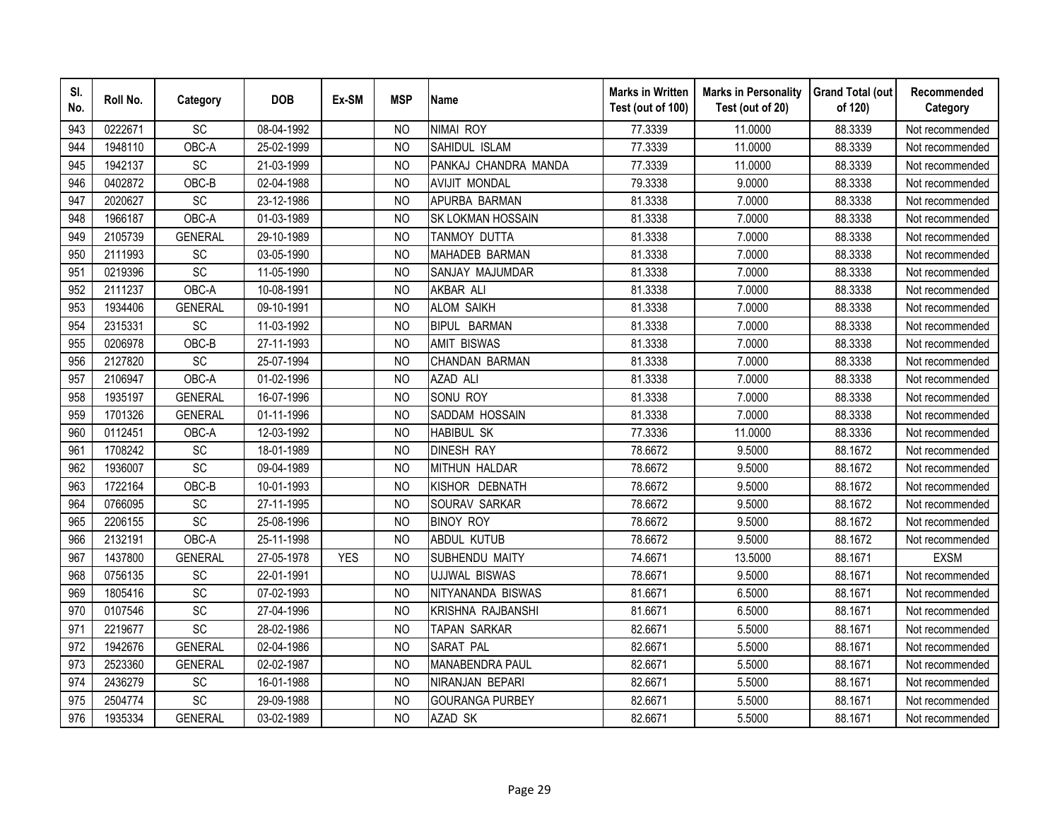| Sl. No. | Roll No. | Category | DOB | Ex-SM | MSP | Name | Marks in Written Test (out of 100) | Marks in Personality Test (out of 20) | Grand Total (out of 120) | Recommended Category |
|---|---|---|---|---|---|---|---|---|---|---|
| 943 | 0222671 | SC | 08-04-1992 | | NO | NIMAI ROY | 77.3339 | 11.0000 | 88.3339 | Not recommended |
| 944 | 1948110 | OBC-A | 25-02-1999 | | NO | SAHIDUL ISLAM | 77.3339 | 11.0000 | 88.3339 | Not recommended |
| 945 | 1942137 | SC | 21-03-1999 | | NO | PANKAJ CHANDRA MANDA | 77.3339 | 11.0000 | 88.3339 | Not recommended |
| 946 | 0402872 | OBC-B | 02-04-1988 | | NO | AVIJIT MONDAL | 79.3338 | 9.0000 | 88.3338 | Not recommended |
| 947 | 2020627 | SC | 23-12-1986 | | NO | APURBA BARMAN | 81.3338 | 7.0000 | 88.3338 | Not recommended |
| 948 | 1966187 | OBC-A | 01-03-1989 | | NO | SK LOKMAN HOSSAIN | 81.3338 | 7.0000 | 88.3338 | Not recommended |
| 949 | 2105739 | GENERAL | 29-10-1989 | | NO | TANMOY DUTTA | 81.3338 | 7.0000 | 88.3338 | Not recommended |
| 950 | 2111993 | SC | 03-05-1990 | | NO | MAHADEB BARMAN | 81.3338 | 7.0000 | 88.3338 | Not recommended |
| 951 | 0219396 | SC | 11-05-1990 | | NO | SANJAY MAJUMDAR | 81.3338 | 7.0000 | 88.3338 | Not recommended |
| 952 | 2111237 | OBC-A | 10-08-1991 | | NO | AKBAR ALI | 81.3338 | 7.0000 | 88.3338 | Not recommended |
| 953 | 1934406 | GENERAL | 09-10-1991 | | NO | ALOM SAIKH | 81.3338 | 7.0000 | 88.3338 | Not recommended |
| 954 | 2315331 | SC | 11-03-1992 | | NO | BIPUL BARMAN | 81.3338 | 7.0000 | 88.3338 | Not recommended |
| 955 | 0206978 | OBC-B | 27-11-1993 | | NO | AMIT BISWAS | 81.3338 | 7.0000 | 88.3338 | Not recommended |
| 956 | 2127820 | SC | 25-07-1994 | | NO | CHANDAN BARMAN | 81.3338 | 7.0000 | 88.3338 | Not recommended |
| 957 | 2106947 | OBC-A | 01-02-1996 | | NO | AZAD ALI | 81.3338 | 7.0000 | 88.3338 | Not recommended |
| 958 | 1935197 | GENERAL | 16-07-1996 | | NO | SONU ROY | 81.3338 | 7.0000 | 88.3338 | Not recommended |
| 959 | 1701326 | GENERAL | 01-11-1996 | | NO | SADDAM HOSSAIN | 81.3338 | 7.0000 | 88.3338 | Not recommended |
| 960 | 0112451 | OBC-A | 12-03-1992 | | NO | HABIBUL SK | 77.3336 | 11.0000 | 88.3336 | Not recommended |
| 961 | 1708242 | SC | 18-01-1989 | | NO | DINESH RAY | 78.6672 | 9.5000 | 88.1672 | Not recommended |
| 962 | 1936007 | SC | 09-04-1989 | | NO | MITHUN HALDAR | 78.6672 | 9.5000 | 88.1672 | Not recommended |
| 963 | 1722164 | OBC-B | 10-01-1993 | | NO | KISHOR DEBNATH | 78.6672 | 9.5000 | 88.1672 | Not recommended |
| 964 | 0766095 | SC | 27-11-1995 | | NO | SOURAV SARKAR | 78.6672 | 9.5000 | 88.1672 | Not recommended |
| 965 | 2206155 | SC | 25-08-1996 | | NO | BINOY ROY | 78.6672 | 9.5000 | 88.1672 | Not recommended |
| 966 | 2132191 | OBC-A | 25-11-1998 | | NO | ABDUL KUTUB | 78.6672 | 9.5000 | 88.1672 | Not recommended |
| 967 | 1437800 | GENERAL | 27-05-1978 | YES | NO | SUBHENDU MAITY | 74.6671 | 13.5000 | 88.1671 | EXSM |
| 968 | 0756135 | SC | 22-01-1991 | | NO | UJJWAL BISWAS | 78.6671 | 9.5000 | 88.1671 | Not recommended |
| 969 | 1805416 | SC | 07-02-1993 | | NO | NITYANANDA BISWAS | 81.6671 | 6.5000 | 88.1671 | Not recommended |
| 970 | 0107546 | SC | 27-04-1996 | | NO | KRISHNA RAJBANSHI | 81.6671 | 6.5000 | 88.1671 | Not recommended |
| 971 | 2219677 | SC | 28-02-1986 | | NO | TAPAN SARKAR | 82.6671 | 5.5000 | 88.1671 | Not recommended |
| 972 | 1942676 | GENERAL | 02-04-1986 | | NO | SARAT PAL | 82.6671 | 5.5000 | 88.1671 | Not recommended |
| 973 | 2523360 | GENERAL | 02-02-1987 | | NO | MANABENDRA PAUL | 82.6671 | 5.5000 | 88.1671 | Not recommended |
| 974 | 2436279 | SC | 16-01-1988 | | NO | NIRANJAN BEPARI | 82.6671 | 5.5000 | 88.1671 | Not recommended |
| 975 | 2504774 | SC | 29-09-1988 | | NO | GOURANGA PURBEY | 82.6671 | 5.5000 | 88.1671 | Not recommended |
| 976 | 1935334 | GENERAL | 03-02-1989 | | NO | AZAD SK | 82.6671 | 5.5000 | 88.1671 | Not recommended |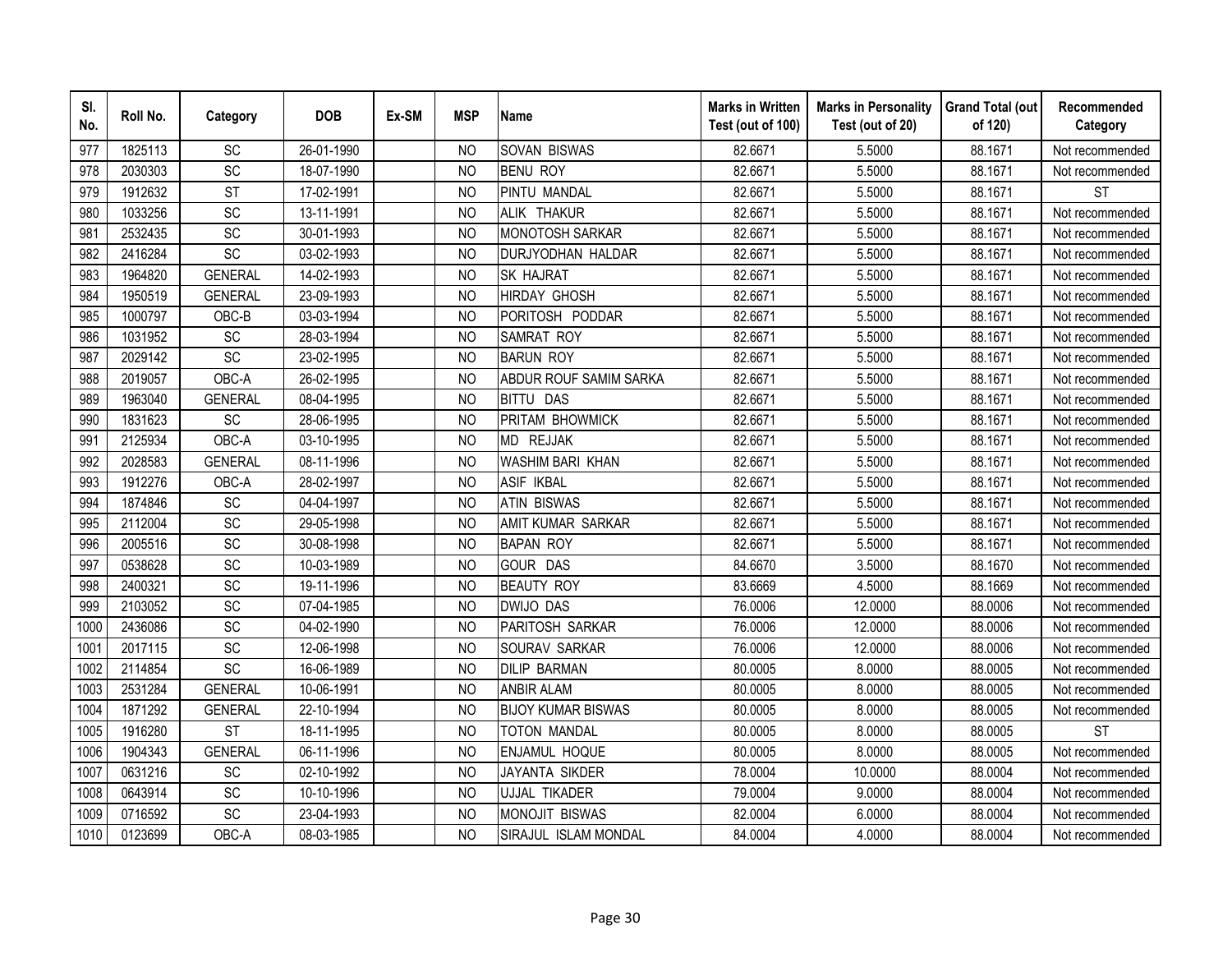| Sl. No. | Roll No. | Category | DOB | Ex-SM | MSP | Name | Marks in Written Test (out of 100) | Marks in Personality Test (out of 20) | Grand Total (out of 120) | Recommended Category |
|---|---|---|---|---|---|---|---|---|---|---|
| 977 | 1825113 | SC | 26-01-1990 | | NO | SOVAN BISWAS | 82.6671 | 5.5000 | 88.1671 | Not recommended |
| 978 | 2030303 | SC | 18-07-1990 | | NO | BENU ROY | 82.6671 | 5.5000 | 88.1671 | Not recommended |
| 979 | 1912632 | ST | 17-02-1991 | | NO | PINTU MANDAL | 82.6671 | 5.5000 | 88.1671 | ST |
| 980 | 1033256 | SC | 13-11-1991 | | NO | ALIK THAKUR | 82.6671 | 5.5000 | 88.1671 | Not recommended |
| 981 | 2532435 | SC | 30-01-1993 | | NO | MONOTOSH SARKAR | 82.6671 | 5.5000 | 88.1671 | Not recommended |
| 982 | 2416284 | SC | 03-02-1993 | | NO | DURJYODHAN HALDAR | 82.6671 | 5.5000 | 88.1671 | Not recommended |
| 983 | 1964820 | GENERAL | 14-02-1993 | | NO | SK HAJRAT | 82.6671 | 5.5000 | 88.1671 | Not recommended |
| 984 | 1950519 | GENERAL | 23-09-1993 | | NO | HIRDAY GHOSH | 82.6671 | 5.5000 | 88.1671 | Not recommended |
| 985 | 1000797 | OBC-B | 03-03-1994 | | NO | PORITOSH PODDAR | 82.6671 | 5.5000 | 88.1671 | Not recommended |
| 986 | 1031952 | SC | 28-03-1994 | | NO | SAMRAT ROY | 82.6671 | 5.5000 | 88.1671 | Not recommended |
| 987 | 2029142 | SC | 23-02-1995 | | NO | BARUN ROY | 82.6671 | 5.5000 | 88.1671 | Not recommended |
| 988 | 2019057 | OBC-A | 26-02-1995 | | NO | ABDUR ROUF SAMIM SARKA | 82.6671 | 5.5000 | 88.1671 | Not recommended |
| 989 | 1963040 | GENERAL | 08-04-1995 | | NO | BITTU DAS | 82.6671 | 5.5000 | 88.1671 | Not recommended |
| 990 | 1831623 | SC | 28-06-1995 | | NO | PRITAM BHOWMICK | 82.6671 | 5.5000 | 88.1671 | Not recommended |
| 991 | 2125934 | OBC-A | 03-10-1995 | | NO | MD REJJAK | 82.6671 | 5.5000 | 88.1671 | Not recommended |
| 992 | 2028583 | GENERAL | 08-11-1996 | | NO | WASHIM BARI KHAN | 82.6671 | 5.5000 | 88.1671 | Not recommended |
| 993 | 1912276 | OBC-A | 28-02-1997 | | NO | ASIF IKBAL | 82.6671 | 5.5000 | 88.1671 | Not recommended |
| 994 | 1874846 | SC | 04-04-1997 | | NO | ATIN BISWAS | 82.6671 | 5.5000 | 88.1671 | Not recommended |
| 995 | 2112004 | SC | 29-05-1998 | | NO | AMIT KUMAR SARKAR | 82.6671 | 5.5000 | 88.1671 | Not recommended |
| 996 | 2005516 | SC | 30-08-1998 | | NO | BAPAN ROY | 82.6671 | 5.5000 | 88.1671 | Not recommended |
| 997 | 0538628 | SC | 10-03-1989 | | NO | GOUR DAS | 84.6670 | 3.5000 | 88.1670 | Not recommended |
| 998 | 2400321 | SC | 19-11-1996 | | NO | BEAUTY ROY | 83.6669 | 4.5000 | 88.1669 | Not recommended |
| 999 | 2103052 | SC | 07-04-1985 | | NO | DWIJO DAS | 76.0006 | 12.0000 | 88.0006 | Not recommended |
| 1000 | 2436086 | SC | 04-02-1990 | | NO | PARITOSH SARKAR | 76.0006 | 12.0000 | 88.0006 | Not recommended |
| 1001 | 2017115 | SC | 12-06-1998 | | NO | SOURAV SARKAR | 76.0006 | 12.0000 | 88.0006 | Not recommended |
| 1002 | 2114854 | SC | 16-06-1989 | | NO | DILIP BARMAN | 80.0005 | 8.0000 | 88.0005 | Not recommended |
| 1003 | 2531284 | GENERAL | 10-06-1991 | | NO | ANBIR ALAM | 80.0005 | 8.0000 | 88.0005 | Not recommended |
| 1004 | 1871292 | GENERAL | 22-10-1994 | | NO | BIJOY KUMAR BISWAS | 80.0005 | 8.0000 | 88.0005 | Not recommended |
| 1005 | 1916280 | ST | 18-11-1995 | | NO | TOTON MANDAL | 80.0005 | 8.0000 | 88.0005 | ST |
| 1006 | 1904343 | GENERAL | 06-11-1996 | | NO | ENJAMUL HOQUE | 80.0005 | 8.0000 | 88.0005 | Not recommended |
| 1007 | 0631216 | SC | 02-10-1992 | | NO | JAYANTA SIKDER | 78.0004 | 10.0000 | 88.0004 | Not recommended |
| 1008 | 0643914 | SC | 10-10-1996 | | NO | UJJAL TIKADER | 79.0004 | 9.0000 | 88.0004 | Not recommended |
| 1009 | 0716592 | SC | 23-04-1993 | | NO | MONOJIT BISWAS | 82.0004 | 6.0000 | 88.0004 | Not recommended |
| 1010 | 0123699 | OBC-A | 08-03-1985 | | NO | SIRAJUL ISLAM MONDAL | 84.0004 | 4.0000 | 88.0004 | Not recommended |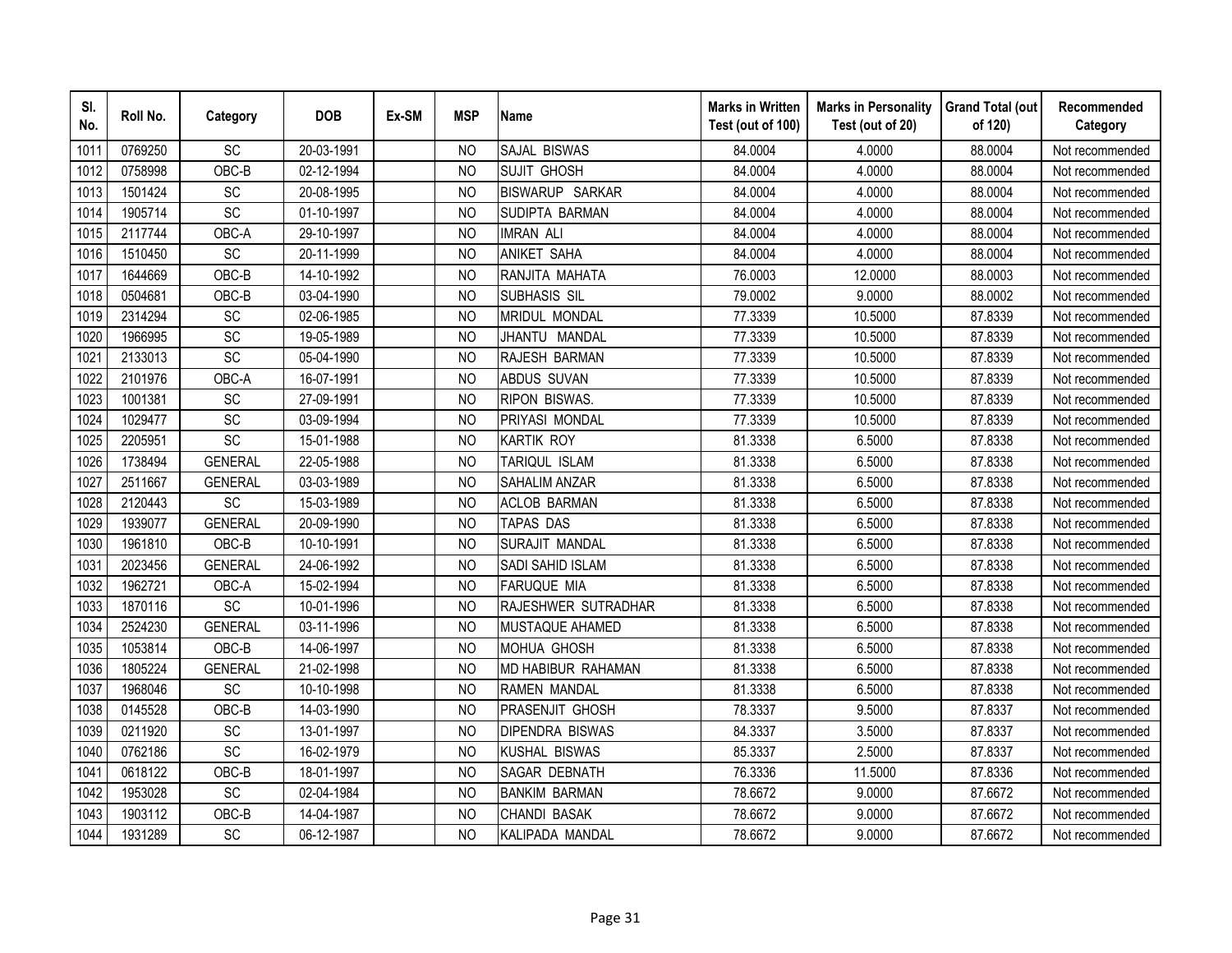| Sl. No. | Roll No. | Category | DOB | Ex-SM | MSP | Name | Marks in Written Test (out of 100) | Marks in Personality Test (out of 20) | Grand Total (out of 120) | Recommended Category |
|---|---|---|---|---|---|---|---|---|---|---|
| 1011 | 0769250 | SC | 20-03-1991 | | NO | SAJAL BISWAS | 84.0004 | 4.0000 | 88.0004 | Not recommended |
| 1012 | 0758998 | OBC-B | 02-12-1994 | | NO | SUJIT GHOSH | 84.0004 | 4.0000 | 88.0004 | Not recommended |
| 1013 | 1501424 | SC | 20-08-1995 | | NO | BISWARUP SARKAR | 84.0004 | 4.0000 | 88.0004 | Not recommended |
| 1014 | 1905714 | SC | 01-10-1997 | | NO | SUDIPTA BARMAN | 84.0004 | 4.0000 | 88.0004 | Not recommended |
| 1015 | 2117744 | OBC-A | 29-10-1997 | | NO | IMRAN ALI | 84.0004 | 4.0000 | 88.0004 | Not recommended |
| 1016 | 1510450 | SC | 20-11-1999 | | NO | ANIKET SAHA | 84.0004 | 4.0000 | 88.0004 | Not recommended |
| 1017 | 1644669 | OBC-B | 14-10-1992 | | NO | RANJITA MAHATA | 76.0003 | 12.0000 | 88.0003 | Not recommended |
| 1018 | 0504681 | OBC-B | 03-04-1990 | | NO | SUBHASIS SIL | 79.0002 | 9.0000 | 88.0002 | Not recommended |
| 1019 | 2314294 | SC | 02-06-1985 | | NO | MRIDUL MONDAL | 77.3339 | 10.5000 | 87.8339 | Not recommended |
| 1020 | 1966995 | SC | 19-05-1989 | | NO | JHANTU MANDAL | 77.3339 | 10.5000 | 87.8339 | Not recommended |
| 1021 | 2133013 | SC | 05-04-1990 | | NO | RAJESH BARMAN | 77.3339 | 10.5000 | 87.8339 | Not recommended |
| 1022 | 2101976 | OBC-A | 16-07-1991 | | NO | ABDUS SUVAN | 77.3339 | 10.5000 | 87.8339 | Not recommended |
| 1023 | 1001381 | SC | 27-09-1991 | | NO | RIPON BISWAS. | 77.3339 | 10.5000 | 87.8339 | Not recommended |
| 1024 | 1029477 | SC | 03-09-1994 | | NO | PRIYASI MONDAL | 77.3339 | 10.5000 | 87.8339 | Not recommended |
| 1025 | 2205951 | SC | 15-01-1988 | | NO | KARTIK ROY | 81.3338 | 6.5000 | 87.8338 | Not recommended |
| 1026 | 1738494 | GENERAL | 22-05-1988 | | NO | TARIQUL ISLAM | 81.3338 | 6.5000 | 87.8338 | Not recommended |
| 1027 | 2511667 | GENERAL | 03-03-1989 | | NO | SAHALIM ANZAR | 81.3338 | 6.5000 | 87.8338 | Not recommended |
| 1028 | 2120443 | SC | 15-03-1989 | | NO | ACLOB BARMAN | 81.3338 | 6.5000 | 87.8338 | Not recommended |
| 1029 | 1939077 | GENERAL | 20-09-1990 | | NO | TAPAS DAS | 81.3338 | 6.5000 | 87.8338 | Not recommended |
| 1030 | 1961810 | OBC-B | 10-10-1991 | | NO | SURAJIT MANDAL | 81.3338 | 6.5000 | 87.8338 | Not recommended |
| 1031 | 2023456 | GENERAL | 24-06-1992 | | NO | SADI SAHID ISLAM | 81.3338 | 6.5000 | 87.8338 | Not recommended |
| 1032 | 1962721 | OBC-A | 15-02-1994 | | NO | FARUQUE MIA | 81.3338 | 6.5000 | 87.8338 | Not recommended |
| 1033 | 1870116 | SC | 10-01-1996 | | NO | RAJESHWER SUTRADHAR | 81.3338 | 6.5000 | 87.8338 | Not recommended |
| 1034 | 2524230 | GENERAL | 03-11-1996 | | NO | MUSTAQUE AHAMED | 81.3338 | 6.5000 | 87.8338 | Not recommended |
| 1035 | 1053814 | OBC-B | 14-06-1997 | | NO | MOHUA GHOSH | 81.3338 | 6.5000 | 87.8338 | Not recommended |
| 1036 | 1805224 | GENERAL | 21-02-1998 | | NO | MD HABIBUR RAHAMAN | 81.3338 | 6.5000 | 87.8338 | Not recommended |
| 1037 | 1968046 | SC | 10-10-1998 | | NO | RAMEN MANDAL | 81.3338 | 6.5000 | 87.8338 | Not recommended |
| 1038 | 0145528 | OBC-B | 14-03-1990 | | NO | PRASENJIT GHOSH | 78.3337 | 9.5000 | 87.8337 | Not recommended |
| 1039 | 0211920 | SC | 13-01-1997 | | NO | DIPENDRA BISWAS | 84.3337 | 3.5000 | 87.8337 | Not recommended |
| 1040 | 0762186 | SC | 16-02-1979 | | NO | KUSHAL BISWAS | 85.3337 | 2.5000 | 87.8337 | Not recommended |
| 1041 | 0618122 | OBC-B | 18-01-1997 | | NO | SAGAR DEBNATH | 76.3336 | 11.5000 | 87.8336 | Not recommended |
| 1042 | 1953028 | SC | 02-04-1984 | | NO | BANKIM BARMAN | 78.6672 | 9.0000 | 87.6672 | Not recommended |
| 1043 | 1903112 | OBC-B | 14-04-1987 | | NO | CHANDI BASAK | 78.6672 | 9.0000 | 87.6672 | Not recommended |
| 1044 | 1931289 | SC | 06-12-1987 | | NO | KALIPADA MANDAL | 78.6672 | 9.0000 | 87.6672 | Not recommended |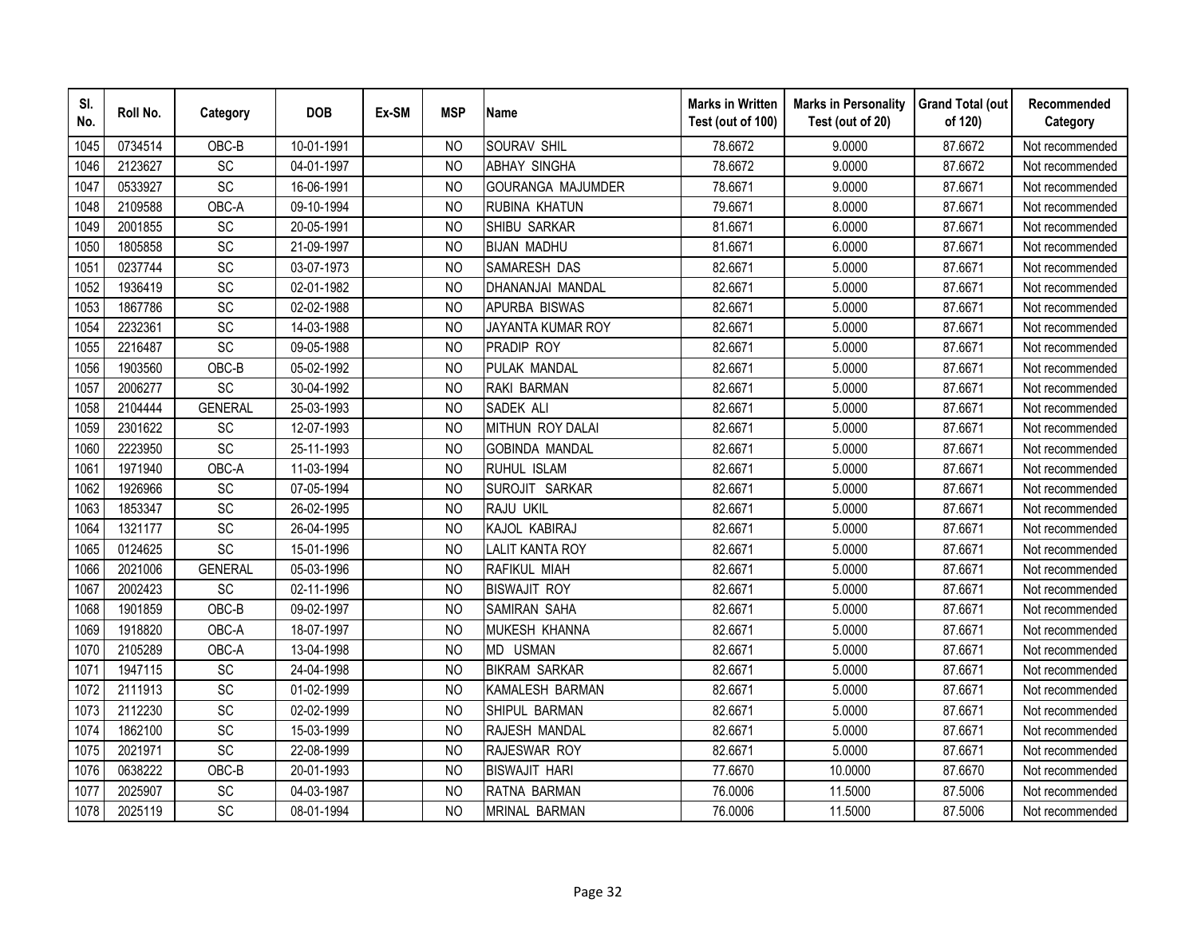| Sl. No. | Roll No. | Category | DOB | Ex-SM | MSP | Name | Marks in Written Test (out of 100) | Marks in Personality Test (out of 20) | Grand Total (out of 120) | Recommended Category |
|---|---|---|---|---|---|---|---|---|---|---|
| 1045 | 0734514 | OBC-B | 10-01-1991 | | NO | SOURAV SHIL | 78.6672 | 9.0000 | 87.6672 | Not recommended |
| 1046 | 2123627 | SC | 04-01-1997 | | NO | ABHAY SINGHA | 78.6672 | 9.0000 | 87.6672 | Not recommended |
| 1047 | 0533927 | SC | 16-06-1991 | | NO | GOURANGA MAJUMDER | 78.6671 | 9.0000 | 87.6671 | Not recommended |
| 1048 | 2109588 | OBC-A | 09-10-1994 | | NO | RUBINA KHATUN | 79.6671 | 8.0000 | 87.6671 | Not recommended |
| 1049 | 2001855 | SC | 20-05-1991 | | NO | SHIBU SARKAR | 81.6671 | 6.0000 | 87.6671 | Not recommended |
| 1050 | 1805858 | SC | 21-09-1997 | | NO | BIJAN MADHU | 81.6671 | 6.0000 | 87.6671 | Not recommended |
| 1051 | 0237744 | SC | 03-07-1973 | | NO | SAMARESH DAS | 82.6671 | 5.0000 | 87.6671 | Not recommended |
| 1052 | 1936419 | SC | 02-01-1982 | | NO | DHANANJAI MANDAL | 82.6671 | 5.0000 | 87.6671 | Not recommended |
| 1053 | 1867786 | SC | 02-02-1988 | | NO | APURBA BISWAS | 82.6671 | 5.0000 | 87.6671 | Not recommended |
| 1054 | 2232361 | SC | 14-03-1988 | | NO | JAYANTA KUMAR ROY | 82.6671 | 5.0000 | 87.6671 | Not recommended |
| 1055 | 2216487 | SC | 09-05-1988 | | NO | PRADIP ROY | 82.6671 | 5.0000 | 87.6671 | Not recommended |
| 1056 | 1903560 | OBC-B | 05-02-1992 | | NO | PULAK MANDAL | 82.6671 | 5.0000 | 87.6671 | Not recommended |
| 1057 | 2006277 | SC | 30-04-1992 | | NO | RAKI BARMAN | 82.6671 | 5.0000 | 87.6671 | Not recommended |
| 1058 | 2104444 | GENERAL | 25-03-1993 | | NO | SADEK ALI | 82.6671 | 5.0000 | 87.6671 | Not recommended |
| 1059 | 2301622 | SC | 12-07-1993 | | NO | MITHUN ROY DALAI | 82.6671 | 5.0000 | 87.6671 | Not recommended |
| 1060 | 2223950 | SC | 25-11-1993 | | NO | GOBINDA MANDAL | 82.6671 | 5.0000 | 87.6671 | Not recommended |
| 1061 | 1971940 | OBC-A | 11-03-1994 | | NO | RUHUL ISLAM | 82.6671 | 5.0000 | 87.6671 | Not recommended |
| 1062 | 1926966 | SC | 07-05-1994 | | NO | SUROJIT SARKAR | 82.6671 | 5.0000 | 87.6671 | Not recommended |
| 1063 | 1853347 | SC | 26-02-1995 | | NO | RAJU UKIL | 82.6671 | 5.0000 | 87.6671 | Not recommended |
| 1064 | 1321177 | SC | 26-04-1995 | | NO | KAJOL KABIRAJ | 82.6671 | 5.0000 | 87.6671 | Not recommended |
| 1065 | 0124625 | SC | 15-01-1996 | | NO | LALIT KANTA ROY | 82.6671 | 5.0000 | 87.6671 | Not recommended |
| 1066 | 2021006 | GENERAL | 05-03-1996 | | NO | RAFIKUL MIAH | 82.6671 | 5.0000 | 87.6671 | Not recommended |
| 1067 | 2002423 | SC | 02-11-1996 | | NO | BISWAJIT ROY | 82.6671 | 5.0000 | 87.6671 | Not recommended |
| 1068 | 1901859 | OBC-B | 09-02-1997 | | NO | SAMIRAN SAHA | 82.6671 | 5.0000 | 87.6671 | Not recommended |
| 1069 | 1918820 | OBC-A | 18-07-1997 | | NO | MUKESH KHANNA | 82.6671 | 5.0000 | 87.6671 | Not recommended |
| 1070 | 2105289 | OBC-A | 13-04-1998 | | NO | MD USMAN | 82.6671 | 5.0000 | 87.6671 | Not recommended |
| 1071 | 1947115 | SC | 24-04-1998 | | NO | BIKRAM SARKAR | 82.6671 | 5.0000 | 87.6671 | Not recommended |
| 1072 | 2111913 | SC | 01-02-1999 | | NO | KAMALESH BARMAN | 82.6671 | 5.0000 | 87.6671 | Not recommended |
| 1073 | 2112230 | SC | 02-02-1999 | | NO | SHIPUL BARMAN | 82.6671 | 5.0000 | 87.6671 | Not recommended |
| 1074 | 1862100 | SC | 15-03-1999 | | NO | RAJESH MANDAL | 82.6671 | 5.0000 | 87.6671 | Not recommended |
| 1075 | 2021971 | SC | 22-08-1999 | | NO | RAJESWAR ROY | 82.6671 | 5.0000 | 87.6671 | Not recommended |
| 1076 | 0638222 | OBC-B | 20-01-1993 | | NO | BISWAJIT HARI | 77.6670 | 10.0000 | 87.6670 | Not recommended |
| 1077 | 2025907 | SC | 04-03-1987 | | NO | RATNA BARMAN | 76.0006 | 11.5000 | 87.5006 | Not recommended |
| 1078 | 2025119 | SC | 08-01-1994 | | NO | MRINAL BARMAN | 76.0006 | 11.5000 | 87.5006 | Not recommended |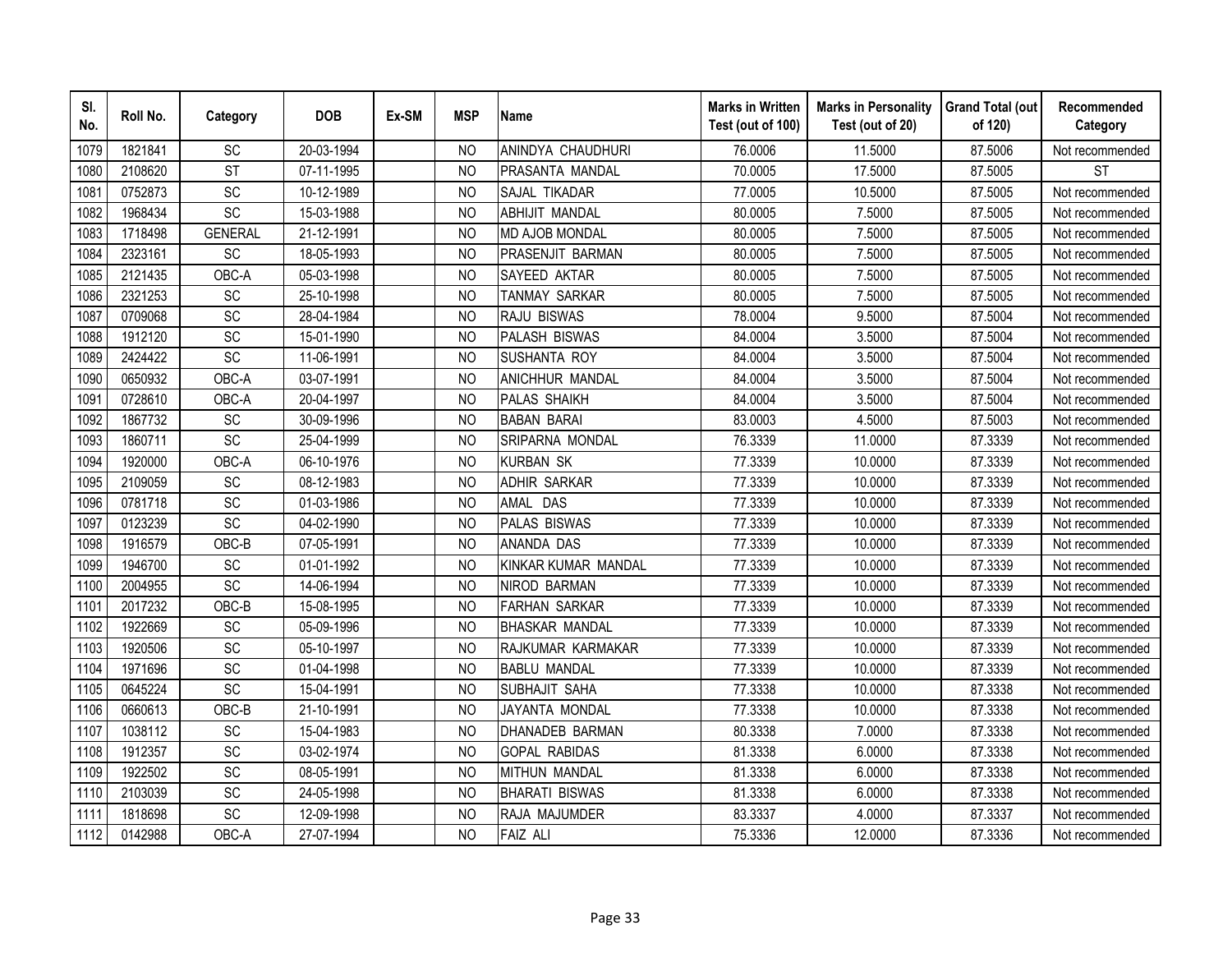| Sl. No. | Roll No. | Category | DOB | Ex-SM | MSP | Name | Marks in Written Test (out of 100) | Marks in Personality Test (out of 20) | Grand Total (out of 120) | Recommended Category |
|---|---|---|---|---|---|---|---|---|---|---|
| 1079 | 1821841 | SC | 20-03-1994 | | NO | ANINDYA CHAUDHURI | 76.0006 | 11.5000 | 87.5006 | Not recommended |
| 1080 | 2108620 | ST | 07-11-1995 | | NO | PRASANTA MANDAL | 70.0005 | 17.5000 | 87.5005 | ST |
| 1081 | 0752873 | SC | 10-12-1989 | | NO | SAJAL TIKADAR | 77.0005 | 10.5000 | 87.5005 | Not recommended |
| 1082 | 1968434 | SC | 15-03-1988 | | NO | ABHIJIT MANDAL | 80.0005 | 7.5000 | 87.5005 | Not recommended |
| 1083 | 1718498 | GENERAL | 21-12-1991 | | NO | MD AJOB MONDAL | 80.0005 | 7.5000 | 87.5005 | Not recommended |
| 1084 | 2323161 | SC | 18-05-1993 | | NO | PRASENJIT BARMAN | 80.0005 | 7.5000 | 87.5005 | Not recommended |
| 1085 | 2121435 | OBC-A | 05-03-1998 | | NO | SAYEED AKTAR | 80.0005 | 7.5000 | 87.5005 | Not recommended |
| 1086 | 2321253 | SC | 25-10-1998 | | NO | TANMAY SARKAR | 80.0005 | 7.5000 | 87.5005 | Not recommended |
| 1087 | 0709068 | SC | 28-04-1984 | | NO | RAJU BISWAS | 78.0004 | 9.5000 | 87.5004 | Not recommended |
| 1088 | 1912120 | SC | 15-01-1990 | | NO | PALASH BISWAS | 84.0004 | 3.5000 | 87.5004 | Not recommended |
| 1089 | 2424422 | SC | 11-06-1991 | | NO | SUSHANTA ROY | 84.0004 | 3.5000 | 87.5004 | Not recommended |
| 1090 | 0650932 | OBC-A | 03-07-1991 | | NO | ANICHHUR MANDAL | 84.0004 | 3.5000 | 87.5004 | Not recommended |
| 1091 | 0728610 | OBC-A | 20-04-1997 | | NO | PALAS SHAIKH | 84.0004 | 3.5000 | 87.5004 | Not recommended |
| 1092 | 1867732 | SC | 30-09-1996 | | NO | BABAN BARAI | 83.0003 | 4.5000 | 87.5003 | Not recommended |
| 1093 | 1860711 | SC | 25-04-1999 | | NO | SRIPARNA MONDAL | 76.3339 | 11.0000 | 87.3339 | Not recommended |
| 1094 | 1920000 | OBC-A | 06-10-1976 | | NO | KURBAN SK | 77.3339 | 10.0000 | 87.3339 | Not recommended |
| 1095 | 2109059 | SC | 08-12-1983 | | NO | ADHIR SARKAR | 77.3339 | 10.0000 | 87.3339 | Not recommended |
| 1096 | 0781718 | SC | 01-03-1986 | | NO | AMAL DAS | 77.3339 | 10.0000 | 87.3339 | Not recommended |
| 1097 | 0123239 | SC | 04-02-1990 | | NO | PALAS BISWAS | 77.3339 | 10.0000 | 87.3339 | Not recommended |
| 1098 | 1916579 | OBC-B | 07-05-1991 | | NO | ANANDA DAS | 77.3339 | 10.0000 | 87.3339 | Not recommended |
| 1099 | 1946700 | SC | 01-01-1992 | | NO | KINKAR KUMAR MANDAL | 77.3339 | 10.0000 | 87.3339 | Not recommended |
| 1100 | 2004955 | SC | 14-06-1994 | | NO | NIROD BARMAN | 77.3339 | 10.0000 | 87.3339 | Not recommended |
| 1101 | 2017232 | OBC-B | 15-08-1995 | | NO | FARHAN SARKAR | 77.3339 | 10.0000 | 87.3339 | Not recommended |
| 1102 | 1922669 | SC | 05-09-1996 | | NO | BHASKAR MANDAL | 77.3339 | 10.0000 | 87.3339 | Not recommended |
| 1103 | 1920506 | SC | 05-10-1997 | | NO | RAJKUMAR KARMAKAR | 77.3339 | 10.0000 | 87.3339 | Not recommended |
| 1104 | 1971696 | SC | 01-04-1998 | | NO | BABLU MANDAL | 77.3339 | 10.0000 | 87.3339 | Not recommended |
| 1105 | 0645224 | SC | 15-04-1991 | | NO | SUBHAJIT SAHA | 77.3338 | 10.0000 | 87.3338 | Not recommended |
| 1106 | 0660613 | OBC-B | 21-10-1991 | | NO | JAYANTA MONDAL | 77.3338 | 10.0000 | 87.3338 | Not recommended |
| 1107 | 1038112 | SC | 15-04-1983 | | NO | DHANADEB BARMAN | 80.3338 | 7.0000 | 87.3338 | Not recommended |
| 1108 | 1912357 | SC | 03-02-1974 | | NO | GOPAL RABIDAS | 81.3338 | 6.0000 | 87.3338 | Not recommended |
| 1109 | 1922502 | SC | 08-05-1991 | | NO | MITHUN MANDAL | 81.3338 | 6.0000 | 87.3338 | Not recommended |
| 1110 | 2103039 | SC | 24-05-1998 | | NO | BHARATI BISWAS | 81.3338 | 6.0000 | 87.3338 | Not recommended |
| 1111 | 1818698 | SC | 12-09-1998 | | NO | RAJA MAJUMDER | 83.3337 | 4.0000 | 87.3337 | Not recommended |
| 1112 | 0142988 | OBC-A | 27-07-1994 | | NO | FAIZ ALI | 75.3336 | 12.0000 | 87.3336 | Not recommended |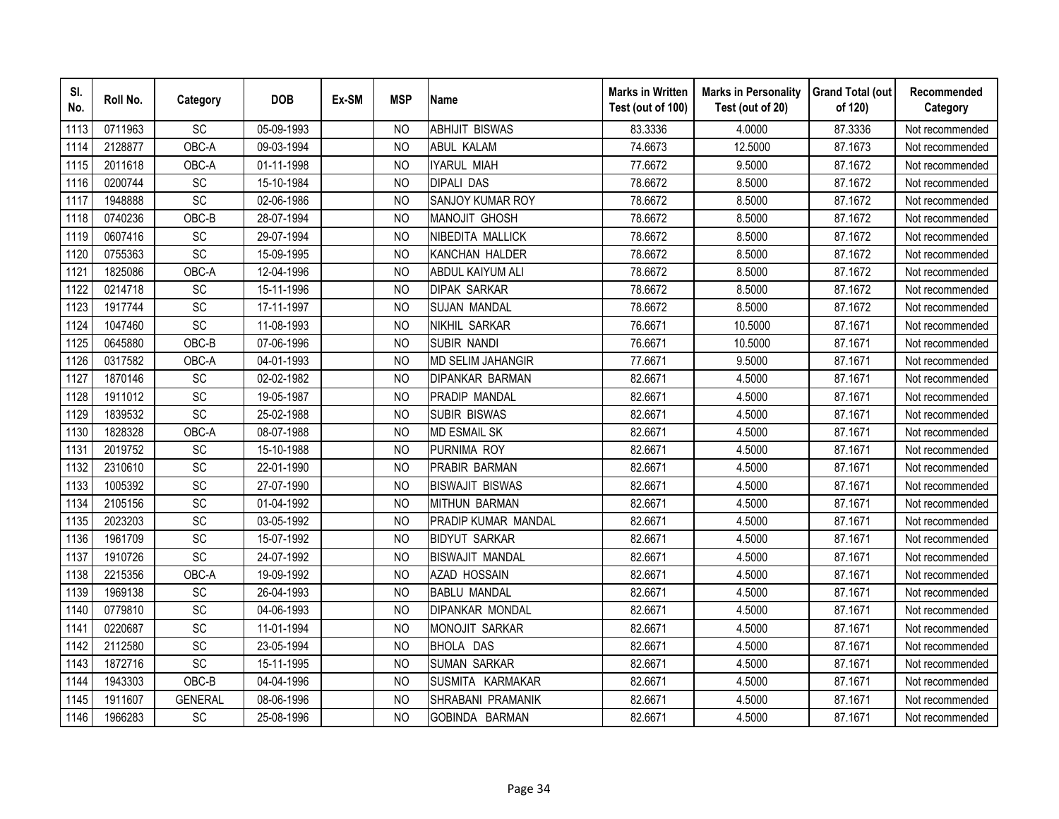| Sl. No. | Roll No. | Category | DOB | Ex-SM | MSP | Name | Marks in Written Test (out of 100) | Marks in Personality Test (out of 20) | Grand Total (out of 120) | Recommended Category |
|---|---|---|---|---|---|---|---|---|---|---|
| 1113 | 0711963 | SC | 05-09-1993 | | NO | ABHIJIT BISWAS | 83.3336 | 4.0000 | 87.3336 | Not recommended |
| 1114 | 2128877 | OBC-A | 09-03-1994 | | NO | ABUL KALAM | 74.6673 | 12.5000 | 87.1673 | Not recommended |
| 1115 | 2011618 | OBC-A | 01-11-1998 | | NO | IYARUL MIAH | 77.6672 | 9.5000 | 87.1672 | Not recommended |
| 1116 | 0200744 | SC | 15-10-1984 | | NO | DIPALI DAS | 78.6672 | 8.5000 | 87.1672 | Not recommended |
| 1117 | 1948888 | SC | 02-06-1986 | | NO | SANJOY KUMAR ROY | 78.6672 | 8.5000 | 87.1672 | Not recommended |
| 1118 | 0740236 | OBC-B | 28-07-1994 | | NO | MANOJIT GHOSH | 78.6672 | 8.5000 | 87.1672 | Not recommended |
| 1119 | 0607416 | SC | 29-07-1994 | | NO | NIBEDITA MALLICK | 78.6672 | 8.5000 | 87.1672 | Not recommended |
| 1120 | 0755363 | SC | 15-09-1995 | | NO | KANCHAN HALDER | 78.6672 | 8.5000 | 87.1672 | Not recommended |
| 1121 | 1825086 | OBC-A | 12-04-1996 | | NO | ABDUL KAIYUM ALI | 78.6672 | 8.5000 | 87.1672 | Not recommended |
| 1122 | 0214718 | SC | 15-11-1996 | | NO | DIPAK SARKAR | 78.6672 | 8.5000 | 87.1672 | Not recommended |
| 1123 | 1917744 | SC | 17-11-1997 | | NO | SUJAN MANDAL | 78.6672 | 8.5000 | 87.1672 | Not recommended |
| 1124 | 1047460 | SC | 11-08-1993 | | NO | NIKHIL SARKAR | 76.6671 | 10.5000 | 87.1671 | Not recommended |
| 1125 | 0645880 | OBC-B | 07-06-1996 | | NO | SUBIR NANDI | 76.6671 | 10.5000 | 87.1671 | Not recommended |
| 1126 | 0317582 | OBC-A | 04-01-1993 | | NO | MD SELIM JAHANGIR | 77.6671 | 9.5000 | 87.1671 | Not recommended |
| 1127 | 1870146 | SC | 02-02-1982 | | NO | DIPANKAR BARMAN | 82.6671 | 4.5000 | 87.1671 | Not recommended |
| 1128 | 1911012 | SC | 19-05-1987 | | NO | PRADIP MANDAL | 82.6671 | 4.5000 | 87.1671 | Not recommended |
| 1129 | 1839532 | SC | 25-02-1988 | | NO | SUBIR BISWAS | 82.6671 | 4.5000 | 87.1671 | Not recommended |
| 1130 | 1828328 | OBC-A | 08-07-1988 | | NO | MD ESMAIL SK | 82.6671 | 4.5000 | 87.1671 | Not recommended |
| 1131 | 2019752 | SC | 15-10-1988 | | NO | PURNIMA ROY | 82.6671 | 4.5000 | 87.1671 | Not recommended |
| 1132 | 2310610 | SC | 22-01-1990 | | NO | PRABIR BARMAN | 82.6671 | 4.5000 | 87.1671 | Not recommended |
| 1133 | 1005392 | SC | 27-07-1990 | | NO | BISWAJIT BISWAS | 82.6671 | 4.5000 | 87.1671 | Not recommended |
| 1134 | 2105156 | SC | 01-04-1992 | | NO | MITHUN BARMAN | 82.6671 | 4.5000 | 87.1671 | Not recommended |
| 1135 | 2023203 | SC | 03-05-1992 | | NO | PRADIP KUMAR MANDAL | 82.6671 | 4.5000 | 87.1671 | Not recommended |
| 1136 | 1961709 | SC | 15-07-1992 | | NO | BIDYUT SARKAR | 82.6671 | 4.5000 | 87.1671 | Not recommended |
| 1137 | 1910726 | SC | 24-07-1992 | | NO | BISWAJIT MANDAL | 82.6671 | 4.5000 | 87.1671 | Not recommended |
| 1138 | 2215356 | OBC-A | 19-09-1992 | | NO | AZAD HOSSAIN | 82.6671 | 4.5000 | 87.1671 | Not recommended |
| 1139 | 1969138 | SC | 26-04-1993 | | NO | BABLU MANDAL | 82.6671 | 4.5000 | 87.1671 | Not recommended |
| 1140 | 0779810 | SC | 04-06-1993 | | NO | DIPANKAR MONDAL | 82.6671 | 4.5000 | 87.1671 | Not recommended |
| 1141 | 0220687 | SC | 11-01-1994 | | NO | MONOJIT SARKAR | 82.6671 | 4.5000 | 87.1671 | Not recommended |
| 1142 | 2112580 | SC | 23-05-1994 | | NO | BHOLA DAS | 82.6671 | 4.5000 | 87.1671 | Not recommended |
| 1143 | 1872716 | SC | 15-11-1995 | | NO | SUMAN SARKAR | 82.6671 | 4.5000 | 87.1671 | Not recommended |
| 1144 | 1943303 | OBC-B | 04-04-1996 | | NO | SUSMITA KARMAKAR | 82.6671 | 4.5000 | 87.1671 | Not recommended |
| 1145 | 1911607 | GENERAL | 08-06-1996 | | NO | SHRABANI PRAMANIK | 82.6671 | 4.5000 | 87.1671 | Not recommended |
| 1146 | 1966283 | SC | 25-08-1996 | | NO | GOBINDA BARMAN | 82.6671 | 4.5000 | 87.1671 | Not recommended |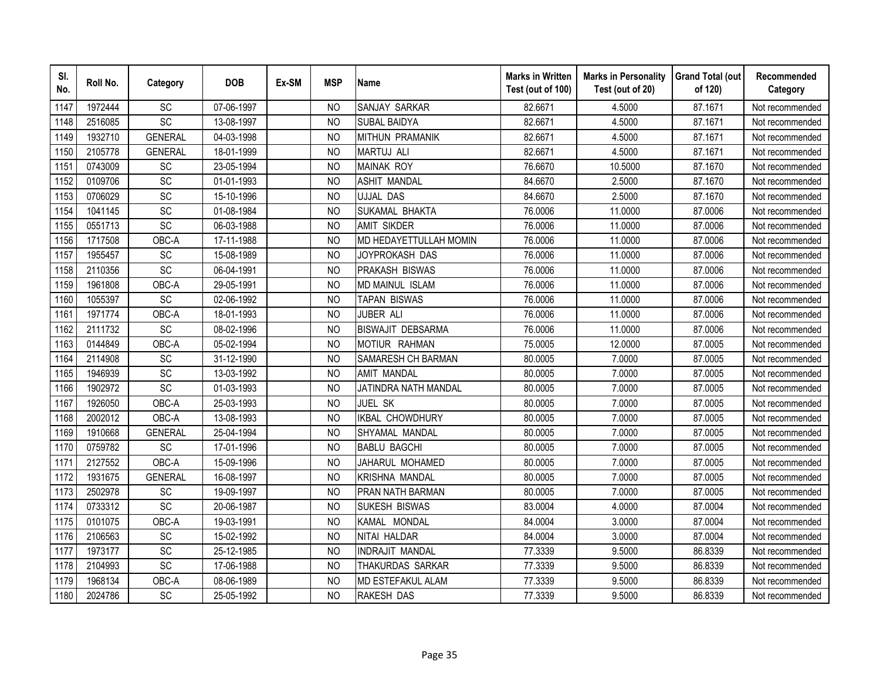| Sl. No. | Roll No. | Category | DOB | Ex-SM | MSP | Name | Marks in Written Test (out of 100) | Marks in Personality Test (out of 20) | Grand Total (out of 120) | Recommended Category |
|---|---|---|---|---|---|---|---|---|---|---|
| 1147 | 1972444 | SC | 07-06-1997 | | NO | SANJAY SARKAR | 82.6671 | 4.5000 | 87.1671 | Not recommended |
| 1148 | 2516085 | SC | 13-08-1997 | | NO | SUBAL BAIDYA | 82.6671 | 4.5000 | 87.1671 | Not recommended |
| 1149 | 1932710 | GENERAL | 04-03-1998 | | NO | MITHUN PRAMANIK | 82.6671 | 4.5000 | 87.1671 | Not recommended |
| 1150 | 2105778 | GENERAL | 18-01-1999 | | NO | MARTUJ ALI | 82.6671 | 4.5000 | 87.1671 | Not recommended |
| 1151 | 0743009 | SC | 23-05-1994 | | NO | MAINAK ROY | 76.6670 | 10.5000 | 87.1670 | Not recommended |
| 1152 | 0109706 | SC | 01-01-1993 | | NO | ASHIT MANDAL | 84.6670 | 2.5000 | 87.1670 | Not recommended |
| 1153 | 0706029 | SC | 15-10-1996 | | NO | UJJAL DAS | 84.6670 | 2.5000 | 87.1670 | Not recommended |
| 1154 | 1041145 | SC | 01-08-1984 | | NO | SUKAMAL BHAKTA | 76.0006 | 11.0000 | 87.0006 | Not recommended |
| 1155 | 0551713 | SC | 06-03-1988 | | NO | AMIT SIKDER | 76.0006 | 11.0000 | 87.0006 | Not recommended |
| 1156 | 1717508 | OBC-A | 17-11-1988 | | NO | MD HEDAYETTULLAH MOMIN | 76.0006 | 11.0000 | 87.0006 | Not recommended |
| 1157 | 1955457 | SC | 15-08-1989 | | NO | JOYPROKASH DAS | 76.0006 | 11.0000 | 87.0006 | Not recommended |
| 1158 | 2110356 | SC | 06-04-1991 | | NO | PRAKASH BISWAS | 76.0006 | 11.0000 | 87.0006 | Not recommended |
| 1159 | 1961808 | OBC-A | 29-05-1991 | | NO | MD MAINUL ISLAM | 76.0006 | 11.0000 | 87.0006 | Not recommended |
| 1160 | 1055397 | SC | 02-06-1992 | | NO | TAPAN BISWAS | 76.0006 | 11.0000 | 87.0006 | Not recommended |
| 1161 | 1971774 | OBC-A | 18-01-1993 | | NO | JUBER ALI | 76.0006 | 11.0000 | 87.0006 | Not recommended |
| 1162 | 2111732 | SC | 08-02-1996 | | NO | BISWAJIT DEBSARMA | 76.0006 | 11.0000 | 87.0006 | Not recommended |
| 1163 | 0144849 | OBC-A | 05-02-1994 | | NO | MOTIUR RAHMAN | 75.0005 | 12.0000 | 87.0005 | Not recommended |
| 1164 | 2114908 | SC | 31-12-1990 | | NO | SAMARESH CH BARMAN | 80.0005 | 7.0000 | 87.0005 | Not recommended |
| 1165 | 1946939 | SC | 13-03-1992 | | NO | AMIT MANDAL | 80.0005 | 7.0000 | 87.0005 | Not recommended |
| 1166 | 1902972 | SC | 01-03-1993 | | NO | JATINDRA NATH MANDAL | 80.0005 | 7.0000 | 87.0005 | Not recommended |
| 1167 | 1926050 | OBC-A | 25-03-1993 | | NO | JUEL SK | 80.0005 | 7.0000 | 87.0005 | Not recommended |
| 1168 | 2002012 | OBC-A | 13-08-1993 | | NO | IKBAL CHOWDHURY | 80.0005 | 7.0000 | 87.0005 | Not recommended |
| 1169 | 1910668 | GENERAL | 25-04-1994 | | NO | SHYAMAL MANDAL | 80.0005 | 7.0000 | 87.0005 | Not recommended |
| 1170 | 0759782 | SC | 17-01-1996 | | NO | BABLU BAGCHI | 80.0005 | 7.0000 | 87.0005 | Not recommended |
| 1171 | 2127552 | OBC-A | 15-09-1996 | | NO | JAHARUL MOHAMED | 80.0005 | 7.0000 | 87.0005 | Not recommended |
| 1172 | 1931675 | GENERAL | 16-08-1997 | | NO | KRISHNA MANDAL | 80.0005 | 7.0000 | 87.0005 | Not recommended |
| 1173 | 2502978 | SC | 19-09-1997 | | NO | PRAN NATH BARMAN | 80.0005 | 7.0000 | 87.0005 | Not recommended |
| 1174 | 0733312 | SC | 20-06-1987 | | NO | SUKESH BISWAS | 83.0004 | 4.0000 | 87.0004 | Not recommended |
| 1175 | 0101075 | OBC-A | 19-03-1991 | | NO | KAMAL MONDAL | 84.0004 | 3.0000 | 87.0004 | Not recommended |
| 1176 | 2106563 | SC | 15-02-1992 | | NO | NITAI HALDAR | 84.0004 | 3.0000 | 87.0004 | Not recommended |
| 1177 | 1973177 | SC | 25-12-1985 | | NO | INDRAJIT MANDAL | 77.3339 | 9.5000 | 86.8339 | Not recommended |
| 1178 | 2104993 | SC | 17-06-1988 | | NO | THAKURDAS SARKAR | 77.3339 | 9.5000 | 86.8339 | Not recommended |
| 1179 | 1968134 | OBC-A | 08-06-1989 | | NO | MD ESTEFAKUL ALAM | 77.3339 | 9.5000 | 86.8339 | Not recommended |
| 1180 | 2024786 | SC | 25-05-1992 | | NO | RAKESH DAS | 77.3339 | 9.5000 | 86.8339 | Not recommended |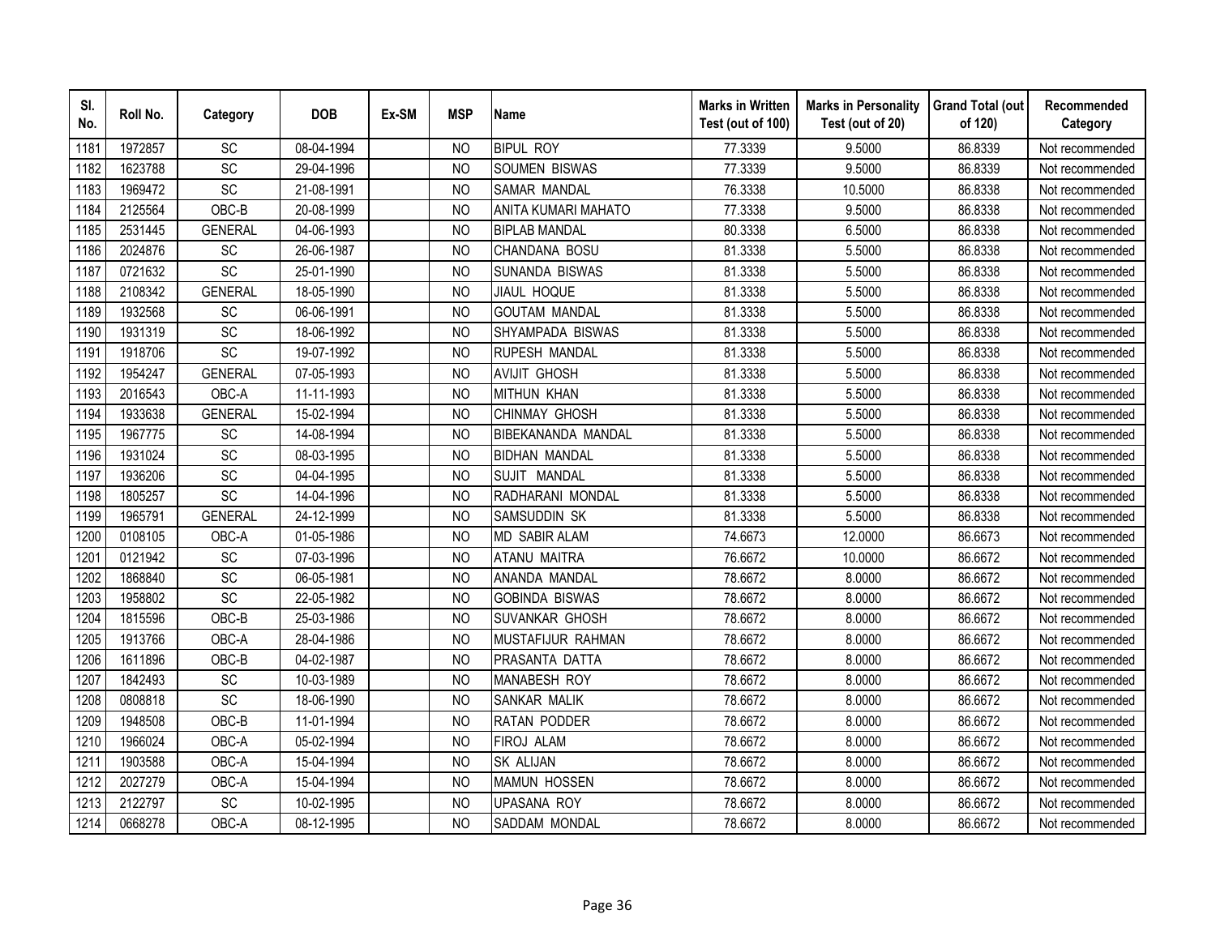| Sl. No. | Roll No. | Category | DOB | Ex-SM | MSP | Name | Marks in Written Test (out of 100) | Marks in Personality Test (out of 20) | Grand Total (out of 120) | Recommended Category |
|---|---|---|---|---|---|---|---|---|---|---|
| 1181 | 1972857 | SC | 08-04-1994 | | NO | BIPUL ROY | 77.3339 | 9.5000 | 86.8339 | Not recommended |
| 1182 | 1623788 | SC | 29-04-1996 | | NO | SOUMEN BISWAS | 77.3339 | 9.5000 | 86.8339 | Not recommended |
| 1183 | 1969472 | SC | 21-08-1991 | | NO | SAMAR MANDAL | 76.3338 | 10.5000 | 86.8338 | Not recommended |
| 1184 | 2125564 | OBC-B | 20-08-1999 | | NO | ANITA KUMARI MAHATO | 77.3338 | 9.5000 | 86.8338 | Not recommended |
| 1185 | 2531445 | GENERAL | 04-06-1993 | | NO | BIPLAB MANDAL | 80.3338 | 6.5000 | 86.8338 | Not recommended |
| 1186 | 2024876 | SC | 26-06-1987 | | NO | CHANDANA BOSU | 81.3338 | 5.5000 | 86.8338 | Not recommended |
| 1187 | 0721632 | SC | 25-01-1990 | | NO | SUNANDA BISWAS | 81.3338 | 5.5000 | 86.8338 | Not recommended |
| 1188 | 2108342 | GENERAL | 18-05-1990 | | NO | JIAUL HOQUE | 81.3338 | 5.5000 | 86.8338 | Not recommended |
| 1189 | 1932568 | SC | 06-06-1991 | | NO | GOUTAM MANDAL | 81.3338 | 5.5000 | 86.8338 | Not recommended |
| 1190 | 1931319 | SC | 18-06-1992 | | NO | SHYAMPADA BISWAS | 81.3338 | 5.5000 | 86.8338 | Not recommended |
| 1191 | 1918706 | SC | 19-07-1992 | | NO | RUPESH MANDAL | 81.3338 | 5.5000 | 86.8338 | Not recommended |
| 1192 | 1954247 | GENERAL | 07-05-1993 | | NO | AVIJIT GHOSH | 81.3338 | 5.5000 | 86.8338 | Not recommended |
| 1193 | 2016543 | OBC-A | 11-11-1993 | | NO | MITHUN KHAN | 81.3338 | 5.5000 | 86.8338 | Not recommended |
| 1194 | 1933638 | GENERAL | 15-02-1994 | | NO | CHINMAY GHOSH | 81.3338 | 5.5000 | 86.8338 | Not recommended |
| 1195 | 1967775 | SC | 14-08-1994 | | NO | BIBEKANANDA MANDAL | 81.3338 | 5.5000 | 86.8338 | Not recommended |
| 1196 | 1931024 | SC | 08-03-1995 | | NO | BIDHAN MANDAL | 81.3338 | 5.5000 | 86.8338 | Not recommended |
| 1197 | 1936206 | SC | 04-04-1995 | | NO | SUJIT MANDAL | 81.3338 | 5.5000 | 86.8338 | Not recommended |
| 1198 | 1805257 | SC | 14-04-1996 | | NO | RADHARANI MONDAL | 81.3338 | 5.5000 | 86.8338 | Not recommended |
| 1199 | 1965791 | GENERAL | 24-12-1999 | | NO | SAMSUDDIN SK | 81.3338 | 5.5000 | 86.8338 | Not recommended |
| 1200 | 0108105 | OBC-A | 01-05-1986 | | NO | MD SABIR ALAM | 74.6673 | 12.0000 | 86.6673 | Not recommended |
| 1201 | 0121942 | SC | 07-03-1996 | | NO | ATANU MAITRA | 76.6672 | 10.0000 | 86.6672 | Not recommended |
| 1202 | 1868840 | SC | 06-05-1981 | | NO | ANANDA MANDAL | 78.6672 | 8.0000 | 86.6672 | Not recommended |
| 1203 | 1958802 | SC | 22-05-1982 | | NO | GOBINDA BISWAS | 78.6672 | 8.0000 | 86.6672 | Not recommended |
| 1204 | 1815596 | OBC-B | 25-03-1986 | | NO | SUVANKAR GHOSH | 78.6672 | 8.0000 | 86.6672 | Not recommended |
| 1205 | 1913766 | OBC-A | 28-04-1986 | | NO | MUSTAFIJUR RAHMAN | 78.6672 | 8.0000 | 86.6672 | Not recommended |
| 1206 | 1611896 | OBC-B | 04-02-1987 | | NO | PRASANTA DATTA | 78.6672 | 8.0000 | 86.6672 | Not recommended |
| 1207 | 1842493 | SC | 10-03-1989 | | NO | MANABESH ROY | 78.6672 | 8.0000 | 86.6672 | Not recommended |
| 1208 | 0808818 | SC | 18-06-1990 | | NO | SANKAR MALIK | 78.6672 | 8.0000 | 86.6672 | Not recommended |
| 1209 | 1948508 | OBC-B | 11-01-1994 | | NO | RATAN PODDER | 78.6672 | 8.0000 | 86.6672 | Not recommended |
| 1210 | 1966024 | OBC-A | 05-02-1994 | | NO | FIROJ ALAM | 78.6672 | 8.0000 | 86.6672 | Not recommended |
| 1211 | 1903588 | OBC-A | 15-04-1994 | | NO | SK ALIJAN | 78.6672 | 8.0000 | 86.6672 | Not recommended |
| 1212 | 2027279 | OBC-A | 15-04-1994 | | NO | MAMUN HOSSEN | 78.6672 | 8.0000 | 86.6672 | Not recommended |
| 1213 | 2122797 | SC | 10-02-1995 | | NO | UPASANA ROY | 78.6672 | 8.0000 | 86.6672 | Not recommended |
| 1214 | 0668278 | OBC-A | 08-12-1995 | | NO | SADDAM MONDAL | 78.6672 | 8.0000 | 86.6672 | Not recommended |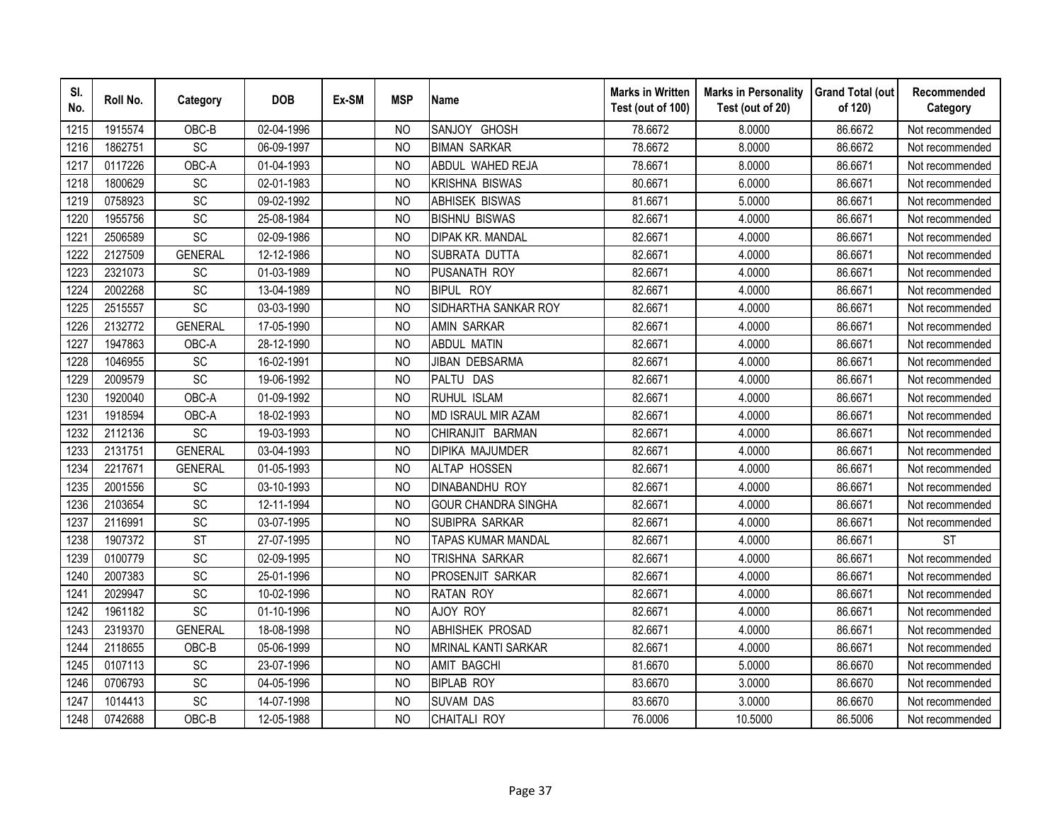| Sl. No. | Roll No. | Category | DOB | Ex-SM | MSP | Name | Marks in Written Test (out of 100) | Marks in Personality Test (out of 20) | Grand Total (out of 120) | Recommended Category |
|---|---|---|---|---|---|---|---|---|---|---|
| 1215 | 1915574 | OBC-B | 02-04-1996 | | NO | SANJOY GHOSH | 78.6672 | 8.0000 | 86.6672 | Not recommended |
| 1216 | 1862751 | SC | 06-09-1997 | | NO | BIMAN SARKAR | 78.6672 | 8.0000 | 86.6672 | Not recommended |
| 1217 | 0117226 | OBC-A | 01-04-1993 | | NO | ABDUL WAHED REJA | 78.6671 | 8.0000 | 86.6671 | Not recommended |
| 1218 | 1800629 | SC | 02-01-1983 | | NO | KRISHNA BISWAS | 80.6671 | 6.0000 | 86.6671 | Not recommended |
| 1219 | 0758923 | SC | 09-02-1992 | | NO | ABHISEK BISWAS | 81.6671 | 5.0000 | 86.6671 | Not recommended |
| 1220 | 1955756 | SC | 25-08-1984 | | NO | BISHNU BISWAS | 82.6671 | 4.0000 | 86.6671 | Not recommended |
| 1221 | 2506589 | SC | 02-09-1986 | | NO | DIPAK KR. MANDAL | 82.6671 | 4.0000 | 86.6671 | Not recommended |
| 1222 | 2127509 | GENERAL | 12-12-1986 | | NO | SUBRATA DUTTA | 82.6671 | 4.0000 | 86.6671 | Not recommended |
| 1223 | 2321073 | SC | 01-03-1989 | | NO | PUSANATH ROY | 82.6671 | 4.0000 | 86.6671 | Not recommended |
| 1224 | 2002268 | SC | 13-04-1989 | | NO | BIPUL ROY | 82.6671 | 4.0000 | 86.6671 | Not recommended |
| 1225 | 2515557 | SC | 03-03-1990 | | NO | SIDHARTHA SANKAR ROY | 82.6671 | 4.0000 | 86.6671 | Not recommended |
| 1226 | 2132772 | GENERAL | 17-05-1990 | | NO | AMIN SARKAR | 82.6671 | 4.0000 | 86.6671 | Not recommended |
| 1227 | 1947863 | OBC-A | 28-12-1990 | | NO | ABDUL MATIN | 82.6671 | 4.0000 | 86.6671 | Not recommended |
| 1228 | 1046955 | SC | 16-02-1991 | | NO | JIBAN DEBSARMA | 82.6671 | 4.0000 | 86.6671 | Not recommended |
| 1229 | 2009579 | SC | 19-06-1992 | | NO | PALTU DAS | 82.6671 | 4.0000 | 86.6671 | Not recommended |
| 1230 | 1920040 | OBC-A | 01-09-1992 | | NO | RUHUL ISLAM | 82.6671 | 4.0000 | 86.6671 | Not recommended |
| 1231 | 1918594 | OBC-A | 18-02-1993 | | NO | MD ISRAUL MIR AZAM | 82.6671 | 4.0000 | 86.6671 | Not recommended |
| 1232 | 2112136 | SC | 19-03-1993 | | NO | CHIRANJIT BARMAN | 82.6671 | 4.0000 | 86.6671 | Not recommended |
| 1233 | 2131751 | GENERAL | 03-04-1993 | | NO | DIPIKA MAJUMDER | 82.6671 | 4.0000 | 86.6671 | Not recommended |
| 1234 | 2217671 | GENERAL | 01-05-1993 | | NO | ALTAP HOSSEN | 82.6671 | 4.0000 | 86.6671 | Not recommended |
| 1235 | 2001556 | SC | 03-10-1993 | | NO | DINABANDHU ROY | 82.6671 | 4.0000 | 86.6671 | Not recommended |
| 1236 | 2103654 | SC | 12-11-1994 | | NO | GOUR CHANDRA SINGHA | 82.6671 | 4.0000 | 86.6671 | Not recommended |
| 1237 | 2116991 | SC | 03-07-1995 | | NO | SUBIPRA SARKAR | 82.6671 | 4.0000 | 86.6671 | Not recommended |
| 1238 | 1907372 | ST | 27-07-1995 | | NO | TAPAS KUMAR MANDAL | 82.6671 | 4.0000 | 86.6671 | ST |
| 1239 | 0100779 | SC | 02-09-1995 | | NO | TRISHNA SARKAR | 82.6671 | 4.0000 | 86.6671 | Not recommended |
| 1240 | 2007383 | SC | 25-01-1996 | | NO | PROSENJIT SARKAR | 82.6671 | 4.0000 | 86.6671 | Not recommended |
| 1241 | 2029947 | SC | 10-02-1996 | | NO | RATAN ROY | 82.6671 | 4.0000 | 86.6671 | Not recommended |
| 1242 | 1961182 | SC | 01-10-1996 | | NO | AJOY ROY | 82.6671 | 4.0000 | 86.6671 | Not recommended |
| 1243 | 2319370 | GENERAL | 18-08-1998 | | NO | ABHISHEK PROSAD | 82.6671 | 4.0000 | 86.6671 | Not recommended |
| 1244 | 2118655 | OBC-B | 05-06-1999 | | NO | MRINAL KANTI SARKAR | 82.6671 | 4.0000 | 86.6671 | Not recommended |
| 1245 | 0107113 | SC | 23-07-1996 | | NO | AMIT BAGCHI | 81.6670 | 5.0000 | 86.6670 | Not recommended |
| 1246 | 0706793 | SC | 04-05-1996 | | NO | BIPLAB ROY | 83.6670 | 3.0000 | 86.6670 | Not recommended |
| 1247 | 1014413 | SC | 14-07-1998 | | NO | SUVAM DAS | 83.6670 | 3.0000 | 86.6670 | Not recommended |
| 1248 | 0742688 | OBC-B | 12-05-1988 | | NO | CHAITALI ROY | 76.0006 | 10.5000 | 86.5006 | Not recommended |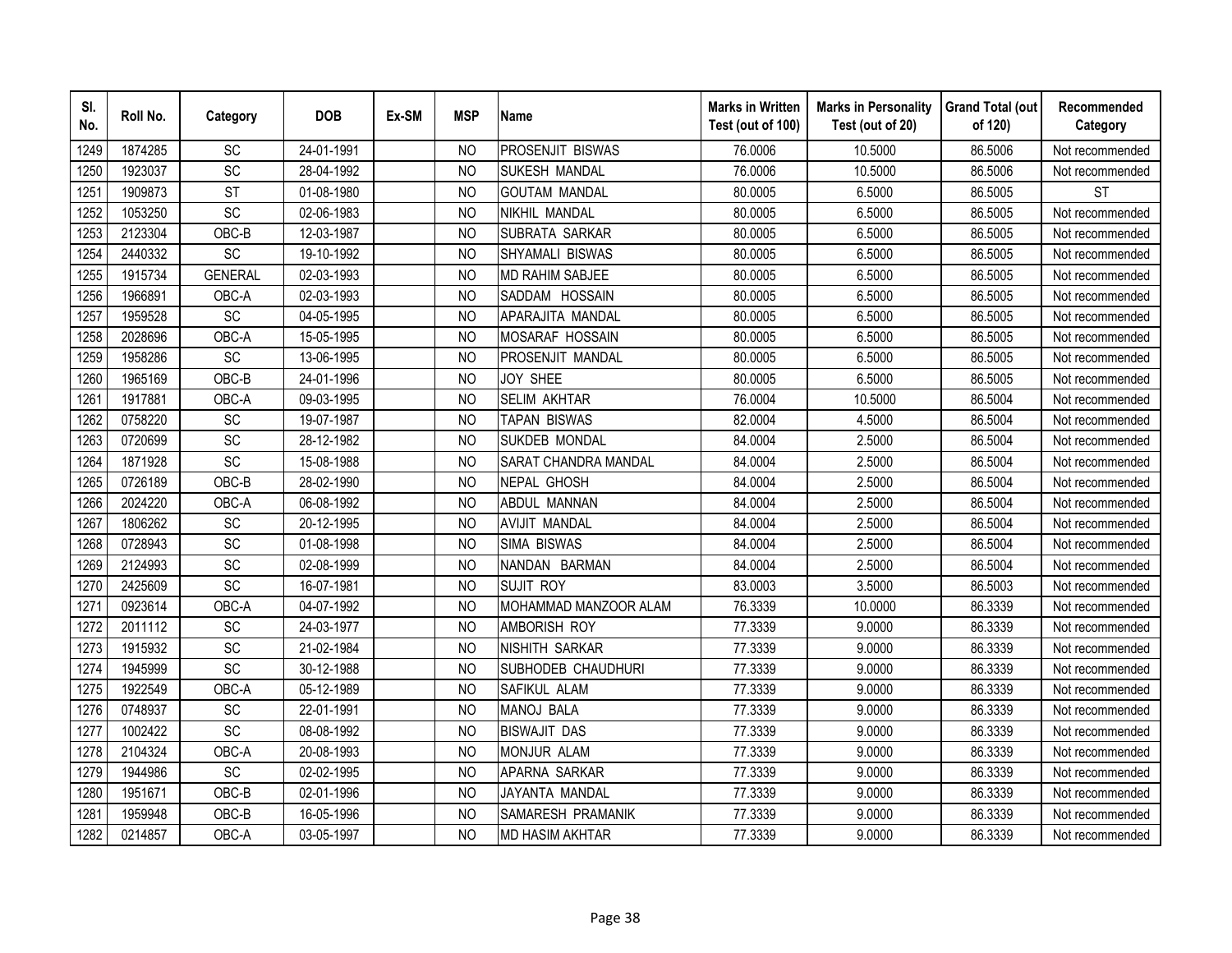| Sl. No. | Roll No. | Category | DOB | Ex-SM | MSP | Name | Marks in Written Test (out of 100) | Marks in Personality Test (out of 20) | Grand Total (out of 120) | Recommended Category |
|---|---|---|---|---|---|---|---|---|---|---|
| 1249 | 1874285 | SC | 24-01-1991 | | NO | PROSENJIT BISWAS | 76.0006 | 10.5000 | 86.5006 | Not recommended |
| 1250 | 1923037 | SC | 28-04-1992 | | NO | SUKESH MANDAL | 76.0006 | 10.5000 | 86.5006 | Not recommended |
| 1251 | 1909873 | ST | 01-08-1980 | | NO | GOUTAM MANDAL | 80.0005 | 6.5000 | 86.5005 | ST |
| 1252 | 1053250 | SC | 02-06-1983 | | NO | NIKHIL MANDAL | 80.0005 | 6.5000 | 86.5005 | Not recommended |
| 1253 | 2123304 | OBC-B | 12-03-1987 | | NO | SUBRATA SARKAR | 80.0005 | 6.5000 | 86.5005 | Not recommended |
| 1254 | 2440332 | SC | 19-10-1992 | | NO | SHYAMALI BISWAS | 80.0005 | 6.5000 | 86.5005 | Not recommended |
| 1255 | 1915734 | GENERAL | 02-03-1993 | | NO | MD RAHIM SABJEE | 80.0005 | 6.5000 | 86.5005 | Not recommended |
| 1256 | 1966891 | OBC-A | 02-03-1993 | | NO | SADDAM HOSSAIN | 80.0005 | 6.5000 | 86.5005 | Not recommended |
| 1257 | 1959528 | SC | 04-05-1995 | | NO | APARAJITA MANDAL | 80.0005 | 6.5000 | 86.5005 | Not recommended |
| 1258 | 2028696 | OBC-A | 15-05-1995 | | NO | MOSARAF HOSSAIN | 80.0005 | 6.5000 | 86.5005 | Not recommended |
| 1259 | 1958286 | SC | 13-06-1995 | | NO | PROSENJIT MANDAL | 80.0005 | 6.5000 | 86.5005 | Not recommended |
| 1260 | 1965169 | OBC-B | 24-01-1996 | | NO | JOY SHEE | 80.0005 | 6.5000 | 86.5005 | Not recommended |
| 1261 | 1917881 | OBC-A | 09-03-1995 | | NO | SELIM AKHTAR | 76.0004 | 10.5000 | 86.5004 | Not recommended |
| 1262 | 0758220 | SC | 19-07-1987 | | NO | TAPAN BISWAS | 82.0004 | 4.5000 | 86.5004 | Not recommended |
| 1263 | 0720699 | SC | 28-12-1982 | | NO | SUKDEB MONDAL | 84.0004 | 2.5000 | 86.5004 | Not recommended |
| 1264 | 1871928 | SC | 15-08-1988 | | NO | SARAT CHANDRA MANDAL | 84.0004 | 2.5000 | 86.5004 | Not recommended |
| 1265 | 0726189 | OBC-B | 28-02-1990 | | NO | NEPAL GHOSH | 84.0004 | 2.5000 | 86.5004 | Not recommended |
| 1266 | 2024220 | OBC-A | 06-08-1992 | | NO | ABDUL MANNAN | 84.0004 | 2.5000 | 86.5004 | Not recommended |
| 1267 | 1806262 | SC | 20-12-1995 | | NO | AVIJIT MANDAL | 84.0004 | 2.5000 | 86.5004 | Not recommended |
| 1268 | 0728943 | SC | 01-08-1998 | | NO | SIMA BISWAS | 84.0004 | 2.5000 | 86.5004 | Not recommended |
| 1269 | 2124993 | SC | 02-08-1999 | | NO | NANDAN BARMAN | 84.0004 | 2.5000 | 86.5004 | Not recommended |
| 1270 | 2425609 | SC | 16-07-1981 | | NO | SUJIT ROY | 83.0003 | 3.5000 | 86.5003 | Not recommended |
| 1271 | 0923614 | OBC-A | 04-07-1992 | | NO | MOHAMMAD MANZOOR ALAM | 76.3339 | 10.0000 | 86.3339 | Not recommended |
| 1272 | 2011112 | SC | 24-03-1977 | | NO | AMBORISH ROY | 77.3339 | 9.0000 | 86.3339 | Not recommended |
| 1273 | 1915932 | SC | 21-02-1984 | | NO | NISHITH SARKAR | 77.3339 | 9.0000 | 86.3339 | Not recommended |
| 1274 | 1945999 | SC | 30-12-1988 | | NO | SUBHODEB CHAUDHURI | 77.3339 | 9.0000 | 86.3339 | Not recommended |
| 1275 | 1922549 | OBC-A | 05-12-1989 | | NO | SAFIKUL ALAM | 77.3339 | 9.0000 | 86.3339 | Not recommended |
| 1276 | 0748937 | SC | 22-01-1991 | | NO | MANOJ BALA | 77.3339 | 9.0000 | 86.3339 | Not recommended |
| 1277 | 1002422 | SC | 08-08-1992 | | NO | BISWAJIT DAS | 77.3339 | 9.0000 | 86.3339 | Not recommended |
| 1278 | 2104324 | OBC-A | 20-08-1993 | | NO | MONJUR ALAM | 77.3339 | 9.0000 | 86.3339 | Not recommended |
| 1279 | 1944986 | SC | 02-02-1995 | | NO | APARNA SARKAR | 77.3339 | 9.0000 | 86.3339 | Not recommended |
| 1280 | 1951671 | OBC-B | 02-01-1996 | | NO | JAYANTA MANDAL | 77.3339 | 9.0000 | 86.3339 | Not recommended |
| 1281 | 1959948 | OBC-B | 16-05-1996 | | NO | SAMARESH PRAMANIK | 77.3339 | 9.0000 | 86.3339 | Not recommended |
| 1282 | 0214857 | OBC-A | 03-05-1997 | | NO | MD HASIM AKHTAR | 77.3339 | 9.0000 | 86.3339 | Not recommended |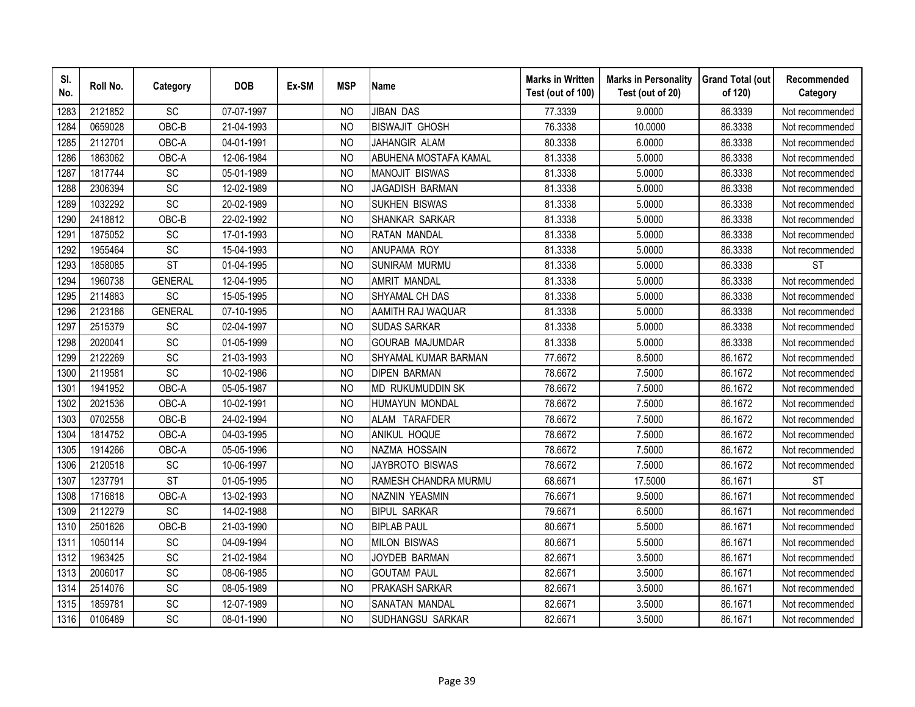| Sl. No. | Roll No. | Category | DOB | Ex-SM | MSP | Name | Marks in Written Test (out of 100) | Marks in Personality Test (out of 20) | Grand Total (out of 120) | Recommended Category |
|---|---|---|---|---|---|---|---|---|---|---|
| 1283 | 2121852 | SC | 07-07-1997 | | NO | JIBAN DAS | 77.3339 | 9.0000 | 86.3339 | Not recommended |
| 1284 | 0659028 | OBC-B | 21-04-1993 | | NO | BISWAJIT GHOSH | 76.3338 | 10.0000 | 86.3338 | Not recommended |
| 1285 | 2112701 | OBC-A | 04-01-1991 | | NO | JAHANGIR ALAM | 80.3338 | 6.0000 | 86.3338 | Not recommended |
| 1286 | 1863062 | OBC-A | 12-06-1984 | | NO | ABUHENA MOSTAFA KAMAL | 81.3338 | 5.0000 | 86.3338 | Not recommended |
| 1287 | 1817744 | SC | 05-01-1989 | | NO | MANOJIT BISWAS | 81.3338 | 5.0000 | 86.3338 | Not recommended |
| 1288 | 2306394 | SC | 12-02-1989 | | NO | JAGADISH BARMAN | 81.3338 | 5.0000 | 86.3338 | Not recommended |
| 1289 | 1032292 | SC | 20-02-1989 | | NO | SUKHEN BISWAS | 81.3338 | 5.0000 | 86.3338 | Not recommended |
| 1290 | 2418812 | OBC-B | 22-02-1992 | | NO | SHANKAR SARKAR | 81.3338 | 5.0000 | 86.3338 | Not recommended |
| 1291 | 1875052 | SC | 17-01-1993 | | NO | RATAN MANDAL | 81.3338 | 5.0000 | 86.3338 | Not recommended |
| 1292 | 1955464 | SC | 15-04-1993 | | NO | ANUPAMA ROY | 81.3338 | 5.0000 | 86.3338 | Not recommended |
| 1293 | 1858085 | ST | 01-04-1995 | | NO | SUNIRAM MURMU | 81.3338 | 5.0000 | 86.3338 | ST |
| 1294 | 1960738 | GENERAL | 12-04-1995 | | NO | AMRIT MANDAL | 81.3338 | 5.0000 | 86.3338 | Not recommended |
| 1295 | 2114883 | SC | 15-05-1995 | | NO | SHYAMAL CH DAS | 81.3338 | 5.0000 | 86.3338 | Not recommended |
| 1296 | 2123186 | GENERAL | 07-10-1995 | | NO | AAMITH RAJ WAQUAR | 81.3338 | 5.0000 | 86.3338 | Not recommended |
| 1297 | 2515379 | SC | 02-04-1997 | | NO | SUDAS SARKAR | 81.3338 | 5.0000 | 86.3338 | Not recommended |
| 1298 | 2020041 | SC | 01-05-1999 | | NO | GOURAB MAJUMDAR | 81.3338 | 5.0000 | 86.3338 | Not recommended |
| 1299 | 2122269 | SC | 21-03-1993 | | NO | SHYAMAL KUMAR BARMAN | 77.6672 | 8.5000 | 86.1672 | Not recommended |
| 1300 | 2119581 | SC | 10-02-1986 | | NO | DIPEN BARMAN | 78.6672 | 7.5000 | 86.1672 | Not recommended |
| 1301 | 1941952 | OBC-A | 05-05-1987 | | NO | MD RUKUMUDDIN SK | 78.6672 | 7.5000 | 86.1672 | Not recommended |
| 1302 | 2021536 | OBC-A | 10-02-1991 | | NO | HUMAYUN MONDAL | 78.6672 | 7.5000 | 86.1672 | Not recommended |
| 1303 | 0702558 | OBC-B | 24-02-1994 | | NO | ALAM TARAFDER | 78.6672 | 7.5000 | 86.1672 | Not recommended |
| 1304 | 1814752 | OBC-A | 04-03-1995 | | NO | ANIKUL HOQUE | 78.6672 | 7.5000 | 86.1672 | Not recommended |
| 1305 | 1914266 | OBC-A | 05-05-1996 | | NO | NAZMA HOSSAIN | 78.6672 | 7.5000 | 86.1672 | Not recommended |
| 1306 | 2120518 | SC | 10-06-1997 | | NO | JAYBROTO BISWAS | 78.6672 | 7.5000 | 86.1672 | Not recommended |
| 1307 | 1237791 | ST | 01-05-1995 | | NO | RAMESH CHANDRA MURMU | 68.6671 | 17.5000 | 86.1671 | ST |
| 1308 | 1716818 | OBC-A | 13-02-1993 | | NO | NAZNIN YEASMIN | 76.6671 | 9.5000 | 86.1671 | Not recommended |
| 1309 | 2112279 | SC | 14-02-1988 | | NO | BIPUL SARKAR | 79.6671 | 6.5000 | 86.1671 | Not recommended |
| 1310 | 2501626 | OBC-B | 21-03-1990 | | NO | BIPLAB PAUL | 80.6671 | 5.5000 | 86.1671 | Not recommended |
| 1311 | 1050114 | SC | 04-09-1994 | | NO | MILON BISWAS | 80.6671 | 5.5000 | 86.1671 | Not recommended |
| 1312 | 1963425 | SC | 21-02-1984 | | NO | JOYDEB BARMAN | 82.6671 | 3.5000 | 86.1671 | Not recommended |
| 1313 | 2006017 | SC | 08-06-1985 | | NO | GOUTAM PAUL | 82.6671 | 3.5000 | 86.1671 | Not recommended |
| 1314 | 2514076 | SC | 08-05-1989 | | NO | PRAKASH SARKAR | 82.6671 | 3.5000 | 86.1671 | Not recommended |
| 1315 | 1859781 | SC | 12-07-1989 | | NO | SANATAN MANDAL | 82.6671 | 3.5000 | 86.1671 | Not recommended |
| 1316 | 0106489 | SC | 08-01-1990 | | NO | SUDHANGSU SARKAR | 82.6671 | 3.5000 | 86.1671 | Not recommended |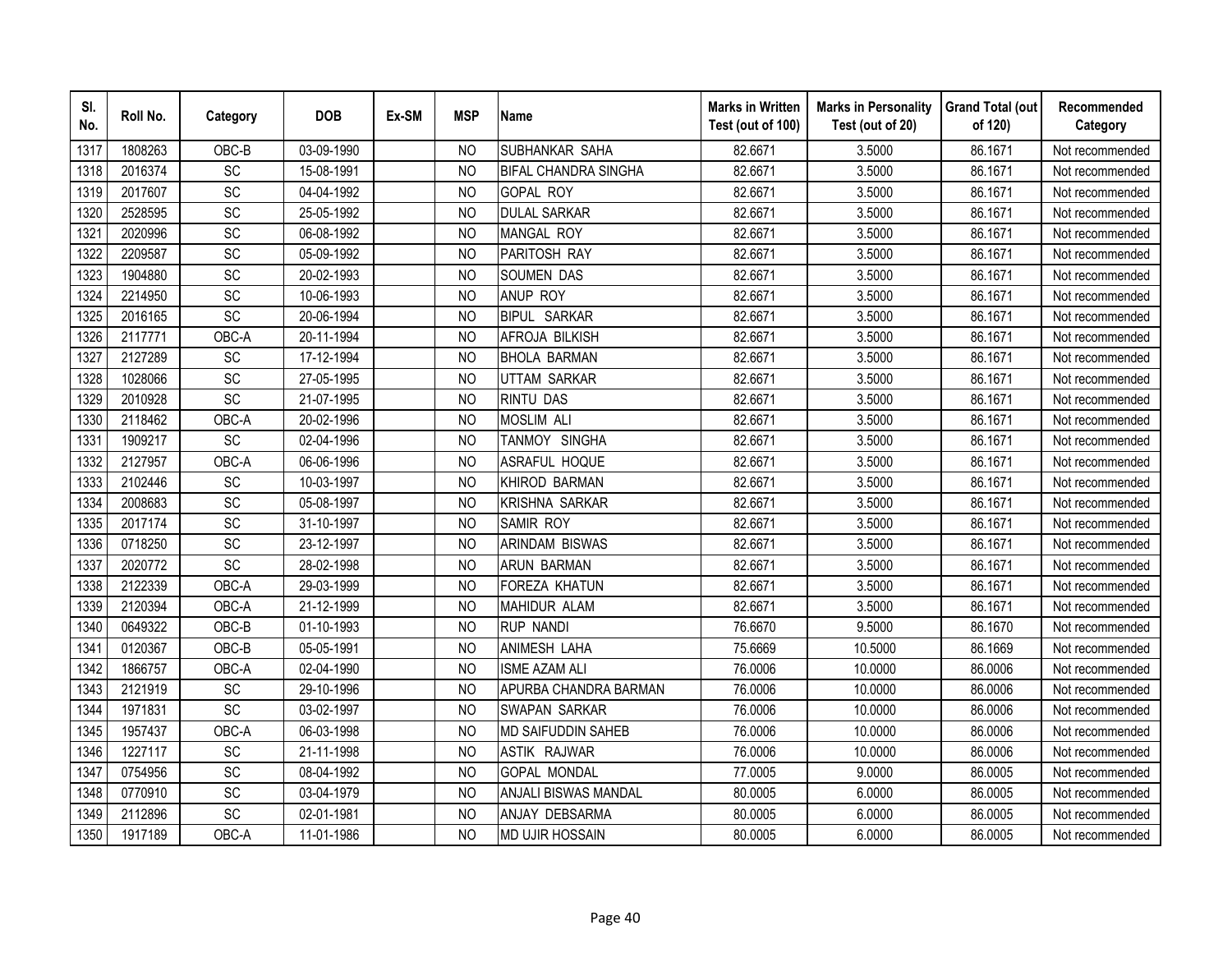| Sl. No. | Roll No. | Category | DOB | Ex-SM | MSP | Name | Marks in Written Test (out of 100) | Marks in Personality Test (out of 20) | Grand Total (out of 120) | Recommended Category |
|---|---|---|---|---|---|---|---|---|---|---|
| 1317 | 1808263 | OBC-B | 03-09-1990 | | NO | SUBHANKAR SAHA | 82.6671 | 3.5000 | 86.1671 | Not recommended |
| 1318 | 2016374 | SC | 15-08-1991 | | NO | BIFAL CHANDRA SINGHA | 82.6671 | 3.5000 | 86.1671 | Not recommended |
| 1319 | 2017607 | SC | 04-04-1992 | | NO | GOPAL ROY | 82.6671 | 3.5000 | 86.1671 | Not recommended |
| 1320 | 2528595 | SC | 25-05-1992 | | NO | DULAL SARKAR | 82.6671 | 3.5000 | 86.1671 | Not recommended |
| 1321 | 2020996 | SC | 06-08-1992 | | NO | MANGAL ROY | 82.6671 | 3.5000 | 86.1671 | Not recommended |
| 1322 | 2209587 | SC | 05-09-1992 | | NO | PARITOSH RAY | 82.6671 | 3.5000 | 86.1671 | Not recommended |
| 1323 | 1904880 | SC | 20-02-1993 | | NO | SOUMEN DAS | 82.6671 | 3.5000 | 86.1671 | Not recommended |
| 1324 | 2214950 | SC | 10-06-1993 | | NO | ANUP ROY | 82.6671 | 3.5000 | 86.1671 | Not recommended |
| 1325 | 2016165 | SC | 20-06-1994 | | NO | BIPUL SARKAR | 82.6671 | 3.5000 | 86.1671 | Not recommended |
| 1326 | 2117771 | OBC-A | 20-11-1994 | | NO | AFROJA BILKISH | 82.6671 | 3.5000 | 86.1671 | Not recommended |
| 1327 | 2127289 | SC | 17-12-1994 | | NO | BHOLA BARMAN | 82.6671 | 3.5000 | 86.1671 | Not recommended |
| 1328 | 1028066 | SC | 27-05-1995 | | NO | UTTAM SARKAR | 82.6671 | 3.5000 | 86.1671 | Not recommended |
| 1329 | 2010928 | SC | 21-07-1995 | | NO | RINTU DAS | 82.6671 | 3.5000 | 86.1671 | Not recommended |
| 1330 | 2118462 | OBC-A | 20-02-1996 | | NO | MOSLIM ALI | 82.6671 | 3.5000 | 86.1671 | Not recommended |
| 1331 | 1909217 | SC | 02-04-1996 | | NO | TANMOY SINGHA | 82.6671 | 3.5000 | 86.1671 | Not recommended |
| 1332 | 2127957 | OBC-A | 06-06-1996 | | NO | ASRAFUL HOQUE | 82.6671 | 3.5000 | 86.1671 | Not recommended |
| 1333 | 2102446 | SC | 10-03-1997 | | NO | KHIROD BARMAN | 82.6671 | 3.5000 | 86.1671 | Not recommended |
| 1334 | 2008683 | SC | 05-08-1997 | | NO | KRISHNA SARKAR | 82.6671 | 3.5000 | 86.1671 | Not recommended |
| 1335 | 2017174 | SC | 31-10-1997 | | NO | SAMIR ROY | 82.6671 | 3.5000 | 86.1671 | Not recommended |
| 1336 | 0718250 | SC | 23-12-1997 | | NO | ARINDAM BISWAS | 82.6671 | 3.5000 | 86.1671 | Not recommended |
| 1337 | 2020772 | SC | 28-02-1998 | | NO | ARUN BARMAN | 82.6671 | 3.5000 | 86.1671 | Not recommended |
| 1338 | 2122339 | OBC-A | 29-03-1999 | | NO | FOREZA KHATUN | 82.6671 | 3.5000 | 86.1671 | Not recommended |
| 1339 | 2120394 | OBC-A | 21-12-1999 | | NO | MAHIDUR ALAM | 82.6671 | 3.5000 | 86.1671 | Not recommended |
| 1340 | 0649322 | OBC-B | 01-10-1993 | | NO | RUP NANDI | 76.6670 | 9.5000 | 86.1670 | Not recommended |
| 1341 | 0120367 | OBC-B | 05-05-1991 | | NO | ANIMESH LAHA | 75.6669 | 10.5000 | 86.1669 | Not recommended |
| 1342 | 1866757 | OBC-A | 02-04-1990 | | NO | ISME AZAM ALI | 76.0006 | 10.0000 | 86.0006 | Not recommended |
| 1343 | 2121919 | SC | 29-10-1996 | | NO | APURBA CHANDRA BARMAN | 76.0006 | 10.0000 | 86.0006 | Not recommended |
| 1344 | 1971831 | SC | 03-02-1997 | | NO | SWAPAN SARKAR | 76.0006 | 10.0000 | 86.0006 | Not recommended |
| 1345 | 1957437 | OBC-A | 06-03-1998 | | NO | MD SAIFUDDIN SAHEB | 76.0006 | 10.0000 | 86.0006 | Not recommended |
| 1346 | 1227117 | SC | 21-11-1998 | | NO | ASTIK RAJWAR | 76.0006 | 10.0000 | 86.0006 | Not recommended |
| 1347 | 0754956 | SC | 08-04-1992 | | NO | GOPAL MONDAL | 77.0005 | 9.0000 | 86.0005 | Not recommended |
| 1348 | 0770910 | SC | 03-04-1979 | | NO | ANJALI BISWAS MANDAL | 80.0005 | 6.0000 | 86.0005 | Not recommended |
| 1349 | 2112896 | SC | 02-01-1981 | | NO | ANJAY DEBSARMA | 80.0005 | 6.0000 | 86.0005 | Not recommended |
| 1350 | 1917189 | OBC-A | 11-01-1986 | | NO | MD UJIR HOSSAIN | 80.0005 | 6.0000 | 86.0005 | Not recommended |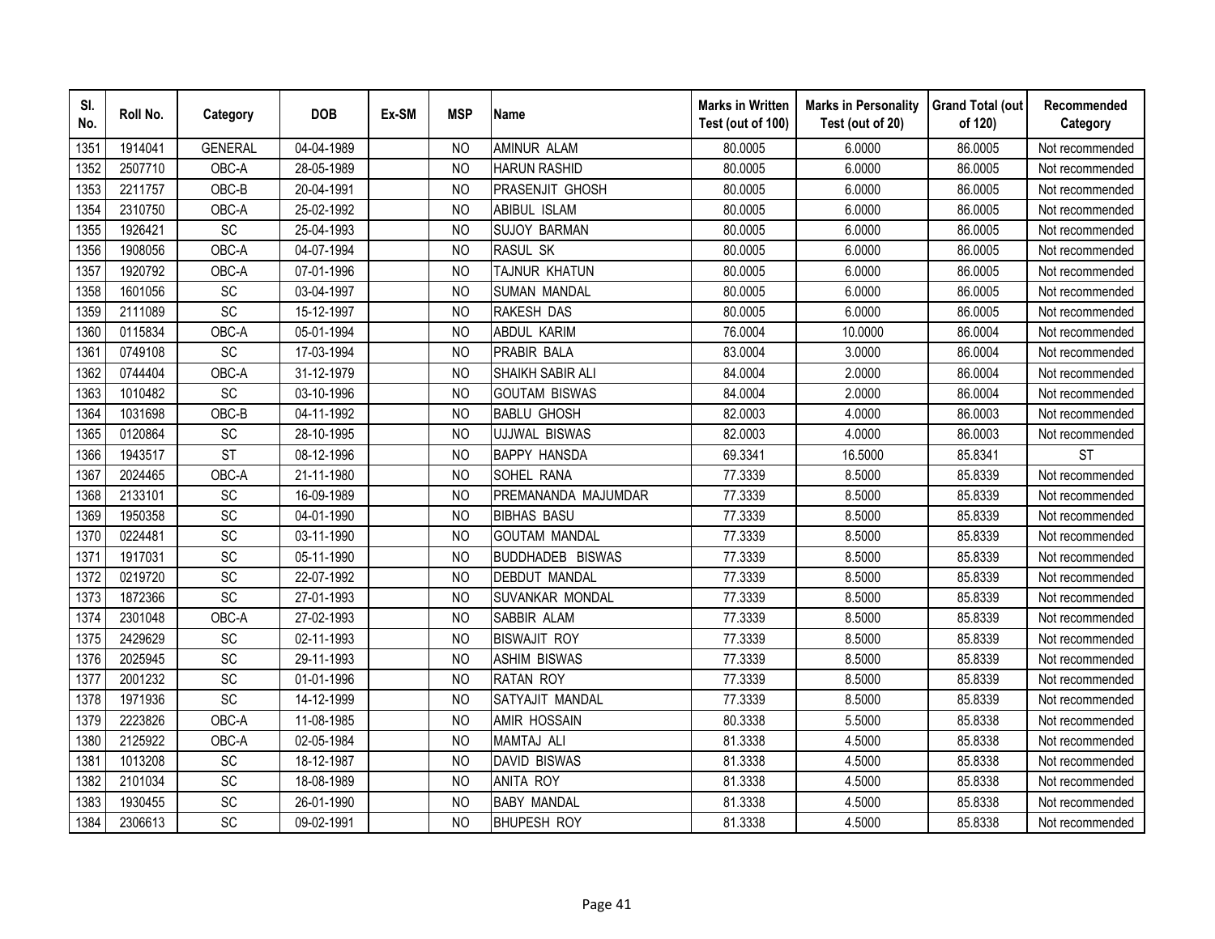| Sl. No. | Roll No. | Category | DOB | Ex-SM | MSP | Name | Marks in Written Test (out of 100) | Marks in Personality Test (out of 20) | Grand Total (out of 120) | Recommended Category |
|---|---|---|---|---|---|---|---|---|---|---|
| 1351 | 1914041 | GENERAL | 04-04-1989 | | NO | AMINUR ALAM | 80.0005 | 6.0000 | 86.0005 | Not recommended |
| 1352 | 2507710 | OBC-A | 28-05-1989 | | NO | HARUN RASHID | 80.0005 | 6.0000 | 86.0005 | Not recommended |
| 1353 | 2211757 | OBC-B | 20-04-1991 | | NO | PRASENJIT GHOSH | 80.0005 | 6.0000 | 86.0005 | Not recommended |
| 1354 | 2310750 | OBC-A | 25-02-1992 | | NO | ABIBUL ISLAM | 80.0005 | 6.0000 | 86.0005 | Not recommended |
| 1355 | 1926421 | SC | 25-04-1993 | | NO | SUJOY BARMAN | 80.0005 | 6.0000 | 86.0005 | Not recommended |
| 1356 | 1908056 | OBC-A | 04-07-1994 | | NO | RASUL SK | 80.0005 | 6.0000 | 86.0005 | Not recommended |
| 1357 | 1920792 | OBC-A | 07-01-1996 | | NO | TAJNUR KHATUN | 80.0005 | 6.0000 | 86.0005 | Not recommended |
| 1358 | 1601056 | SC | 03-04-1997 | | NO | SUMAN MANDAL | 80.0005 | 6.0000 | 86.0005 | Not recommended |
| 1359 | 2111089 | SC | 15-12-1997 | | NO | RAKESH DAS | 80.0005 | 6.0000 | 86.0005 | Not recommended |
| 1360 | 0115834 | OBC-A | 05-01-1994 | | NO | ABDUL KARIM | 76.0004 | 10.0000 | 86.0004 | Not recommended |
| 1361 | 0749108 | SC | 17-03-1994 | | NO | PRABIR BALA | 83.0004 | 3.0000 | 86.0004 | Not recommended |
| 1362 | 0744404 | OBC-A | 31-12-1979 | | NO | SHAIKH SABIR ALI | 84.0004 | 2.0000 | 86.0004 | Not recommended |
| 1363 | 1010482 | SC | 03-10-1996 | | NO | GOUTAM BISWAS | 84.0004 | 2.0000 | 86.0004 | Not recommended |
| 1364 | 1031698 | OBC-B | 04-11-1992 | | NO | BABLU GHOSH | 82.0003 | 4.0000 | 86.0003 | Not recommended |
| 1365 | 0120864 | SC | 28-10-1995 | | NO | UJJWAL BISWAS | 82.0003 | 4.0000 | 86.0003 | Not recommended |
| 1366 | 1943517 | ST | 08-12-1996 | | NO | BAPPY HANSDA | 69.3341 | 16.5000 | 85.8341 | ST |
| 1367 | 2024465 | OBC-A | 21-11-1980 | | NO | SOHEL RANA | 77.3339 | 8.5000 | 85.8339 | Not recommended |
| 1368 | 2133101 | SC | 16-09-1989 | | NO | PREMANANDA MAJUMDAR | 77.3339 | 8.5000 | 85.8339 | Not recommended |
| 1369 | 1950358 | SC | 04-01-1990 | | NO | BIBHAS BASU | 77.3339 | 8.5000 | 85.8339 | Not recommended |
| 1370 | 0224481 | SC | 03-11-1990 | | NO | GOUTAM MANDAL | 77.3339 | 8.5000 | 85.8339 | Not recommended |
| 1371 | 1917031 | SC | 05-11-1990 | | NO | BUDDHADEB BISWAS | 77.3339 | 8.5000 | 85.8339 | Not recommended |
| 1372 | 0219720 | SC | 22-07-1992 | | NO | DEBDUT MANDAL | 77.3339 | 8.5000 | 85.8339 | Not recommended |
| 1373 | 1872366 | SC | 27-01-1993 | | NO | SUVANKAR MONDAL | 77.3339 | 8.5000 | 85.8339 | Not recommended |
| 1374 | 2301048 | OBC-A | 27-02-1993 | | NO | SABBIR ALAM | 77.3339 | 8.5000 | 85.8339 | Not recommended |
| 1375 | 2429629 | SC | 02-11-1993 | | NO | BISWAJIT ROY | 77.3339 | 8.5000 | 85.8339 | Not recommended |
| 1376 | 2025945 | SC | 29-11-1993 | | NO | ASHIM BISWAS | 77.3339 | 8.5000 | 85.8339 | Not recommended |
| 1377 | 2001232 | SC | 01-01-1996 | | NO | RATAN ROY | 77.3339 | 8.5000 | 85.8339 | Not recommended |
| 1378 | 1971936 | SC | 14-12-1999 | | NO | SATYAJIT MANDAL | 77.3339 | 8.5000 | 85.8339 | Not recommended |
| 1379 | 2223826 | OBC-A | 11-08-1985 | | NO | AMIR HOSSAIN | 80.3338 | 5.5000 | 85.8338 | Not recommended |
| 1380 | 2125922 | OBC-A | 02-05-1984 | | NO | MAMTAJ ALI | 81.3338 | 4.5000 | 85.8338 | Not recommended |
| 1381 | 1013208 | SC | 18-12-1987 | | NO | DAVID BISWAS | 81.3338 | 4.5000 | 85.8338 | Not recommended |
| 1382 | 2101034 | SC | 18-08-1989 | | NO | ANITA ROY | 81.3338 | 4.5000 | 85.8338 | Not recommended |
| 1383 | 1930455 | SC | 26-01-1990 | | NO | BABY MANDAL | 81.3338 | 4.5000 | 85.8338 | Not recommended |
| 1384 | 2306613 | SC | 09-02-1991 | | NO | BHUPESH ROY | 81.3338 | 4.5000 | 85.8338 | Not recommended |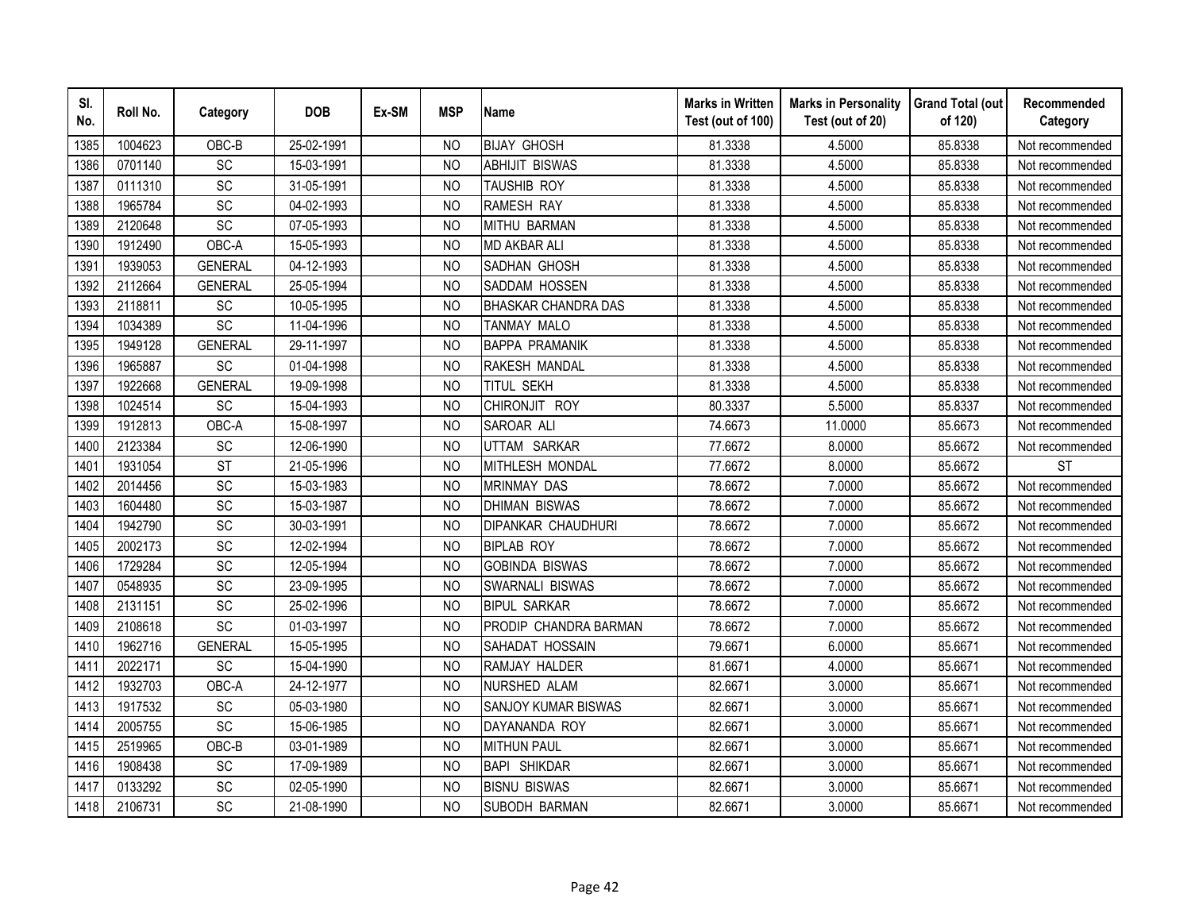| Sl. No. | Roll No. | Category | DOB | Ex-SM | MSP | Name | Marks in Written Test (out of 100) | Marks in Personality Test (out of 20) | Grand Total (out of 120) | Recommended Category |
|---|---|---|---|---|---|---|---|---|---|---|
| 1385 | 1004623 | OBC-B | 25-02-1991 | | NO | BIJAY GHOSH | 81.3338 | 4.5000 | 85.8338 | Not recommended |
| 1386 | 0701140 | SC | 15-03-1991 | | NO | ABHIJIT BISWAS | 81.3338 | 4.5000 | 85.8338 | Not recommended |
| 1387 | 0111310 | SC | 31-05-1991 | | NO | TAUSHIB ROY | 81.3338 | 4.5000 | 85.8338 | Not recommended |
| 1388 | 1965784 | SC | 04-02-1993 | | NO | RAMESH RAY | 81.3338 | 4.5000 | 85.8338 | Not recommended |
| 1389 | 2120648 | SC | 07-05-1993 | | NO | MITHU BARMAN | 81.3338 | 4.5000 | 85.8338 | Not recommended |
| 1390 | 1912490 | OBC-A | 15-05-1993 | | NO | MD AKBAR ALI | 81.3338 | 4.5000 | 85.8338 | Not recommended |
| 1391 | 1939053 | GENERAL | 04-12-1993 | | NO | SADHAN GHOSH | 81.3338 | 4.5000 | 85.8338 | Not recommended |
| 1392 | 2112664 | GENERAL | 25-05-1994 | | NO | SADDAM HOSSEN | 81.3338 | 4.5000 | 85.8338 | Not recommended |
| 1393 | 2118811 | SC | 10-05-1995 | | NO | BHASKAR CHANDRA DAS | 81.3338 | 4.5000 | 85.8338 | Not recommended |
| 1394 | 1034389 | SC | 11-04-1996 | | NO | TANMAY MALO | 81.3338 | 4.5000 | 85.8338 | Not recommended |
| 1395 | 1949128 | GENERAL | 29-11-1997 | | NO | BAPPA PRAMANIK | 81.3338 | 4.5000 | 85.8338 | Not recommended |
| 1396 | 1965887 | SC | 01-04-1998 | | NO | RAKESH MANDAL | 81.3338 | 4.5000 | 85.8338 | Not recommended |
| 1397 | 1922668 | GENERAL | 19-09-1998 | | NO | TITUL SEKH | 81.3338 | 4.5000 | 85.8338 | Not recommended |
| 1398 | 1024514 | SC | 15-04-1993 | | NO | CHIRONJIT ROY | 80.3337 | 5.5000 | 85.8337 | Not recommended |
| 1399 | 1912813 | OBC-A | 15-08-1997 | | NO | SAROAR ALI | 74.6673 | 11.0000 | 85.6673 | Not recommended |
| 1400 | 2123384 | SC | 12-06-1990 | | NO | UTTAM SARKAR | 77.6672 | 8.0000 | 85.6672 | Not recommended |
| 1401 | 1931054 | ST | 21-05-1996 | | NO | MITHLESH MONDAL | 77.6672 | 8.0000 | 85.6672 | ST |
| 1402 | 2014456 | SC | 15-03-1983 | | NO | MRINMAY DAS | 78.6672 | 7.0000 | 85.6672 | Not recommended |
| 1403 | 1604480 | SC | 15-03-1987 | | NO | DHIMAN BISWAS | 78.6672 | 7.0000 | 85.6672 | Not recommended |
| 1404 | 1942790 | SC | 30-03-1991 | | NO | DIPANKAR CHAUDHURI | 78.6672 | 7.0000 | 85.6672 | Not recommended |
| 1405 | 2002173 | SC | 12-02-1994 | | NO | BIPLAB ROY | 78.6672 | 7.0000 | 85.6672 | Not recommended |
| 1406 | 1729284 | SC | 12-05-1994 | | NO | GOBINDA BISWAS | 78.6672 | 7.0000 | 85.6672 | Not recommended |
| 1407 | 0548935 | SC | 23-09-1995 | | NO | SWARNALI BISWAS | 78.6672 | 7.0000 | 85.6672 | Not recommended |
| 1408 | 2131151 | SC | 25-02-1996 | | NO | BIPUL SARKAR | 78.6672 | 7.0000 | 85.6672 | Not recommended |
| 1409 | 2108618 | SC | 01-03-1997 | | NO | PRODIP CHANDRA BARMAN | 78.6672 | 7.0000 | 85.6672 | Not recommended |
| 1410 | 1962716 | GENERAL | 15-05-1995 | | NO | SAHADAT HOSSAIN | 79.6671 | 6.0000 | 85.6671 | Not recommended |
| 1411 | 2022171 | SC | 15-04-1990 | | NO | RAMJAY HALDER | 81.6671 | 4.0000 | 85.6671 | Not recommended |
| 1412 | 1932703 | OBC-A | 24-12-1977 | | NO | NURSHED ALAM | 82.6671 | 3.0000 | 85.6671 | Not recommended |
| 1413 | 1917532 | SC | 05-03-1980 | | NO | SANJOY KUMAR BISWAS | 82.6671 | 3.0000 | 85.6671 | Not recommended |
| 1414 | 2005755 | SC | 15-06-1985 | | NO | DAYANANDA ROY | 82.6671 | 3.0000 | 85.6671 | Not recommended |
| 1415 | 2519965 | OBC-B | 03-01-1989 | | NO | MITHUN PAUL | 82.6671 | 3.0000 | 85.6671 | Not recommended |
| 1416 | 1908438 | SC | 17-09-1989 | | NO | BAPI SHIKDAR | 82.6671 | 3.0000 | 85.6671 | Not recommended |
| 1417 | 0133292 | SC | 02-05-1990 | | NO | BISNU BISWAS | 82.6671 | 3.0000 | 85.6671 | Not recommended |
| 1418 | 2106731 | SC | 21-08-1990 | | NO | SUBODH BARMAN | 82.6671 | 3.0000 | 85.6671 | Not recommended |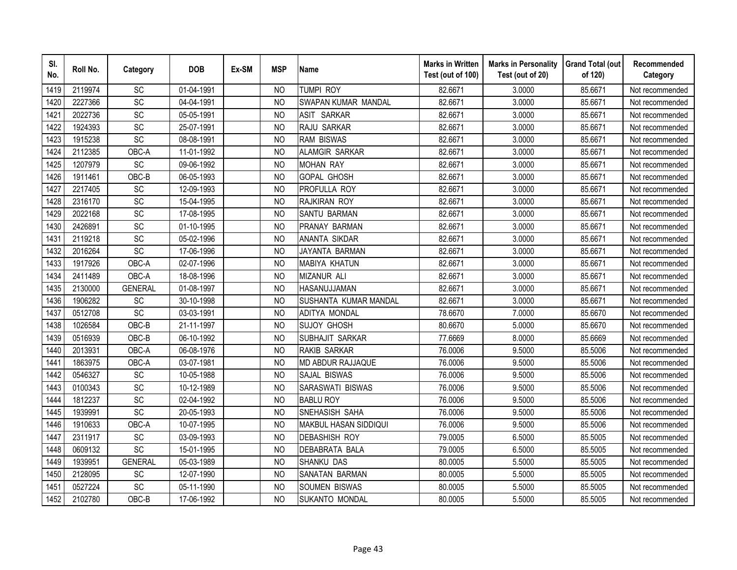| Sl. No. | Roll No. | Category | DOB | Ex-SM | MSP | Name | Marks in Written Test (out of 100) | Marks in Personality Test (out of 20) | Grand Total (out of 120) | Recommended Category |
|---|---|---|---|---|---|---|---|---|---|---|
| 1419 | 2119974 | SC | 01-04-1991 | | NO | TUMPI ROY | 82.6671 | 3.0000 | 85.6671 | Not recommended |
| 1420 | 2227366 | SC | 04-04-1991 | | NO | SWAPAN KUMAR MANDAL | 82.6671 | 3.0000 | 85.6671 | Not recommended |
| 1421 | 2022736 | SC | 05-05-1991 | | NO | ASIT SARKAR | 82.6671 | 3.0000 | 85.6671 | Not recommended |
| 1422 | 1924393 | SC | 25-07-1991 | | NO | RAJU SARKAR | 82.6671 | 3.0000 | 85.6671 | Not recommended |
| 1423 | 1915238 | SC | 08-08-1991 | | NO | RAM BISWAS | 82.6671 | 3.0000 | 85.6671 | Not recommended |
| 1424 | 2112385 | OBC-A | 11-01-1992 | | NO | ALAMGIR SARKAR | 82.6671 | 3.0000 | 85.6671 | Not recommended |
| 1425 | 1207979 | SC | 09-06-1992 | | NO | MOHAN RAY | 82.6671 | 3.0000 | 85.6671 | Not recommended |
| 1426 | 1911461 | OBC-B | 06-05-1993 | | NO | GOPAL GHOSH | 82.6671 | 3.0000 | 85.6671 | Not recommended |
| 1427 | 2217405 | SC | 12-09-1993 | | NO | PROFULLA ROY | 82.6671 | 3.0000 | 85.6671 | Not recommended |
| 1428 | 2316170 | SC | 15-04-1995 | | NO | RAJKIRAN ROY | 82.6671 | 3.0000 | 85.6671 | Not recommended |
| 1429 | 2022168 | SC | 17-08-1995 | | NO | SANTU BARMAN | 82.6671 | 3.0000 | 85.6671 | Not recommended |
| 1430 | 2426891 | SC | 01-10-1995 | | NO | PRANAY BARMAN | 82.6671 | 3.0000 | 85.6671 | Not recommended |
| 1431 | 2119218 | SC | 05-02-1996 | | NO | ANANTA SIKDAR | 82.6671 | 3.0000 | 85.6671 | Not recommended |
| 1432 | 2016264 | SC | 17-06-1996 | | NO | JAYANTA BARMAN | 82.6671 | 3.0000 | 85.6671 | Not recommended |
| 1433 | 1917926 | OBC-A | 02-07-1996 | | NO | MABIYA KHATUN | 82.6671 | 3.0000 | 85.6671 | Not recommended |
| 1434 | 2411489 | OBC-A | 18-08-1996 | | NO | MIZANUR ALI | 82.6671 | 3.0000 | 85.6671 | Not recommended |
| 1435 | 2130000 | GENERAL | 01-08-1997 | | NO | HASANUJJAMAN | 82.6671 | 3.0000 | 85.6671 | Not recommended |
| 1436 | 1906282 | SC | 30-10-1998 | | NO | SUSHANTA KUMAR MANDAL | 82.6671 | 3.0000 | 85.6671 | Not recommended |
| 1437 | 0512708 | SC | 03-03-1991 | | NO | ADITYA MONDAL | 78.6670 | 7.0000 | 85.6670 | Not recommended |
| 1438 | 1026584 | OBC-B | 21-11-1997 | | NO | SUJOY GHOSH | 80.6670 | 5.0000 | 85.6670 | Not recommended |
| 1439 | 0516939 | OBC-B | 06-10-1992 | | NO | SUBHAJIT SARKAR | 77.6669 | 8.0000 | 85.6669 | Not recommended |
| 1440 | 2013931 | OBC-A | 06-08-1976 | | NO | RAKIB SARKAR | 76.0006 | 9.5000 | 85.5006 | Not recommended |
| 1441 | 1863975 | OBC-A | 03-07-1981 | | NO | MD ABDUR RAJJAQUE | 76.0006 | 9.5000 | 85.5006 | Not recommended |
| 1442 | 0546327 | SC | 10-05-1988 | | NO | SAJAL BISWAS | 76.0006 | 9.5000 | 85.5006 | Not recommended |
| 1443 | 0100343 | SC | 10-12-1989 | | NO | SARASWATI BISWAS | 76.0006 | 9.5000 | 85.5006 | Not recommended |
| 1444 | 1812237 | SC | 02-04-1992 | | NO | BABLU ROY | 76.0006 | 9.5000 | 85.5006 | Not recommended |
| 1445 | 1939991 | SC | 20-05-1993 | | NO | SNEHASISH SAHA | 76.0006 | 9.5000 | 85.5006 | Not recommended |
| 1446 | 1910633 | OBC-A | 10-07-1995 | | NO | MAKBUL HASAN SIDDIQUI | 76.0006 | 9.5000 | 85.5006 | Not recommended |
| 1447 | 2311917 | SC | 03-09-1993 | | NO | DEBASHISH ROY | 79.0005 | 6.5000 | 85.5005 | Not recommended |
| 1448 | 0609132 | SC | 15-01-1995 | | NO | DEBABRATA BALA | 79.0005 | 6.5000 | 85.5005 | Not recommended |
| 1449 | 1939951 | GENERAL | 05-03-1989 | | NO | SHANKU DAS | 80.0005 | 5.5000 | 85.5005 | Not recommended |
| 1450 | 2128095 | SC | 12-07-1990 | | NO | SANATAN BARMAN | 80.0005 | 5.5000 | 85.5005 | Not recommended |
| 1451 | 0527224 | SC | 05-11-1990 | | NO | SOUMEN BISWAS | 80.0005 | 5.5000 | 85.5005 | Not recommended |
| 1452 | 2102780 | OBC-B | 17-06-1992 | | NO | SUKANTO MONDAL | 80.0005 | 5.5000 | 85.5005 | Not recommended |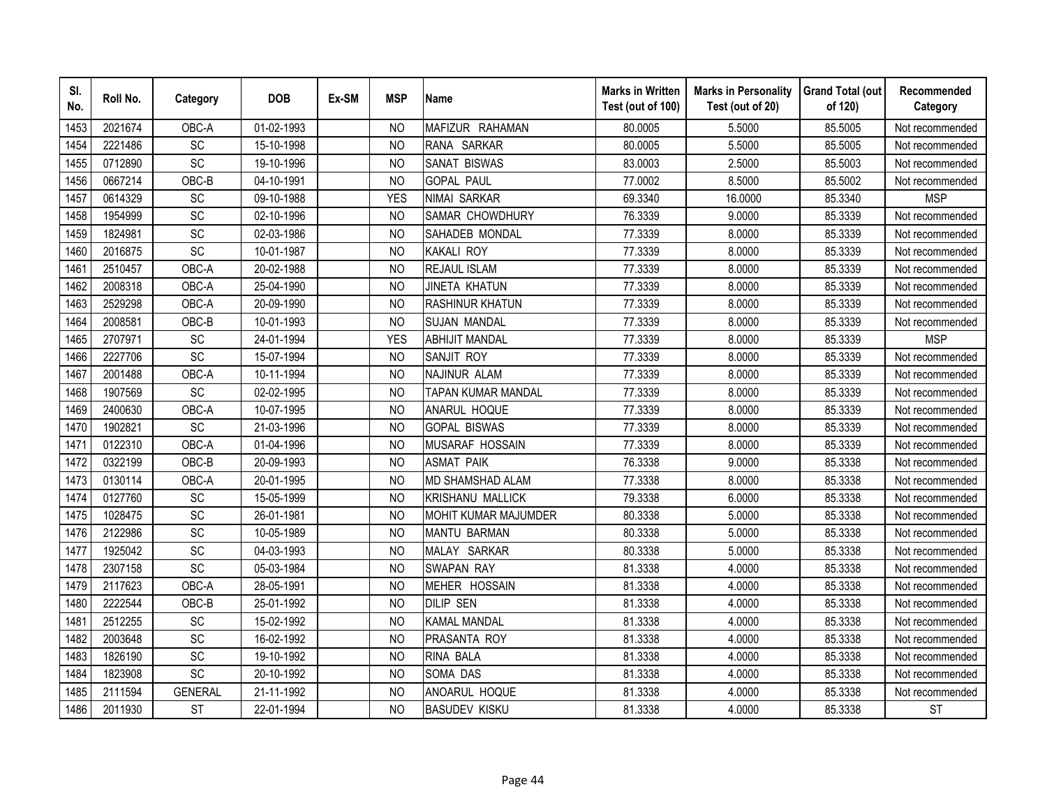| Sl. No. | Roll No. | Category | DOB | Ex-SM | MSP | Name | Marks in Written Test (out of 100) | Marks in Personality Test (out of 20) | Grand Total (out of 120) | Recommended Category |
|---|---|---|---|---|---|---|---|---|---|---|
| 1453 | 2021674 | OBC-A | 01-02-1993 | | NO | MAFIZUR RAHAMAN | 80.0005 | 5.5000 | 85.5005 | Not recommended |
| 1454 | 2221486 | SC | 15-10-1998 | | NO | RANA SARKAR | 80.0005 | 5.5000 | 85.5005 | Not recommended |
| 1455 | 0712890 | SC | 19-10-1996 | | NO | SANAT BISWAS | 83.0003 | 2.5000 | 85.5003 | Not recommended |
| 1456 | 0667214 | OBC-B | 04-10-1991 | | NO | GOPAL PAUL | 77.0002 | 8.5000 | 85.5002 | Not recommended |
| 1457 | 0614329 | SC | 09-10-1988 | | YES | NIMAI SARKAR | 69.3340 | 16.0000 | 85.3340 | MSP |
| 1458 | 1954999 | SC | 02-10-1996 | | NO | SAMAR CHOWDHURY | 76.3339 | 9.0000 | 85.3339 | Not recommended |
| 1459 | 1824981 | SC | 02-03-1986 | | NO | SAHADEB MONDAL | 77.3339 | 8.0000 | 85.3339 | Not recommended |
| 1460 | 2016875 | SC | 10-01-1987 | | NO | KAKALI ROY | 77.3339 | 8.0000 | 85.3339 | Not recommended |
| 1461 | 2510457 | OBC-A | 20-02-1988 | | NO | REJAUL ISLAM | 77.3339 | 8.0000 | 85.3339 | Not recommended |
| 1462 | 2008318 | OBC-A | 25-04-1990 | | NO | JINETA KHATUN | 77.3339 | 8.0000 | 85.3339 | Not recommended |
| 1463 | 2529298 | OBC-A | 20-09-1990 | | NO | RASHINUR KHATUN | 77.3339 | 8.0000 | 85.3339 | Not recommended |
| 1464 | 2008581 | OBC-B | 10-01-1993 | | NO | SUJAN MANDAL | 77.3339 | 8.0000 | 85.3339 | Not recommended |
| 1465 | 2707971 | SC | 24-01-1994 | | YES | ABHIJIT MANDAL | 77.3339 | 8.0000 | 85.3339 | MSP |
| 1466 | 2227706 | SC | 15-07-1994 | | NO | SANJIT ROY | 77.3339 | 8.0000 | 85.3339 | Not recommended |
| 1467 | 2001488 | OBC-A | 10-11-1994 | | NO | NAJINUR ALAM | 77.3339 | 8.0000 | 85.3339 | Not recommended |
| 1468 | 1907569 | SC | 02-02-1995 | | NO | TAPAN KUMAR MANDAL | 77.3339 | 8.0000 | 85.3339 | Not recommended |
| 1469 | 2400630 | OBC-A | 10-07-1995 | | NO | ANARUL HOQUE | 77.3339 | 8.0000 | 85.3339 | Not recommended |
| 1470 | 1902821 | SC | 21-03-1996 | | NO | GOPAL BISWAS | 77.3339 | 8.0000 | 85.3339 | Not recommended |
| 1471 | 0122310 | OBC-A | 01-04-1996 | | NO | MUSARAF HOSSAIN | 77.3339 | 8.0000 | 85.3339 | Not recommended |
| 1472 | 0322199 | OBC-B | 20-09-1993 | | NO | ASMAT PAIK | 76.3338 | 9.0000 | 85.3338 | Not recommended |
| 1473 | 0130114 | OBC-A | 20-01-1995 | | NO | MD SHAMSHAD ALAM | 77.3338 | 8.0000 | 85.3338 | Not recommended |
| 1474 | 0127760 | SC | 15-05-1999 | | NO | KRISHANU MALLICK | 79.3338 | 6.0000 | 85.3338 | Not recommended |
| 1475 | 1028475 | SC | 26-01-1981 | | NO | MOHIT KUMAR MAJUMDER | 80.3338 | 5.0000 | 85.3338 | Not recommended |
| 1476 | 2122986 | SC | 10-05-1989 | | NO | MANTU BARMAN | 80.3338 | 5.0000 | 85.3338 | Not recommended |
| 1477 | 1925042 | SC | 04-03-1993 | | NO | MALAY SARKAR | 80.3338 | 5.0000 | 85.3338 | Not recommended |
| 1478 | 2307158 | SC | 05-03-1984 | | NO | SWAPAN RAY | 81.3338 | 4.0000 | 85.3338 | Not recommended |
| 1479 | 2117623 | OBC-A | 28-05-1991 | | NO | MEHER HOSSAIN | 81.3338 | 4.0000 | 85.3338 | Not recommended |
| 1480 | 2222544 | OBC-B | 25-01-1992 | | NO | DILIP SEN | 81.3338 | 4.0000 | 85.3338 | Not recommended |
| 1481 | 2512255 | SC | 15-02-1992 | | NO | KAMAL MANDAL | 81.3338 | 4.0000 | 85.3338 | Not recommended |
| 1482 | 2003648 | SC | 16-02-1992 | | NO | PRASANTA ROY | 81.3338 | 4.0000 | 85.3338 | Not recommended |
| 1483 | 1826190 | SC | 19-10-1992 | | NO | RINA BALA | 81.3338 | 4.0000 | 85.3338 | Not recommended |
| 1484 | 1823908 | SC | 20-10-1992 | | NO | SOMA DAS | 81.3338 | 4.0000 | 85.3338 | Not recommended |
| 1485 | 2111594 | GENERAL | 21-11-1992 | | NO | ANOARUL HOQUE | 81.3338 | 4.0000 | 85.3338 | Not recommended |
| 1486 | 2011930 | ST | 22-01-1994 | | NO | BASUDEV KISKU | 81.3338 | 4.0000 | 85.3338 | ST |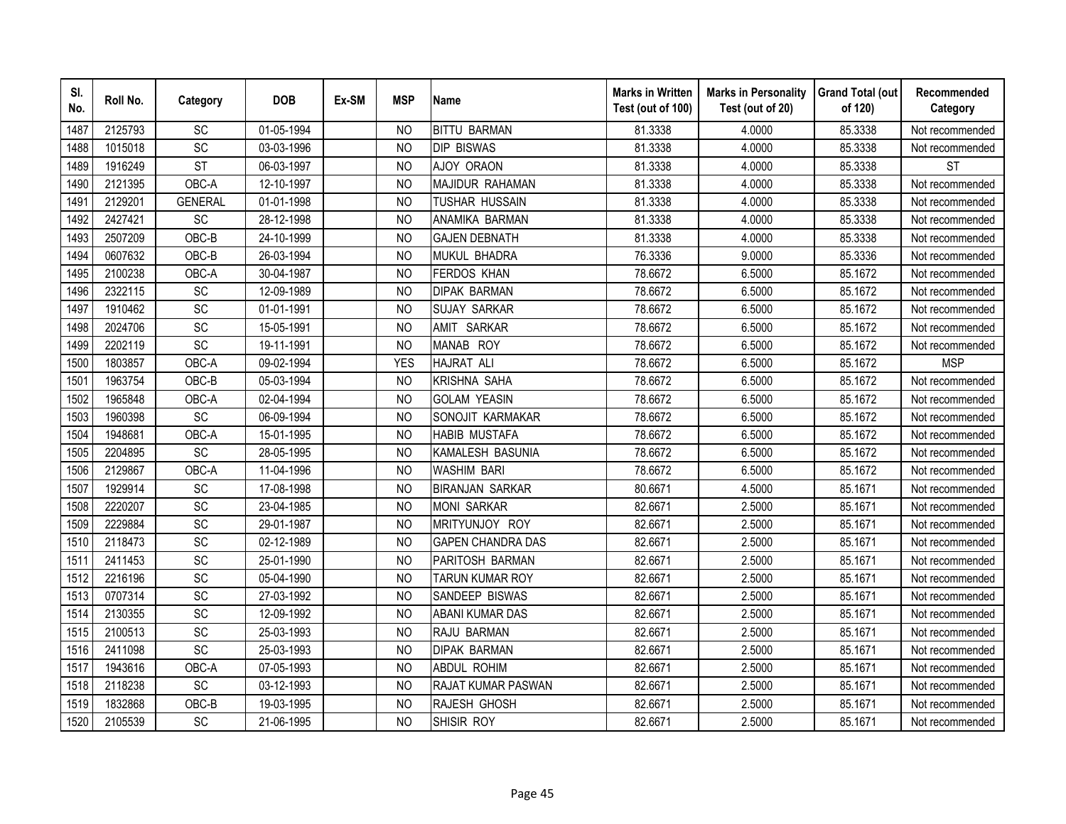| Sl. No. | Roll No. | Category | DOB | Ex-SM | MSP | Name | Marks in Written Test (out of 100) | Marks in Personality Test (out of 20) | Grand Total (out of 120) | Recommended Category |
|---|---|---|---|---|---|---|---|---|---|---|
| 1487 | 2125793 | SC | 01-05-1994 | | NO | BITTU BARMAN | 81.3338 | 4.0000 | 85.3338 | Not recommended |
| 1488 | 1015018 | SC | 03-03-1996 | | NO | DIP BISWAS | 81.3338 | 4.0000 | 85.3338 | Not recommended |
| 1489 | 1916249 | ST | 06-03-1997 | | NO | AJOY ORAON | 81.3338 | 4.0000 | 85.3338 | ST |
| 1490 | 2121395 | OBC-A | 12-10-1997 | | NO | MAJIDUR RAHAMAN | 81.3338 | 4.0000 | 85.3338 | Not recommended |
| 1491 | 2129201 | GENERAL | 01-01-1998 | | NO | TUSHAR HUSSAIN | 81.3338 | 4.0000 | 85.3338 | Not recommended |
| 1492 | 2427421 | SC | 28-12-1998 | | NO | ANAMIKA BARMAN | 81.3338 | 4.0000 | 85.3338 | Not recommended |
| 1493 | 2507209 | OBC-B | 24-10-1999 | | NO | GAJEN DEBNATH | 81.3338 | 4.0000 | 85.3338 | Not recommended |
| 1494 | 0607632 | OBC-B | 26-03-1994 | | NO | MUKUL BHADRA | 76.3336 | 9.0000 | 85.3336 | Not recommended |
| 1495 | 2100238 | OBC-A | 30-04-1987 | | NO | FERDOS KHAN | 78.6672 | 6.5000 | 85.1672 | Not recommended |
| 1496 | 2322115 | SC | 12-09-1989 | | NO | DIPAK BARMAN | 78.6672 | 6.5000 | 85.1672 | Not recommended |
| 1497 | 1910462 | SC | 01-01-1991 | | NO | SUJAY SARKAR | 78.6672 | 6.5000 | 85.1672 | Not recommended |
| 1498 | 2024706 | SC | 15-05-1991 | | NO | AMIT SARKAR | 78.6672 | 6.5000 | 85.1672 | Not recommended |
| 1499 | 2202119 | SC | 19-11-1991 | | NO | MANAB ROY | 78.6672 | 6.5000 | 85.1672 | Not recommended |
| 1500 | 1803857 | OBC-A | 09-02-1994 | | YES | HAJRAT ALI | 78.6672 | 6.5000 | 85.1672 | MSP |
| 1501 | 1963754 | OBC-B | 05-03-1994 | | NO | KRISHNA SAHA | 78.6672 | 6.5000 | 85.1672 | Not recommended |
| 1502 | 1965848 | OBC-A | 02-04-1994 | | NO | GOLAM YEASIN | 78.6672 | 6.5000 | 85.1672 | Not recommended |
| 1503 | 1960398 | SC | 06-09-1994 | | NO | SONOJIT KARMAKAR | 78.6672 | 6.5000 | 85.1672 | Not recommended |
| 1504 | 1948681 | OBC-A | 15-01-1995 | | NO | HABIB MUSTAFA | 78.6672 | 6.5000 | 85.1672 | Not recommended |
| 1505 | 2204895 | SC | 28-05-1995 | | NO | KAMALESH BASUNIA | 78.6672 | 6.5000 | 85.1672 | Not recommended |
| 1506 | 2129867 | OBC-A | 11-04-1996 | | NO | WASHIM BARI | 78.6672 | 6.5000 | 85.1672 | Not recommended |
| 1507 | 1929914 | SC | 17-08-1998 | | NO | BIRANJAN SARKAR | 80.6671 | 4.5000 | 85.1671 | Not recommended |
| 1508 | 2220207 | SC | 23-04-1985 | | NO | MONI SARKAR | 82.6671 | 2.5000 | 85.1671 | Not recommended |
| 1509 | 2229884 | SC | 29-01-1987 | | NO | MRITYUNJOY ROY | 82.6671 | 2.5000 | 85.1671 | Not recommended |
| 1510 | 2118473 | SC | 02-12-1989 | | NO | GAPEN CHANDRA DAS | 82.6671 | 2.5000 | 85.1671 | Not recommended |
| 1511 | 2411453 | SC | 25-01-1990 | | NO | PARITOSH BARMAN | 82.6671 | 2.5000 | 85.1671 | Not recommended |
| 1512 | 2216196 | SC | 05-04-1990 | | NO | TARUN KUMAR ROY | 82.6671 | 2.5000 | 85.1671 | Not recommended |
| 1513 | 0707314 | SC | 27-03-1992 | | NO | SANDEEP BISWAS | 82.6671 | 2.5000 | 85.1671 | Not recommended |
| 1514 | 2130355 | SC | 12-09-1992 | | NO | ABANI KUMAR DAS | 82.6671 | 2.5000 | 85.1671 | Not recommended |
| 1515 | 2100513 | SC | 25-03-1993 | | NO | RAJU BARMAN | 82.6671 | 2.5000 | 85.1671 | Not recommended |
| 1516 | 2411098 | SC | 25-03-1993 | | NO | DIPAK BARMAN | 82.6671 | 2.5000 | 85.1671 | Not recommended |
| 1517 | 1943616 | OBC-A | 07-05-1993 | | NO | ABDUL ROHIM | 82.6671 | 2.5000 | 85.1671 | Not recommended |
| 1518 | 2118238 | SC | 03-12-1993 | | NO | RAJAT KUMAR PASWAN | 82.6671 | 2.5000 | 85.1671 | Not recommended |
| 1519 | 1832868 | OBC-B | 19-03-1995 | | NO | RAJESH GHOSH | 82.6671 | 2.5000 | 85.1671 | Not recommended |
| 1520 | 2105539 | SC | 21-06-1995 | | NO | SHISIR ROY | 82.6671 | 2.5000 | 85.1671 | Not recommended |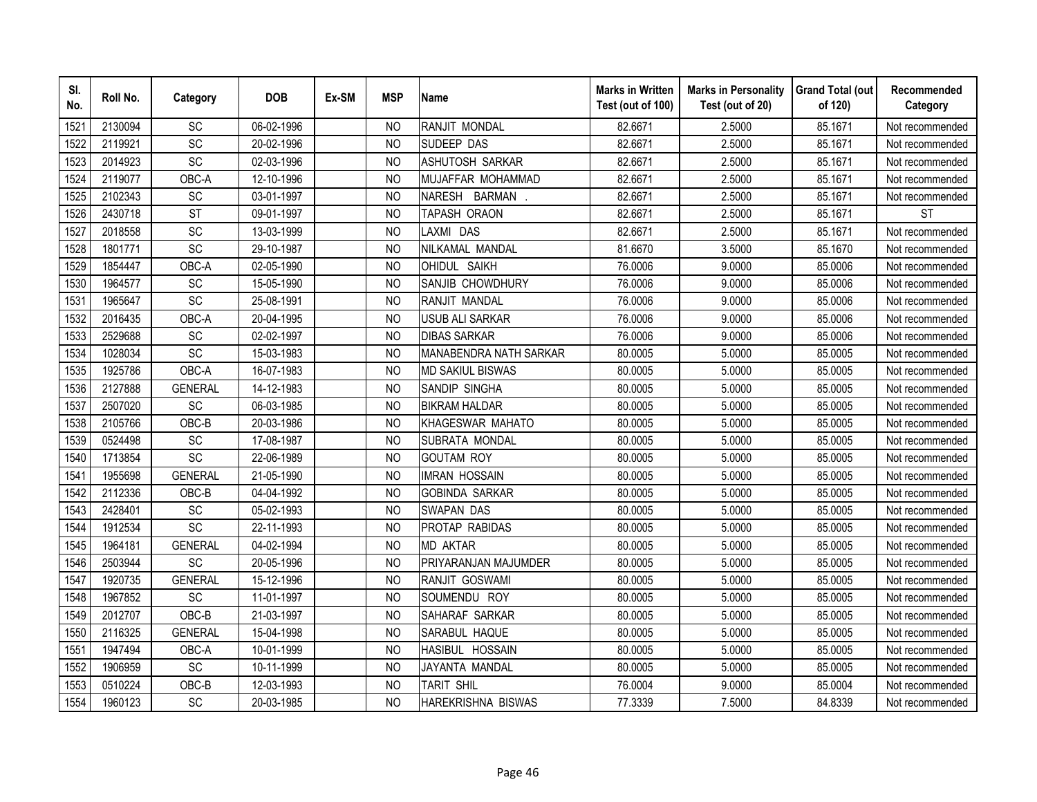| Sl. No. | Roll No. | Category | DOB | Ex-SM | MSP | Name | Marks in Written Test (out of 100) | Marks in Personality Test (out of 20) | Grand Total (out of 120) | Recommended Category |
|---|---|---|---|---|---|---|---|---|---|---|
| 1521 | 2130094 | SC | 06-02-1996 | | NO | RANJIT MONDAL | 82.6671 | 2.5000 | 85.1671 | Not recommended |
| 1522 | 2119921 | SC | 20-02-1996 | | NO | SUDEEP DAS | 82.6671 | 2.5000 | 85.1671 | Not recommended |
| 1523 | 2014923 | SC | 02-03-1996 | | NO | ASHUTOSH SARKAR | 82.6671 | 2.5000 | 85.1671 | Not recommended |
| 1524 | 2119077 | OBC-A | 12-10-1996 | | NO | MUJAFFAR MOHAMMAD | 82.6671 | 2.5000 | 85.1671 | Not recommended |
| 1525 | 2102343 | SC | 03-01-1997 | | NO | NARESH BARMAN . | 82.6671 | 2.5000 | 85.1671 | Not recommended |
| 1526 | 2430718 | ST | 09-01-1997 | | NO | TAPASH ORAON | 82.6671 | 2.5000 | 85.1671 | ST |
| 1527 | 2018558 | SC | 13-03-1999 | | NO | LAXMI DAS | 82.6671 | 2.5000 | 85.1671 | Not recommended |
| 1528 | 1801771 | SC | 29-10-1987 | | NO | NILKAMAL MANDAL | 81.6670 | 3.5000 | 85.1670 | Not recommended |
| 1529 | 1854447 | OBC-A | 02-05-1990 | | NO | OHIDUL SAIKH | 76.0006 | 9.0000 | 85.0006 | Not recommended |
| 1530 | 1964577 | SC | 15-05-1990 | | NO | SANJIB CHOWDHURY | 76.0006 | 9.0000 | 85.0006 | Not recommended |
| 1531 | 1965647 | SC | 25-08-1991 | | NO | RANJIT MANDAL | 76.0006 | 9.0000 | 85.0006 | Not recommended |
| 1532 | 2016435 | OBC-A | 20-04-1995 | | NO | USUB ALI SARKAR | 76.0006 | 9.0000 | 85.0006 | Not recommended |
| 1533 | 2529688 | SC | 02-02-1997 | | NO | DIBAS SARKAR | 76.0006 | 9.0000 | 85.0006 | Not recommended |
| 1534 | 1028034 | SC | 15-03-1983 | | NO | MANABENDRA NATH SARKAR | 80.0005 | 5.0000 | 85.0005 | Not recommended |
| 1535 | 1925786 | OBC-A | 16-07-1983 | | NO | MD SAKIUL BISWAS | 80.0005 | 5.0000 | 85.0005 | Not recommended |
| 1536 | 2127888 | GENERAL | 14-12-1983 | | NO | SANDIP SINGHA | 80.0005 | 5.0000 | 85.0005 | Not recommended |
| 1537 | 2507020 | SC | 06-03-1985 | | NO | BIKRAM HALDAR | 80.0005 | 5.0000 | 85.0005 | Not recommended |
| 1538 | 2105766 | OBC-B | 20-03-1986 | | NO | KHAGESWAR MAHATO | 80.0005 | 5.0000 | 85.0005 | Not recommended |
| 1539 | 0524498 | SC | 17-08-1987 | | NO | SUBRATA MONDAL | 80.0005 | 5.0000 | 85.0005 | Not recommended |
| 1540 | 1713854 | SC | 22-06-1989 | | NO | GOUTAM ROY | 80.0005 | 5.0000 | 85.0005 | Not recommended |
| 1541 | 1955698 | GENERAL | 21-05-1990 | | NO | IMRAN HOSSAIN | 80.0005 | 5.0000 | 85.0005 | Not recommended |
| 1542 | 2112336 | OBC-B | 04-04-1992 | | NO | GOBINDA SARKAR | 80.0005 | 5.0000 | 85.0005 | Not recommended |
| 1543 | 2428401 | SC | 05-02-1993 | | NO | SWAPAN DAS | 80.0005 | 5.0000 | 85.0005 | Not recommended |
| 1544 | 1912534 | SC | 22-11-1993 | | NO | PROTAP RABIDAS | 80.0005 | 5.0000 | 85.0005 | Not recommended |
| 1545 | 1964181 | GENERAL | 04-02-1994 | | NO | MD AKTAR | 80.0005 | 5.0000 | 85.0005 | Not recommended |
| 1546 | 2503944 | SC | 20-05-1996 | | NO | PRIYARANJAN MAJUMDER | 80.0005 | 5.0000 | 85.0005 | Not recommended |
| 1547 | 1920735 | GENERAL | 15-12-1996 | | NO | RANJIT GOSWAMI | 80.0005 | 5.0000 | 85.0005 | Not recommended |
| 1548 | 1967852 | SC | 11-01-1997 | | NO | SOUMENDU ROY | 80.0005 | 5.0000 | 85.0005 | Not recommended |
| 1549 | 2012707 | OBC-B | 21-03-1997 | | NO | SAHARAF SARKAR | 80.0005 | 5.0000 | 85.0005 | Not recommended |
| 1550 | 2116325 | GENERAL | 15-04-1998 | | NO | SARABUL HAQUE | 80.0005 | 5.0000 | 85.0005 | Not recommended |
| 1551 | 1947494 | OBC-A | 10-01-1999 | | NO | HASIBUL HOSSAIN | 80.0005 | 5.0000 | 85.0005 | Not recommended |
| 1552 | 1906959 | SC | 10-11-1999 | | NO | JAYANTA MANDAL | 80.0005 | 5.0000 | 85.0005 | Not recommended |
| 1553 | 0510224 | OBC-B | 12-03-1993 | | NO | TARIT SHIL | 76.0004 | 9.0000 | 85.0004 | Not recommended |
| 1554 | 1960123 | SC | 20-03-1985 | | NO | HAREKRISHNA BISWAS | 77.3339 | 7.5000 | 84.8339 | Not recommended |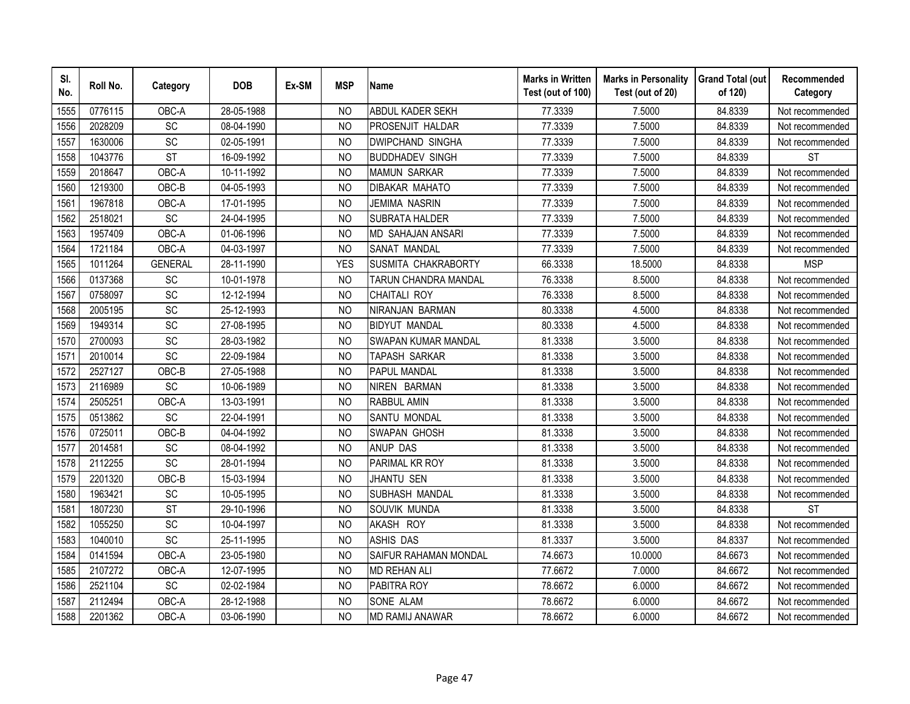| Sl. No. | Roll No. | Category | DOB | Ex-SM | MSP | Name | Marks in Written Test (out of 100) | Marks in Personality Test (out of 20) | Grand Total (out of 120) | Recommended Category |
|---|---|---|---|---|---|---|---|---|---|---|
| 1555 | 0776115 | OBC-A | 28-05-1988 | | NO | ABDUL KADER SEKH | 77.3339 | 7.5000 | 84.8339 | Not recommended |
| 1556 | 2028209 | SC | 08-04-1990 | | NO | PROSENJIT HALDAR | 77.3339 | 7.5000 | 84.8339 | Not recommended |
| 1557 | 1630006 | SC | 02-05-1991 | | NO | DWIPCHAND SINGHA | 77.3339 | 7.5000 | 84.8339 | Not recommended |
| 1558 | 1043776 | ST | 16-09-1992 | | NO | BUDDHADEV SINGH | 77.3339 | 7.5000 | 84.8339 | ST |
| 1559 | 2018647 | OBC-A | 10-11-1992 | | NO | MAMUN SARKAR | 77.3339 | 7.5000 | 84.8339 | Not recommended |
| 1560 | 1219300 | OBC-B | 04-05-1993 | | NO | DIBAKAR MAHATO | 77.3339 | 7.5000 | 84.8339 | Not recommended |
| 1561 | 1967818 | OBC-A | 17-01-1995 | | NO | JEMIMA NASRIN | 77.3339 | 7.5000 | 84.8339 | Not recommended |
| 1562 | 2518021 | SC | 24-04-1995 | | NO | SUBRATA HALDER | 77.3339 | 7.5000 | 84.8339 | Not recommended |
| 1563 | 1957409 | OBC-A | 01-06-1996 | | NO | MD SAHAJAN ANSARI | 77.3339 | 7.5000 | 84.8339 | Not recommended |
| 1564 | 1721184 | OBC-A | 04-03-1997 | | NO | SANAT MANDAL | 77.3339 | 7.5000 | 84.8339 | Not recommended |
| 1565 | 1011264 | GENERAL | 28-11-1990 | | YES | SUSMITA CHAKRABORTY | 66.3338 | 18.5000 | 84.8338 | MSP |
| 1566 | 0137368 | SC | 10-01-1978 | | NO | TARUN CHANDRA MANDAL | 76.3338 | 8.5000 | 84.8338 | Not recommended |
| 1567 | 0758097 | SC | 12-12-1994 | | NO | CHAITALI ROY | 76.3338 | 8.5000 | 84.8338 | Not recommended |
| 1568 | 2005195 | SC | 25-12-1993 | | NO | NIRANJAN BARMAN | 80.3338 | 4.5000 | 84.8338 | Not recommended |
| 1569 | 1949314 | SC | 27-08-1995 | | NO | BIDYUT MANDAL | 80.3338 | 4.5000 | 84.8338 | Not recommended |
| 1570 | 2700093 | SC | 28-03-1982 | | NO | SWAPAN KUMAR MANDAL | 81.3338 | 3.5000 | 84.8338 | Not recommended |
| 1571 | 2010014 | SC | 22-09-1984 | | NO | TAPASH SARKAR | 81.3338 | 3.5000 | 84.8338 | Not recommended |
| 1572 | 2527127 | OBC-B | 27-05-1988 | | NO | PAPUL MANDAL | 81.3338 | 3.5000 | 84.8338 | Not recommended |
| 1573 | 2116989 | SC | 10-06-1989 | | NO | NIREN BARMAN | 81.3338 | 3.5000 | 84.8338 | Not recommended |
| 1574 | 2505251 | OBC-A | 13-03-1991 | | NO | RABBUL AMIN | 81.3338 | 3.5000 | 84.8338 | Not recommended |
| 1575 | 0513862 | SC | 22-04-1991 | | NO | SANTU MONDAL | 81.3338 | 3.5000 | 84.8338 | Not recommended |
| 1576 | 0725011 | OBC-B | 04-04-1992 | | NO | SWAPAN GHOSH | 81.3338 | 3.5000 | 84.8338 | Not recommended |
| 1577 | 2014581 | SC | 08-04-1992 | | NO | ANUP DAS | 81.3338 | 3.5000 | 84.8338 | Not recommended |
| 1578 | 2112255 | SC | 28-01-1994 | | NO | PARIMAL KR ROY | 81.3338 | 3.5000 | 84.8338 | Not recommended |
| 1579 | 2201320 | OBC-B | 15-03-1994 | | NO | JHANTU SEN | 81.3338 | 3.5000 | 84.8338 | Not recommended |
| 1580 | 1963421 | SC | 10-05-1995 | | NO | SUBHASH MANDAL | 81.3338 | 3.5000 | 84.8338 | Not recommended |
| 1581 | 1807230 | ST | 29-10-1996 | | NO | SOUVIK MUNDA | 81.3338 | 3.5000 | 84.8338 | ST |
| 1582 | 1055250 | SC | 10-04-1997 | | NO | AKASH ROY | 81.3338 | 3.5000 | 84.8338 | Not recommended |
| 1583 | 1040010 | SC | 25-11-1995 | | NO | ASHIS DAS | 81.3337 | 3.5000 | 84.8337 | Not recommended |
| 1584 | 0141594 | OBC-A | 23-05-1980 | | NO | SAIFUR RAHAMAN MONDAL | 74.6673 | 10.0000 | 84.6673 | Not recommended |
| 1585 | 2107272 | OBC-A | 12-07-1995 | | NO | MD REHAN ALI | 77.6672 | 7.0000 | 84.6672 | Not recommended |
| 1586 | 2521104 | SC | 02-02-1984 | | NO | PABITRA ROY | 78.6672 | 6.0000 | 84.6672 | Not recommended |
| 1587 | 2112494 | OBC-A | 28-12-1988 | | NO | SONE ALAM | 78.6672 | 6.0000 | 84.6672 | Not recommended |
| 1588 | 2201362 | OBC-A | 03-06-1990 | | NO | MD RAMIJ ANAWAR | 78.6672 | 6.0000 | 84.6672 | Not recommended |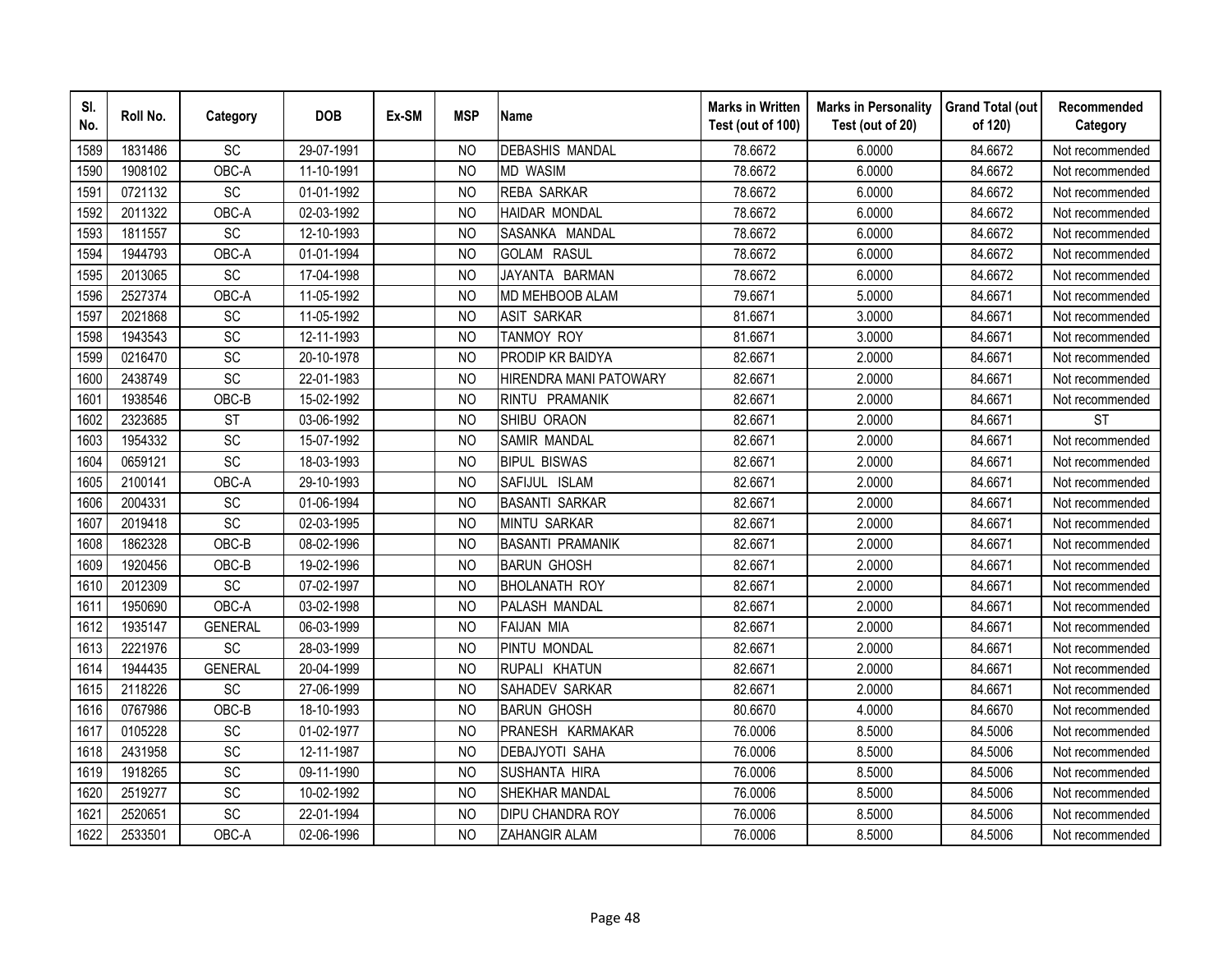| Sl. No. | Roll No. | Category | DOB | Ex-SM | MSP | Name | Marks in Written Test (out of 100) | Marks in Personality Test (out of 20) | Grand Total (out of 120) | Recommended Category |
|---|---|---|---|---|---|---|---|---|---|---|
| 1589 | 1831486 | SC | 29-07-1991 | | NO | DEBASHIS MANDAL | 78.6672 | 6.0000 | 84.6672 | Not recommended |
| 1590 | 1908102 | OBC-A | 11-10-1991 | | NO | MD WASIM | 78.6672 | 6.0000 | 84.6672 | Not recommended |
| 1591 | 0721132 | SC | 01-01-1992 | | NO | REBA SARKAR | 78.6672 | 6.0000 | 84.6672 | Not recommended |
| 1592 | 2011322 | OBC-A | 02-03-1992 | | NO | HAIDAR MONDAL | 78.6672 | 6.0000 | 84.6672 | Not recommended |
| 1593 | 1811557 | SC | 12-10-1993 | | NO | SASANKA MANDAL | 78.6672 | 6.0000 | 84.6672 | Not recommended |
| 1594 | 1944793 | OBC-A | 01-01-1994 | | NO | GOLAM RASUL | 78.6672 | 6.0000 | 84.6672 | Not recommended |
| 1595 | 2013065 | SC | 17-04-1998 | | NO | JAYANTA BARMAN | 78.6672 | 6.0000 | 84.6672 | Not recommended |
| 1596 | 2527374 | OBC-A | 11-05-1992 | | NO | MD MEHBOOB ALAM | 79.6671 | 5.0000 | 84.6671 | Not recommended |
| 1597 | 2021868 | SC | 11-05-1992 | | NO | ASIT SARKAR | 81.6671 | 3.0000 | 84.6671 | Not recommended |
| 1598 | 1943543 | SC | 12-11-1993 | | NO | TANMOY ROY | 81.6671 | 3.0000 | 84.6671 | Not recommended |
| 1599 | 0216470 | SC | 20-10-1978 | | NO | PRODIP KR BAIDYA | 82.6671 | 2.0000 | 84.6671 | Not recommended |
| 1600 | 2438749 | SC | 22-01-1983 | | NO | HIRENDRA MANI PATOWARY | 82.6671 | 2.0000 | 84.6671 | Not recommended |
| 1601 | 1938546 | OBC-B | 15-02-1992 | | NO | RINTU PRAMANIK | 82.6671 | 2.0000 | 84.6671 | Not recommended |
| 1602 | 2323685 | ST | 03-06-1992 | | NO | SHIBU ORAON | 82.6671 | 2.0000 | 84.6671 | ST |
| 1603 | 1954332 | SC | 15-07-1992 | | NO | SAMIR MANDAL | 82.6671 | 2.0000 | 84.6671 | Not recommended |
| 1604 | 0659121 | SC | 18-03-1993 | | NO | BIPUL BISWAS | 82.6671 | 2.0000 | 84.6671 | Not recommended |
| 1605 | 2100141 | OBC-A | 29-10-1993 | | NO | SAFIJUL ISLAM | 82.6671 | 2.0000 | 84.6671 | Not recommended |
| 1606 | 2004331 | SC | 01-06-1994 | | NO | BASANTI SARKAR | 82.6671 | 2.0000 | 84.6671 | Not recommended |
| 1607 | 2019418 | SC | 02-03-1995 | | NO | MINTU SARKAR | 82.6671 | 2.0000 | 84.6671 | Not recommended |
| 1608 | 1862328 | OBC-B | 08-02-1996 | | NO | BASANTI PRAMANIK | 82.6671 | 2.0000 | 84.6671 | Not recommended |
| 1609 | 1920456 | OBC-B | 19-02-1996 | | NO | BARUN GHOSH | 82.6671 | 2.0000 | 84.6671 | Not recommended |
| 1610 | 2012309 | SC | 07-02-1997 | | NO | BHOLANATH ROY | 82.6671 | 2.0000 | 84.6671 | Not recommended |
| 1611 | 1950690 | OBC-A | 03-02-1998 | | NO | PALASH MANDAL | 82.6671 | 2.0000 | 84.6671 | Not recommended |
| 1612 | 1935147 | GENERAL | 06-03-1999 | | NO | FAIJAN MIA | 82.6671 | 2.0000 | 84.6671 | Not recommended |
| 1613 | 2221976 | SC | 28-03-1999 | | NO | PINTU MONDAL | 82.6671 | 2.0000 | 84.6671 | Not recommended |
| 1614 | 1944435 | GENERAL | 20-04-1999 | | NO | RUPALI KHATUN | 82.6671 | 2.0000 | 84.6671 | Not recommended |
| 1615 | 2118226 | SC | 27-06-1999 | | NO | SAHADEV SARKAR | 82.6671 | 2.0000 | 84.6671 | Not recommended |
| 1616 | 0767986 | OBC-B | 18-10-1993 | | NO | BARUN GHOSH | 80.6670 | 4.0000 | 84.6670 | Not recommended |
| 1617 | 0105228 | SC | 01-02-1977 | | NO | PRANESH KARMAKAR | 76.0006 | 8.5000 | 84.5006 | Not recommended |
| 1618 | 2431958 | SC | 12-11-1987 | | NO | DEBAJYOTI SAHA | 76.0006 | 8.5000 | 84.5006 | Not recommended |
| 1619 | 1918265 | SC | 09-11-1990 | | NO | SUSHANTA HIRA | 76.0006 | 8.5000 | 84.5006 | Not recommended |
| 1620 | 2519277 | SC | 10-02-1992 | | NO | SHEKHAR MANDAL | 76.0006 | 8.5000 | 84.5006 | Not recommended |
| 1621 | 2520651 | SC | 22-01-1994 | | NO | DIPU CHANDRA ROY | 76.0006 | 8.5000 | 84.5006 | Not recommended |
| 1622 | 2533501 | OBC-A | 02-06-1996 | | NO | ZAHANGIR ALAM | 76.0006 | 8.5000 | 84.5006 | Not recommended |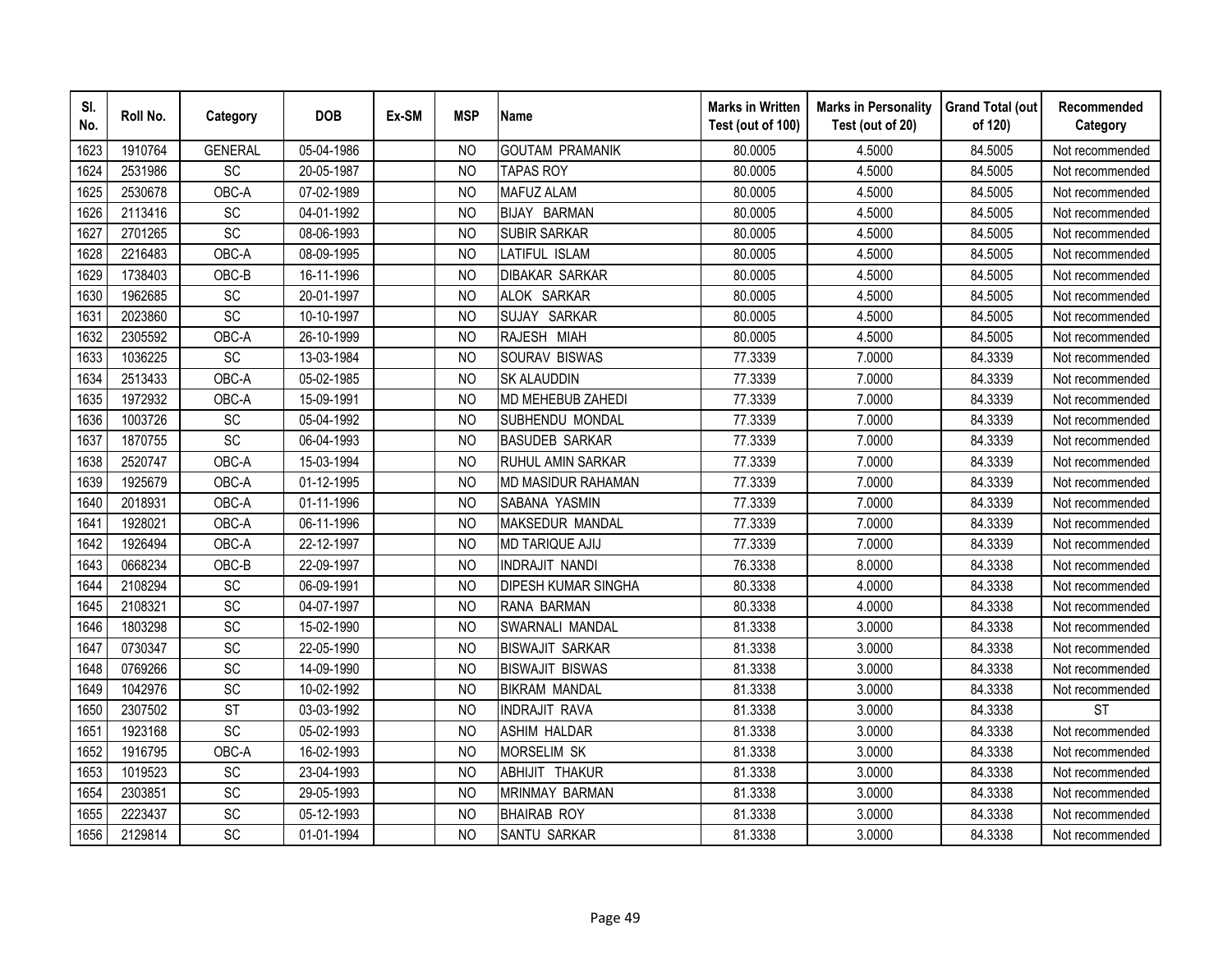| Sl. No. | Roll No. | Category | DOB | Ex-SM | MSP | Name | Marks in Written Test (out of 100) | Marks in Personality Test (out of 20) | Grand Total (out of 120) | Recommended Category |
|---|---|---|---|---|---|---|---|---|---|---|
| 1623 | 1910764 | GENERAL | 05-04-1986 | | NO | GOUTAM PRAMANIK | 80.0005 | 4.5000 | 84.5005 | Not recommended |
| 1624 | 2531986 | SC | 20-05-1987 | | NO | TAPAS ROY | 80.0005 | 4.5000 | 84.5005 | Not recommended |
| 1625 | 2530678 | OBC-A | 07-02-1989 | | NO | MAFUZ ALAM | 80.0005 | 4.5000 | 84.5005 | Not recommended |
| 1626 | 2113416 | SC | 04-01-1992 | | NO | BIJAY BARMAN | 80.0005 | 4.5000 | 84.5005 | Not recommended |
| 1627 | 2701265 | SC | 08-06-1993 | | NO | SUBIR SARKAR | 80.0005 | 4.5000 | 84.5005 | Not recommended |
| 1628 | 2216483 | OBC-A | 08-09-1995 | | NO | LATIFUL ISLAM | 80.0005 | 4.5000 | 84.5005 | Not recommended |
| 1629 | 1738403 | OBC-B | 16-11-1996 | | NO | DIBAKAR SARKAR | 80.0005 | 4.5000 | 84.5005 | Not recommended |
| 1630 | 1962685 | SC | 20-01-1997 | | NO | ALOK SARKAR | 80.0005 | 4.5000 | 84.5005 | Not recommended |
| 1631 | 2023860 | SC | 10-10-1997 | | NO | SUJAY SARKAR | 80.0005 | 4.5000 | 84.5005 | Not recommended |
| 1632 | 2305592 | OBC-A | 26-10-1999 | | NO | RAJESH MIAH | 80.0005 | 4.5000 | 84.5005 | Not recommended |
| 1633 | 1036225 | SC | 13-03-1984 | | NO | SOURAV BISWAS | 77.3339 | 7.0000 | 84.3339 | Not recommended |
| 1634 | 2513433 | OBC-A | 05-02-1985 | | NO | SK ALAUDDIN | 77.3339 | 7.0000 | 84.3339 | Not recommended |
| 1635 | 1972932 | OBC-A | 15-09-1991 | | NO | MD MEHEBUB ZAHEDI | 77.3339 | 7.0000 | 84.3339 | Not recommended |
| 1636 | 1003726 | SC | 05-04-1992 | | NO | SUBHENDU MONDAL | 77.3339 | 7.0000 | 84.3339 | Not recommended |
| 1637 | 1870755 | SC | 06-04-1993 | | NO | BASUDEB SARKAR | 77.3339 | 7.0000 | 84.3339 | Not recommended |
| 1638 | 2520747 | OBC-A | 15-03-1994 | | NO | RUHUL AMIN SARKAR | 77.3339 | 7.0000 | 84.3339 | Not recommended |
| 1639 | 1925679 | OBC-A | 01-12-1995 | | NO | MD MASIDUR RAHAMAN | 77.3339 | 7.0000 | 84.3339 | Not recommended |
| 1640 | 2018931 | OBC-A | 01-11-1996 | | NO | SABANA YASMIN | 77.3339 | 7.0000 | 84.3339 | Not recommended |
| 1641 | 1928021 | OBC-A | 06-11-1996 | | NO | MAKSEDUR MANDAL | 77.3339 | 7.0000 | 84.3339 | Not recommended |
| 1642 | 1926494 | OBC-A | 22-12-1997 | | NO | MD TARIQUE AJIJ | 77.3339 | 7.0000 | 84.3339 | Not recommended |
| 1643 | 0668234 | OBC-B | 22-09-1997 | | NO | INDRAJIT NANDI | 76.3338 | 8.0000 | 84.3338 | Not recommended |
| 1644 | 2108294 | SC | 06-09-1991 | | NO | DIPESH KUMAR SINGHA | 80.3338 | 4.0000 | 84.3338 | Not recommended |
| 1645 | 2108321 | SC | 04-07-1997 | | NO | RANA BARMAN | 80.3338 | 4.0000 | 84.3338 | Not recommended |
| 1646 | 1803298 | SC | 15-02-1990 | | NO | SWARNALI MANDAL | 81.3338 | 3.0000 | 84.3338 | Not recommended |
| 1647 | 0730347 | SC | 22-05-1990 | | NO | BISWAJIT SARKAR | 81.3338 | 3.0000 | 84.3338 | Not recommended |
| 1648 | 0769266 | SC | 14-09-1990 | | NO | BISWAJIT BISWAS | 81.3338 | 3.0000 | 84.3338 | Not recommended |
| 1649 | 1042976 | SC | 10-02-1992 | | NO | BIKRAM MANDAL | 81.3338 | 3.0000 | 84.3338 | Not recommended |
| 1650 | 2307502 | ST | 03-03-1992 | | NO | INDRAJIT RAVA | 81.3338 | 3.0000 | 84.3338 | ST |
| 1651 | 1923168 | SC | 05-02-1993 | | NO | ASHIM HALDAR | 81.3338 | 3.0000 | 84.3338 | Not recommended |
| 1652 | 1916795 | OBC-A | 16-02-1993 | | NO | MORSELIM SK | 81.3338 | 3.0000 | 84.3338 | Not recommended |
| 1653 | 1019523 | SC | 23-04-1993 | | NO | ABHIJIT THAKUR | 81.3338 | 3.0000 | 84.3338 | Not recommended |
| 1654 | 2303851 | SC | 29-05-1993 | | NO | MRINMAY BARMAN | 81.3338 | 3.0000 | 84.3338 | Not recommended |
| 1655 | 2223437 | SC | 05-12-1993 | | NO | BHAIRAB ROY | 81.3338 | 3.0000 | 84.3338 | Not recommended |
| 1656 | 2129814 | SC | 01-01-1994 | | NO | SANTU SARKAR | 81.3338 | 3.0000 | 84.3338 | Not recommended |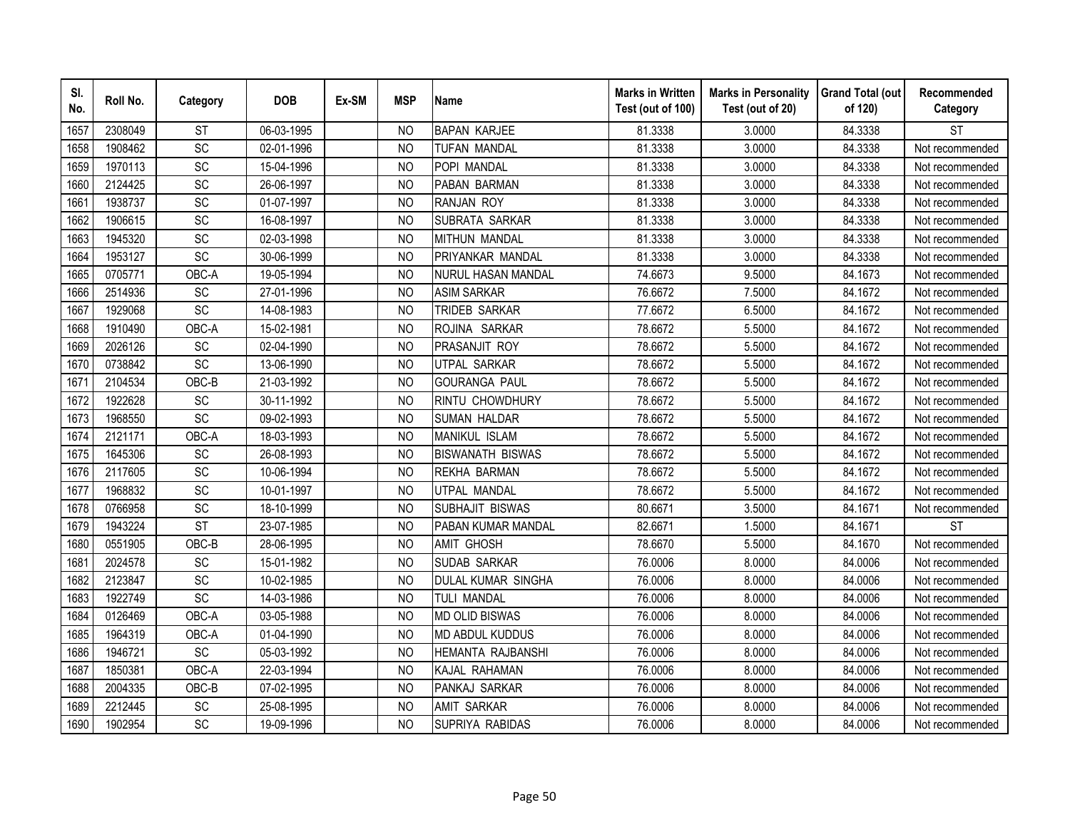| Sl. No. | Roll No. | Category | DOB | Ex-SM | MSP | Name | Marks in Written Test (out of 100) | Marks in Personality Test (out of 20) | Grand Total (out of 120) | Recommended Category |
|---|---|---|---|---|---|---|---|---|---|---|
| 1657 | 2308049 | ST | 06-03-1995 | | NO | BAPAN KARJEE | 81.3338 | 3.0000 | 84.3338 | ST |
| 1658 | 1908462 | SC | 02-01-1996 | | NO | TUFAN MANDAL | 81.3338 | 3.0000 | 84.3338 | Not recommended |
| 1659 | 1970113 | SC | 15-04-1996 | | NO | POPI MANDAL | 81.3338 | 3.0000 | 84.3338 | Not recommended |
| 1660 | 2124425 | SC | 26-06-1997 | | NO | PABAN BARMAN | 81.3338 | 3.0000 | 84.3338 | Not recommended |
| 1661 | 1938737 | SC | 01-07-1997 | | NO | RANJAN ROY | 81.3338 | 3.0000 | 84.3338 | Not recommended |
| 1662 | 1906615 | SC | 16-08-1997 | | NO | SUBRATA SARKAR | 81.3338 | 3.0000 | 84.3338 | Not recommended |
| 1663 | 1945320 | SC | 02-03-1998 | | NO | MITHUN MANDAL | 81.3338 | 3.0000 | 84.3338 | Not recommended |
| 1664 | 1953127 | SC | 30-06-1999 | | NO | PRIYANKAR MANDAL | 81.3338 | 3.0000 | 84.3338 | Not recommended |
| 1665 | 0705771 | OBC-A | 19-05-1994 | | NO | NURUL HASAN MANDAL | 74.6673 | 9.5000 | 84.1673 | Not recommended |
| 1666 | 2514936 | SC | 27-01-1996 | | NO | ASIM SARKAR | 76.6672 | 7.5000 | 84.1672 | Not recommended |
| 1667 | 1929068 | SC | 14-08-1983 | | NO | TRIDEB SARKAR | 77.6672 | 6.5000 | 84.1672 | Not recommended |
| 1668 | 1910490 | OBC-A | 15-02-1981 | | NO | ROJINA SARKAR | 78.6672 | 5.5000 | 84.1672 | Not recommended |
| 1669 | 2026126 | SC | 02-04-1990 | | NO | PRASANJIT ROY | 78.6672 | 5.5000 | 84.1672 | Not recommended |
| 1670 | 0738842 | SC | 13-06-1990 | | NO | UTPAL SARKAR | 78.6672 | 5.5000 | 84.1672 | Not recommended |
| 1671 | 2104534 | OBC-B | 21-03-1992 | | NO | GOURANGA PAUL | 78.6672 | 5.5000 | 84.1672 | Not recommended |
| 1672 | 1922628 | SC | 30-11-1992 | | NO | RINTU CHOWDHURY | 78.6672 | 5.5000 | 84.1672 | Not recommended |
| 1673 | 1968550 | SC | 09-02-1993 | | NO | SUMAN HALDAR | 78.6672 | 5.5000 | 84.1672 | Not recommended |
| 1674 | 2121171 | OBC-A | 18-03-1993 | | NO | MANIKUL ISLAM | 78.6672 | 5.5000 | 84.1672 | Not recommended |
| 1675 | 1645306 | SC | 26-08-1993 | | NO | BISWANATH BISWAS | 78.6672 | 5.5000 | 84.1672 | Not recommended |
| 1676 | 2117605 | SC | 10-06-1994 | | NO | REKHA BARMAN | 78.6672 | 5.5000 | 84.1672 | Not recommended |
| 1677 | 1968832 | SC | 10-01-1997 | | NO | UTPAL MANDAL | 78.6672 | 5.5000 | 84.1672 | Not recommended |
| 1678 | 0766958 | SC | 18-10-1999 | | NO | SUBHAJIT BISWAS | 80.6671 | 3.5000 | 84.1671 | Not recommended |
| 1679 | 1943224 | ST | 23-07-1985 | | NO | PABAN KUMAR MANDAL | 82.6671 | 1.5000 | 84.1671 | ST |
| 1680 | 0551905 | OBC-B | 28-06-1995 | | NO | AMIT GHOSH | 78.6670 | 5.5000 | 84.1670 | Not recommended |
| 1681 | 2024578 | SC | 15-01-1982 | | NO | SUDAB SARKAR | 76.0006 | 8.0000 | 84.0006 | Not recommended |
| 1682 | 2123847 | SC | 10-02-1985 | | NO | DULAL KUMAR SINGHA | 76.0006 | 8.0000 | 84.0006 | Not recommended |
| 1683 | 1922749 | SC | 14-03-1986 | | NO | TULI MANDAL | 76.0006 | 8.0000 | 84.0006 | Not recommended |
| 1684 | 0126469 | OBC-A | 03-05-1988 | | NO | MD OLID BISWAS | 76.0006 | 8.0000 | 84.0006 | Not recommended |
| 1685 | 1964319 | OBC-A | 01-04-1990 | | NO | MD ABDUL KUDDUS | 76.0006 | 8.0000 | 84.0006 | Not recommended |
| 1686 | 1946721 | SC | 05-03-1992 | | NO | HEMANTA RAJBANSHI | 76.0006 | 8.0000 | 84.0006 | Not recommended |
| 1687 | 1850381 | OBC-A | 22-03-1994 | | NO | KAJAL RAHAMAN | 76.0006 | 8.0000 | 84.0006 | Not recommended |
| 1688 | 2004335 | OBC-B | 07-02-1995 | | NO | PANKAJ SARKAR | 76.0006 | 8.0000 | 84.0006 | Not recommended |
| 1689 | 2212445 | SC | 25-08-1995 | | NO | AMIT SARKAR | 76.0006 | 8.0000 | 84.0006 | Not recommended |
| 1690 | 1902954 | SC | 19-09-1996 | | NO | SUPRIYA RABIDAS | 76.0006 | 8.0000 | 84.0006 | Not recommended |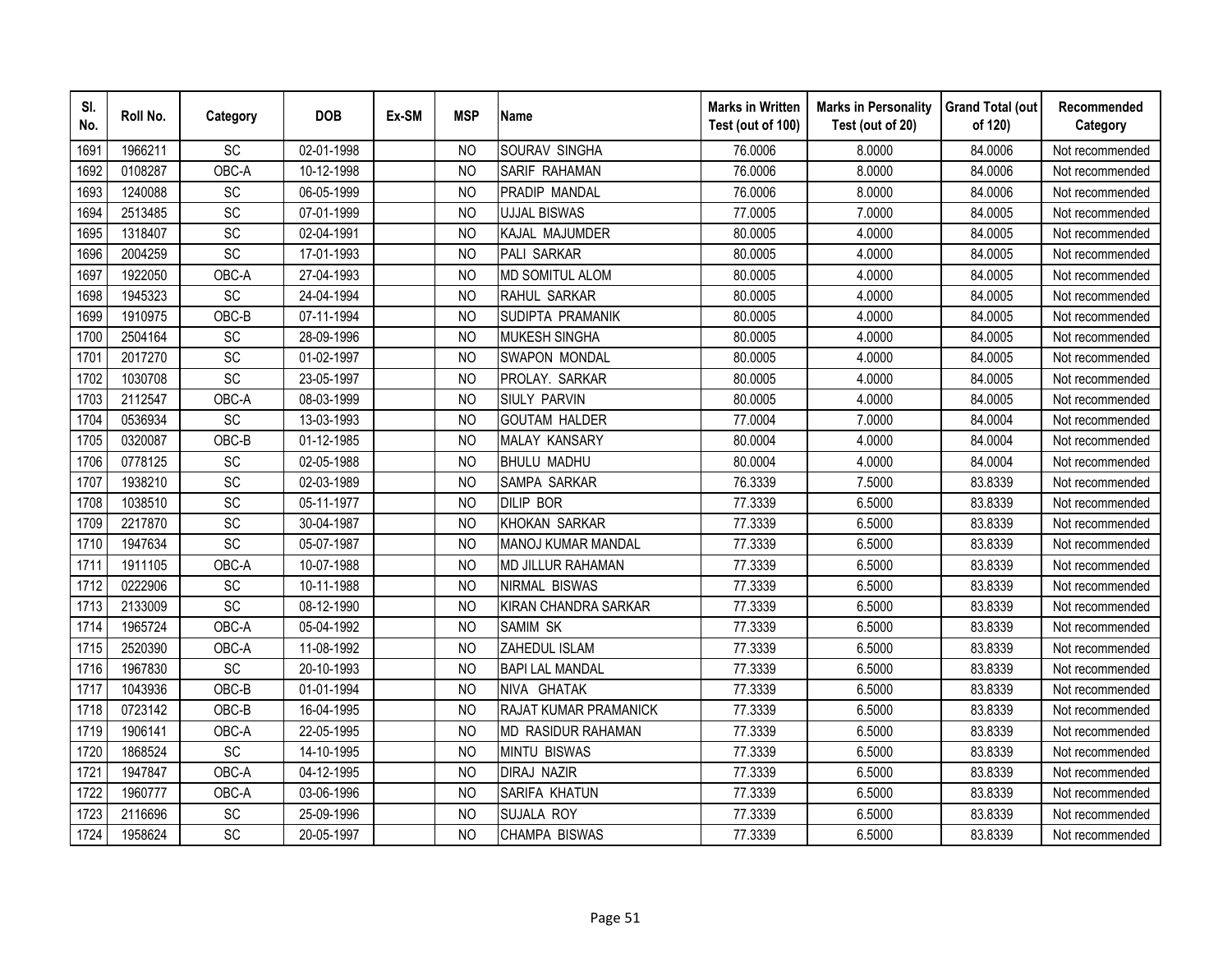| Sl. No. | Roll No. | Category | DOB | Ex-SM | MSP | Name | Marks in Written Test (out of 100) | Marks in Personality Test (out of 20) | Grand Total (out of 120) | Recommended Category |
|---|---|---|---|---|---|---|---|---|---|---|
| 1691 | 1966211 | SC | 02-01-1998 | | NO | SOURAV SINGHA | 76.0006 | 8.0000 | 84.0006 | Not recommended |
| 1692 | 0108287 | OBC-A | 10-12-1998 | | NO | SARIF RAHAMAN | 76.0006 | 8.0000 | 84.0006 | Not recommended |
| 1693 | 1240088 | SC | 06-05-1999 | | NO | PRADIP MANDAL | 76.0006 | 8.0000 | 84.0006 | Not recommended |
| 1694 | 2513485 | SC | 07-01-1999 | | NO | UJJAL BISWAS | 77.0005 | 7.0000 | 84.0005 | Not recommended |
| 1695 | 1318407 | SC | 02-04-1991 | | NO | KAJAL MAJUMDER | 80.0005 | 4.0000 | 84.0005 | Not recommended |
| 1696 | 2004259 | SC | 17-01-1993 | | NO | PALI SARKAR | 80.0005 | 4.0000 | 84.0005 | Not recommended |
| 1697 | 1922050 | OBC-A | 27-04-1993 | | NO | MD SOMITUL ALOM | 80.0005 | 4.0000 | 84.0005 | Not recommended |
| 1698 | 1945323 | SC | 24-04-1994 | | NO | RAHUL SARKAR | 80.0005 | 4.0000 | 84.0005 | Not recommended |
| 1699 | 1910975 | OBC-B | 07-11-1994 | | NO | SUDIPTA PRAMANIK | 80.0005 | 4.0000 | 84.0005 | Not recommended |
| 1700 | 2504164 | SC | 28-09-1996 | | NO | MUKESH SINGHA | 80.0005 | 4.0000 | 84.0005 | Not recommended |
| 1701 | 2017270 | SC | 01-02-1997 | | NO | SWAPON MONDAL | 80.0005 | 4.0000 | 84.0005 | Not recommended |
| 1702 | 1030708 | SC | 23-05-1997 | | NO | PROLAY. SARKAR | 80.0005 | 4.0000 | 84.0005 | Not recommended |
| 1703 | 2112547 | OBC-A | 08-03-1999 | | NO | SIULY PARVIN | 80.0005 | 4.0000 | 84.0005 | Not recommended |
| 1704 | 0536934 | SC | 13-03-1993 | | NO | GOUTAM HALDER | 77.0004 | 7.0000 | 84.0004 | Not recommended |
| 1705 | 0320087 | OBC-B | 01-12-1985 | | NO | MALAY KANSARY | 80.0004 | 4.0000 | 84.0004 | Not recommended |
| 1706 | 0778125 | SC | 02-05-1988 | | NO | BHULU MADHU | 80.0004 | 4.0000 | 84.0004 | Not recommended |
| 1707 | 1938210 | SC | 02-03-1989 | | NO | SAMPA SARKAR | 76.3339 | 7.5000 | 83.8339 | Not recommended |
| 1708 | 1038510 | SC | 05-11-1977 | | NO | DILIP BOR | 77.3339 | 6.5000 | 83.8339 | Not recommended |
| 1709 | 2217870 | SC | 30-04-1987 | | NO | KHOKAN SARKAR | 77.3339 | 6.5000 | 83.8339 | Not recommended |
| 1710 | 1947634 | SC | 05-07-1987 | | NO | MANOJ KUMAR MANDAL | 77.3339 | 6.5000 | 83.8339 | Not recommended |
| 1711 | 1911105 | OBC-A | 10-07-1988 | | NO | MD JILLUR RAHAMAN | 77.3339 | 6.5000 | 83.8339 | Not recommended |
| 1712 | 0222906 | SC | 10-11-1988 | | NO | NIRMAL BISWAS | 77.3339 | 6.5000 | 83.8339 | Not recommended |
| 1713 | 2133009 | SC | 08-12-1990 | | NO | KIRAN CHANDRA SARKAR | 77.3339 | 6.5000 | 83.8339 | Not recommended |
| 1714 | 1965724 | OBC-A | 05-04-1992 | | NO | SAMIM SK | 77.3339 | 6.5000 | 83.8339 | Not recommended |
| 1715 | 2520390 | OBC-A | 11-08-1992 | | NO | ZAHEDUL ISLAM | 77.3339 | 6.5000 | 83.8339 | Not recommended |
| 1716 | 1967830 | SC | 20-10-1993 | | NO | BAPI LAL MANDAL | 77.3339 | 6.5000 | 83.8339 | Not recommended |
| 1717 | 1043936 | OBC-B | 01-01-1994 | | NO | NIVA GHATAK | 77.3339 | 6.5000 | 83.8339 | Not recommended |
| 1718 | 0723142 | OBC-B | 16-04-1995 | | NO | RAJAT KUMAR PRAMANICK | 77.3339 | 6.5000 | 83.8339 | Not recommended |
| 1719 | 1906141 | OBC-A | 22-05-1995 | | NO | MD RASIDUR RAHAMAN | 77.3339 | 6.5000 | 83.8339 | Not recommended |
| 1720 | 1868524 | SC | 14-10-1995 | | NO | MINTU BISWAS | 77.3339 | 6.5000 | 83.8339 | Not recommended |
| 1721 | 1947847 | OBC-A | 04-12-1995 | | NO | DIRAJ NAZIR | 77.3339 | 6.5000 | 83.8339 | Not recommended |
| 1722 | 1960777 | OBC-A | 03-06-1996 | | NO | SARIFA KHATUN | 77.3339 | 6.5000 | 83.8339 | Not recommended |
| 1723 | 2116696 | SC | 25-09-1996 | | NO | SUJALA ROY | 77.3339 | 6.5000 | 83.8339 | Not recommended |
| 1724 | 1958624 | SC | 20-05-1997 | | NO | CHAMPA BISWAS | 77.3339 | 6.5000 | 83.8339 | Not recommended |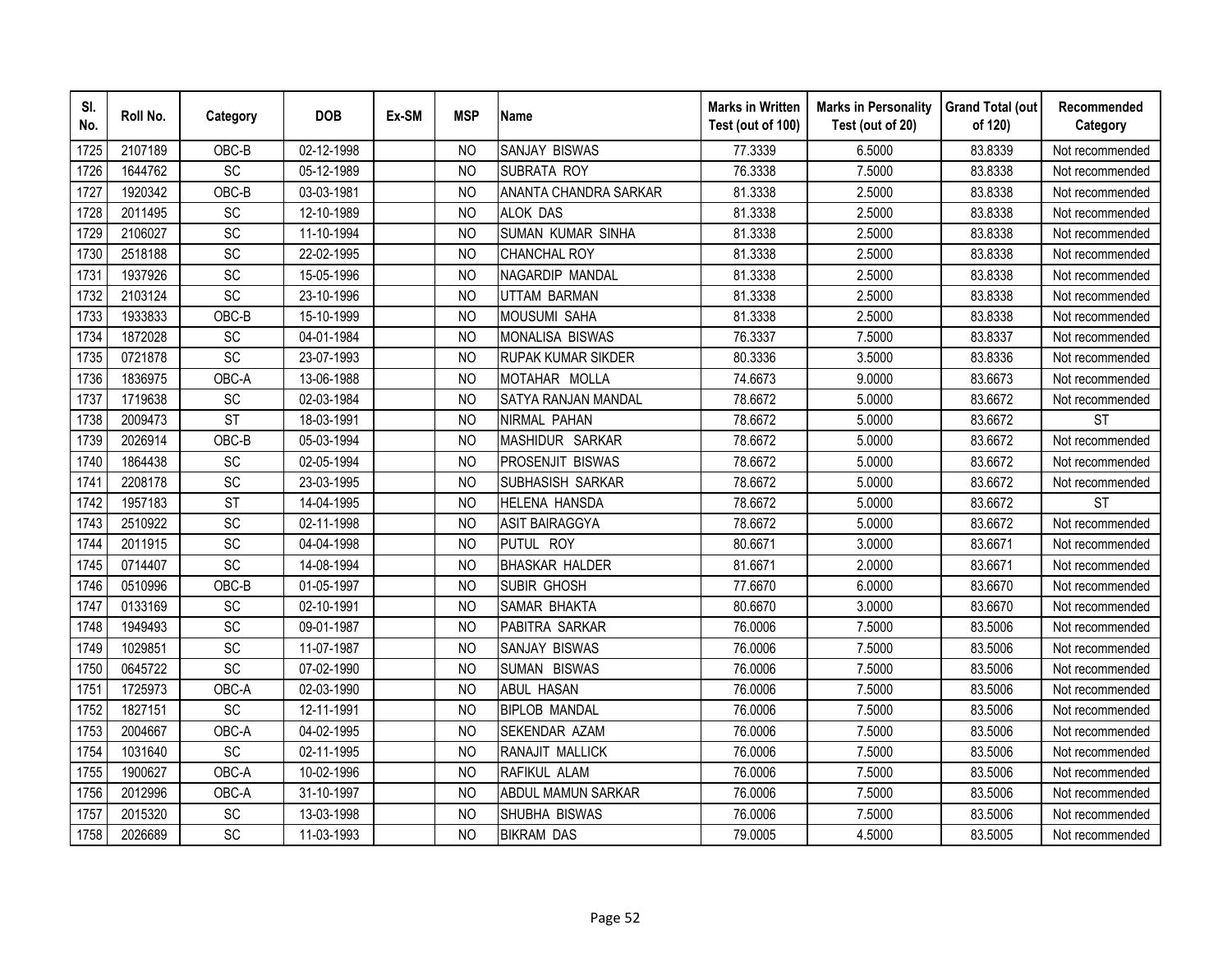| Sl. No. | Roll No. | Category | DOB | Ex-SM | MSP | Name | Marks in Written Test (out of 100) | Marks in Personality Test (out of 20) | Grand Total (out of 120) | Recommended Category |
|---|---|---|---|---|---|---|---|---|---|---|
| 1725 | 2107189 | OBC-B | 02-12-1998 | | NO | SANJAY BISWAS | 77.3339 | 6.5000 | 83.8339 | Not recommended |
| 1726 | 1644762 | SC | 05-12-1989 | | NO | SUBRATA ROY | 76.3338 | 7.5000 | 83.8338 | Not recommended |
| 1727 | 1920342 | OBC-B | 03-03-1981 | | NO | ANANTA CHANDRA SARKAR | 81.3338 | 2.5000 | 83.8338 | Not recommended |
| 1728 | 2011495 | SC | 12-10-1989 | | NO | ALOK DAS | 81.3338 | 2.5000 | 83.8338 | Not recommended |
| 1729 | 2106027 | SC | 11-10-1994 | | NO | SUMAN KUMAR SINHA | 81.3338 | 2.5000 | 83.8338 | Not recommended |
| 1730 | 2518188 | SC | 22-02-1995 | | NO | CHANCHAL ROY | 81.3338 | 2.5000 | 83.8338 | Not recommended |
| 1731 | 1937926 | SC | 15-05-1996 | | NO | NAGARDIP MANDAL | 81.3338 | 2.5000 | 83.8338 | Not recommended |
| 1732 | 2103124 | SC | 23-10-1996 | | NO | UTTAM BARMAN | 81.3338 | 2.5000 | 83.8338 | Not recommended |
| 1733 | 1933833 | OBC-B | 15-10-1999 | | NO | MOUSUMI SAHA | 81.3338 | 2.5000 | 83.8338 | Not recommended |
| 1734 | 1872028 | SC | 04-01-1984 | | NO | MONALISA BISWAS | 76.3337 | 7.5000 | 83.8337 | Not recommended |
| 1735 | 0721878 | SC | 23-07-1993 | | NO | RUPAK KUMAR SIKDER | 80.3336 | 3.5000 | 83.8336 | Not recommended |
| 1736 | 1836975 | OBC-A | 13-06-1988 | | NO | MOTAHAR MOLLA | 74.6673 | 9.0000 | 83.6673 | Not recommended |
| 1737 | 1719638 | SC | 02-03-1984 | | NO | SATYA RANJAN MANDAL | 78.6672 | 5.0000 | 83.6672 | Not recommended |
| 1738 | 2009473 | ST | 18-03-1991 | | NO | NIRMAL PAHAN | 78.6672 | 5.0000 | 83.6672 | ST |
| 1739 | 2026914 | OBC-B | 05-03-1994 | | NO | MASHIDUR SARKAR | 78.6672 | 5.0000 | 83.6672 | Not recommended |
| 1740 | 1864438 | SC | 02-05-1994 | | NO | PROSENJIT BISWAS | 78.6672 | 5.0000 | 83.6672 | Not recommended |
| 1741 | 2208178 | SC | 23-03-1995 | | NO | SUBHASISH SARKAR | 78.6672 | 5.0000 | 83.6672 | Not recommended |
| 1742 | 1957183 | ST | 14-04-1995 | | NO | HELENA HANSDA | 78.6672 | 5.0000 | 83.6672 | ST |
| 1743 | 2510922 | SC | 02-11-1998 | | NO | ASIT BAIRAGGYA | 78.6672 | 5.0000 | 83.6672 | Not recommended |
| 1744 | 2011915 | SC | 04-04-1998 | | NO | PUTUL ROY | 80.6671 | 3.0000 | 83.6671 | Not recommended |
| 1745 | 0714407 | SC | 14-08-1994 | | NO | BHASKAR HALDER | 81.6671 | 2.0000 | 83.6671 | Not recommended |
| 1746 | 0510996 | OBC-B | 01-05-1997 | | NO | SUBIR GHOSH | 77.6670 | 6.0000 | 83.6670 | Not recommended |
| 1747 | 0133169 | SC | 02-10-1991 | | NO | SAMAR BHAKTA | 80.6670 | 3.0000 | 83.6670 | Not recommended |
| 1748 | 1949493 | SC | 09-01-1987 | | NO | PABITRA SARKAR | 76.0006 | 7.5000 | 83.5006 | Not recommended |
| 1749 | 1029851 | SC | 11-07-1987 | | NO | SANJAY BISWAS | 76.0006 | 7.5000 | 83.5006 | Not recommended |
| 1750 | 0645722 | SC | 07-02-1990 | | NO | SUMAN BISWAS | 76.0006 | 7.5000 | 83.5006 | Not recommended |
| 1751 | 1725973 | OBC-A | 02-03-1990 | | NO | ABUL HASAN | 76.0006 | 7.5000 | 83.5006 | Not recommended |
| 1752 | 1827151 | SC | 12-11-1991 | | NO | BIPLOB MANDAL | 76.0006 | 7.5000 | 83.5006 | Not recommended |
| 1753 | 2004667 | OBC-A | 04-02-1995 | | NO | SEKENDAR AZAM | 76.0006 | 7.5000 | 83.5006 | Not recommended |
| 1754 | 1031640 | SC | 02-11-1995 | | NO | RANAJIT MALLICK | 76.0006 | 7.5000 | 83.5006 | Not recommended |
| 1755 | 1900627 | OBC-A | 10-02-1996 | | NO | RAFIKUL ALAM | 76.0006 | 7.5000 | 83.5006 | Not recommended |
| 1756 | 2012996 | OBC-A | 31-10-1997 | | NO | ABDUL MAMUN SARKAR | 76.0006 | 7.5000 | 83.5006 | Not recommended |
| 1757 | 2015320 | SC | 13-03-1998 | | NO | SHUBHA BISWAS | 76.0006 | 7.5000 | 83.5006 | Not recommended |
| 1758 | 2026689 | SC | 11-03-1993 | | NO | BIKRAM DAS | 79.0005 | 4.5000 | 83.5005 | Not recommended |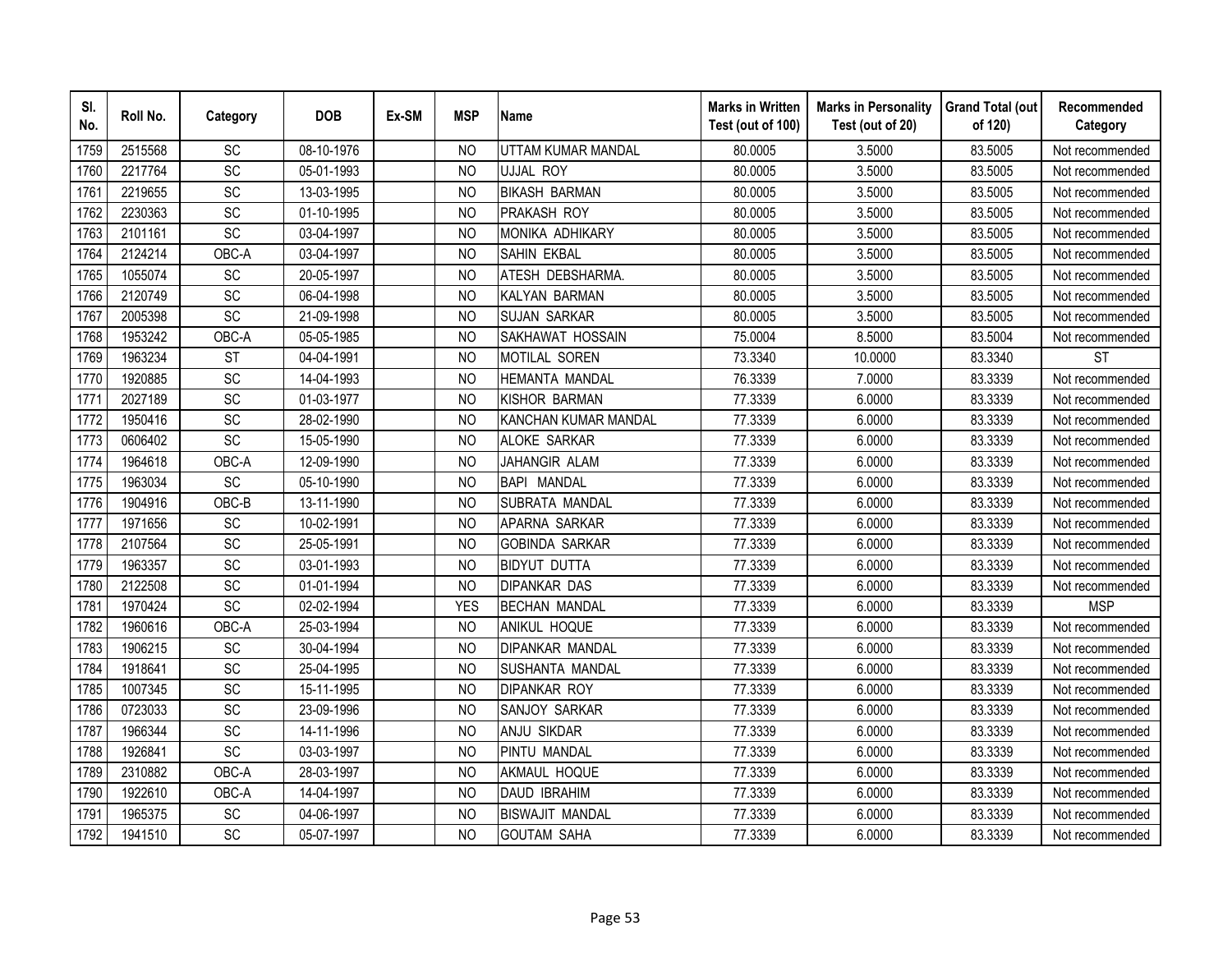| Sl. No. | Roll No. | Category | DOB | Ex-SM | MSP | Name | Marks in Written Test (out of 100) | Marks in Personality Test (out of 20) | Grand Total (out of 120) | Recommended Category |
|---|---|---|---|---|---|---|---|---|---|---|
| 1759 | 2515568 | SC | 08-10-1976 | | NO | UTTAM KUMAR MANDAL | 80.0005 | 3.5000 | 83.5005 | Not recommended |
| 1760 | 2217764 | SC | 05-01-1993 | | NO | UJJAL ROY | 80.0005 | 3.5000 | 83.5005 | Not recommended |
| 1761 | 2219655 | SC | 13-03-1995 | | NO | BIKASH BARMAN | 80.0005 | 3.5000 | 83.5005 | Not recommended |
| 1762 | 2230363 | SC | 01-10-1995 | | NO | PRAKASH ROY | 80.0005 | 3.5000 | 83.5005 | Not recommended |
| 1763 | 2101161 | SC | 03-04-1997 | | NO | MONIKA ADHIKARY | 80.0005 | 3.5000 | 83.5005 | Not recommended |
| 1764 | 2124214 | OBC-A | 03-04-1997 | | NO | SAHIN EKBAL | 80.0005 | 3.5000 | 83.5005 | Not recommended |
| 1765 | 1055074 | SC | 20-05-1997 | | NO | ATESH DEBSHARMA. | 80.0005 | 3.5000 | 83.5005 | Not recommended |
| 1766 | 2120749 | SC | 06-04-1998 | | NO | KALYAN BARMAN | 80.0005 | 3.5000 | 83.5005 | Not recommended |
| 1767 | 2005398 | SC | 21-09-1998 | | NO | SUJAN SARKAR | 80.0005 | 3.5000 | 83.5005 | Not recommended |
| 1768 | 1953242 | OBC-A | 05-05-1985 | | NO | SAKHAWAT HOSSAIN | 75.0004 | 8.5000 | 83.5004 | Not recommended |
| 1769 | 1963234 | ST | 04-04-1991 | | NO | MOTILAL SOREN | 73.3340 | 10.0000 | 83.3340 | ST |
| 1770 | 1920885 | SC | 14-04-1993 | | NO | HEMANTA MANDAL | 76.3339 | 7.0000 | 83.3339 | Not recommended |
| 1771 | 2027189 | SC | 01-03-1977 | | NO | KISHOR BARMAN | 77.3339 | 6.0000 | 83.3339 | Not recommended |
| 1772 | 1950416 | SC | 28-02-1990 | | NO | KANCHAN KUMAR MANDAL | 77.3339 | 6.0000 | 83.3339 | Not recommended |
| 1773 | 0606402 | SC | 15-05-1990 | | NO | ALOKE SARKAR | 77.3339 | 6.0000 | 83.3339 | Not recommended |
| 1774 | 1964618 | OBC-A | 12-09-1990 | | NO | JAHANGIR ALAM | 77.3339 | 6.0000 | 83.3339 | Not recommended |
| 1775 | 1963034 | SC | 05-10-1990 | | NO | BAPI MANDAL | 77.3339 | 6.0000 | 83.3339 | Not recommended |
| 1776 | 1904916 | OBC-B | 13-11-1990 | | NO | SUBRATA MANDAL | 77.3339 | 6.0000 | 83.3339 | Not recommended |
| 1777 | 1971656 | SC | 10-02-1991 | | NO | APARNA SARKAR | 77.3339 | 6.0000 | 83.3339 | Not recommended |
| 1778 | 2107564 | SC | 25-05-1991 | | NO | GOBINDA SARKAR | 77.3339 | 6.0000 | 83.3339 | Not recommended |
| 1779 | 1963357 | SC | 03-01-1993 | | NO | BIDYUT DUTTA | 77.3339 | 6.0000 | 83.3339 | Not recommended |
| 1780 | 2122508 | SC | 01-01-1994 | | NO | DIPANKAR DAS | 77.3339 | 6.0000 | 83.3339 | Not recommended |
| 1781 | 1970424 | SC | 02-02-1994 | | YES | BECHAN MANDAL | 77.3339 | 6.0000 | 83.3339 | MSP |
| 1782 | 1960616 | OBC-A | 25-03-1994 | | NO | ANIKUL HOQUE | 77.3339 | 6.0000 | 83.3339 | Not recommended |
| 1783 | 1906215 | SC | 30-04-1994 | | NO | DIPANKAR MANDAL | 77.3339 | 6.0000 | 83.3339 | Not recommended |
| 1784 | 1918641 | SC | 25-04-1995 | | NO | SUSHANTA MANDAL | 77.3339 | 6.0000 | 83.3339 | Not recommended |
| 1785 | 1007345 | SC | 15-11-1995 | | NO | DIPANKAR ROY | 77.3339 | 6.0000 | 83.3339 | Not recommended |
| 1786 | 0723033 | SC | 23-09-1996 | | NO | SANJOY SARKAR | 77.3339 | 6.0000 | 83.3339 | Not recommended |
| 1787 | 1966344 | SC | 14-11-1996 | | NO | ANJU SIKDAR | 77.3339 | 6.0000 | 83.3339 | Not recommended |
| 1788 | 1926841 | SC | 03-03-1997 | | NO | PINTU MANDAL | 77.3339 | 6.0000 | 83.3339 | Not recommended |
| 1789 | 2310882 | OBC-A | 28-03-1997 | | NO | AKMAUL HOQUE | 77.3339 | 6.0000 | 83.3339 | Not recommended |
| 1790 | 1922610 | OBC-A | 14-04-1997 | | NO | DAUD IBRAHIM | 77.3339 | 6.0000 | 83.3339 | Not recommended |
| 1791 | 1965375 | SC | 04-06-1997 | | NO | BISWAJIT MANDAL | 77.3339 | 6.0000 | 83.3339 | Not recommended |
| 1792 | 1941510 | SC | 05-07-1997 | | NO | GOUTAM SAHA | 77.3339 | 6.0000 | 83.3339 | Not recommended |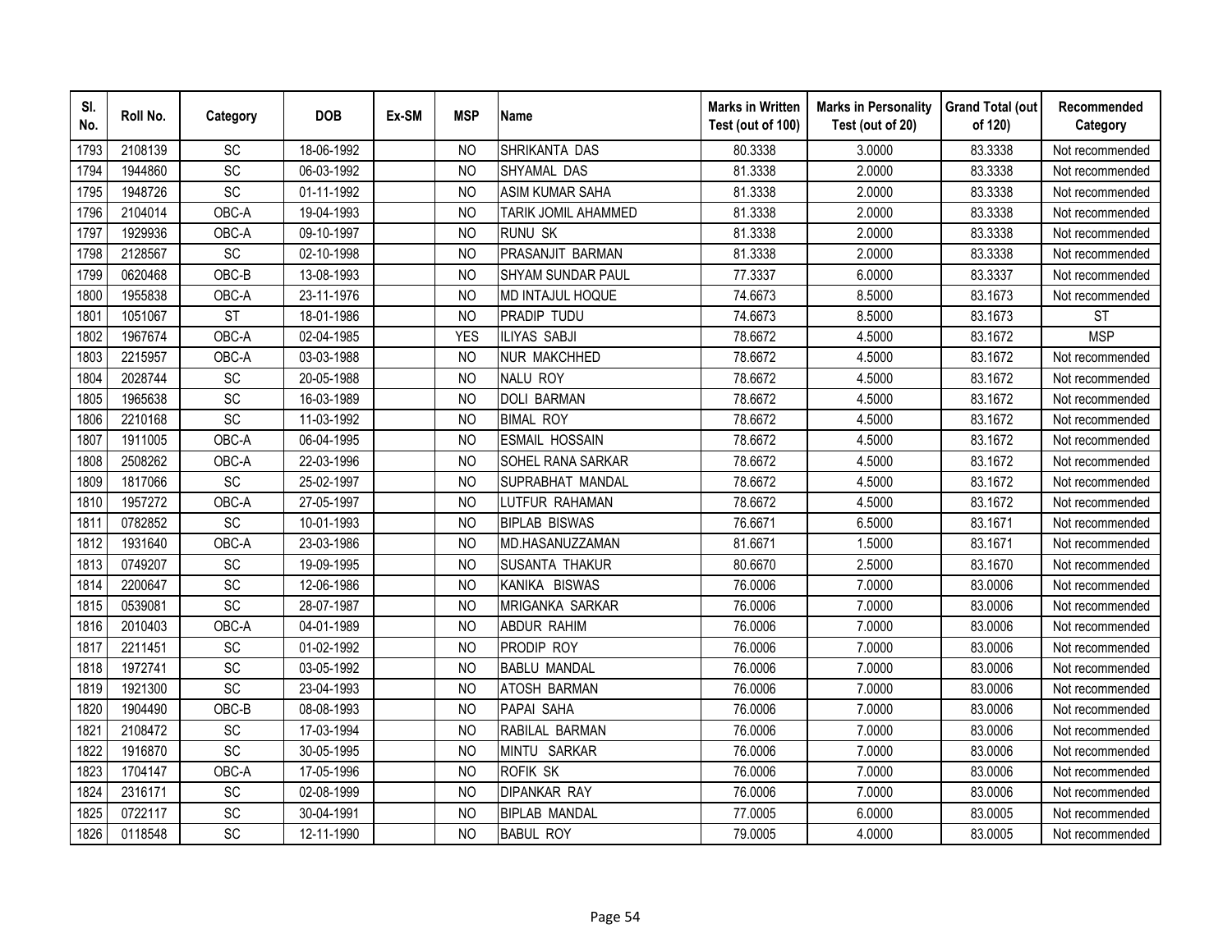| Sl. No. | Roll No. | Category | DOB | Ex-SM | MSP | Name | Marks in Written Test (out of 100) | Marks in Personality Test (out of 20) | Grand Total (out of 120) | Recommended Category |
|---|---|---|---|---|---|---|---|---|---|---|
| 1793 | 2108139 | SC | 18-06-1992 | | NO | SHRIKANTA DAS | 80.3338 | 3.0000 | 83.3338 | Not recommended |
| 1794 | 1944860 | SC | 06-03-1992 | | NO | SHYAMAL DAS | 81.3338 | 2.0000 | 83.3338 | Not recommended |
| 1795 | 1948726 | SC | 01-11-1992 | | NO | ASIM KUMAR SAHA | 81.3338 | 2.0000 | 83.3338 | Not recommended |
| 1796 | 2104014 | OBC-A | 19-04-1993 | | NO | TARIK JOMIL AHAMMED | 81.3338 | 2.0000 | 83.3338 | Not recommended |
| 1797 | 1929936 | OBC-A | 09-10-1997 | | NO | RUNU SK | 81.3338 | 2.0000 | 83.3338 | Not recommended |
| 1798 | 2128567 | SC | 02-10-1998 | | NO | PRASANJIT BARMAN | 81.3338 | 2.0000 | 83.3338 | Not recommended |
| 1799 | 0620468 | OBC-B | 13-08-1993 | | NO | SHYAM SUNDAR PAUL | 77.3337 | 6.0000 | 83.3337 | Not recommended |
| 1800 | 1955838 | OBC-A | 23-11-1976 | | NO | MD INTAJUL HOQUE | 74.6673 | 8.5000 | 83.1673 | Not recommended |
| 1801 | 1051067 | ST | 18-01-1986 | | NO | PRADIP TUDU | 74.6673 | 8.5000 | 83.1673 | ST |
| 1802 | 1967674 | OBC-A | 02-04-1985 | | YES | ILIYAS SABJI | 78.6672 | 4.5000 | 83.1672 | MSP |
| 1803 | 2215957 | OBC-A | 03-03-1988 | | NO | NUR MAKCHHED | 78.6672 | 4.5000 | 83.1672 | Not recommended |
| 1804 | 2028744 | SC | 20-05-1988 | | NO | NALU ROY | 78.6672 | 4.5000 | 83.1672 | Not recommended |
| 1805 | 1965638 | SC | 16-03-1989 | | NO | DOLI BARMAN | 78.6672 | 4.5000 | 83.1672 | Not recommended |
| 1806 | 2210168 | SC | 11-03-1992 | | NO | BIMAL ROY | 78.6672 | 4.5000 | 83.1672 | Not recommended |
| 1807 | 1911005 | OBC-A | 06-04-1995 | | NO | ESMAIL HOSSAIN | 78.6672 | 4.5000 | 83.1672 | Not recommended |
| 1808 | 2508262 | OBC-A | 22-03-1996 | | NO | SOHEL RANA SARKAR | 78.6672 | 4.5000 | 83.1672 | Not recommended |
| 1809 | 1817066 | SC | 25-02-1997 | | NO | SUPRABHAT MANDAL | 78.6672 | 4.5000 | 83.1672 | Not recommended |
| 1810 | 1957272 | OBC-A | 27-05-1997 | | NO | LUTFUR RAHAMAN | 78.6672 | 4.5000 | 83.1672 | Not recommended |
| 1811 | 0782852 | SC | 10-01-1993 | | NO | BIPLAB BISWAS | 76.6671 | 6.5000 | 83.1671 | Not recommended |
| 1812 | 1931640 | OBC-A | 23-03-1986 | | NO | MD.HASANUZZAMAN | 81.6671 | 1.5000 | 83.1671 | Not recommended |
| 1813 | 0749207 | SC | 19-09-1995 | | NO | SUSANTA THAKUR | 80.6670 | 2.5000 | 83.1670 | Not recommended |
| 1814 | 2200647 | SC | 12-06-1986 | | NO | KANIKA BISWAS | 76.0006 | 7.0000 | 83.0006 | Not recommended |
| 1815 | 0539081 | SC | 28-07-1987 | | NO | MRIGANKA SARKAR | 76.0006 | 7.0000 | 83.0006 | Not recommended |
| 1816 | 2010403 | OBC-A | 04-01-1989 | | NO | ABDUR RAHIM | 76.0006 | 7.0000 | 83.0006 | Not recommended |
| 1817 | 2211451 | SC | 01-02-1992 | | NO | PRODIP ROY | 76.0006 | 7.0000 | 83.0006 | Not recommended |
| 1818 | 1972741 | SC | 03-05-1992 | | NO | BABLU MANDAL | 76.0006 | 7.0000 | 83.0006 | Not recommended |
| 1819 | 1921300 | SC | 23-04-1993 | | NO | ATOSH BARMAN | 76.0006 | 7.0000 | 83.0006 | Not recommended |
| 1820 | 1904490 | OBC-B | 08-08-1993 | | NO | PAPAI SAHA | 76.0006 | 7.0000 | 83.0006 | Not recommended |
| 1821 | 2108472 | SC | 17-03-1994 | | NO | RABILAL BARMAN | 76.0006 | 7.0000 | 83.0006 | Not recommended |
| 1822 | 1916870 | SC | 30-05-1995 | | NO | MINTU SARKAR | 76.0006 | 7.0000 | 83.0006 | Not recommended |
| 1823 | 1704147 | OBC-A | 17-05-1996 | | NO | ROFIK SK | 76.0006 | 7.0000 | 83.0006 | Not recommended |
| 1824 | 2316171 | SC | 02-08-1999 | | NO | DIPANKAR RAY | 76.0006 | 7.0000 | 83.0006 | Not recommended |
| 1825 | 0722117 | SC | 30-04-1991 | | NO | BIPLAB MANDAL | 77.0005 | 6.0000 | 83.0005 | Not recommended |
| 1826 | 0118548 | SC | 12-11-1990 | | NO | BABUL ROY | 79.0005 | 4.0000 | 83.0005 | Not recommended |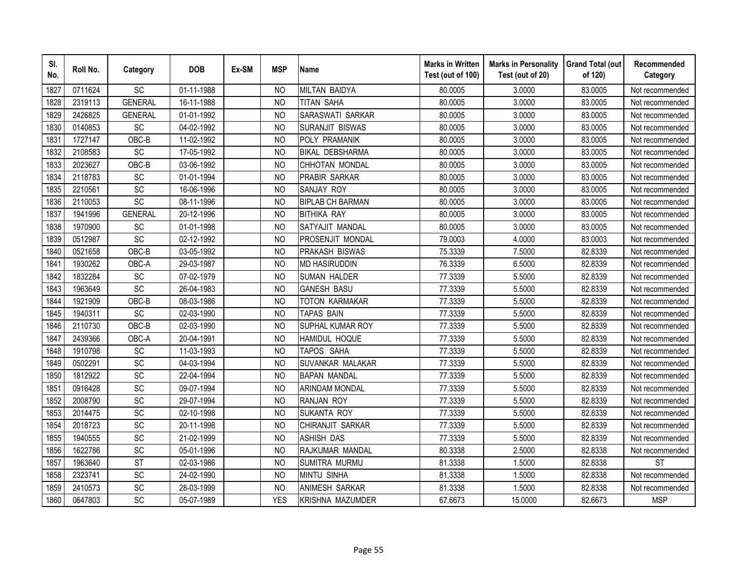| Sl. No. | Roll No. | Category | DOB | Ex-SM | MSP | Name | Marks in Written Test (out of 100) | Marks in Personality Test (out of 20) | Grand Total (out of 120) | Recommended Category |
|---|---|---|---|---|---|---|---|---|---|---|
| 1827 | 0711624 | SC | 01-11-1988 | | NO | MILTAN BAIDYA | 80.0005 | 3.0000 | 83.0005 | Not recommended |
| 1828 | 2319113 | GENERAL | 16-11-1988 | | NO | TITAN SAHA | 80.0005 | 3.0000 | 83.0005 | Not recommended |
| 1829 | 2426825 | GENERAL | 01-01-1992 | | NO | SARASWATI SARKAR | 80.0005 | 3.0000 | 83.0005 | Not recommended |
| 1830 | 0140853 | SC | 04-02-1992 | | NO | SURANJIT BISWAS | 80.0005 | 3.0000 | 83.0005 | Not recommended |
| 1831 | 1727147 | OBC-B | 11-02-1992 | | NO | POLY PRAMANIK | 80.0005 | 3.0000 | 83.0005 | Not recommended |
| 1832 | 2108583 | SC | 17-05-1992 | | NO | BIKAL DEBSHARMA | 80.0005 | 3.0000 | 83.0005 | Not recommended |
| 1833 | 2023627 | OBC-B | 03-06-1992 | | NO | CHHOTAN MONDAL | 80.0005 | 3.0000 | 83.0005 | Not recommended |
| 1834 | 2118783 | SC | 01-01-1994 | | NO | PRABIR SARKAR | 80.0005 | 3.0000 | 83.0005 | Not recommended |
| 1835 | 2210561 | SC | 16-06-1996 | | NO | SANJAY ROY | 80.0005 | 3.0000 | 83.0005 | Not recommended |
| 1836 | 2110053 | SC | 08-11-1996 | | NO | BIPLAB CH BARMAN | 80.0005 | 3.0000 | 83.0005 | Not recommended |
| 1837 | 1941996 | GENERAL | 20-12-1996 | | NO | BITHIKA RAY | 80.0005 | 3.0000 | 83.0005 | Not recommended |
| 1838 | 1970900 | SC | 01-01-1998 | | NO | SATYAJIT MANDAL | 80.0005 | 3.0000 | 83.0005 | Not recommended |
| 1839 | 0512987 | SC | 02-12-1992 | | NO | PROSENJIT MONDAL | 79.0003 | 4.0000 | 83.0003 | Not recommended |
| 1840 | 0521658 | OBC-B | 03-05-1992 | | NO | PRAKASH BISWAS | 75.3339 | 7.5000 | 82.8339 | Not recommended |
| 1841 | 1930262 | OBC-A | 29-03-1987 | | NO | MD HASIRUDDIN | 76.3339 | 6.5000 | 82.8339 | Not recommended |
| 1842 | 1832284 | SC | 07-02-1979 | | NO | SUMAN HALDER | 77.3339 | 5.5000 | 82.8339 | Not recommended |
| 1843 | 1963649 | SC | 26-04-1983 | | NO | GANESH BASU | 77.3339 | 5.5000 | 82.8339 | Not recommended |
| 1844 | 1921909 | OBC-B | 08-03-1986 | | NO | TOTON KARMAKAR | 77.3339 | 5.5000 | 82.8339 | Not recommended |
| 1845 | 1940311 | SC | 02-03-1990 | | NO | TAPAS BAIN | 77.3339 | 5.5000 | 82.8339 | Not recommended |
| 1846 | 2110730 | OBC-B | 02-03-1990 | | NO | SUPHAL KUMAR ROY | 77.3339 | 5.5000 | 82.8339 | Not recommended |
| 1847 | 2439366 | OBC-A | 20-04-1991 | | NO | HAMIDUL HOQUE | 77.3339 | 5.5000 | 82.8339 | Not recommended |
| 1848 | 1910798 | SC | 11-03-1993 | | NO | TAPOS SAHA | 77.3339 | 5.5000 | 82.8339 | Not recommended |
| 1849 | 0502291 | SC | 04-03-1994 | | NO | SUVANKAR MALAKAR | 77.3339 | 5.5000 | 82.8339 | Not recommended |
| 1850 | 1812922 | SC | 22-04-1994 | | NO | BAPAN MANDAL | 77.3339 | 5.5000 | 82.8339 | Not recommended |
| 1851 | 0916428 | SC | 09-07-1994 | | NO | ARINDAM MONDAL | 77.3339 | 5.5000 | 82.8339 | Not recommended |
| 1852 | 2008790 | SC | 29-07-1994 | | NO | RANJAN ROY | 77.3339 | 5.5000 | 82.8339 | Not recommended |
| 1853 | 2014475 | SC | 02-10-1998 | | NO | SUKANTA ROY | 77.3339 | 5.5000 | 82.8339 | Not recommended |
| 1854 | 2018723 | SC | 20-11-1998 | | NO | CHIRANJIT SARKAR | 77.3339 | 5.5000 | 82.8339 | Not recommended |
| 1855 | 1940555 | SC | 21-02-1999 | | NO | ASHISH DAS | 77.3339 | 5.5000 | 82.8339 | Not recommended |
| 1856 | 1622786 | SC | 05-01-1996 | | NO | RAJKUMAR MANDAL | 80.3338 | 2.5000 | 82.8338 | Not recommended |
| 1857 | 1963640 | ST | 02-03-1986 | | NO | SUMITRA MURMU | 81.3338 | 1.5000 | 82.8338 | ST |
| 1858 | 2323741 | SC | 24-02-1990 | | NO | MINTU SINHA | 81.3338 | 1.5000 | 82.8338 | Not recommended |
| 1859 | 2410573 | SC | 28-03-1999 | | NO | ANIMESH SARKAR | 81.3338 | 1.5000 | 82.8338 | Not recommended |
| 1860 | 0647803 | SC | 05-07-1989 | | YES | KRISHNA MAZUMDER | 67.6673 | 15.0000 | 82.6673 | MSP |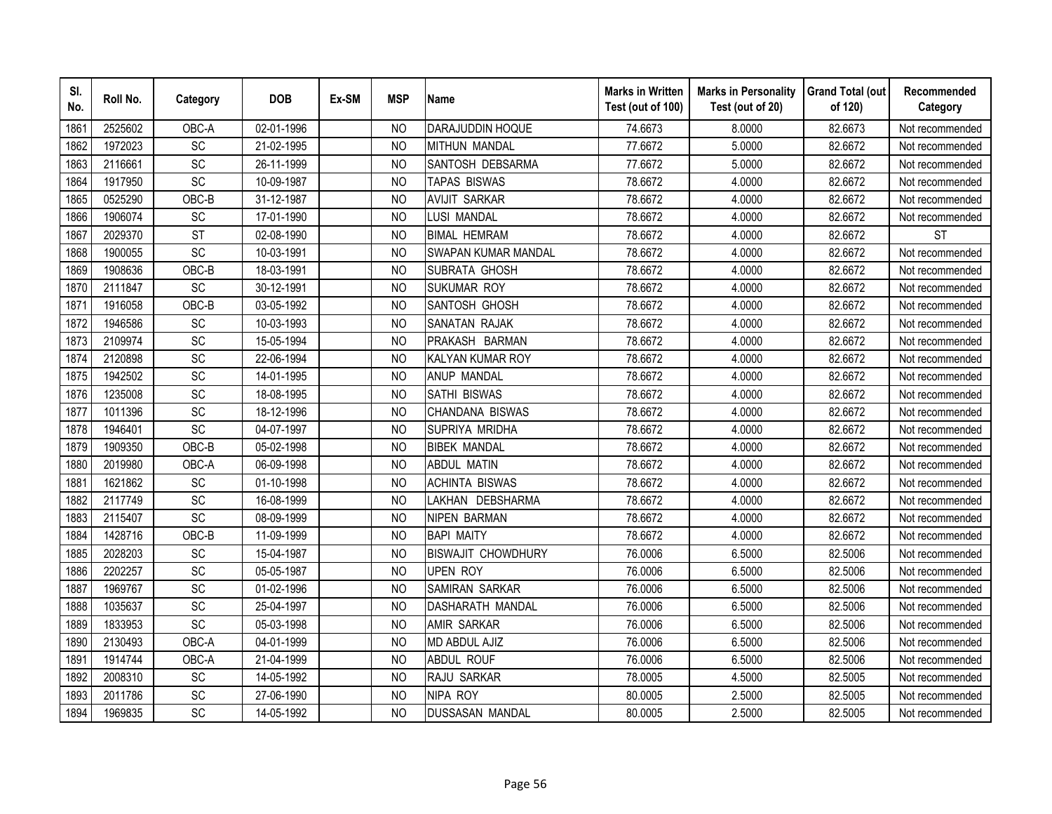| Sl. No. | Roll No. | Category | DOB | Ex-SM | MSP | Name | Marks in Written Test (out of 100) | Marks in Personality Test (out of 20) | Grand Total (out of 120) | Recommended Category |
|---|---|---|---|---|---|---|---|---|---|---|
| 1861 | 2525602 | OBC-A | 02-01-1996 | | NO | DARAJUDDIN HOQUE | 74.6673 | 8.0000 | 82.6673 | Not recommended |
| 1862 | 1972023 | SC | 21-02-1995 | | NO | MITHUN MANDAL | 77.6672 | 5.0000 | 82.6672 | Not recommended |
| 1863 | 2116661 | SC | 26-11-1999 | | NO | SANTOSH DEBSARMA | 77.6672 | 5.0000 | 82.6672 | Not recommended |
| 1864 | 1917950 | SC | 10-09-1987 | | NO | TAPAS BISWAS | 78.6672 | 4.0000 | 82.6672 | Not recommended |
| 1865 | 0525290 | OBC-B | 31-12-1987 | | NO | AVIJIT SARKAR | 78.6672 | 4.0000 | 82.6672 | Not recommended |
| 1866 | 1906074 | SC | 17-01-1990 | | NO | LUSI MANDAL | 78.6672 | 4.0000 | 82.6672 | Not recommended |
| 1867 | 2029370 | ST | 02-08-1990 | | NO | BIMAL HEMRAM | 78.6672 | 4.0000 | 82.6672 | ST |
| 1868 | 1900055 | SC | 10-03-1991 | | NO | SWAPAN KUMAR MANDAL | 78.6672 | 4.0000 | 82.6672 | Not recommended |
| 1869 | 1908636 | OBC-B | 18-03-1991 | | NO | SUBRATA GHOSH | 78.6672 | 4.0000 | 82.6672 | Not recommended |
| 1870 | 2111847 | SC | 30-12-1991 | | NO | SUKUMAR ROY | 78.6672 | 4.0000 | 82.6672 | Not recommended |
| 1871 | 1916058 | OBC-B | 03-05-1992 | | NO | SANTOSH GHOSH | 78.6672 | 4.0000 | 82.6672 | Not recommended |
| 1872 | 1946586 | SC | 10-03-1993 | | NO | SANATAN RAJAK | 78.6672 | 4.0000 | 82.6672 | Not recommended |
| 1873 | 2109974 | SC | 15-05-1994 | | NO | PRAKASH BARMAN | 78.6672 | 4.0000 | 82.6672 | Not recommended |
| 1874 | 2120898 | SC | 22-06-1994 | | NO | KALYAN KUMAR ROY | 78.6672 | 4.0000 | 82.6672 | Not recommended |
| 1875 | 1942502 | SC | 14-01-1995 | | NO | ANUP MANDAL | 78.6672 | 4.0000 | 82.6672 | Not recommended |
| 1876 | 1235008 | SC | 18-08-1995 | | NO | SATHI BISWAS | 78.6672 | 4.0000 | 82.6672 | Not recommended |
| 1877 | 1011396 | SC | 18-12-1996 | | NO | CHANDANA BISWAS | 78.6672 | 4.0000 | 82.6672 | Not recommended |
| 1878 | 1946401 | SC | 04-07-1997 | | NO | SUPRIYA MRIDHA | 78.6672 | 4.0000 | 82.6672 | Not recommended |
| 1879 | 1909350 | OBC-B | 05-02-1998 | | NO | BIBEK MANDAL | 78.6672 | 4.0000 | 82.6672 | Not recommended |
| 1880 | 2019980 | OBC-A | 06-09-1998 | | NO | ABDUL MATIN | 78.6672 | 4.0000 | 82.6672 | Not recommended |
| 1881 | 1621862 | SC | 01-10-1998 | | NO | ACHINTA BISWAS | 78.6672 | 4.0000 | 82.6672 | Not recommended |
| 1882 | 2117749 | SC | 16-08-1999 | | NO | LAKHAN DEBSHARMA | 78.6672 | 4.0000 | 82.6672 | Not recommended |
| 1883 | 2115407 | SC | 08-09-1999 | | NO | NIPEN BARMAN | 78.6672 | 4.0000 | 82.6672 | Not recommended |
| 1884 | 1428716 | OBC-B | 11-09-1999 | | NO | BAPI MAITY | 78.6672 | 4.0000 | 82.6672 | Not recommended |
| 1885 | 2028203 | SC | 15-04-1987 | | NO | BISWAJIT CHOWDHURY | 76.0006 | 6.5000 | 82.5006 | Not recommended |
| 1886 | 2202257 | SC | 05-05-1987 | | NO | UPEN ROY | 76.0006 | 6.5000 | 82.5006 | Not recommended |
| 1887 | 1969767 | SC | 01-02-1996 | | NO | SAMIRAN SARKAR | 76.0006 | 6.5000 | 82.5006 | Not recommended |
| 1888 | 1035637 | SC | 25-04-1997 | | NO | DASHARATH MANDAL | 76.0006 | 6.5000 | 82.5006 | Not recommended |
| 1889 | 1833953 | SC | 05-03-1998 | | NO | AMIR SARKAR | 76.0006 | 6.5000 | 82.5006 | Not recommended |
| 1890 | 2130493 | OBC-A | 04-01-1999 | | NO | MD ABDUL AJIZ | 76.0006 | 6.5000 | 82.5006 | Not recommended |
| 1891 | 1914744 | OBC-A | 21-04-1999 | | NO | ABDUL ROUF | 76.0006 | 6.5000 | 82.5006 | Not recommended |
| 1892 | 2008310 | SC | 14-05-1992 | | NO | RAJU SARKAR | 78.0005 | 4.5000 | 82.5005 | Not recommended |
| 1893 | 2011786 | SC | 27-06-1990 | | NO | NIPA ROY | 80.0005 | 2.5000 | 82.5005 | Not recommended |
| 1894 | 1969835 | SC | 14-05-1992 | | NO | DUSSASAN MANDAL | 80.0005 | 2.5000 | 82.5005 | Not recommended |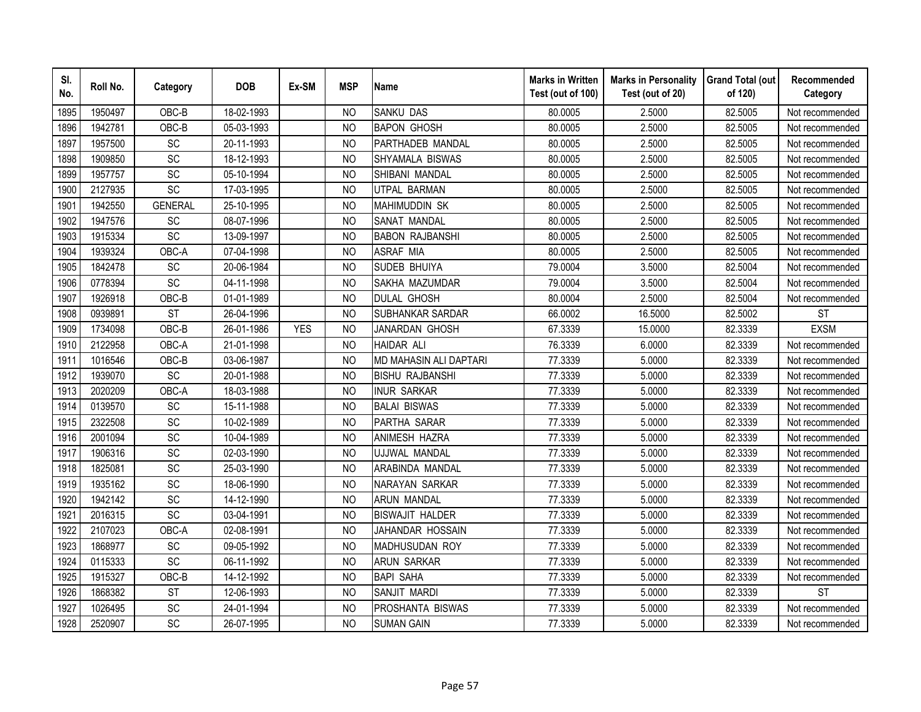| Sl. No. | Roll No. | Category | DOB | Ex-SM | MSP | Name | Marks in Written Test (out of 100) | Marks in Personality Test (out of 20) | Grand Total (out of 120) | Recommended Category |
|---|---|---|---|---|---|---|---|---|---|---|
| 1895 | 1950497 | OBC-B | 18-02-1993 | | NO | SANKU DAS | 80.0005 | 2.5000 | 82.5005 | Not recommended |
| 1896 | 1942781 | OBC-B | 05-03-1993 | | NO | BAPON GHOSH | 80.0005 | 2.5000 | 82.5005 | Not recommended |
| 1897 | 1957500 | SC | 20-11-1993 | | NO | PARTHADEB MANDAL | 80.0005 | 2.5000 | 82.5005 | Not recommended |
| 1898 | 1909850 | SC | 18-12-1993 | | NO | SHYAMALA BISWAS | 80.0005 | 2.5000 | 82.5005 | Not recommended |
| 1899 | 1957757 | SC | 05-10-1994 | | NO | SHIBANI MANDAL | 80.0005 | 2.5000 | 82.5005 | Not recommended |
| 1900 | 2127935 | SC | 17-03-1995 | | NO | UTPAL BARMAN | 80.0005 | 2.5000 | 82.5005 | Not recommended |
| 1901 | 1942550 | GENERAL | 25-10-1995 | | NO | MAHIMUDDIN SK | 80.0005 | 2.5000 | 82.5005 | Not recommended |
| 1902 | 1947576 | SC | 08-07-1996 | | NO | SANAT MANDAL | 80.0005 | 2.5000 | 82.5005 | Not recommended |
| 1903 | 1915334 | SC | 13-09-1997 | | NO | BABON RAJBANSHI | 80.0005 | 2.5000 | 82.5005 | Not recommended |
| 1904 | 1939324 | OBC-A | 07-04-1998 | | NO | ASRAF MIA | 80.0005 | 2.5000 | 82.5005 | Not recommended |
| 1905 | 1842478 | SC | 20-06-1984 | | NO | SUDEB BHUIYA | 79.0004 | 3.5000 | 82.5004 | Not recommended |
| 1906 | 0778394 | SC | 04-11-1998 | | NO | SAKHA MAZUMDAR | 79.0004 | 3.5000 | 82.5004 | Not recommended |
| 1907 | 1926918 | OBC-B | 01-01-1989 | | NO | DULAL GHOSH | 80.0004 | 2.5000 | 82.5004 | Not recommended |
| 1908 | 0939891 | ST | 26-04-1996 | | NO | SUBHANKAR SARDAR | 66.0002 | 16.5000 | 82.5002 | ST |
| 1909 | 1734098 | OBC-B | 26-01-1986 | YES | NO | JANARDAN GHOSH | 67.3339 | 15.0000 | 82.3339 | EXSM |
| 1910 | 2122958 | OBC-A | 21-01-1998 | | NO | HAIDAR ALI | 76.3339 | 6.0000 | 82.3339 | Not recommended |
| 1911 | 1016546 | OBC-B | 03-06-1987 | | NO | MD MAHASIN ALI DAPTARI | 77.3339 | 5.0000 | 82.3339 | Not recommended |
| 1912 | 1939070 | SC | 20-01-1988 | | NO | BISHU RAJBANSHI | 77.3339 | 5.0000 | 82.3339 | Not recommended |
| 1913 | 2020209 | OBC-A | 18-03-1988 | | NO | INUR SARKAR | 77.3339 | 5.0000 | 82.3339 | Not recommended |
| 1914 | 0139570 | SC | 15-11-1988 | | NO | BALAI BISWAS | 77.3339 | 5.0000 | 82.3339 | Not recommended |
| 1915 | 2322508 | SC | 10-02-1989 | | NO | PARTHA SARAR | 77.3339 | 5.0000 | 82.3339 | Not recommended |
| 1916 | 2001094 | SC | 10-04-1989 | | NO | ANIMESH HAZRA | 77.3339 | 5.0000 | 82.3339 | Not recommended |
| 1917 | 1906316 | SC | 02-03-1990 | | NO | UJJWAL MANDAL | 77.3339 | 5.0000 | 82.3339 | Not recommended |
| 1918 | 1825081 | SC | 25-03-1990 | | NO | ARABINDA MANDAL | 77.3339 | 5.0000 | 82.3339 | Not recommended |
| 1919 | 1935162 | SC | 18-06-1990 | | NO | NARAYAN SARKAR | 77.3339 | 5.0000 | 82.3339 | Not recommended |
| 1920 | 1942142 | SC | 14-12-1990 | | NO | ARUN MANDAL | 77.3339 | 5.0000 | 82.3339 | Not recommended |
| 1921 | 2016315 | SC | 03-04-1991 | | NO | BISWAJIT HALDER | 77.3339 | 5.0000 | 82.3339 | Not recommended |
| 1922 | 2107023 | OBC-A | 02-08-1991 | | NO | JAHANDAR HOSSAIN | 77.3339 | 5.0000 | 82.3339 | Not recommended |
| 1923 | 1868977 | SC | 09-05-1992 | | NO | MADHUSUDAN ROY | 77.3339 | 5.0000 | 82.3339 | Not recommended |
| 1924 | 0115333 | SC | 06-11-1992 | | NO | ARUN SARKAR | 77.3339 | 5.0000 | 82.3339 | Not recommended |
| 1925 | 1915327 | OBC-B | 14-12-1992 | | NO | BAPI SAHA | 77.3339 | 5.0000 | 82.3339 | Not recommended |
| 1926 | 1868382 | ST | 12-06-1993 | | NO | SANJIT MARDI | 77.3339 | 5.0000 | 82.3339 | ST |
| 1927 | 1026495 | SC | 24-01-1994 | | NO | PROSHANTA BISWAS | 77.3339 | 5.0000 | 82.3339 | Not recommended |
| 1928 | 2520907 | SC | 26-07-1995 | | NO | SUMAN GAIN | 77.3339 | 5.0000 | 82.3339 | Not recommended |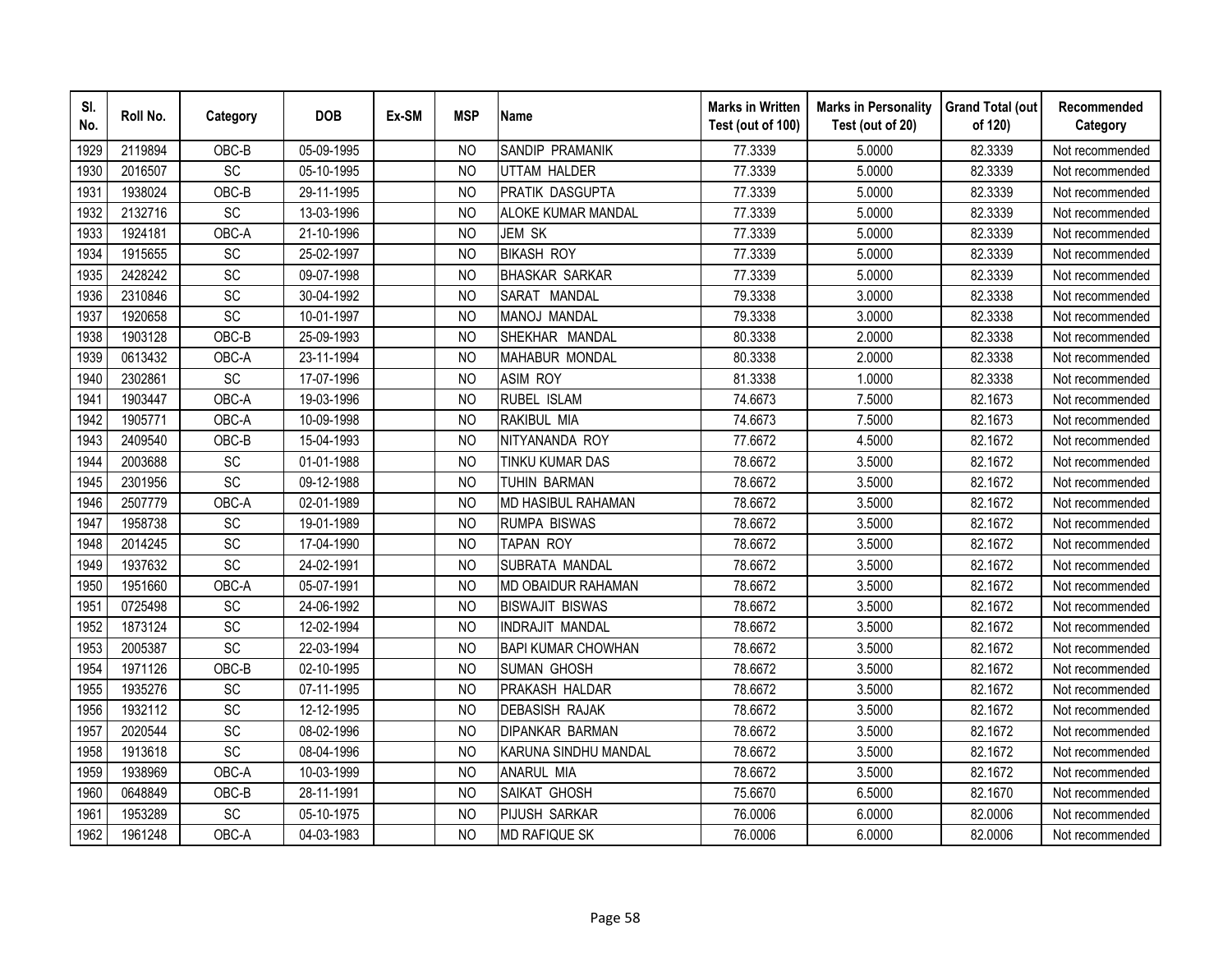| Sl. No. | Roll No. | Category | DOB | Ex-SM | MSP | Name | Marks in Written Test (out of 100) | Marks in Personality Test (out of 20) | Grand Total (out of 120) | Recommended Category |
|---|---|---|---|---|---|---|---|---|---|---|
| 1929 | 2119894 | OBC-B | 05-09-1995 | | NO | SANDIP PRAMANIK | 77.3339 | 5.0000 | 82.3339 | Not recommended |
| 1930 | 2016507 | SC | 05-10-1995 | | NO | UTTAM HALDER | 77.3339 | 5.0000 | 82.3339 | Not recommended |
| 1931 | 1938024 | OBC-B | 29-11-1995 | | NO | PRATIK DASGUPTA | 77.3339 | 5.0000 | 82.3339 | Not recommended |
| 1932 | 2132716 | SC | 13-03-1996 | | NO | ALOKE KUMAR MANDAL | 77.3339 | 5.0000 | 82.3339 | Not recommended |
| 1933 | 1924181 | OBC-A | 21-10-1996 | | NO | JEM SK | 77.3339 | 5.0000 | 82.3339 | Not recommended |
| 1934 | 1915655 | SC | 25-02-1997 | | NO | BIKASH ROY | 77.3339 | 5.0000 | 82.3339 | Not recommended |
| 1935 | 2428242 | SC | 09-07-1998 | | NO | BHASKAR SARKAR | 77.3339 | 5.0000 | 82.3339 | Not recommended |
| 1936 | 2310846 | SC | 30-04-1992 | | NO | SARAT MANDAL | 79.3338 | 3.0000 | 82.3338 | Not recommended |
| 1937 | 1920658 | SC | 10-01-1997 | | NO | MANOJ MANDAL | 79.3338 | 3.0000 | 82.3338 | Not recommended |
| 1938 | 1903128 | OBC-B | 25-09-1993 | | NO | SHEKHAR MANDAL | 80.3338 | 2.0000 | 82.3338 | Not recommended |
| 1939 | 0613432 | OBC-A | 23-11-1994 | | NO | MAHABUR MONDAL | 80.3338 | 2.0000 | 82.3338 | Not recommended |
| 1940 | 2302861 | SC | 17-07-1996 | | NO | ASIM ROY | 81.3338 | 1.0000 | 82.3338 | Not recommended |
| 1941 | 1903447 | OBC-A | 19-03-1996 | | NO | RUBEL ISLAM | 74.6673 | 7.5000 | 82.1673 | Not recommended |
| 1942 | 1905771 | OBC-A | 10-09-1998 | | NO | RAKIBUL MIA | 74.6673 | 7.5000 | 82.1673 | Not recommended |
| 1943 | 2409540 | OBC-B | 15-04-1993 | | NO | NITYANANDA ROY | 77.6672 | 4.5000 | 82.1672 | Not recommended |
| 1944 | 2003688 | SC | 01-01-1988 | | NO | TINKU KUMAR DAS | 78.6672 | 3.5000 | 82.1672 | Not recommended |
| 1945 | 2301956 | SC | 09-12-1988 | | NO | TUHIN BARMAN | 78.6672 | 3.5000 | 82.1672 | Not recommended |
| 1946 | 2507779 | OBC-A | 02-01-1989 | | NO | MD HASIBUL RAHAMAN | 78.6672 | 3.5000 | 82.1672 | Not recommended |
| 1947 | 1958738 | SC | 19-01-1989 | | NO | RUMPA BISWAS | 78.6672 | 3.5000 | 82.1672 | Not recommended |
| 1948 | 2014245 | SC | 17-04-1990 | | NO | TAPAN ROY | 78.6672 | 3.5000 | 82.1672 | Not recommended |
| 1949 | 1937632 | SC | 24-02-1991 | | NO | SUBRATA MANDAL | 78.6672 | 3.5000 | 82.1672 | Not recommended |
| 1950 | 1951660 | OBC-A | 05-07-1991 | | NO | MD OBAIDUR RAHAMAN | 78.6672 | 3.5000 | 82.1672 | Not recommended |
| 1951 | 0725498 | SC | 24-06-1992 | | NO | BISWAJIT BISWAS | 78.6672 | 3.5000 | 82.1672 | Not recommended |
| 1952 | 1873124 | SC | 12-02-1994 | | NO | INDRAJIT MANDAL | 78.6672 | 3.5000 | 82.1672 | Not recommended |
| 1953 | 2005387 | SC | 22-03-1994 | | NO | BAPI KUMAR CHOWHAN | 78.6672 | 3.5000 | 82.1672 | Not recommended |
| 1954 | 1971126 | OBC-B | 02-10-1995 | | NO | SUMAN GHOSH | 78.6672 | 3.5000 | 82.1672 | Not recommended |
| 1955 | 1935276 | SC | 07-11-1995 | | NO | PRAKASH HALDAR | 78.6672 | 3.5000 | 82.1672 | Not recommended |
| 1956 | 1932112 | SC | 12-12-1995 | | NO | DEBASISH RAJAK | 78.6672 | 3.5000 | 82.1672 | Not recommended |
| 1957 | 2020544 | SC | 08-02-1996 | | NO | DIPANKAR BARMAN | 78.6672 | 3.5000 | 82.1672 | Not recommended |
| 1958 | 1913618 | SC | 08-04-1996 | | NO | KARUNA SINDHU MANDAL | 78.6672 | 3.5000 | 82.1672 | Not recommended |
| 1959 | 1938969 | OBC-A | 10-03-1999 | | NO | ANARUL MIA | 78.6672 | 3.5000 | 82.1672 | Not recommended |
| 1960 | 0648849 | OBC-B | 28-11-1991 | | NO | SAIKAT GHOSH | 75.6670 | 6.5000 | 82.1670 | Not recommended |
| 1961 | 1953289 | SC | 05-10-1975 | | NO | PIJUSH SARKAR | 76.0006 | 6.0000 | 82.0006 | Not recommended |
| 1962 | 1961248 | OBC-A | 04-03-1983 | | NO | MD RAFIQUE SK | 76.0006 | 6.0000 | 82.0006 | Not recommended |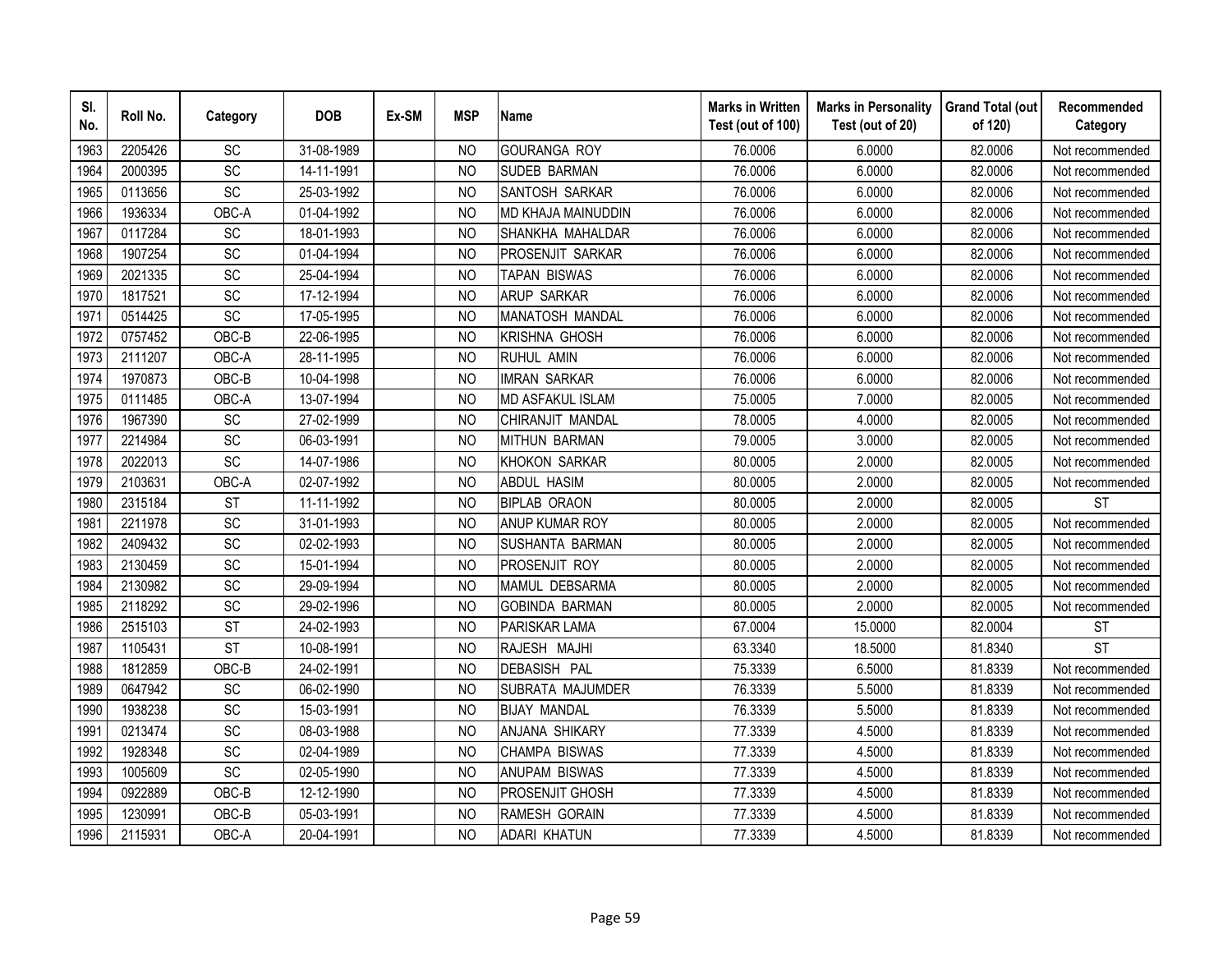| Sl. No. | Roll No. | Category | DOB | Ex-SM | MSP | Name | Marks in Written Test (out of 100) | Marks in Personality Test (out of 20) | Grand Total (out of 120) | Recommended Category |
|---|---|---|---|---|---|---|---|---|---|---|
| 1963 | 2205426 | SC | 31-08-1989 | | NO | GOURANGA ROY | 76.0006 | 6.0000 | 82.0006 | Not recommended |
| 1964 | 2000395 | SC | 14-11-1991 | | NO | SUDEB BARMAN | 76.0006 | 6.0000 | 82.0006 | Not recommended |
| 1965 | 0113656 | SC | 25-03-1992 | | NO | SANTOSH SARKAR | 76.0006 | 6.0000 | 82.0006 | Not recommended |
| 1966 | 1936334 | OBC-A | 01-04-1992 | | NO | MD KHAJA MAINUDDIN | 76.0006 | 6.0000 | 82.0006 | Not recommended |
| 1967 | 0117284 | SC | 18-01-1993 | | NO | SHANKHA MAHALDAR | 76.0006 | 6.0000 | 82.0006 | Not recommended |
| 1968 | 1907254 | SC | 01-04-1994 | | NO | PROSENJIT SARKAR | 76.0006 | 6.0000 | 82.0006 | Not recommended |
| 1969 | 2021335 | SC | 25-04-1994 | | NO | TAPAN BISWAS | 76.0006 | 6.0000 | 82.0006 | Not recommended |
| 1970 | 1817521 | SC | 17-12-1994 | | NO | ARUP SARKAR | 76.0006 | 6.0000 | 82.0006 | Not recommended |
| 1971 | 0514425 | SC | 17-05-1995 | | NO | MANATOSH MANDAL | 76.0006 | 6.0000 | 82.0006 | Not recommended |
| 1972 | 0757452 | OBC-B | 22-06-1995 | | NO | KRISHNA GHOSH | 76.0006 | 6.0000 | 82.0006 | Not recommended |
| 1973 | 2111207 | OBC-A | 28-11-1995 | | NO | RUHUL AMIN | 76.0006 | 6.0000 | 82.0006 | Not recommended |
| 1974 | 1970873 | OBC-B | 10-04-1998 | | NO | IMRAN SARKAR | 76.0006 | 6.0000 | 82.0006 | Not recommended |
| 1975 | 0111485 | OBC-A | 13-07-1994 | | NO | MD ASFAKUL ISLAM | 75.0005 | 7.0000 | 82.0005 | Not recommended |
| 1976 | 1967390 | SC | 27-02-1999 | | NO | CHIRANJIT MANDAL | 78.0005 | 4.0000 | 82.0005 | Not recommended |
| 1977 | 2214984 | SC | 06-03-1991 | | NO | MITHUN BARMAN | 79.0005 | 3.0000 | 82.0005 | Not recommended |
| 1978 | 2022013 | SC | 14-07-1986 | | NO | KHOKON SARKAR | 80.0005 | 2.0000 | 82.0005 | Not recommended |
| 1979 | 2103631 | OBC-A | 02-07-1992 | | NO | ABDUL HASIM | 80.0005 | 2.0000 | 82.0005 | Not recommended |
| 1980 | 2315184 | ST | 11-11-1992 | | NO | BIPLAB ORAON | 80.0005 | 2.0000 | 82.0005 | ST |
| 1981 | 2211978 | SC | 31-01-1993 | | NO | ANUP KUMAR ROY | 80.0005 | 2.0000 | 82.0005 | Not recommended |
| 1982 | 2409432 | SC | 02-02-1993 | | NO | SUSHANTA BARMAN | 80.0005 | 2.0000 | 82.0005 | Not recommended |
| 1983 | 2130459 | SC | 15-01-1994 | | NO | PROSENJIT ROY | 80.0005 | 2.0000 | 82.0005 | Not recommended |
| 1984 | 2130982 | SC | 29-09-1994 | | NO | MAMUL DEBSARMA | 80.0005 | 2.0000 | 82.0005 | Not recommended |
| 1985 | 2118292 | SC | 29-02-1996 | | NO | GOBINDA BARMAN | 80.0005 | 2.0000 | 82.0005 | Not recommended |
| 1986 | 2515103 | ST | 24-02-1993 | | NO | PARISKAR LAMA | 67.0004 | 15.0000 | 82.0004 | ST |
| 1987 | 1105431 | ST | 10-08-1991 | | NO | RAJESH MAJHI | 63.3340 | 18.5000 | 81.8340 | ST |
| 1988 | 1812859 | OBC-B | 24-02-1991 | | NO | DEBASISH PAL | 75.3339 | 6.5000 | 81.8339 | Not recommended |
| 1989 | 0647942 | SC | 06-02-1990 | | NO | SUBRATA MAJUMDER | 76.3339 | 5.5000 | 81.8339 | Not recommended |
| 1990 | 1938238 | SC | 15-03-1991 | | NO | BIJAY MANDAL | 76.3339 | 5.5000 | 81.8339 | Not recommended |
| 1991 | 0213474 | SC | 08-03-1988 | | NO | ANJANA SHIKARY | 77.3339 | 4.5000 | 81.8339 | Not recommended |
| 1992 | 1928348 | SC | 02-04-1989 | | NO | CHAMPA BISWAS | 77.3339 | 4.5000 | 81.8339 | Not recommended |
| 1993 | 1005609 | SC | 02-05-1990 | | NO | ANUPAM BISWAS | 77.3339 | 4.5000 | 81.8339 | Not recommended |
| 1994 | 0922889 | OBC-B | 12-12-1990 | | NO | PROSENJIT GHOSH | 77.3339 | 4.5000 | 81.8339 | Not recommended |
| 1995 | 1230991 | OBC-B | 05-03-1991 | | NO | RAMESH GORAIN | 77.3339 | 4.5000 | 81.8339 | Not recommended |
| 1996 | 2115931 | OBC-A | 20-04-1991 | | NO | ADARI KHATUN | 77.3339 | 4.5000 | 81.8339 | Not recommended |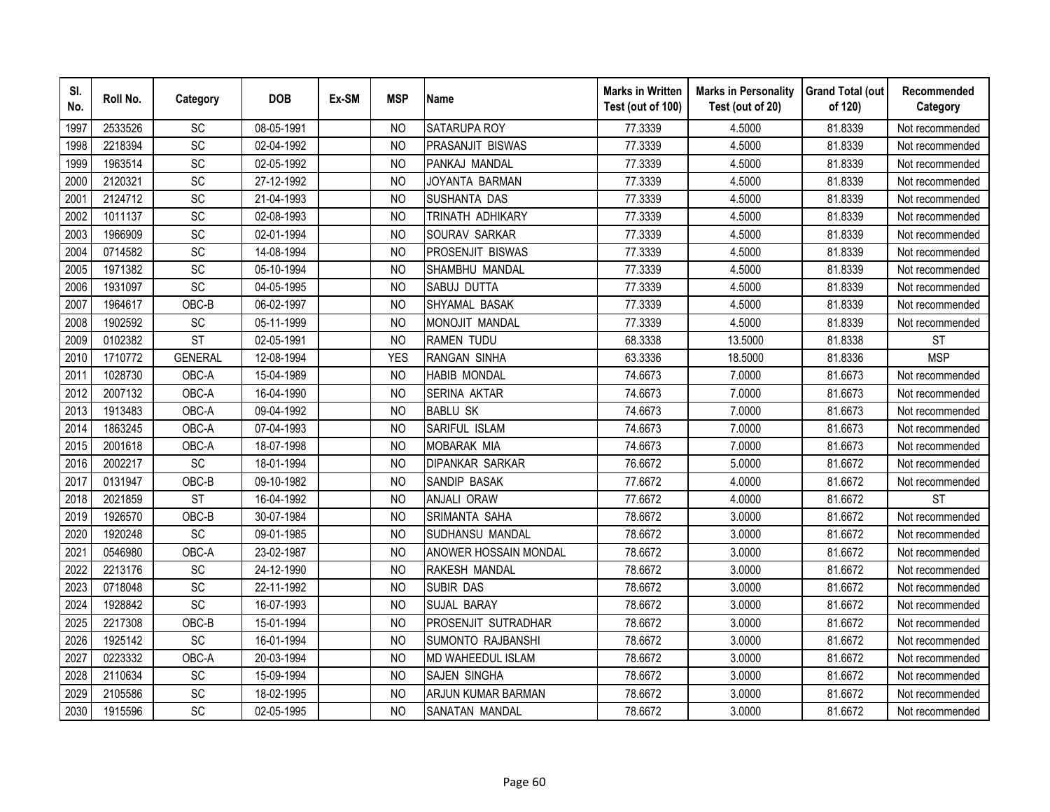| Sl. No. | Roll No. | Category | DOB | Ex-SM | MSP | Name | Marks in Written Test (out of 100) | Marks in Personality Test (out of 20) | Grand Total (out of 120) | Recommended Category |
|---|---|---|---|---|---|---|---|---|---|---|
| 1997 | 2533526 | SC | 08-05-1991 | | NO | SATARUPA ROY | 77.3339 | 4.5000 | 81.8339 | Not recommended |
| 1998 | 2218394 | SC | 02-04-1992 | | NO | PRASANJIT BISWAS | 77.3339 | 4.5000 | 81.8339 | Not recommended |
| 1999 | 1963514 | SC | 02-05-1992 | | NO | PANKAJ MANDAL | 77.3339 | 4.5000 | 81.8339 | Not recommended |
| 2000 | 2120321 | SC | 27-12-1992 | | NO | JOYANTA BARMAN | 77.3339 | 4.5000 | 81.8339 | Not recommended |
| 2001 | 2124712 | SC | 21-04-1993 | | NO | SUSHANTA DAS | 77.3339 | 4.5000 | 81.8339 | Not recommended |
| 2002 | 1011137 | SC | 02-08-1993 | | NO | TRINATH ADHIKARY | 77.3339 | 4.5000 | 81.8339 | Not recommended |
| 2003 | 1966909 | SC | 02-01-1994 | | NO | SOURAV SARKAR | 77.3339 | 4.5000 | 81.8339 | Not recommended |
| 2004 | 0714582 | SC | 14-08-1994 | | NO | PROSENJIT BISWAS | 77.3339 | 4.5000 | 81.8339 | Not recommended |
| 2005 | 1971382 | SC | 05-10-1994 | | NO | SHAMBHU MANDAL | 77.3339 | 4.5000 | 81.8339 | Not recommended |
| 2006 | 1931097 | SC | 04-05-1995 | | NO | SABUJ DUTTA | 77.3339 | 4.5000 | 81.8339 | Not recommended |
| 2007 | 1964617 | OBC-B | 06-02-1997 | | NO | SHYAMAL BASAK | 77.3339 | 4.5000 | 81.8339 | Not recommended |
| 2008 | 1902592 | SC | 05-11-1999 | | NO | MONOJIT MANDAL | 77.3339 | 4.5000 | 81.8339 | Not recommended |
| 2009 | 0102382 | ST | 02-05-1991 | | NO | RAMEN TUDU | 68.3338 | 13.5000 | 81.8338 | ST |
| 2010 | 1710772 | GENERAL | 12-08-1994 | | YES | RANGAN SINHA | 63.3336 | 18.5000 | 81.8336 | MSP |
| 2011 | 1028730 | OBC-A | 15-04-1989 | | NO | HABIB MONDAL | 74.6673 | 7.0000 | 81.6673 | Not recommended |
| 2012 | 2007132 | OBC-A | 16-04-1990 | | NO | SERINA AKTAR | 74.6673 | 7.0000 | 81.6673 | Not recommended |
| 2013 | 1913483 | OBC-A | 09-04-1992 | | NO | BABLU SK | 74.6673 | 7.0000 | 81.6673 | Not recommended |
| 2014 | 1863245 | OBC-A | 07-04-1993 | | NO | SARIFUL ISLAM | 74.6673 | 7.0000 | 81.6673 | Not recommended |
| 2015 | 2001618 | OBC-A | 18-07-1998 | | NO | MOBARAK MIA | 74.6673 | 7.0000 | 81.6673 | Not recommended |
| 2016 | 2002217 | SC | 18-01-1994 | | NO | DIPANKAR SARKAR | 76.6672 | 5.0000 | 81.6672 | Not recommended |
| 2017 | 0131947 | OBC-B | 09-10-1982 | | NO | SANDIP BASAK | 77.6672 | 4.0000 | 81.6672 | Not recommended |
| 2018 | 2021859 | ST | 16-04-1992 | | NO | ANJALI ORAW | 77.6672 | 4.0000 | 81.6672 | ST |
| 2019 | 1926570 | OBC-B | 30-07-1984 | | NO | SRIMANTA SAHA | 78.6672 | 3.0000 | 81.6672 | Not recommended |
| 2020 | 1920248 | SC | 09-01-1985 | | NO | SUDHANSU MANDAL | 78.6672 | 3.0000 | 81.6672 | Not recommended |
| 2021 | 0546980 | OBC-A | 23-02-1987 | | NO | ANOWER HOSSAIN MONDAL | 78.6672 | 3.0000 | 81.6672 | Not recommended |
| 2022 | 2213176 | SC | 24-12-1990 | | NO | RAKESH MANDAL | 78.6672 | 3.0000 | 81.6672 | Not recommended |
| 2023 | 0718048 | SC | 22-11-1992 | | NO | SUBIR DAS | 78.6672 | 3.0000 | 81.6672 | Not recommended |
| 2024 | 1928842 | SC | 16-07-1993 | | NO | SUJAL BARAY | 78.6672 | 3.0000 | 81.6672 | Not recommended |
| 2025 | 2217308 | OBC-B | 15-01-1994 | | NO | PROSENJIT SUTRADHAR | 78.6672 | 3.0000 | 81.6672 | Not recommended |
| 2026 | 1925142 | SC | 16-01-1994 | | NO | SUMONTO RAJBANSHI | 78.6672 | 3.0000 | 81.6672 | Not recommended |
| 2027 | 0223332 | OBC-A | 20-03-1994 | | NO | MD WAHEEDUL ISLAM | 78.6672 | 3.0000 | 81.6672 | Not recommended |
| 2028 | 2110634 | SC | 15-09-1994 | | NO | SAJEN SINGHA | 78.6672 | 3.0000 | 81.6672 | Not recommended |
| 2029 | 2105586 | SC | 18-02-1995 | | NO | ARJUN KUMAR BARMAN | 78.6672 | 3.0000 | 81.6672 | Not recommended |
| 2030 | 1915596 | SC | 02-05-1995 | | NO | SANATAN MANDAL | 78.6672 | 3.0000 | 81.6672 | Not recommended |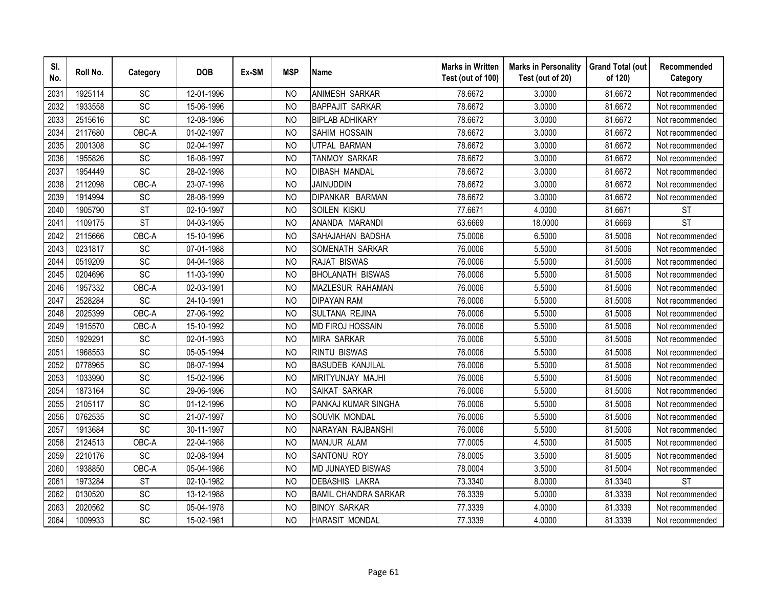| Sl. No. | Roll No. | Category | DOB | Ex-SM | MSP | Name | Marks in Written Test (out of 100) | Marks in Personality Test (out of 20) | Grand Total (out of 120) | Recommended Category |
|---|---|---|---|---|---|---|---|---|---|---|
| 2031 | 1925114 | SC | 12-01-1996 | | NO | ANIMESH SARKAR | 78.6672 | 3.0000 | 81.6672 | Not recommended |
| 2032 | 1933558 | SC | 15-06-1996 | | NO | BAPPAJIT SARKAR | 78.6672 | 3.0000 | 81.6672 | Not recommended |
| 2033 | 2515616 | SC | 12-08-1996 | | NO | BIPLAB ADHIKARY | 78.6672 | 3.0000 | 81.6672 | Not recommended |
| 2034 | 2117680 | OBC-A | 01-02-1997 | | NO | SAHIM HOSSAIN | 78.6672 | 3.0000 | 81.6672 | Not recommended |
| 2035 | 2001308 | SC | 02-04-1997 | | NO | UTPAL BARMAN | 78.6672 | 3.0000 | 81.6672 | Not recommended |
| 2036 | 1955826 | SC | 16-08-1997 | | NO | TANMOY SARKAR | 78.6672 | 3.0000 | 81.6672 | Not recommended |
| 2037 | 1954449 | SC | 28-02-1998 | | NO | DIBASH MANDAL | 78.6672 | 3.0000 | 81.6672 | Not recommended |
| 2038 | 2112098 | OBC-A | 23-07-1998 | | NO | JAINUDDIN | 78.6672 | 3.0000 | 81.6672 | Not recommended |
| 2039 | 1914994 | SC | 28-08-1999 | | NO | DIPANKAR BARMAN | 78.6672 | 3.0000 | 81.6672 | Not recommended |
| 2040 | 1905790 | ST | 02-10-1997 | | NO | SOILEN KISKU | 77.6671 | 4.0000 | 81.6671 | ST |
| 2041 | 1109175 | ST | 04-03-1995 | | NO | ANANDA MARANDI | 63.6669 | 18.0000 | 81.6669 | ST |
| 2042 | 2115666 | OBC-A | 15-10-1996 | | NO | SAHAJAHAN BADSHA | 75.0006 | 6.5000 | 81.5006 | Not recommended |
| 2043 | 0231817 | SC | 07-01-1988 | | NO | SOMENATH SARKAR | 76.0006 | 5.5000 | 81.5006 | Not recommended |
| 2044 | 0519209 | SC | 04-04-1988 | | NO | RAJAT BISWAS | 76.0006 | 5.5000 | 81.5006 | Not recommended |
| 2045 | 0204696 | SC | 11-03-1990 | | NO | BHOLANATH BISWAS | 76.0006 | 5.5000 | 81.5006 | Not recommended |
| 2046 | 1957332 | OBC-A | 02-03-1991 | | NO | MAZLESUR RAHAMAN | 76.0006 | 5.5000 | 81.5006 | Not recommended |
| 2047 | 2528284 | SC | 24-10-1991 | | NO | DIPAYAN RAM | 76.0006 | 5.5000 | 81.5006 | Not recommended |
| 2048 | 2025399 | OBC-A | 27-06-1992 | | NO | SULTANA REJINA | 76.0006 | 5.5000 | 81.5006 | Not recommended |
| 2049 | 1915570 | OBC-A | 15-10-1992 | | NO | MD FIROJ HOSSAIN | 76.0006 | 5.5000 | 81.5006 | Not recommended |
| 2050 | 1929291 | SC | 02-01-1993 | | NO | MIRA SARKAR | 76.0006 | 5.5000 | 81.5006 | Not recommended |
| 2051 | 1968553 | SC | 05-05-1994 | | NO | RINTU BISWAS | 76.0006 | 5.5000 | 81.5006 | Not recommended |
| 2052 | 0778965 | SC | 08-07-1994 | | NO | BASUDEB KANJILAL | 76.0006 | 5.5000 | 81.5006 | Not recommended |
| 2053 | 1033990 | SC | 15-02-1996 | | NO | MRITYUNJAY MAJHI | 76.0006 | 5.5000 | 81.5006 | Not recommended |
| 2054 | 1873164 | SC | 29-06-1996 | | NO | SAIKAT SARKAR | 76.0006 | 5.5000 | 81.5006 | Not recommended |
| 2055 | 2105117 | SC | 01-12-1996 | | NO | PANKAJ KUMAR SINGHA | 76.0006 | 5.5000 | 81.5006 | Not recommended |
| 2056 | 0762535 | SC | 21-07-1997 | | NO | SOUVIK MONDAL | 76.0006 | 5.5000 | 81.5006 | Not recommended |
| 2057 | 1913684 | SC | 30-11-1997 | | NO | NARAYAN RAJBANSHI | 76.0006 | 5.5000 | 81.5006 | Not recommended |
| 2058 | 2124513 | OBC-A | 22-04-1988 | | NO | MANJUR ALAM | 77.0005 | 4.5000 | 81.5005 | Not recommended |
| 2059 | 2210176 | SC | 02-08-1994 | | NO | SANTONU ROY | 78.0005 | 3.5000 | 81.5005 | Not recommended |
| 2060 | 1938850 | OBC-A | 05-04-1986 | | NO | MD JUNAYED BISWAS | 78.0004 | 3.5000 | 81.5004 | Not recommended |
| 2061 | 1973284 | ST | 02-10-1982 | | NO | DEBASHIS LAKRA | 73.3340 | 8.0000 | 81.3340 | ST |
| 2062 | 0130520 | SC | 13-12-1988 | | NO | BAMIL CHANDRA SARKAR | 76.3339 | 5.0000 | 81.3339 | Not recommended |
| 2063 | 2020562 | SC | 05-04-1978 | | NO | BINOY SARKAR | 77.3339 | 4.0000 | 81.3339 | Not recommended |
| 2064 | 1009933 | SC | 15-02-1981 | | NO | HARASIT MONDAL | 77.3339 | 4.0000 | 81.3339 | Not recommended |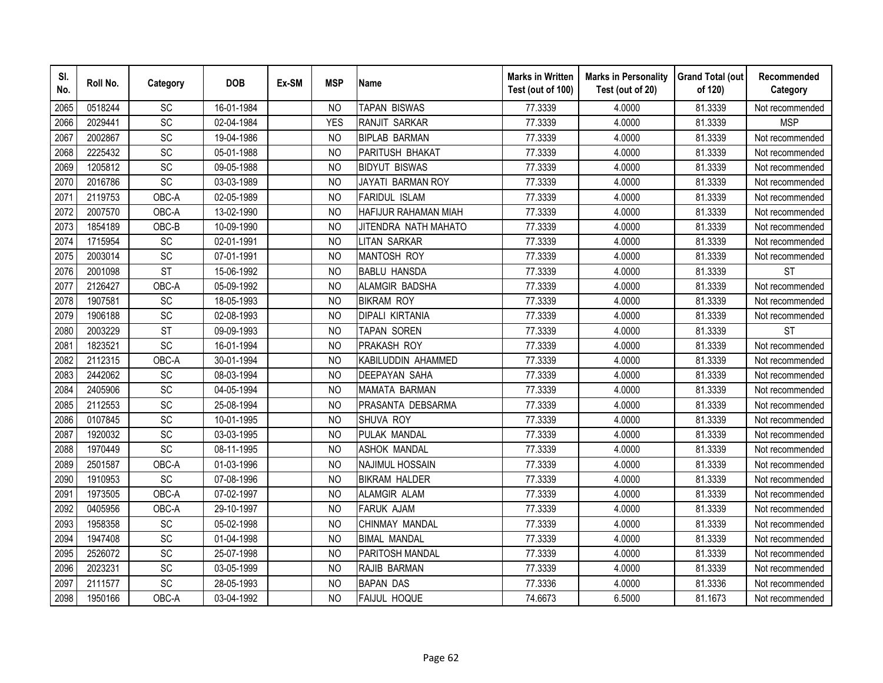| Sl. No. | Roll No. | Category | DOB | Ex-SM | MSP | Name | Marks in Written Test (out of 100) | Marks in Personality Test (out of 20) | Grand Total (out of 120) | Recommended Category |
|---|---|---|---|---|---|---|---|---|---|---|
| 2065 | 0518244 | SC | 16-01-1984 | | NO | TAPAN BISWAS | 77.3339 | 4.0000 | 81.3339 | Not recommended |
| 2066 | 2029441 | SC | 02-04-1984 | | YES | RANJIT SARKAR | 77.3339 | 4.0000 | 81.3339 | MSP |
| 2067 | 2002867 | SC | 19-04-1986 | | NO | BIPLAB BARMAN | 77.3339 | 4.0000 | 81.3339 | Not recommended |
| 2068 | 2225432 | SC | 05-01-1988 | | NO | PARITUSH BHAKAT | 77.3339 | 4.0000 | 81.3339 | Not recommended |
| 2069 | 1205812 | SC | 09-05-1988 | | NO | BIDYUT BISWAS | 77.3339 | 4.0000 | 81.3339 | Not recommended |
| 2070 | 2016786 | SC | 03-03-1989 | | NO | JAYATI BARMAN ROY | 77.3339 | 4.0000 | 81.3339 | Not recommended |
| 2071 | 2119753 | OBC-A | 02-05-1989 | | NO | FARIDUL ISLAM | 77.3339 | 4.0000 | 81.3339 | Not recommended |
| 2072 | 2007570 | OBC-A | 13-02-1990 | | NO | HAFIJUR RAHAMAN MIAH | 77.3339 | 4.0000 | 81.3339 | Not recommended |
| 2073 | 1854189 | OBC-B | 10-09-1990 | | NO | JITENDRA NATH MAHATO | 77.3339 | 4.0000 | 81.3339 | Not recommended |
| 2074 | 1715954 | SC | 02-01-1991 | | NO | LITAN SARKAR | 77.3339 | 4.0000 | 81.3339 | Not recommended |
| 2075 | 2003014 | SC | 07-01-1991 | | NO | MANTOSH ROY | 77.3339 | 4.0000 | 81.3339 | Not recommended |
| 2076 | 2001098 | ST | 15-06-1992 | | NO | BABLU HANSDA | 77.3339 | 4.0000 | 81.3339 | ST |
| 2077 | 2126427 | OBC-A | 05-09-1992 | | NO | ALAMGIR BADSHA | 77.3339 | 4.0000 | 81.3339 | Not recommended |
| 2078 | 1907581 | SC | 18-05-1993 | | NO | BIKRAM ROY | 77.3339 | 4.0000 | 81.3339 | Not recommended |
| 2079 | 1906188 | SC | 02-08-1993 | | NO | DIPALI KIRTANIA | 77.3339 | 4.0000 | 81.3339 | Not recommended |
| 2080 | 2003229 | ST | 09-09-1993 | | NO | TAPAN SOREN | 77.3339 | 4.0000 | 81.3339 | ST |
| 2081 | 1823521 | SC | 16-01-1994 | | NO | PRAKASH ROY | 77.3339 | 4.0000 | 81.3339 | Not recommended |
| 2082 | 2112315 | OBC-A | 30-01-1994 | | NO | KABILUDDIN AHAMMED | 77.3339 | 4.0000 | 81.3339 | Not recommended |
| 2083 | 2442062 | SC | 08-03-1994 | | NO | DEEPAYAN SAHA | 77.3339 | 4.0000 | 81.3339 | Not recommended |
| 2084 | 2405906 | SC | 04-05-1994 | | NO | MAMATA BARMAN | 77.3339 | 4.0000 | 81.3339 | Not recommended |
| 2085 | 2112553 | SC | 25-08-1994 | | NO | PRASANTA DEBSARMA | 77.3339 | 4.0000 | 81.3339 | Not recommended |
| 2086 | 0107845 | SC | 10-01-1995 | | NO | SHUVA ROY | 77.3339 | 4.0000 | 81.3339 | Not recommended |
| 2087 | 1920032 | SC | 03-03-1995 | | NO | PULAK MANDAL | 77.3339 | 4.0000 | 81.3339 | Not recommended |
| 2088 | 1970449 | SC | 08-11-1995 | | NO | ASHOK MANDAL | 77.3339 | 4.0000 | 81.3339 | Not recommended |
| 2089 | 2501587 | OBC-A | 01-03-1996 | | NO | NAJIMUL HOSSAIN | 77.3339 | 4.0000 | 81.3339 | Not recommended |
| 2090 | 1910953 | SC | 07-08-1996 | | NO | BIKRAM HALDER | 77.3339 | 4.0000 | 81.3339 | Not recommended |
| 2091 | 1973505 | OBC-A | 07-02-1997 | | NO | ALAMGIR ALAM | 77.3339 | 4.0000 | 81.3339 | Not recommended |
| 2092 | 0405956 | OBC-A | 29-10-1997 | | NO | FARUK AJAM | 77.3339 | 4.0000 | 81.3339 | Not recommended |
| 2093 | 1958358 | SC | 05-02-1998 | | NO | CHINMAY MANDAL | 77.3339 | 4.0000 | 81.3339 | Not recommended |
| 2094 | 1947408 | SC | 01-04-1998 | | NO | BIMAL MANDAL | 77.3339 | 4.0000 | 81.3339 | Not recommended |
| 2095 | 2526072 | SC | 25-07-1998 | | NO | PARITOSH MANDAL | 77.3339 | 4.0000 | 81.3339 | Not recommended |
| 2096 | 2023231 | SC | 03-05-1999 | | NO | RAJIB BARMAN | 77.3339 | 4.0000 | 81.3339 | Not recommended |
| 2097 | 2111577 | SC | 28-05-1993 | | NO | BAPAN DAS | 77.3336 | 4.0000 | 81.3336 | Not recommended |
| 2098 | 1950166 | OBC-A | 03-04-1992 | | NO | FAIJUL HOQUE | 74.6673 | 6.5000 | 81.1673 | Not recommended |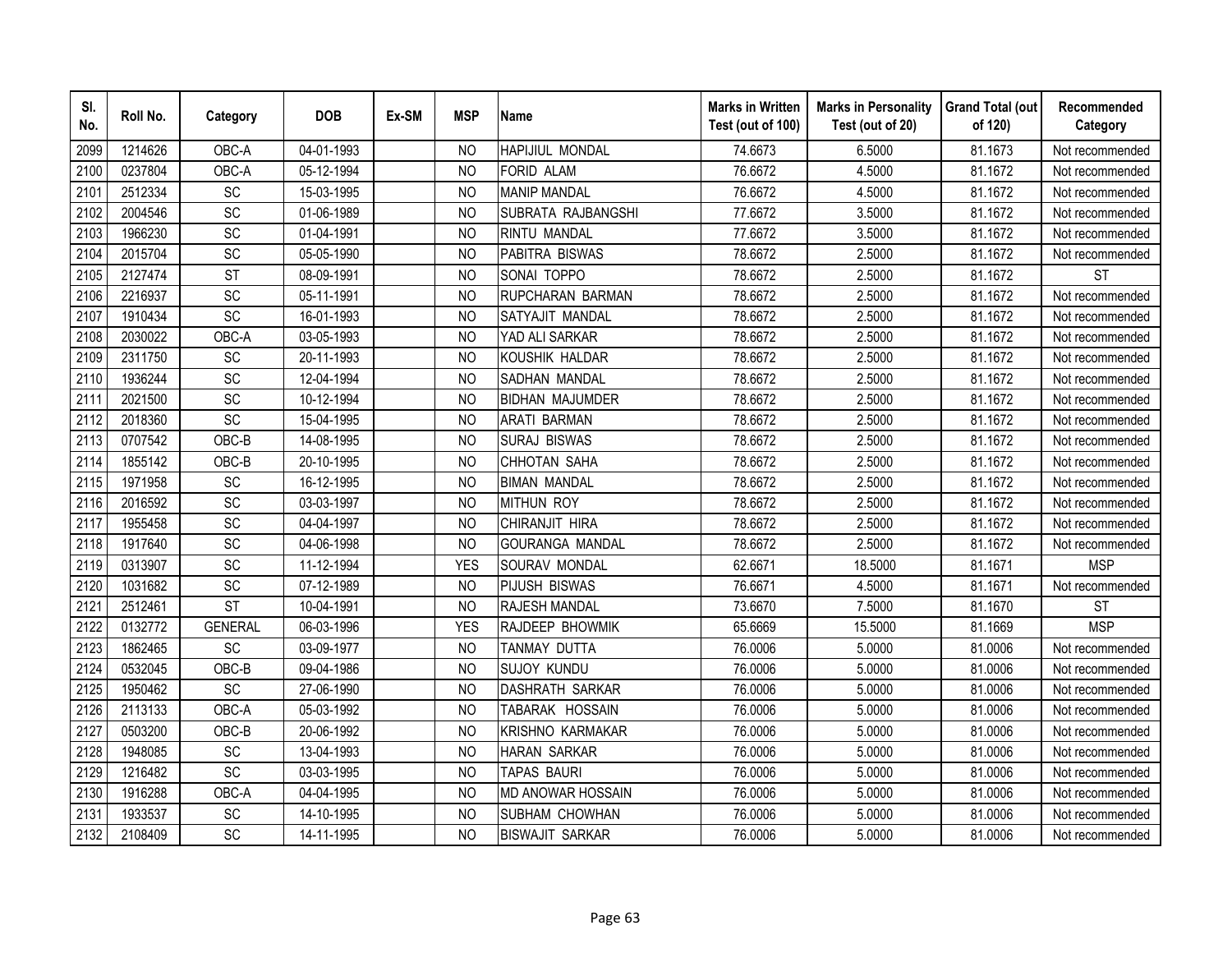| Sl. No. | Roll No. | Category | DOB | Ex-SM | MSP | Name | Marks in Written Test (out of 100) | Marks in Personality Test (out of 20) | Grand Total (out of 120) | Recommended Category |
|---|---|---|---|---|---|---|---|---|---|---|
| 2099 | 1214626 | OBC-A | 04-01-1993 | | NO | HAPIJIUL MONDAL | 74.6673 | 6.5000 | 81.1673 | Not recommended |
| 2100 | 0237804 | OBC-A | 05-12-1994 | | NO | FORID ALAM | 76.6672 | 4.5000 | 81.1672 | Not recommended |
| 2101 | 2512334 | SC | 15-03-1995 | | NO | MANIP MANDAL | 76.6672 | 4.5000 | 81.1672 | Not recommended |
| 2102 | 2004546 | SC | 01-06-1989 | | NO | SUBRATA RAJBANGSHI | 77.6672 | 3.5000 | 81.1672 | Not recommended |
| 2103 | 1966230 | SC | 01-04-1991 | | NO | RINTU MANDAL | 77.6672 | 3.5000 | 81.1672 | Not recommended |
| 2104 | 2015704 | SC | 05-05-1990 | | NO | PABITRA BISWAS | 78.6672 | 2.5000 | 81.1672 | Not recommended |
| 2105 | 2127474 | ST | 08-09-1991 | | NO | SONAI TOPPO | 78.6672 | 2.5000 | 81.1672 | ST |
| 2106 | 2216937 | SC | 05-11-1991 | | NO | RUPCHARAN BARMAN | 78.6672 | 2.5000 | 81.1672 | Not recommended |
| 2107 | 1910434 | SC | 16-01-1993 | | NO | SATYAJIT MANDAL | 78.6672 | 2.5000 | 81.1672 | Not recommended |
| 2108 | 2030022 | OBC-A | 03-05-1993 | | NO | YAD ALI SARKAR | 78.6672 | 2.5000 | 81.1672 | Not recommended |
| 2109 | 2311750 | SC | 20-11-1993 | | NO | KOUSHIK HALDAR | 78.6672 | 2.5000 | 81.1672 | Not recommended |
| 2110 | 1936244 | SC | 12-04-1994 | | NO | SADHAN MANDAL | 78.6672 | 2.5000 | 81.1672 | Not recommended |
| 2111 | 2021500 | SC | 10-12-1994 | | NO | BIDHAN MAJUMDER | 78.6672 | 2.5000 | 81.1672 | Not recommended |
| 2112 | 2018360 | SC | 15-04-1995 | | NO | ARATI BARMAN | 78.6672 | 2.5000 | 81.1672 | Not recommended |
| 2113 | 0707542 | OBC-B | 14-08-1995 | | NO | SURAJ BISWAS | 78.6672 | 2.5000 | 81.1672 | Not recommended |
| 2114 | 1855142 | OBC-B | 20-10-1995 | | NO | CHHOTAN SAHA | 78.6672 | 2.5000 | 81.1672 | Not recommended |
| 2115 | 1971958 | SC | 16-12-1995 | | NO | BIMAN MANDAL | 78.6672 | 2.5000 | 81.1672 | Not recommended |
| 2116 | 2016592 | SC | 03-03-1997 | | NO | MITHUN ROY | 78.6672 | 2.5000 | 81.1672 | Not recommended |
| 2117 | 1955458 | SC | 04-04-1997 | | NO | CHIRANJIT HIRA | 78.6672 | 2.5000 | 81.1672 | Not recommended |
| 2118 | 1917640 | SC | 04-06-1998 | | NO | GOURANGA MANDAL | 78.6672 | 2.5000 | 81.1672 | Not recommended |
| 2119 | 0313907 | SC | 11-12-1994 | | YES | SOURAV MONDAL | 62.6671 | 18.5000 | 81.1671 | MSP |
| 2120 | 1031682 | SC | 07-12-1989 | | NO | PIJUSH BISWAS | 76.6671 | 4.5000 | 81.1671 | Not recommended |
| 2121 | 2512461 | ST | 10-04-1991 | | NO | RAJESH MANDAL | 73.6670 | 7.5000 | 81.1670 | ST |
| 2122 | 0132772 | GENERAL | 06-03-1996 | | YES | RAJDEEP BHOWMIK | 65.6669 | 15.5000 | 81.1669 | MSP |
| 2123 | 1862465 | SC | 03-09-1977 | | NO | TANMAY DUTTA | 76.0006 | 5.0000 | 81.0006 | Not recommended |
| 2124 | 0532045 | OBC-B | 09-04-1986 | | NO | SUJOY KUNDU | 76.0006 | 5.0000 | 81.0006 | Not recommended |
| 2125 | 1950462 | SC | 27-06-1990 | | NO | DASHRATH SARKAR | 76.0006 | 5.0000 | 81.0006 | Not recommended |
| 2126 | 2113133 | OBC-A | 05-03-1992 | | NO | TABARAK HOSSAIN | 76.0006 | 5.0000 | 81.0006 | Not recommended |
| 2127 | 0503200 | OBC-B | 20-06-1992 | | NO | KRISHNO KARMAKAR | 76.0006 | 5.0000 | 81.0006 | Not recommended |
| 2128 | 1948085 | SC | 13-04-1993 | | NO | HARAN SARKAR | 76.0006 | 5.0000 | 81.0006 | Not recommended |
| 2129 | 1216482 | SC | 03-03-1995 | | NO | TAPAS BAURI | 76.0006 | 5.0000 | 81.0006 | Not recommended |
| 2130 | 1916288 | OBC-A | 04-04-1995 | | NO | MD ANOWAR HOSSAIN | 76.0006 | 5.0000 | 81.0006 | Not recommended |
| 2131 | 1933537 | SC | 14-10-1995 | | NO | SUBHAM CHOWHAN | 76.0006 | 5.0000 | 81.0006 | Not recommended |
| 2132 | 2108409 | SC | 14-11-1995 | | NO | BISWAJIT SARKAR | 76.0006 | 5.0000 | 81.0006 | Not recommended |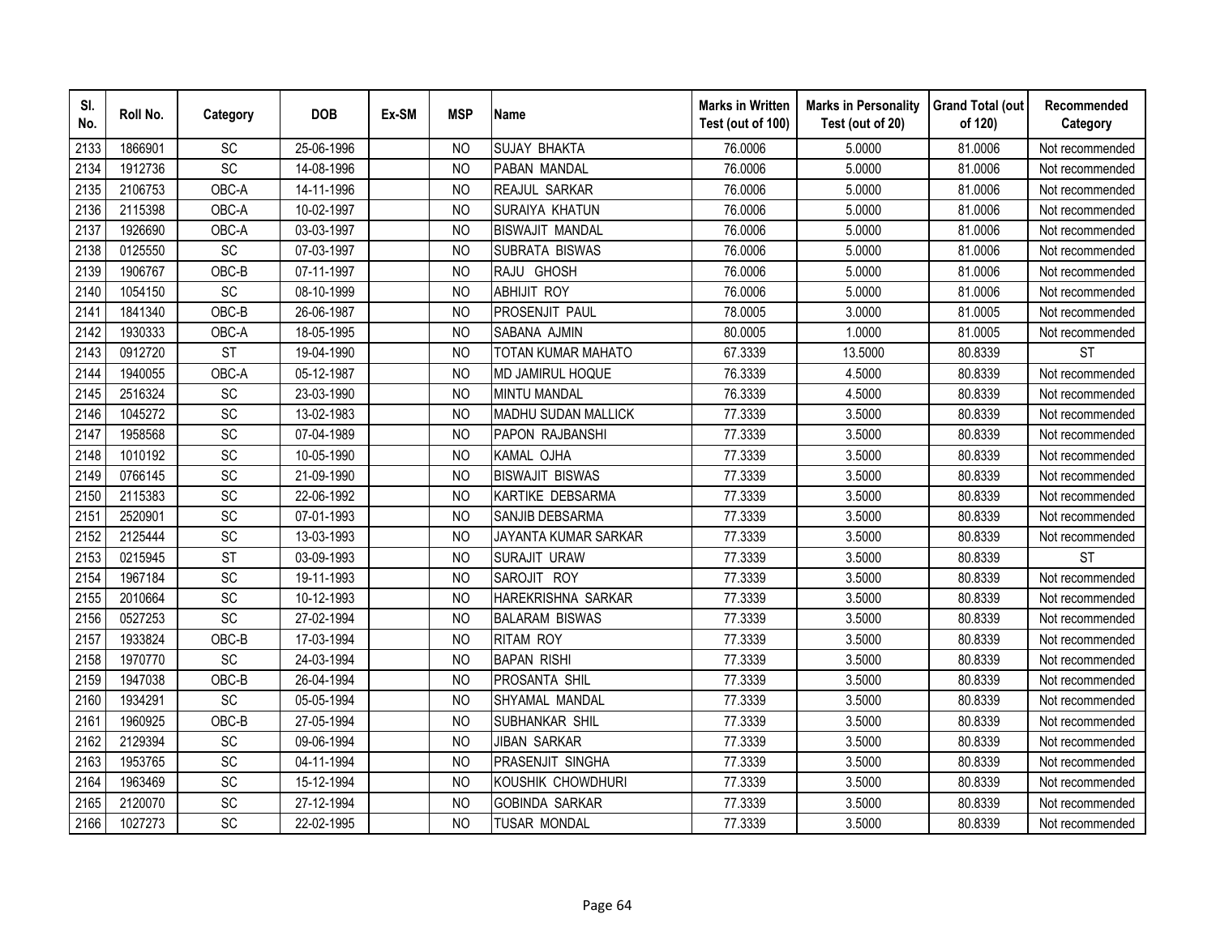| Sl. No. | Roll No. | Category | DOB | Ex-SM | MSP | Name | Marks in Written Test (out of 100) | Marks in Personality Test (out of 20) | Grand Total (out of 120) | Recommended Category |
|---|---|---|---|---|---|---|---|---|---|---|
| 2133 | 1866901 | SC | 25-06-1996 | | NO | SUJAY BHAKTA | 76.0006 | 5.0000 | 81.0006 | Not recommended |
| 2134 | 1912736 | SC | 14-08-1996 | | NO | PABAN MANDAL | 76.0006 | 5.0000 | 81.0006 | Not recommended |
| 2135 | 2106753 | OBC-A | 14-11-1996 | | NO | REAJUL SARKAR | 76.0006 | 5.0000 | 81.0006 | Not recommended |
| 2136 | 2115398 | OBC-A | 10-02-1997 | | NO | SURAIYA KHATUN | 76.0006 | 5.0000 | 81.0006 | Not recommended |
| 2137 | 1926690 | OBC-A | 03-03-1997 | | NO | BISWAJIT MANDAL | 76.0006 | 5.0000 | 81.0006 | Not recommended |
| 2138 | 0125550 | SC | 07-03-1997 | | NO | SUBRATA BISWAS | 76.0006 | 5.0000 | 81.0006 | Not recommended |
| 2139 | 1906767 | OBC-B | 07-11-1997 | | NO | RAJU GHOSH | 76.0006 | 5.0000 | 81.0006 | Not recommended |
| 2140 | 1054150 | SC | 08-10-1999 | | NO | ABHIJIT ROY | 76.0006 | 5.0000 | 81.0006 | Not recommended |
| 2141 | 1841340 | OBC-B | 26-06-1987 | | NO | PROSENJIT PAUL | 78.0005 | 3.0000 | 81.0005 | Not recommended |
| 2142 | 1930333 | OBC-A | 18-05-1995 | | NO | SABANA AJMIN | 80.0005 | 1.0000 | 81.0005 | Not recommended |
| 2143 | 0912720 | ST | 19-04-1990 | | NO | TOTAN KUMAR MAHATO | 67.3339 | 13.5000 | 80.8339 | ST |
| 2144 | 1940055 | OBC-A | 05-12-1987 | | NO | MD JAMIRUL HOQUE | 76.3339 | 4.5000 | 80.8339 | Not recommended |
| 2145 | 2516324 | SC | 23-03-1990 | | NO | MINTU MANDAL | 76.3339 | 4.5000 | 80.8339 | Not recommended |
| 2146 | 1045272 | SC | 13-02-1983 | | NO | MADHU SUDAN MALLICK | 77.3339 | 3.5000 | 80.8339 | Not recommended |
| 2147 | 1958568 | SC | 07-04-1989 | | NO | PAPON RAJBANSHI | 77.3339 | 3.5000 | 80.8339 | Not recommended |
| 2148 | 1010192 | SC | 10-05-1990 | | NO | KAMAL OJHA | 77.3339 | 3.5000 | 80.8339 | Not recommended |
| 2149 | 0766145 | SC | 21-09-1990 | | NO | BISWAJIT BISWAS | 77.3339 | 3.5000 | 80.8339 | Not recommended |
| 2150 | 2115383 | SC | 22-06-1992 | | NO | KARTIKE DEBSARMA | 77.3339 | 3.5000 | 80.8339 | Not recommended |
| 2151 | 2520901 | SC | 07-01-1993 | | NO | SANJIB DEBSARMA | 77.3339 | 3.5000 | 80.8339 | Not recommended |
| 2152 | 2125444 | SC | 13-03-1993 | | NO | JAYANTA KUMAR SARKAR | 77.3339 | 3.5000 | 80.8339 | Not recommended |
| 2153 | 0215945 | ST | 03-09-1993 | | NO | SURAJIT URAW | 77.3339 | 3.5000 | 80.8339 | ST |
| 2154 | 1967184 | SC | 19-11-1993 | | NO | SAROJIT ROY | 77.3339 | 3.5000 | 80.8339 | Not recommended |
| 2155 | 2010664 | SC | 10-12-1993 | | NO | HAREKRISHNA SARKAR | 77.3339 | 3.5000 | 80.8339 | Not recommended |
| 2156 | 0527253 | SC | 27-02-1994 | | NO | BALARAM BISWAS | 77.3339 | 3.5000 | 80.8339 | Not recommended |
| 2157 | 1933824 | OBC-B | 17-03-1994 | | NO | RITAM ROY | 77.3339 | 3.5000 | 80.8339 | Not recommended |
| 2158 | 1970770 | SC | 24-03-1994 | | NO | BAPAN RISHI | 77.3339 | 3.5000 | 80.8339 | Not recommended |
| 2159 | 1947038 | OBC-B | 26-04-1994 | | NO | PROSANTA SHIL | 77.3339 | 3.5000 | 80.8339 | Not recommended |
| 2160 | 1934291 | SC | 05-05-1994 | | NO | SHYAMAL MANDAL | 77.3339 | 3.5000 | 80.8339 | Not recommended |
| 2161 | 1960925 | OBC-B | 27-05-1994 | | NO | SUBHANKAR SHIL | 77.3339 | 3.5000 | 80.8339 | Not recommended |
| 2162 | 2129394 | SC | 09-06-1994 | | NO | JIBAN SARKAR | 77.3339 | 3.5000 | 80.8339 | Not recommended |
| 2163 | 1953765 | SC | 04-11-1994 | | NO | PRASENJIT SINGHA | 77.3339 | 3.5000 | 80.8339 | Not recommended |
| 2164 | 1963469 | SC | 15-12-1994 | | NO | KOUSHIK CHOWDHURI | 77.3339 | 3.5000 | 80.8339 | Not recommended |
| 2165 | 2120070 | SC | 27-12-1994 | | NO | GOBINDA SARKAR | 77.3339 | 3.5000 | 80.8339 | Not recommended |
| 2166 | 1027273 | SC | 22-02-1995 | | NO | TUSAR MONDAL | 77.3339 | 3.5000 | 80.8339 | Not recommended |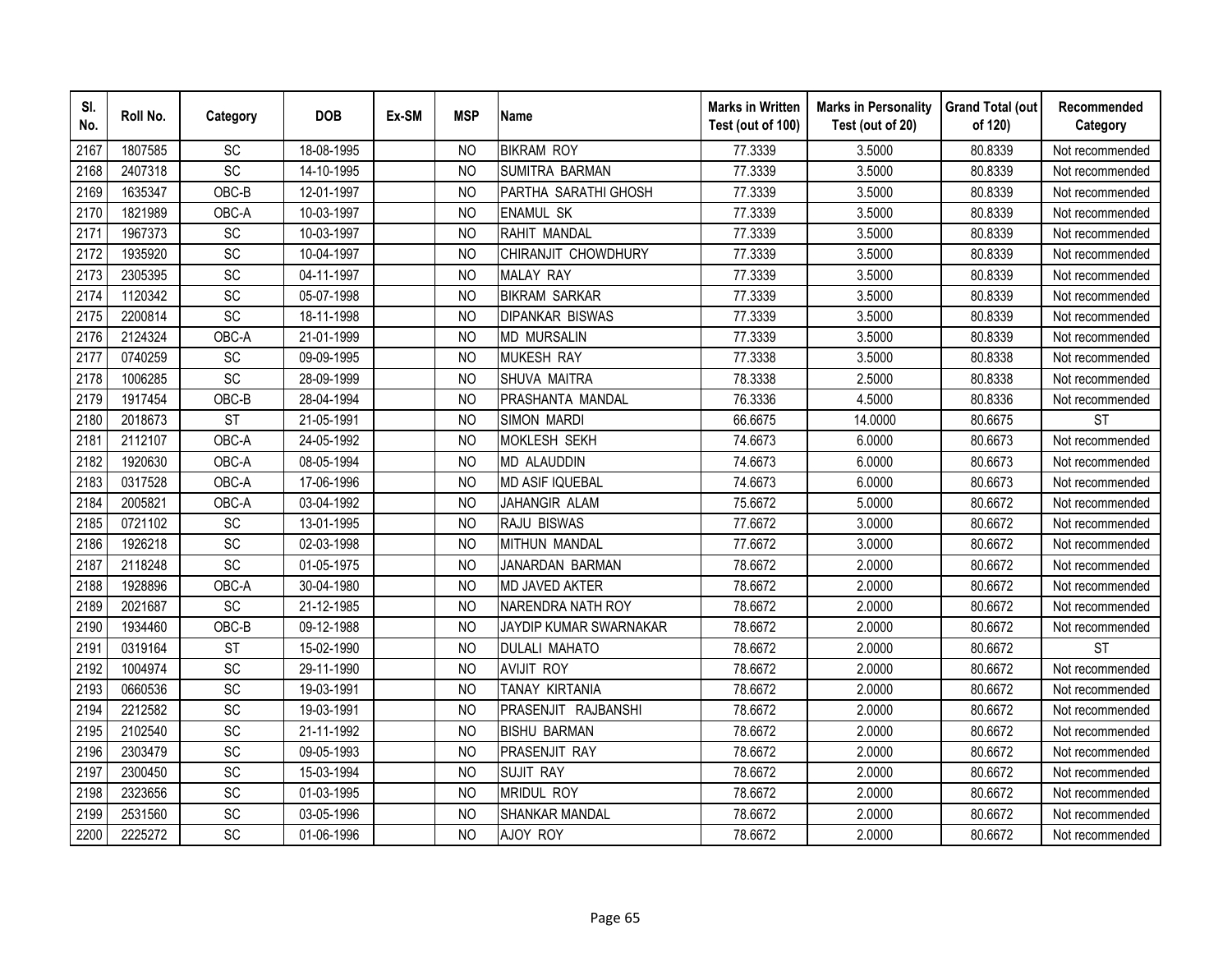| Sl. No. | Roll No. | Category | DOB | Ex-SM | MSP | Name | Marks in Written Test (out of 100) | Marks in Personality Test (out of 20) | Grand Total (out of 120) | Recommended Category |
|---|---|---|---|---|---|---|---|---|---|---|
| 2167 | 1807585 | SC | 18-08-1995 | | NO | BIKRAM ROY | 77.3339 | 3.5000 | 80.8339 | Not recommended |
| 2168 | 2407318 | SC | 14-10-1995 | | NO | SUMITRA BARMAN | 77.3339 | 3.5000 | 80.8339 | Not recommended |
| 2169 | 1635347 | OBC-B | 12-01-1997 | | NO | PARTHA SARATHI GHOSH | 77.3339 | 3.5000 | 80.8339 | Not recommended |
| 2170 | 1821989 | OBC-A | 10-03-1997 | | NO | ENAMUL SK | 77.3339 | 3.5000 | 80.8339 | Not recommended |
| 2171 | 1967373 | SC | 10-03-1997 | | NO | RAHIT MANDAL | 77.3339 | 3.5000 | 80.8339 | Not recommended |
| 2172 | 1935920 | SC | 10-04-1997 | | NO | CHIRANJIT CHOWDHURY | 77.3339 | 3.5000 | 80.8339 | Not recommended |
| 2173 | 2305395 | SC | 04-11-1997 | | NO | MALAY RAY | 77.3339 | 3.5000 | 80.8339 | Not recommended |
| 2174 | 1120342 | SC | 05-07-1998 | | NO | BIKRAM SARKAR | 77.3339 | 3.5000 | 80.8339 | Not recommended |
| 2175 | 2200814 | SC | 18-11-1998 | | NO | DIPANKAR BISWAS | 77.3339 | 3.5000 | 80.8339 | Not recommended |
| 2176 | 2124324 | OBC-A | 21-01-1999 | | NO | MD MURSALIN | 77.3339 | 3.5000 | 80.8339 | Not recommended |
| 2177 | 0740259 | SC | 09-09-1995 | | NO | MUKESH RAY | 77.3338 | 3.5000 | 80.8338 | Not recommended |
| 2178 | 1006285 | SC | 28-09-1999 | | NO | SHUVA MAITRA | 78.3338 | 2.5000 | 80.8338 | Not recommended |
| 2179 | 1917454 | OBC-B | 28-04-1994 | | NO | PRASHANTA MANDAL | 76.3336 | 4.5000 | 80.8336 | Not recommended |
| 2180 | 2018673 | ST | 21-05-1991 | | NO | SIMON MARDI | 66.6675 | 14.0000 | 80.6675 | ST |
| 2181 | 2112107 | OBC-A | 24-05-1992 | | NO | MOKLESH SEKH | 74.6673 | 6.0000 | 80.6673 | Not recommended |
| 2182 | 1920630 | OBC-A | 08-05-1994 | | NO | MD ALAUDDIN | 74.6673 | 6.0000 | 80.6673 | Not recommended |
| 2183 | 0317528 | OBC-A | 17-06-1996 | | NO | MD ASIF IQUEBAL | 74.6673 | 6.0000 | 80.6673 | Not recommended |
| 2184 | 2005821 | OBC-A | 03-04-1992 | | NO | JAHANGIR ALAM | 75.6672 | 5.0000 | 80.6672 | Not recommended |
| 2185 | 0721102 | SC | 13-01-1995 | | NO | RAJU BISWAS | 77.6672 | 3.0000 | 80.6672 | Not recommended |
| 2186 | 1926218 | SC | 02-03-1998 | | NO | MITHUN MANDAL | 77.6672 | 3.0000 | 80.6672 | Not recommended |
| 2187 | 2118248 | SC | 01-05-1975 | | NO | JANARDAN BARMAN | 78.6672 | 2.0000 | 80.6672 | Not recommended |
| 2188 | 1928896 | OBC-A | 30-04-1980 | | NO | MD JAVED AKTER | 78.6672 | 2.0000 | 80.6672 | Not recommended |
| 2189 | 2021687 | SC | 21-12-1985 | | NO | NARENDRA NATH ROY | 78.6672 | 2.0000 | 80.6672 | Not recommended |
| 2190 | 1934460 | OBC-B | 09-12-1988 | | NO | JAYDIP KUMAR SWARNAKAR | 78.6672 | 2.0000 | 80.6672 | Not recommended |
| 2191 | 0319164 | ST | 15-02-1990 | | NO | DULALI MAHATO | 78.6672 | 2.0000 | 80.6672 | ST |
| 2192 | 1004974 | SC | 29-11-1990 | | NO | AVIJIT ROY | 78.6672 | 2.0000 | 80.6672 | Not recommended |
| 2193 | 0660536 | SC | 19-03-1991 | | NO | TANAY KIRTANIA | 78.6672 | 2.0000 | 80.6672 | Not recommended |
| 2194 | 2212582 | SC | 19-03-1991 | | NO | PRASENJIT RAJBANSHI | 78.6672 | 2.0000 | 80.6672 | Not recommended |
| 2195 | 2102540 | SC | 21-11-1992 | | NO | BISHU BARMAN | 78.6672 | 2.0000 | 80.6672 | Not recommended |
| 2196 | 2303479 | SC | 09-05-1993 | | NO | PRASENJIT RAY | 78.6672 | 2.0000 | 80.6672 | Not recommended |
| 2197 | 2300450 | SC | 15-03-1994 | | NO | SUJIT RAY | 78.6672 | 2.0000 | 80.6672 | Not recommended |
| 2198 | 2323656 | SC | 01-03-1995 | | NO | MRIDUL ROY | 78.6672 | 2.0000 | 80.6672 | Not recommended |
| 2199 | 2531560 | SC | 03-05-1996 | | NO | SHANKAR MANDAL | 78.6672 | 2.0000 | 80.6672 | Not recommended |
| 2200 | 2225272 | SC | 01-06-1996 | | NO | AJOY ROY | 78.6672 | 2.0000 | 80.6672 | Not recommended |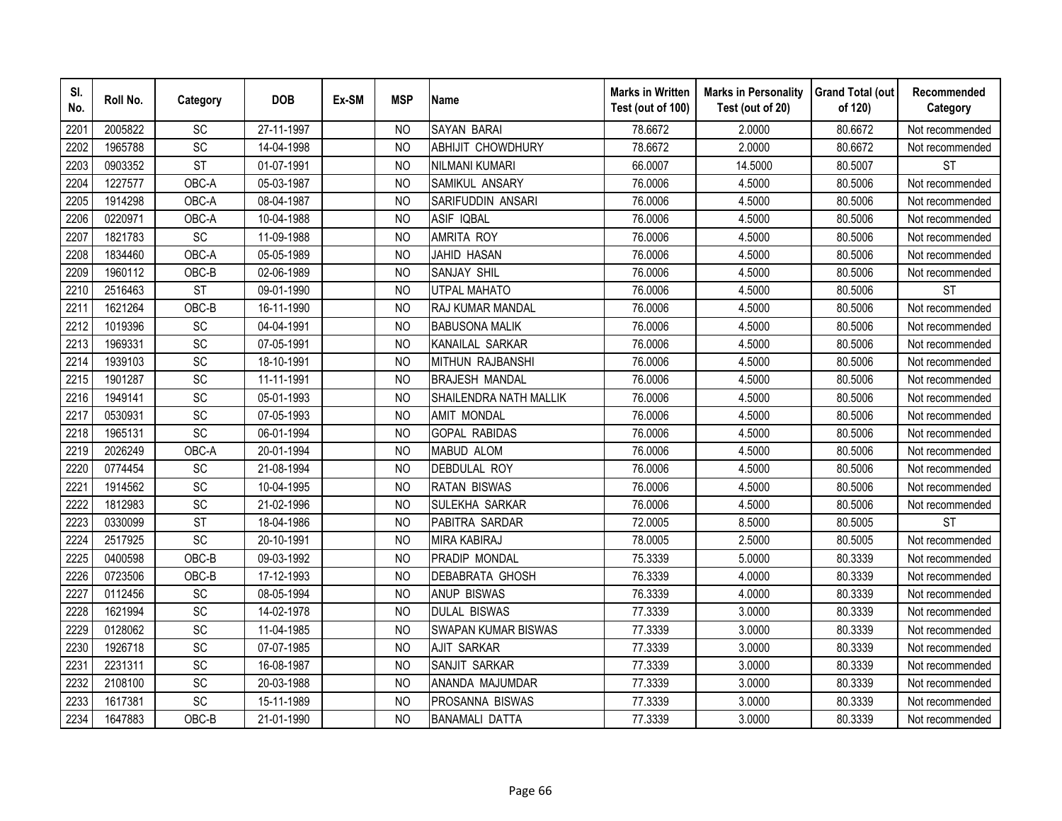| Sl. No. | Roll No. | Category | DOB | Ex-SM | MSP | Name | Marks in Written Test (out of 100) | Marks in Personality Test (out of 20) | Grand Total (out of 120) | Recommended Category |
|---|---|---|---|---|---|---|---|---|---|---|
| 2201 | 2005822 | SC | 27-11-1997 | | NO | SAYAN BARAI | 78.6672 | 2.0000 | 80.6672 | Not recommended |
| 2202 | 1965788 | SC | 14-04-1998 | | NO | ABHIJIT CHOWDHURY | 78.6672 | 2.0000 | 80.6672 | Not recommended |
| 2203 | 0903352 | ST | 01-07-1991 | | NO | NILMANI KUMARI | 66.0007 | 14.5000 | 80.5007 | ST |
| 2204 | 1227577 | OBC-A | 05-03-1987 | | NO | SAMIKUL ANSARY | 76.0006 | 4.5000 | 80.5006 | Not recommended |
| 2205 | 1914298 | OBC-A | 08-04-1987 | | NO | SARIFUDDIN ANSARI | 76.0006 | 4.5000 | 80.5006 | Not recommended |
| 2206 | 0220971 | OBC-A | 10-04-1988 | | NO | ASIF IQBAL | 76.0006 | 4.5000 | 80.5006 | Not recommended |
| 2207 | 1821783 | SC | 11-09-1988 | | NO | AMRITA ROY | 76.0006 | 4.5000 | 80.5006 | Not recommended |
| 2208 | 1834460 | OBC-A | 05-05-1989 | | NO | JAHID HASAN | 76.0006 | 4.5000 | 80.5006 | Not recommended |
| 2209 | 1960112 | OBC-B | 02-06-1989 | | NO | SANJAY SHIL | 76.0006 | 4.5000 | 80.5006 | Not recommended |
| 2210 | 2516463 | ST | 09-01-1990 | | NO | UTPAL MAHATO | 76.0006 | 4.5000 | 80.5006 | ST |
| 2211 | 1621264 | OBC-B | 16-11-1990 | | NO | RAJ KUMAR MANDAL | 76.0006 | 4.5000 | 80.5006 | Not recommended |
| 2212 | 1019396 | SC | 04-04-1991 | | NO | BABUSONA MALIK | 76.0006 | 4.5000 | 80.5006 | Not recommended |
| 2213 | 1969331 | SC | 07-05-1991 | | NO | KANAILAL SARKAR | 76.0006 | 4.5000 | 80.5006 | Not recommended |
| 2214 | 1939103 | SC | 18-10-1991 | | NO | MITHUN RAJBANSHI | 76.0006 | 4.5000 | 80.5006 | Not recommended |
| 2215 | 1901287 | SC | 11-11-1991 | | NO | BRAJESH MANDAL | 76.0006 | 4.5000 | 80.5006 | Not recommended |
| 2216 | 1949141 | SC | 05-01-1993 | | NO | SHAILENDRA NATH MALLIK | 76.0006 | 4.5000 | 80.5006 | Not recommended |
| 2217 | 0530931 | SC | 07-05-1993 | | NO | AMIT MONDAL | 76.0006 | 4.5000 | 80.5006 | Not recommended |
| 2218 | 1965131 | SC | 06-01-1994 | | NO | GOPAL RABIDAS | 76.0006 | 4.5000 | 80.5006 | Not recommended |
| 2219 | 2026249 | OBC-A | 20-01-1994 | | NO | MABUD ALOM | 76.0006 | 4.5000 | 80.5006 | Not recommended |
| 2220 | 0774454 | SC | 21-08-1994 | | NO | DEBDULAL ROY | 76.0006 | 4.5000 | 80.5006 | Not recommended |
| 2221 | 1914562 | SC | 10-04-1995 | | NO | RATAN BISWAS | 76.0006 | 4.5000 | 80.5006 | Not recommended |
| 2222 | 1812983 | SC | 21-02-1996 | | NO | SULEKHA SARKAR | 76.0006 | 4.5000 | 80.5006 | Not recommended |
| 2223 | 0330099 | ST | 18-04-1986 | | NO | PABITRA SARDAR | 72.0005 | 8.5000 | 80.5005 | ST |
| 2224 | 2517925 | SC | 20-10-1991 | | NO | MIRA KABIRAJ | 78.0005 | 2.5000 | 80.5005 | Not recommended |
| 2225 | 0400598 | OBC-B | 09-03-1992 | | NO | PRADIP MONDAL | 75.3339 | 5.0000 | 80.3339 | Not recommended |
| 2226 | 0723506 | OBC-B | 17-12-1993 | | NO | DEBABRATA GHOSH | 76.3339 | 4.0000 | 80.3339 | Not recommended |
| 2227 | 0112456 | SC | 08-05-1994 | | NO | ANUP BISWAS | 76.3339 | 4.0000 | 80.3339 | Not recommended |
| 2228 | 1621994 | SC | 14-02-1978 | | NO | DULAL BISWAS | 77.3339 | 3.0000 | 80.3339 | Not recommended |
| 2229 | 0128062 | SC | 11-04-1985 | | NO | SWAPAN KUMAR BISWAS | 77.3339 | 3.0000 | 80.3339 | Not recommended |
| 2230 | 1926718 | SC | 07-07-1985 | | NO | AJIT SARKAR | 77.3339 | 3.0000 | 80.3339 | Not recommended |
| 2231 | 2231311 | SC | 16-08-1987 | | NO | SANJIT SARKAR | 77.3339 | 3.0000 | 80.3339 | Not recommended |
| 2232 | 2108100 | SC | 20-03-1988 | | NO | ANANDA MAJUMDAR | 77.3339 | 3.0000 | 80.3339 | Not recommended |
| 2233 | 1617381 | SC | 15-11-1989 | | NO | PROSANNA BISWAS | 77.3339 | 3.0000 | 80.3339 | Not recommended |
| 2234 | 1647883 | OBC-B | 21-01-1990 | | NO | BANAMALI DATTA | 77.3339 | 3.0000 | 80.3339 | Not recommended |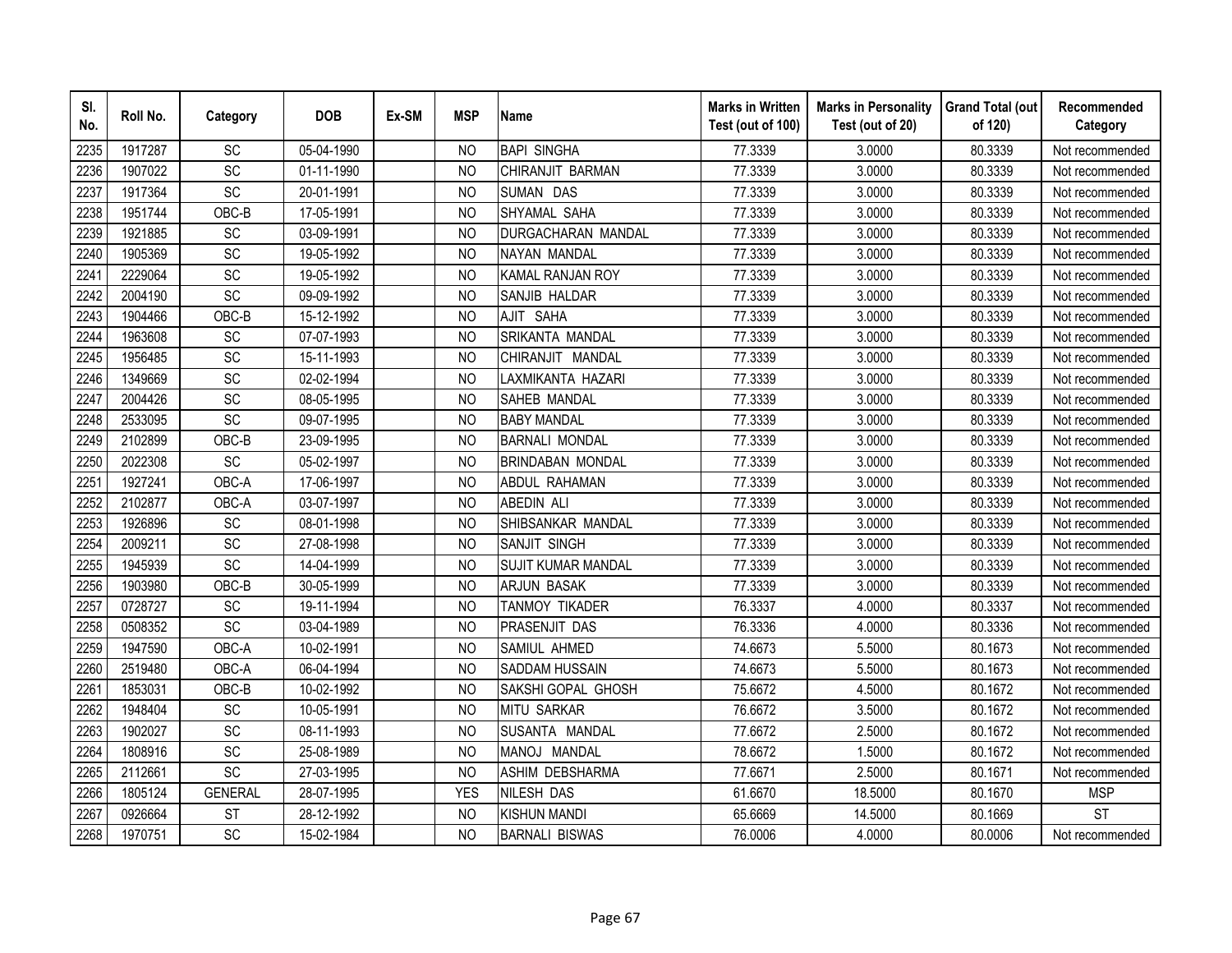| Sl. No. | Roll No. | Category | DOB | Ex-SM | MSP | Name | Marks in Written Test (out of 100) | Marks in Personality Test (out of 20) | Grand Total (out of 120) | Recommended Category |
|---|---|---|---|---|---|---|---|---|---|---|
| 2235 | 1917287 | SC | 05-04-1990 | | NO | BAPI SINGHA | 77.3339 | 3.0000 | 80.3339 | Not recommended |
| 2236 | 1907022 | SC | 01-11-1990 | | NO | CHIRANJIT BARMAN | 77.3339 | 3.0000 | 80.3339 | Not recommended |
| 2237 | 1917364 | SC | 20-01-1991 | | NO | SUMAN DAS | 77.3339 | 3.0000 | 80.3339 | Not recommended |
| 2238 | 1951744 | OBC-B | 17-05-1991 | | NO | SHYAMAL SAHA | 77.3339 | 3.0000 | 80.3339 | Not recommended |
| 2239 | 1921885 | SC | 03-09-1991 | | NO | DURGACHARAN MANDAL | 77.3339 | 3.0000 | 80.3339 | Not recommended |
| 2240 | 1905369 | SC | 19-05-1992 | | NO | NAYAN MANDAL | 77.3339 | 3.0000 | 80.3339 | Not recommended |
| 2241 | 2229064 | SC | 19-05-1992 | | NO | KAMAL RANJAN ROY | 77.3339 | 3.0000 | 80.3339 | Not recommended |
| 2242 | 2004190 | SC | 09-09-1992 | | NO | SANJIB HALDAR | 77.3339 | 3.0000 | 80.3339 | Not recommended |
| 2243 | 1904466 | OBC-B | 15-12-1992 | | NO | AJIT SAHA | 77.3339 | 3.0000 | 80.3339 | Not recommended |
| 2244 | 1963608 | SC | 07-07-1993 | | NO | SRIKANTA MANDAL | 77.3339 | 3.0000 | 80.3339 | Not recommended |
| 2245 | 1956485 | SC | 15-11-1993 | | NO | CHIRANJIT MANDAL | 77.3339 | 3.0000 | 80.3339 | Not recommended |
| 2246 | 1349669 | SC | 02-02-1994 | | NO | LAXMIKANTA HAZARI | 77.3339 | 3.0000 | 80.3339 | Not recommended |
| 2247 | 2004426 | SC | 08-05-1995 | | NO | SAHEB MANDAL | 77.3339 | 3.0000 | 80.3339 | Not recommended |
| 2248 | 2533095 | SC | 09-07-1995 | | NO | BABY MANDAL | 77.3339 | 3.0000 | 80.3339 | Not recommended |
| 2249 | 2102899 | OBC-B | 23-09-1995 | | NO | BARNALI MONDAL | 77.3339 | 3.0000 | 80.3339 | Not recommended |
| 2250 | 2022308 | SC | 05-02-1997 | | NO | BRINDABAN MONDAL | 77.3339 | 3.0000 | 80.3339 | Not recommended |
| 2251 | 1927241 | OBC-A | 17-06-1997 | | NO | ABDUL RAHAMAN | 77.3339 | 3.0000 | 80.3339 | Not recommended |
| 2252 | 2102877 | OBC-A | 03-07-1997 | | NO | ABEDIN ALI | 77.3339 | 3.0000 | 80.3339 | Not recommended |
| 2253 | 1926896 | SC | 08-01-1998 | | NO | SHIBSANKAR MANDAL | 77.3339 | 3.0000 | 80.3339 | Not recommended |
| 2254 | 2009211 | SC | 27-08-1998 | | NO | SANJIT SINGH | 77.3339 | 3.0000 | 80.3339 | Not recommended |
| 2255 | 1945939 | SC | 14-04-1999 | | NO | SUJIT KUMAR MANDAL | 77.3339 | 3.0000 | 80.3339 | Not recommended |
| 2256 | 1903980 | OBC-B | 30-05-1999 | | NO | ARJUN BASAK | 77.3339 | 3.0000 | 80.3339 | Not recommended |
| 2257 | 0728727 | SC | 19-11-1994 | | NO | TANMOY TIKADER | 76.3337 | 4.0000 | 80.3337 | Not recommended |
| 2258 | 0508352 | SC | 03-04-1989 | | NO | PRASENJIT DAS | 76.3336 | 4.0000 | 80.3336 | Not recommended |
| 2259 | 1947590 | OBC-A | 10-02-1991 | | NO | SAMIUL AHMED | 74.6673 | 5.5000 | 80.1673 | Not recommended |
| 2260 | 2519480 | OBC-A | 06-04-1994 | | NO | SADDAM HUSSAIN | 74.6673 | 5.5000 | 80.1673 | Not recommended |
| 2261 | 1853031 | OBC-B | 10-02-1992 | | NO | SAKSHI GOPAL GHOSH | 75.6672 | 4.5000 | 80.1672 | Not recommended |
| 2262 | 1948404 | SC | 10-05-1991 | | NO | MITU SARKAR | 76.6672 | 3.5000 | 80.1672 | Not recommended |
| 2263 | 1902027 | SC | 08-11-1993 | | NO | SUSANTA MANDAL | 77.6672 | 2.5000 | 80.1672 | Not recommended |
| 2264 | 1808916 | SC | 25-08-1989 | | NO | MANOJ MANDAL | 78.6672 | 1.5000 | 80.1672 | Not recommended |
| 2265 | 2112661 | SC | 27-03-1995 | | NO | ASHIM DEBSHARMA | 77.6671 | 2.5000 | 80.1671 | Not recommended |
| 2266 | 1805124 | GENERAL | 28-07-1995 | | YES | NILESH DAS | 61.6670 | 18.5000 | 80.1670 | MSP |
| 2267 | 0926664 | ST | 28-12-1992 | | NO | KISHUN MANDI | 65.6669 | 14.5000 | 80.1669 | ST |
| 2268 | 1970751 | SC | 15-02-1984 | | NO | BARNALI BISWAS | 76.0006 | 4.0000 | 80.0006 | Not recommended |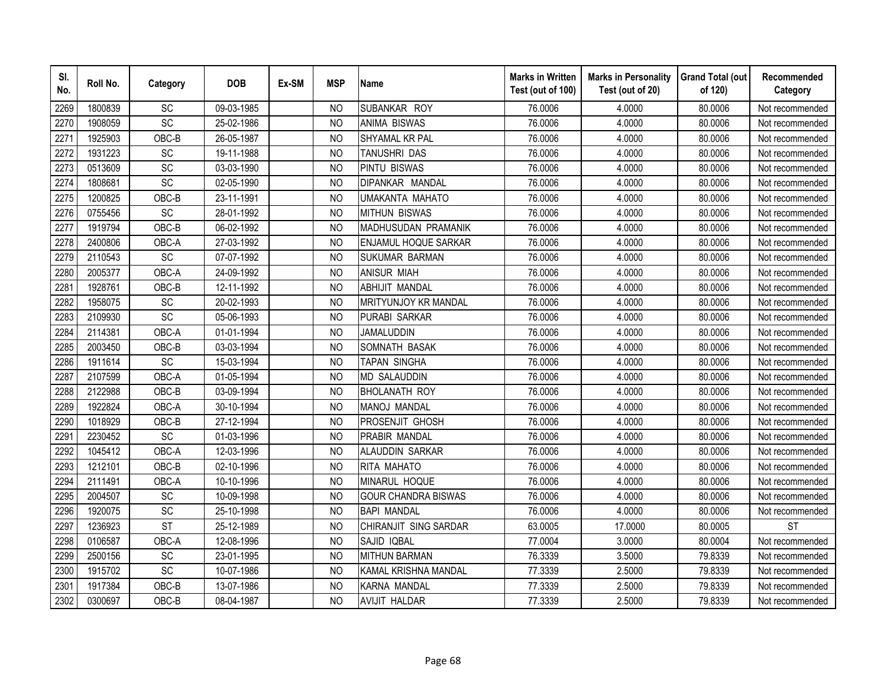| Sl. No. | Roll No. | Category | DOB | Ex-SM | MSP | Name | Marks in Written Test (out of 100) | Marks in Personality Test (out of 20) | Grand Total (out of 120) | Recommended Category |
|---|---|---|---|---|---|---|---|---|---|---|
| 2269 | 1800839 | SC | 09-03-1985 | | NO | SUBANKAR ROY | 76.0006 | 4.0000 | 80.0006 | Not recommended |
| 2270 | 1908059 | SC | 25-02-1986 | | NO | ANIMA BISWAS | 76.0006 | 4.0000 | 80.0006 | Not recommended |
| 2271 | 1925903 | OBC-B | 26-05-1987 | | NO | SHYAMAL KR PAL | 76.0006 | 4.0000 | 80.0006 | Not recommended |
| 2272 | 1931223 | SC | 19-11-1988 | | NO | TANUSHRI DAS | 76.0006 | 4.0000 | 80.0006 | Not recommended |
| 2273 | 0513609 | SC | 03-03-1990 | | NO | PINTU BISWAS | 76.0006 | 4.0000 | 80.0006 | Not recommended |
| 2274 | 1808681 | SC | 02-05-1990 | | NO | DIPANKAR MANDAL | 76.0006 | 4.0000 | 80.0006 | Not recommended |
| 2275 | 1200825 | OBC-B | 23-11-1991 | | NO | UMAKANTA MAHATO | 76.0006 | 4.0000 | 80.0006 | Not recommended |
| 2276 | 0755456 | SC | 28-01-1992 | | NO | MITHUN BISWAS | 76.0006 | 4.0000 | 80.0006 | Not recommended |
| 2277 | 1919794 | OBC-B | 06-02-1992 | | NO | MADHUSUDAN PRAMANIK | 76.0006 | 4.0000 | 80.0006 | Not recommended |
| 2278 | 2400806 | OBC-A | 27-03-1992 | | NO | ENJAMUL HOQUE SARKAR | 76.0006 | 4.0000 | 80.0006 | Not recommended |
| 2279 | 2110543 | SC | 07-07-1992 | | NO | SUKUMAR BARMAN | 76.0006 | 4.0000 | 80.0006 | Not recommended |
| 2280 | 2005377 | OBC-A | 24-09-1992 | | NO | ANISUR MIAH | 76.0006 | 4.0000 | 80.0006 | Not recommended |
| 2281 | 1928761 | OBC-B | 12-11-1992 | | NO | ABHIJIT MANDAL | 76.0006 | 4.0000 | 80.0006 | Not recommended |
| 2282 | 1958075 | SC | 20-02-1993 | | NO | MRITYUNJOY KR MANDAL | 76.0006 | 4.0000 | 80.0006 | Not recommended |
| 2283 | 2109930 | SC | 05-06-1993 | | NO | PURABI SARKAR | 76.0006 | 4.0000 | 80.0006 | Not recommended |
| 2284 | 2114381 | OBC-A | 01-01-1994 | | NO | JAMALUDDIN | 76.0006 | 4.0000 | 80.0006 | Not recommended |
| 2285 | 2003450 | OBC-B | 03-03-1994 | | NO | SOMNATH BASAK | 76.0006 | 4.0000 | 80.0006 | Not recommended |
| 2286 | 1911614 | SC | 15-03-1994 | | NO | TAPAN SINGHA | 76.0006 | 4.0000 | 80.0006 | Not recommended |
| 2287 | 2107599 | OBC-A | 01-05-1994 | | NO | MD SALAUDDIN | 76.0006 | 4.0000 | 80.0006 | Not recommended |
| 2288 | 2122988 | OBC-B | 03-09-1994 | | NO | BHOLANATH ROY | 76.0006 | 4.0000 | 80.0006 | Not recommended |
| 2289 | 1922824 | OBC-A | 30-10-1994 | | NO | MANOJ MANDAL | 76.0006 | 4.0000 | 80.0006 | Not recommended |
| 2290 | 1018929 | OBC-B | 27-12-1994 | | NO | PROSENJIT GHOSH | 76.0006 | 4.0000 | 80.0006 | Not recommended |
| 2291 | 2230452 | SC | 01-03-1996 | | NO | PRABIR MANDAL | 76.0006 | 4.0000 | 80.0006 | Not recommended |
| 2292 | 1045412 | OBC-A | 12-03-1996 | | NO | ALAUDDIN SARKAR | 76.0006 | 4.0000 | 80.0006 | Not recommended |
| 2293 | 1212101 | OBC-B | 02-10-1996 | | NO | RITA MAHATO | 76.0006 | 4.0000 | 80.0006 | Not recommended |
| 2294 | 2111491 | OBC-A | 10-10-1996 | | NO | MINARUL HOQUE | 76.0006 | 4.0000 | 80.0006 | Not recommended |
| 2295 | 2004507 | SC | 10-09-1998 | | NO | GOUR CHANDRA BISWAS | 76.0006 | 4.0000 | 80.0006 | Not recommended |
| 2296 | 1920075 | SC | 25-10-1998 | | NO | BAPI MANDAL | 76.0006 | 4.0000 | 80.0006 | Not recommended |
| 2297 | 1236923 | ST | 25-12-1989 | | NO | CHIRANJIT SING SARDAR | 63.0005 | 17.0000 | 80.0005 | ST |
| 2298 | 0106587 | OBC-A | 12-08-1996 | | NO | SAJID IQBAL | 77.0004 | 3.0000 | 80.0004 | Not recommended |
| 2299 | 2500156 | SC | 23-01-1995 | | NO | MITHUN BARMAN | 76.3339 | 3.5000 | 79.8339 | Not recommended |
| 2300 | 1915702 | SC | 10-07-1986 | | NO | KAMAL KRISHNA MANDAL | 77.3339 | 2.5000 | 79.8339 | Not recommended |
| 2301 | 1917384 | OBC-B | 13-07-1986 | | NO | KARNA MANDAL | 77.3339 | 2.5000 | 79.8339 | Not recommended |
| 2302 | 0300697 | OBC-B | 08-04-1987 | | NO | AVIJIT HALDAR | 77.3339 | 2.5000 | 79.8339 | Not recommended |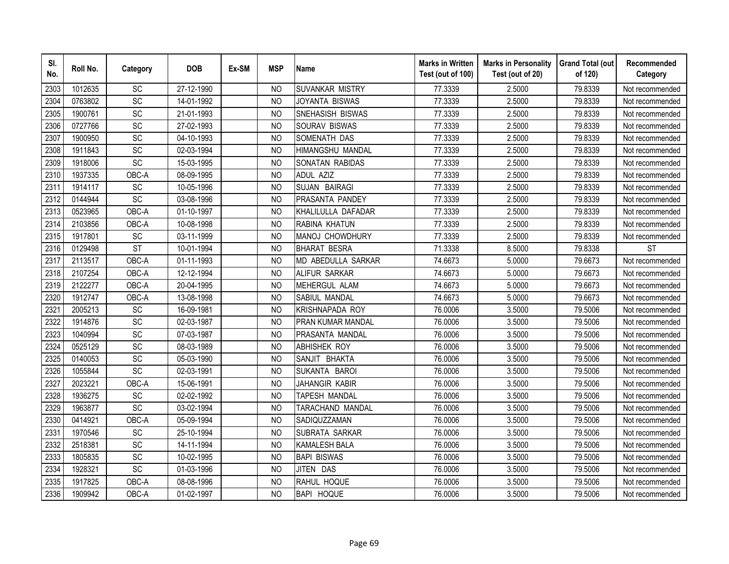| Sl. No. | Roll No. | Category | DOB | Ex-SM | MSP | Name | Marks in Written Test (out of 100) | Marks in Personality Test (out of 20) | Grand Total (out of 120) | Recommended Category |
|---|---|---|---|---|---|---|---|---|---|---|
| 2303 | 1012635 | SC | 27-12-1990 | | NO | SUVANKAR MISTRY | 77.3339 | 2.5000 | 79.8339 | Not recommended |
| 2304 | 0763802 | SC | 14-01-1992 | | NO | JOYANTA BISWAS | 77.3339 | 2.5000 | 79.8339 | Not recommended |
| 2305 | 1900761 | SC | 21-01-1993 | | NO | SNEHASISH BISWAS | 77.3339 | 2.5000 | 79.8339 | Not recommended |
| 2306 | 0727766 | SC | 27-02-1993 | | NO | SOURAV BISWAS | 77.3339 | 2.5000 | 79.8339 | Not recommended |
| 2307 | 1900950 | SC | 04-10-1993 | | NO | SOMENATH DAS | 77.3339 | 2.5000 | 79.8339 | Not recommended |
| 2308 | 1911843 | SC | 02-03-1994 | | NO | HIMANGSHU MANDAL | 77.3339 | 2.5000 | 79.8339 | Not recommended |
| 2309 | 1918006 | SC | 15-03-1995 | | NO | SONATAN RABIDAS | 77.3339 | 2.5000 | 79.8339 | Not recommended |
| 2310 | 1937335 | OBC-A | 08-09-1995 | | NO | ADUL AZIZ | 77.3339 | 2.5000 | 79.8339 | Not recommended |
| 2311 | 1914117 | SC | 10-05-1996 | | NO | SUJAN BAIRAGI | 77.3339 | 2.5000 | 79.8339 | Not recommended |
| 2312 | 0144944 | SC | 03-08-1996 | | NO | PRASANTA PANDEY | 77.3339 | 2.5000 | 79.8339 | Not recommended |
| 2313 | 0523965 | OBC-A | 01-10-1997 | | NO | KHALILULLA DAFADAR | 77.3339 | 2.5000 | 79.8339 | Not recommended |
| 2314 | 2103856 | OBC-A | 10-08-1998 | | NO | RABINA KHATUN | 77.3339 | 2.5000 | 79.8339 | Not recommended |
| 2315 | 1917801 | SC | 03-11-1999 | | NO | MANOJ CHOWDHURY | 77.3339 | 2.5000 | 79.8339 | Not recommended |
| 2316 | 0129498 | ST | 10-01-1994 | | NO | BHARAT BESRA | 71.3338 | 8.5000 | 79.8338 | ST |
| 2317 | 2113517 | OBC-A | 01-11-1993 | | NO | MD ABEDULLA SARKAR | 74.6673 | 5.0000 | 79.6673 | Not recommended |
| 2318 | 2107254 | OBC-A | 12-12-1994 | | NO | ALIFUR SARKAR | 74.6673 | 5.0000 | 79.6673 | Not recommended |
| 2319 | 2122277 | OBC-A | 20-04-1995 | | NO | MEHERGUL ALAM | 74.6673 | 5.0000 | 79.6673 | Not recommended |
| 2320 | 1912747 | OBC-A | 13-08-1998 | | NO | SABIUL MANDAL | 74.6673 | 5.0000 | 79.6673 | Not recommended |
| 2321 | 2005213 | SC | 16-09-1981 | | NO | KRISHNAPADA ROY | 76.0006 | 3.5000 | 79.5006 | Not recommended |
| 2322 | 1914876 | SC | 02-03-1987 | | NO | PRAN KUMAR MANDAL | 76.0006 | 3.5000 | 79.5006 | Not recommended |
| 2323 | 1040994 | SC | 07-03-1987 | | NO | PRASANTA MANDAL | 76.0006 | 3.5000 | 79.5006 | Not recommended |
| 2324 | 0525129 | SC | 08-03-1989 | | NO | ABHISHEK ROY | 76.0006 | 3.5000 | 79.5006 | Not recommended |
| 2325 | 0140053 | SC | 05-03-1990 | | NO | SANJIT BHAKTA | 76.0006 | 3.5000 | 79.5006 | Not recommended |
| 2326 | 1055844 | SC | 02-03-1991 | | NO | SUKANTA BAROI | 76.0006 | 3.5000 | 79.5006 | Not recommended |
| 2327 | 2023221 | OBC-A | 15-06-1991 | | NO | JAHANGIR KABIR | 76.0006 | 3.5000 | 79.5006 | Not recommended |
| 2328 | 1936275 | SC | 02-02-1992 | | NO | TAPESH MANDAL | 76.0006 | 3.5000 | 79.5006 | Not recommended |
| 2329 | 1963877 | SC | 03-02-1994 | | NO | TARACHAND MANDAL | 76.0006 | 3.5000 | 79.5006 | Not recommended |
| 2330 | 0414921 | OBC-A | 05-09-1994 | | NO | SADIQUZZAMAN | 76.0006 | 3.5000 | 79.5006 | Not recommended |
| 2331 | 1970546 | SC | 25-10-1994 | | NO | SUBRATA SARKAR | 76.0006 | 3.5000 | 79.5006 | Not recommended |
| 2332 | 2518381 | SC | 14-11-1994 | | NO | KAMALESH BALA | 76.0006 | 3.5000 | 79.5006 | Not recommended |
| 2333 | 1805835 | SC | 10-02-1995 | | NO | BAPI BISWAS | 76.0006 | 3.5000 | 79.5006 | Not recommended |
| 2334 | 1928321 | SC | 01-03-1996 | | NO | JITEN DAS | 76.0006 | 3.5000 | 79.5006 | Not recommended |
| 2335 | 1917825 | OBC-A | 08-08-1996 | | NO | RAHUL HOQUE | 76.0006 | 3.5000 | 79.5006 | Not recommended |
| 2336 | 1909942 | OBC-A | 01-02-1997 | | NO | BAPI HOQUE | 76.0006 | 3.5000 | 79.5006 | Not recommended |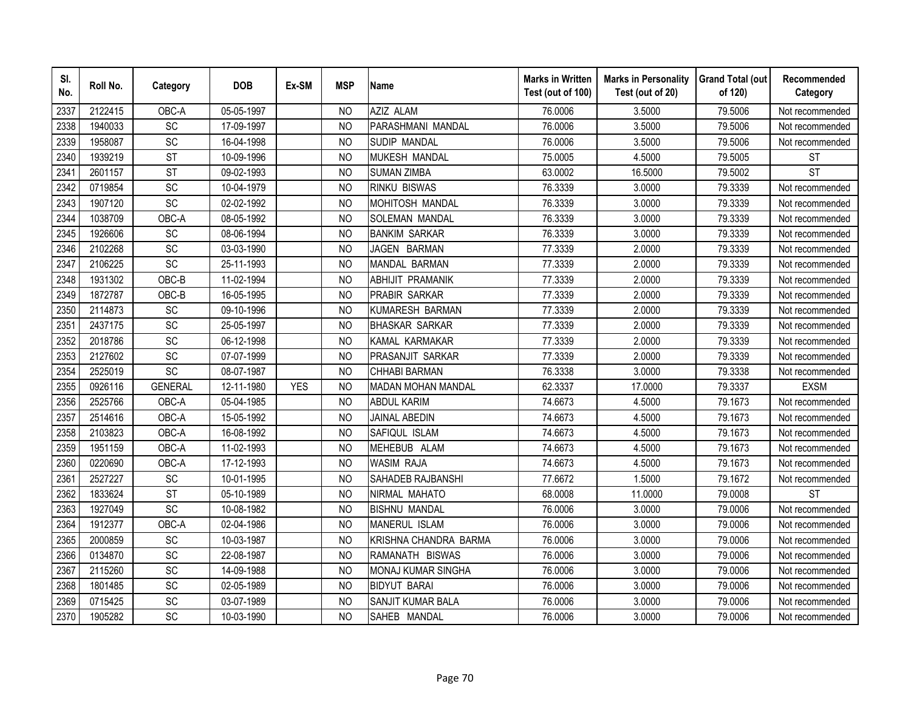| Sl. No. | Roll No. | Category | DOB | Ex-SM | MSP | Name | Marks in Written Test (out of 100) | Marks in Personality Test (out of 20) | Grand Total (out of 120) | Recommended Category |
|---|---|---|---|---|---|---|---|---|---|---|
| 2337 | 2122415 | OBC-A | 05-05-1997 | | NO | AZIZ ALAM | 76.0006 | 3.5000 | 79.5006 | Not recommended |
| 2338 | 1940033 | SC | 17-09-1997 | | NO | PARASHMANI MANDAL | 76.0006 | 3.5000 | 79.5006 | Not recommended |
| 2339 | 1958087 | SC | 16-04-1998 | | NO | SUDIP MANDAL | 76.0006 | 3.5000 | 79.5006 | Not recommended |
| 2340 | 1939219 | ST | 10-09-1996 | | NO | MUKESH MANDAL | 75.0005 | 4.5000 | 79.5005 | ST |
| 2341 | 2601157 | ST | 09-02-1993 | | NO | SUMAN ZIMBA | 63.0002 | 16.5000 | 79.5002 | ST |
| 2342 | 0719854 | SC | 10-04-1979 | | NO | RINKU BISWAS | 76.3339 | 3.0000 | 79.3339 | Not recommended |
| 2343 | 1907120 | SC | 02-02-1992 | | NO | MOHITOSH MANDAL | 76.3339 | 3.0000 | 79.3339 | Not recommended |
| 2344 | 1038709 | OBC-A | 08-05-1992 | | NO | SOLEMAN MANDAL | 76.3339 | 3.0000 | 79.3339 | Not recommended |
| 2345 | 1926606 | SC | 08-06-1994 | | NO | BANKIM SARKAR | 76.3339 | 3.0000 | 79.3339 | Not recommended |
| 2346 | 2102268 | SC | 03-03-1990 | | NO | JAGEN BARMAN | 77.3339 | 2.0000 | 79.3339 | Not recommended |
| 2347 | 2106225 | SC | 25-11-1993 | | NO | MANDAL BARMAN | 77.3339 | 2.0000 | 79.3339 | Not recommended |
| 2348 | 1931302 | OBC-B | 11-02-1994 | | NO | ABHIJIT PRAMANIK | 77.3339 | 2.0000 | 79.3339 | Not recommended |
| 2349 | 1872787 | OBC-B | 16-05-1995 | | NO | PRABIR SARKAR | 77.3339 | 2.0000 | 79.3339 | Not recommended |
| 2350 | 2114873 | SC | 09-10-1996 | | NO | KUMARESH BARMAN | 77.3339 | 2.0000 | 79.3339 | Not recommended |
| 2351 | 2437175 | SC | 25-05-1997 | | NO | BHASKAR SARKAR | 77.3339 | 2.0000 | 79.3339 | Not recommended |
| 2352 | 2018786 | SC | 06-12-1998 | | NO | KAMAL KARMAKAR | 77.3339 | 2.0000 | 79.3339 | Not recommended |
| 2353 | 2127602 | SC | 07-07-1999 | | NO | PRASANJIT SARKAR | 77.3339 | 2.0000 | 79.3339 | Not recommended |
| 2354 | 2525019 | SC | 08-07-1987 | | NO | CHHABI BARMAN | 76.3338 | 3.0000 | 79.3338 | Not recommended |
| 2355 | 0926116 | GENERAL | 12-11-1980 | YES | NO | MADAN MOHAN MANDAL | 62.3337 | 17.0000 | 79.3337 | EXSM |
| 2356 | 2525766 | OBC-A | 05-04-1985 | | NO | ABDUL KARIM | 74.6673 | 4.5000 | 79.1673 | Not recommended |
| 2357 | 2514616 | OBC-A | 15-05-1992 | | NO | JAINAL ABEDIN | 74.6673 | 4.5000 | 79.1673 | Not recommended |
| 2358 | 2103823 | OBC-A | 16-08-1992 | | NO | SAFIQUL ISLAM | 74.6673 | 4.5000 | 79.1673 | Not recommended |
| 2359 | 1951159 | OBC-A | 11-02-1993 | | NO | MEHEBUB ALAM | 74.6673 | 4.5000 | 79.1673 | Not recommended |
| 2360 | 0220690 | OBC-A | 17-12-1993 | | NO | WASIM RAJA | 74.6673 | 4.5000 | 79.1673 | Not recommended |
| 2361 | 2527227 | SC | 10-01-1995 | | NO | SAHADEB RAJBANSHI | 77.6672 | 1.5000 | 79.1672 | Not recommended |
| 2362 | 1833624 | ST | 05-10-1989 | | NO | NIRMAL MAHATO | 68.0008 | 11.0000 | 79.0008 | ST |
| 2363 | 1927049 | SC | 10-08-1982 | | NO | BISHNU MANDAL | 76.0006 | 3.0000 | 79.0006 | Not recommended |
| 2364 | 1912377 | OBC-A | 02-04-1986 | | NO | MANERUL ISLAM | 76.0006 | 3.0000 | 79.0006 | Not recommended |
| 2365 | 2000859 | SC | 10-03-1987 | | NO | KRISHNA CHANDRA BARMA | 76.0006 | 3.0000 | 79.0006 | Not recommended |
| 2366 | 0134870 | SC | 22-08-1987 | | NO | RAMANATH BISWAS | 76.0006 | 3.0000 | 79.0006 | Not recommended |
| 2367 | 2115260 | SC | 14-09-1988 | | NO | MONAJ KUMAR SINGHA | 76.0006 | 3.0000 | 79.0006 | Not recommended |
| 2368 | 1801485 | SC | 02-05-1989 | | NO | BIDYUT BARAI | 76.0006 | 3.0000 | 79.0006 | Not recommended |
| 2369 | 0715425 | SC | 03-07-1989 | | NO | SANJIT KUMAR BALA | 76.0006 | 3.0000 | 79.0006 | Not recommended |
| 2370 | 1905282 | SC | 10-03-1990 | | NO | SAHEB MANDAL | 76.0006 | 3.0000 | 79.0006 | Not recommended |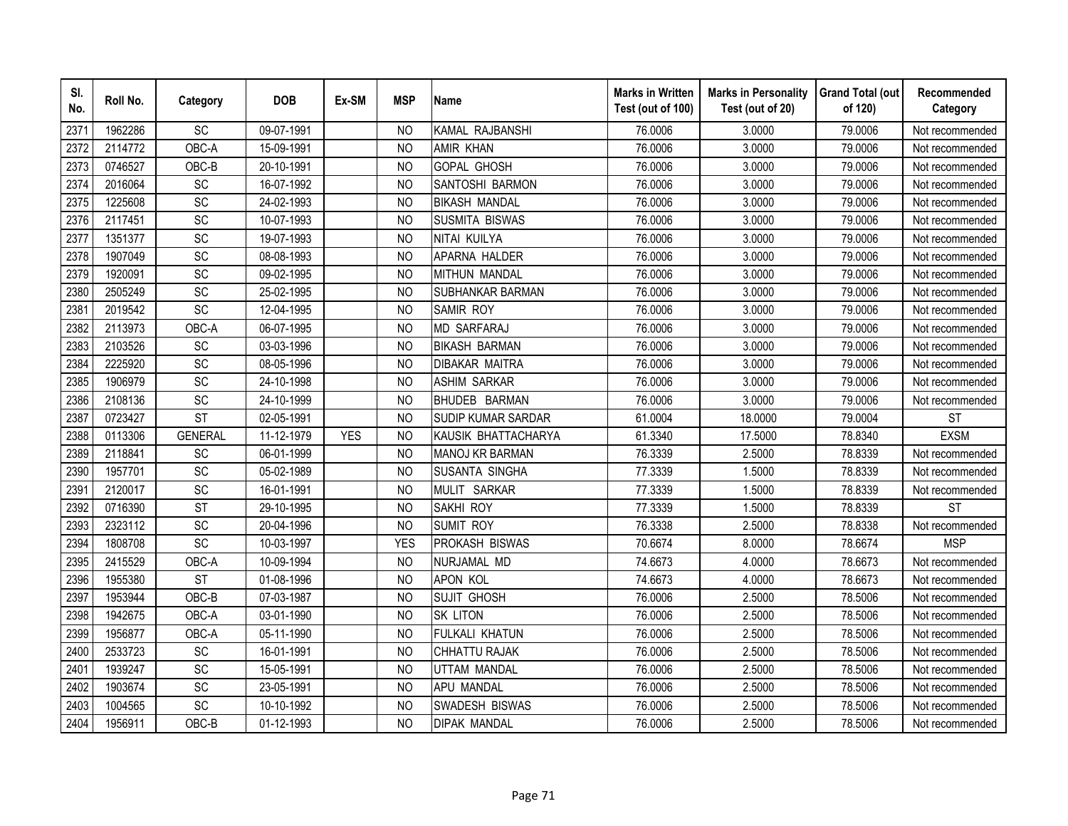| Sl. No. | Roll No. | Category | DOB | Ex-SM | MSP | Name | Marks in Written Test (out of 100) | Marks in Personality Test (out of 20) | Grand Total (out of 120) | Recommended Category |
|---|---|---|---|---|---|---|---|---|---|---|
| 2371 | 1962286 | SC | 09-07-1991 | | NO | KAMAL RAJBANSHI | 76.0006 | 3.0000 | 79.0006 | Not recommended |
| 2372 | 2114772 | OBC-A | 15-09-1991 | | NO | AMIR KHAN | 76.0006 | 3.0000 | 79.0006 | Not recommended |
| 2373 | 0746527 | OBC-B | 20-10-1991 | | NO | GOPAL GHOSH | 76.0006 | 3.0000 | 79.0006 | Not recommended |
| 2374 | 2016064 | SC | 16-07-1992 | | NO | SANTOSHI BARMON | 76.0006 | 3.0000 | 79.0006 | Not recommended |
| 2375 | 1225608 | SC | 24-02-1993 | | NO | BIKASH MANDAL | 76.0006 | 3.0000 | 79.0006 | Not recommended |
| 2376 | 2117451 | SC | 10-07-1993 | | NO | SUSMITA BISWAS | 76.0006 | 3.0000 | 79.0006 | Not recommended |
| 2377 | 1351377 | SC | 19-07-1993 | | NO | NITAI KUILYA | 76.0006 | 3.0000 | 79.0006 | Not recommended |
| 2378 | 1907049 | SC | 08-08-1993 | | NO | APARNA HALDER | 76.0006 | 3.0000 | 79.0006 | Not recommended |
| 2379 | 1920091 | SC | 09-02-1995 | | NO | MITHUN MANDAL | 76.0006 | 3.0000 | 79.0006 | Not recommended |
| 2380 | 2505249 | SC | 25-02-1995 | | NO | SUBHANKAR BARMAN | 76.0006 | 3.0000 | 79.0006 | Not recommended |
| 2381 | 2019542 | SC | 12-04-1995 | | NO | SAMIR ROY | 76.0006 | 3.0000 | 79.0006 | Not recommended |
| 2382 | 2113973 | OBC-A | 06-07-1995 | | NO | MD SARFARAJ | 76.0006 | 3.0000 | 79.0006 | Not recommended |
| 2383 | 2103526 | SC | 03-03-1996 | | NO | BIKASH BARMAN | 76.0006 | 3.0000 | 79.0006 | Not recommended |
| 2384 | 2225920 | SC | 08-05-1996 | | NO | DIBAKAR MAITRA | 76.0006 | 3.0000 | 79.0006 | Not recommended |
| 2385 | 1906979 | SC | 24-10-1998 | | NO | ASHIM SARKAR | 76.0006 | 3.0000 | 79.0006 | Not recommended |
| 2386 | 2108136 | SC | 24-10-1999 | | NO | BHUDEB BARMAN | 76.0006 | 3.0000 | 79.0006 | Not recommended |
| 2387 | 0723427 | ST | 02-05-1991 | | NO | SUDIP KUMAR SARDAR | 61.0004 | 18.0000 | 79.0004 | ST |
| 2388 | 0113306 | GENERAL | 11-12-1979 | YES | NO | KAUSIK BHATTACHARYA | 61.3340 | 17.5000 | 78.8340 | EXSM |
| 2389 | 2118841 | SC | 06-01-1999 | | NO | MANOJ KR BARMAN | 76.3339 | 2.5000 | 78.8339 | Not recommended |
| 2390 | 1957701 | SC | 05-02-1989 | | NO | SUSANTA SINGHA | 77.3339 | 1.5000 | 78.8339 | Not recommended |
| 2391 | 2120017 | SC | 16-01-1991 | | NO | MULIT SARKAR | 77.3339 | 1.5000 | 78.8339 | Not recommended |
| 2392 | 0716390 | ST | 29-10-1995 | | NO | SAKHI ROY | 77.3339 | 1.5000 | 78.8339 | ST |
| 2393 | 2323112 | SC | 20-04-1996 | | NO | SUMIT ROY | 76.3338 | 2.5000 | 78.8338 | Not recommended |
| 2394 | 1808708 | SC | 10-03-1997 | | YES | PROKASH BISWAS | 70.6674 | 8.0000 | 78.6674 | MSP |
| 2395 | 2415529 | OBC-A | 10-09-1994 | | NO | NURJAMAL MD | 74.6673 | 4.0000 | 78.6673 | Not recommended |
| 2396 | 1955380 | ST | 01-08-1996 | | NO | APON KOL | 74.6673 | 4.0000 | 78.6673 | Not recommended |
| 2397 | 1953944 | OBC-B | 07-03-1987 | | NO | SUJIT GHOSH | 76.0006 | 2.5000 | 78.5006 | Not recommended |
| 2398 | 1942675 | OBC-A | 03-01-1990 | | NO | SK LITON | 76.0006 | 2.5000 | 78.5006 | Not recommended |
| 2399 | 1956877 | OBC-A | 05-11-1990 | | NO | FULKALI KHATUN | 76.0006 | 2.5000 | 78.5006 | Not recommended |
| 2400 | 2533723 | SC | 16-01-1991 | | NO | CHHATTU RAJAK | 76.0006 | 2.5000 | 78.5006 | Not recommended |
| 2401 | 1939247 | SC | 15-05-1991 | | NO | UTTAM MANDAL | 76.0006 | 2.5000 | 78.5006 | Not recommended |
| 2402 | 1903674 | SC | 23-05-1991 | | NO | APU MANDAL | 76.0006 | 2.5000 | 78.5006 | Not recommended |
| 2403 | 1004565 | SC | 10-10-1992 | | NO | SWADESH BISWAS | 76.0006 | 2.5000 | 78.5006 | Not recommended |
| 2404 | 1956911 | OBC-B | 01-12-1993 | | NO | DIPAK MANDAL | 76.0006 | 2.5000 | 78.5006 | Not recommended |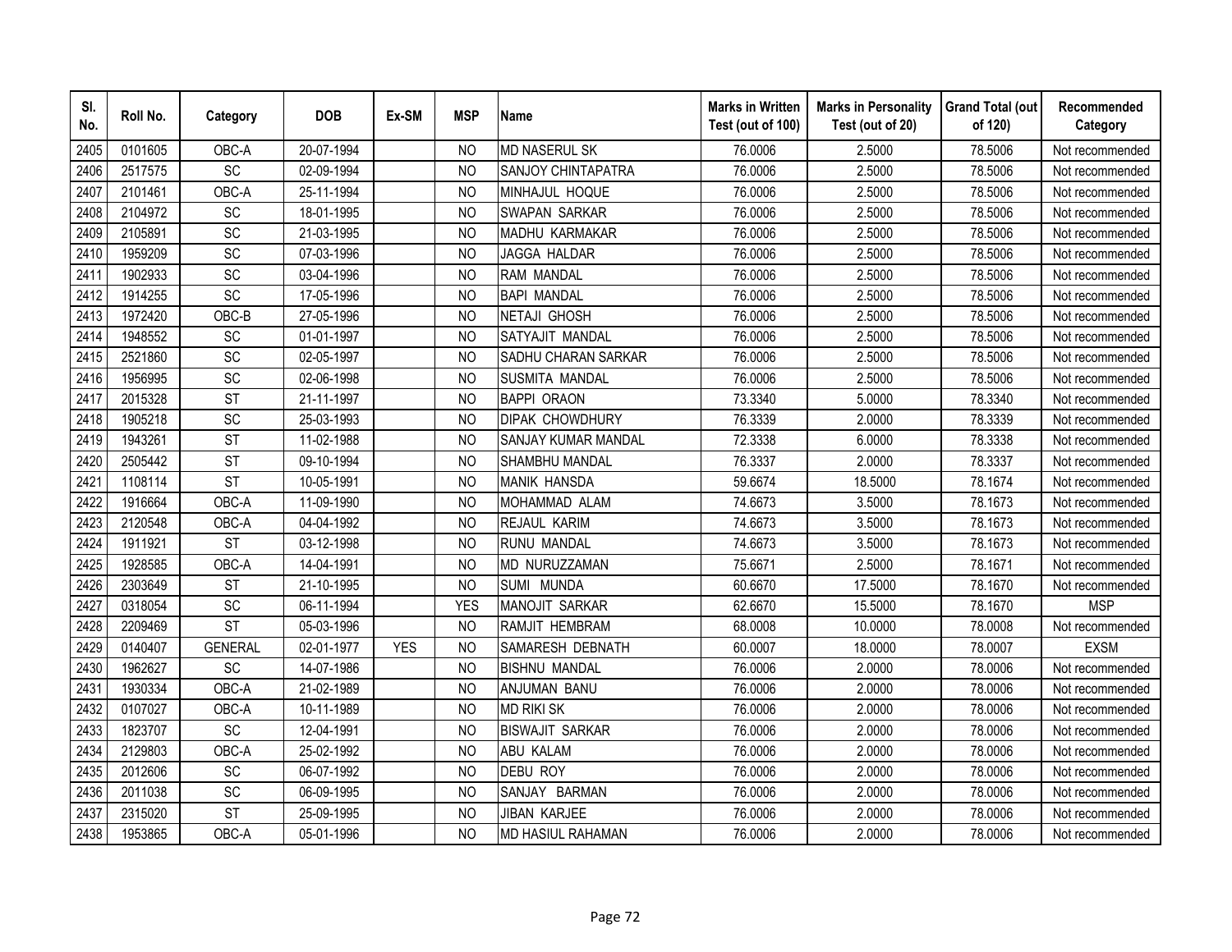| Sl. No. | Roll No. | Category | DOB | Ex-SM | MSP | Name | Marks in Written Test (out of 100) | Marks in Personality Test (out of 20) | Grand Total (out of 120) | Recommended Category |
|---|---|---|---|---|---|---|---|---|---|---|
| 2405 | 0101605 | OBC-A | 20-07-1994 | | NO | MD NASERUL SK | 76.0006 | 2.5000 | 78.5006 | Not recommended |
| 2406 | 2517575 | SC | 02-09-1994 | | NO | SANJOY CHINTAPATRA | 76.0006 | 2.5000 | 78.5006 | Not recommended |
| 2407 | 2101461 | OBC-A | 25-11-1994 | | NO | MINHAJUL HOQUE | 76.0006 | 2.5000 | 78.5006 | Not recommended |
| 2408 | 2104972 | SC | 18-01-1995 | | NO | SWAPAN SARKAR | 76.0006 | 2.5000 | 78.5006 | Not recommended |
| 2409 | 2105891 | SC | 21-03-1995 | | NO | MADHU KARMAKAR | 76.0006 | 2.5000 | 78.5006 | Not recommended |
| 2410 | 1959209 | SC | 07-03-1996 | | NO | JAGGA HALDAR | 76.0006 | 2.5000 | 78.5006 | Not recommended |
| 2411 | 1902933 | SC | 03-04-1996 | | NO | RAM MANDAL | 76.0006 | 2.5000 | 78.5006 | Not recommended |
| 2412 | 1914255 | SC | 17-05-1996 | | NO | BAPI MANDAL | 76.0006 | 2.5000 | 78.5006 | Not recommended |
| 2413 | 1972420 | OBC-B | 27-05-1996 | | NO | NETAJI GHOSH | 76.0006 | 2.5000 | 78.5006 | Not recommended |
| 2414 | 1948552 | SC | 01-01-1997 | | NO | SATYAJIT MANDAL | 76.0006 | 2.5000 | 78.5006 | Not recommended |
| 2415 | 2521860 | SC | 02-05-1997 | | NO | SADHU CHARAN SARKAR | 76.0006 | 2.5000 | 78.5006 | Not recommended |
| 2416 | 1956995 | SC | 02-06-1998 | | NO | SUSMITA MANDAL | 76.0006 | 2.5000 | 78.5006 | Not recommended |
| 2417 | 2015328 | ST | 21-11-1997 | | NO | BAPPI ORAON | 73.3340 | 5.0000 | 78.3340 | Not recommended |
| 2418 | 1905218 | SC | 25-03-1993 | | NO | DIPAK CHOWDHURY | 76.3339 | 2.0000 | 78.3339 | Not recommended |
| 2419 | 1943261 | ST | 11-02-1988 | | NO | SANJAY KUMAR MANDAL | 72.3338 | 6.0000 | 78.3338 | Not recommended |
| 2420 | 2505442 | ST | 09-10-1994 | | NO | SHAMBHU MANDAL | 76.3337 | 2.0000 | 78.3337 | Not recommended |
| 2421 | 1108114 | ST | 10-05-1991 | | NO | MANIK HANSDA | 59.6674 | 18.5000 | 78.1674 | Not recommended |
| 2422 | 1916664 | OBC-A | 11-09-1990 | | NO | MOHAMMAD ALAM | 74.6673 | 3.5000 | 78.1673 | Not recommended |
| 2423 | 2120548 | OBC-A | 04-04-1992 | | NO | REJAUL KARIM | 74.6673 | 3.5000 | 78.1673 | Not recommended |
| 2424 | 1911921 | ST | 03-12-1998 | | NO | RUNU MANDAL | 74.6673 | 3.5000 | 78.1673 | Not recommended |
| 2425 | 1928585 | OBC-A | 14-04-1991 | | NO | MD NURUZZAMAN | 75.6671 | 2.5000 | 78.1671 | Not recommended |
| 2426 | 2303649 | ST | 21-10-1995 | | NO | SUMI MUNDA | 60.6670 | 17.5000 | 78.1670 | Not recommended |
| 2427 | 0318054 | SC | 06-11-1994 | | YES | MANOJIT SARKAR | 62.6670 | 15.5000 | 78.1670 | MSP |
| 2428 | 2209469 | ST | 05-03-1996 | | NO | RAMJIT HEMBRAM | 68.0008 | 10.0000 | 78.0008 | Not recommended |
| 2429 | 0140407 | GENERAL | 02-01-1977 | YES | NO | SAMARESH DEBNATH | 60.0007 | 18.0000 | 78.0007 | EXSM |
| 2430 | 1962627 | SC | 14-07-1986 | | NO | BISHNU MANDAL | 76.0006 | 2.0000 | 78.0006 | Not recommended |
| 2431 | 1930334 | OBC-A | 21-02-1989 | | NO | ANJUMAN BANU | 76.0006 | 2.0000 | 78.0006 | Not recommended |
| 2432 | 0107027 | OBC-A | 10-11-1989 | | NO | MD RIKI SK | 76.0006 | 2.0000 | 78.0006 | Not recommended |
| 2433 | 1823707 | SC | 12-04-1991 | | NO | BISWAJIT SARKAR | 76.0006 | 2.0000 | 78.0006 | Not recommended |
| 2434 | 2129803 | OBC-A | 25-02-1992 | | NO | ABU KALAM | 76.0006 | 2.0000 | 78.0006 | Not recommended |
| 2435 | 2012606 | SC | 06-07-1992 | | NO | DEBU ROY | 76.0006 | 2.0000 | 78.0006 | Not recommended |
| 2436 | 2011038 | SC | 06-09-1995 | | NO | SANJAY BARMAN | 76.0006 | 2.0000 | 78.0006 | Not recommended |
| 2437 | 2315020 | ST | 25-09-1995 | | NO | JIBAN KARJEE | 76.0006 | 2.0000 | 78.0006 | Not recommended |
| 2438 | 1953865 | OBC-A | 05-01-1996 | | NO | MD HASIUL RAHAMAN | 76.0006 | 2.0000 | 78.0006 | Not recommended |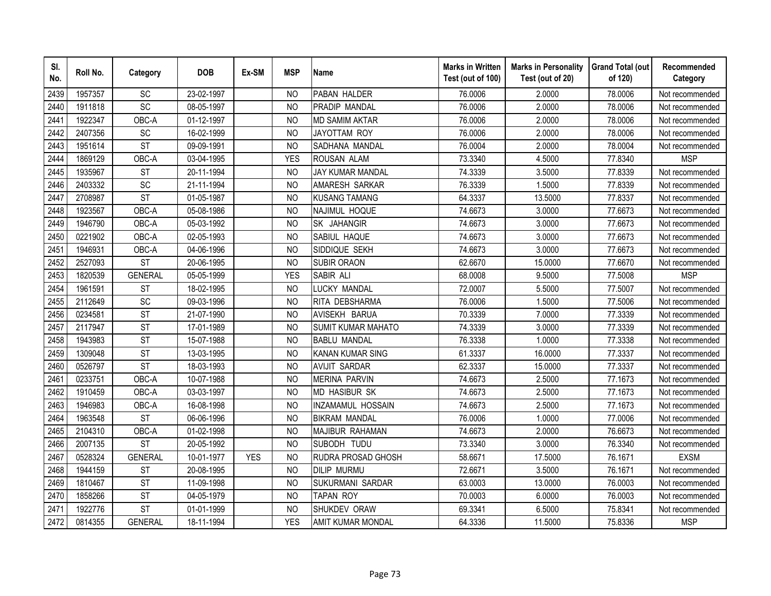| Sl. No. | Roll No. | Category | DOB | Ex-SM | MSP | Name | Marks in Written Test (out of 100) | Marks in Personality Test (out of 20) | Grand Total (out of 120) | Recommended Category |
|---|---|---|---|---|---|---|---|---|---|---|
| 2439 | 1957357 | SC | 23-02-1997 | | NO | PABAN HALDER | 76.0006 | 2.0000 | 78.0006 | Not recommended |
| 2440 | 1911818 | SC | 08-05-1997 | | NO | PRADIP MANDAL | 76.0006 | 2.0000 | 78.0006 | Not recommended |
| 2441 | 1922347 | OBC-A | 01-12-1997 | | NO | MD SAMIM AKTAR | 76.0006 | 2.0000 | 78.0006 | Not recommended |
| 2442 | 2407356 | SC | 16-02-1999 | | NO | JAYOTTAM ROY | 76.0006 | 2.0000 | 78.0006 | Not recommended |
| 2443 | 1951614 | ST | 09-09-1991 | | NO | SADHANA MANDAL | 76.0004 | 2.0000 | 78.0004 | Not recommended |
| 2444 | 1869129 | OBC-A | 03-04-1995 | | YES | ROUSAN ALAM | 73.3340 | 4.5000 | 77.8340 | MSP |
| 2445 | 1935967 | ST | 20-11-1994 | | NO | JAY KUMAR MANDAL | 74.3339 | 3.5000 | 77.8339 | Not recommended |
| 2446 | 2403332 | SC | 21-11-1994 | | NO | AMARESH SARKAR | 76.3339 | 1.5000 | 77.8339 | Not recommended |
| 2447 | 2708987 | ST | 01-05-1987 | | NO | KUSANG TAMANG | 64.3337 | 13.5000 | 77.8337 | Not recommended |
| 2448 | 1923567 | OBC-A | 05-08-1986 | | NO | NAJIMUL HOQUE | 74.6673 | 3.0000 | 77.6673 | Not recommended |
| 2449 | 1946790 | OBC-A | 05-03-1992 | | NO | SK JAHANGIR | 74.6673 | 3.0000 | 77.6673 | Not recommended |
| 2450 | 0221902 | OBC-A | 02-05-1993 | | NO | SABIUL HAQUE | 74.6673 | 3.0000 | 77.6673 | Not recommended |
| 2451 | 1946931 | OBC-A | 04-06-1996 | | NO | SIDDIQUE SEKH | 74.6673 | 3.0000 | 77.6673 | Not recommended |
| 2452 | 2527093 | ST | 20-06-1995 | | NO | SUBIR ORAON | 62.6670 | 15.0000 | 77.6670 | Not recommended |
| 2453 | 1820539 | GENERAL | 05-05-1999 | | YES | SABIR ALI | 68.0008 | 9.5000 | 77.5008 | MSP |
| 2454 | 1961591 | ST | 18-02-1995 | | NO | LUCKY MANDAL | 72.0007 | 5.5000 | 77.5007 | Not recommended |
| 2455 | 2112649 | SC | 09-03-1996 | | NO | RITA DEBSHARMA | 76.0006 | 1.5000 | 77.5006 | Not recommended |
| 2456 | 0234581 | ST | 21-07-1990 | | NO | AVISEKH BARUA | 70.3339 | 7.0000 | 77.3339 | Not recommended |
| 2457 | 2117947 | ST | 17-01-1989 | | NO | SUMIT KUMAR MAHATO | 74.3339 | 3.0000 | 77.3339 | Not recommended |
| 2458 | 1943983 | ST | 15-07-1988 | | NO | BABLU MANDAL | 76.3338 | 1.0000 | 77.3338 | Not recommended |
| 2459 | 1309048 | ST | 13-03-1995 | | NO | KANAN KUMAR SING | 61.3337 | 16.0000 | 77.3337 | Not recommended |
| 2460 | 0526797 | ST | 18-03-1993 | | NO | AVIJIT SARDAR | 62.3337 | 15.0000 | 77.3337 | Not recommended |
| 2461 | 0233751 | OBC-A | 10-07-1988 | | NO | MERINA PARVIN | 74.6673 | 2.5000 | 77.1673 | Not recommended |
| 2462 | 1910459 | OBC-A | 03-03-1997 | | NO | MD HASIBUR SK | 74.6673 | 2.5000 | 77.1673 | Not recommended |
| 2463 | 1946983 | OBC-A | 16-08-1998 | | NO | INZAMAMUL HOSSAIN | 74.6673 | 2.5000 | 77.1673 | Not recommended |
| 2464 | 1963548 | ST | 06-06-1996 | | NO | BIKRAM MANDAL | 76.0006 | 1.0000 | 77.0006 | Not recommended |
| 2465 | 2104310 | OBC-A | 01-02-1998 | | NO | MAJIBUR RAHAMAN | 74.6673 | 2.0000 | 76.6673 | Not recommended |
| 2466 | 2007135 | ST | 20-05-1992 | | NO | SUBODH TUDU | 73.3340 | 3.0000 | 76.3340 | Not recommended |
| 2467 | 0528324 | GENERAL | 10-01-1977 | YES | NO | RUDRA PROSAD GHOSH | 58.6671 | 17.5000 | 76.1671 | EXSM |
| 2468 | 1944159 | ST | 20-08-1995 | | NO | DILIP MURMU | 72.6671 | 3.5000 | 76.1671 | Not recommended |
| 2469 | 1810467 | ST | 11-09-1998 | | NO | SUKURMANI SARDAR | 63.0003 | 13.0000 | 76.0003 | Not recommended |
| 2470 | 1858266 | ST | 04-05-1979 | | NO | TAPAN ROY | 70.0003 | 6.0000 | 76.0003 | Not recommended |
| 2471 | 1922776 | ST | 01-01-1999 | | NO | SHUKDEV ORAW | 69.3341 | 6.5000 | 75.8341 | Not recommended |
| 2472 | 0814355 | GENERAL | 18-11-1994 | | YES | AMIT KUMAR MONDAL | 64.3336 | 11.5000 | 75.8336 | MSP |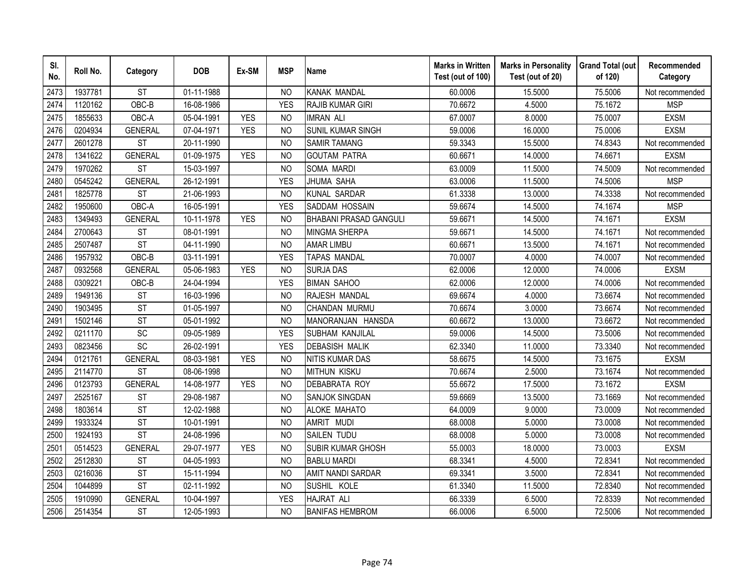| Sl. No. | Roll No. | Category | DOB | Ex-SM | MSP | Name | Marks in Written Test (out of 100) | Marks in Personality Test (out of 20) | Grand Total (out of 120) | Recommended Category |
|---|---|---|---|---|---|---|---|---|---|---|
| 2473 | 1937781 | ST | 01-11-1988 | | NO | KANAK MANDAL | 60.0006 | 15.5000 | 75.5006 | Not recommended |
| 2474 | 1120162 | OBC-B | 16-08-1986 | | YES | RAJIB KUMAR GIRI | 70.6672 | 4.5000 | 75.1672 | MSP |
| 2475 | 1855633 | OBC-A | 05-04-1991 | YES | NO | IMRAN ALI | 67.0007 | 8.0000 | 75.0007 | EXSM |
| 2476 | 0204934 | GENERAL | 07-04-1971 | YES | NO | SUNIL KUMAR SINGH | 59.0006 | 16.0000 | 75.0006 | EXSM |
| 2477 | 2601278 | ST | 20-11-1990 | | NO | SAMIR TAMANG | 59.3343 | 15.5000 | 74.8343 | Not recommended |
| 2478 | 1341622 | GENERAL | 01-09-1975 | YES | NO | GOUTAM PATRA | 60.6671 | 14.0000 | 74.6671 | EXSM |
| 2479 | 1970262 | ST | 15-03-1997 | | NO | SOMA MARDI | 63.0009 | 11.5000 | 74.5009 | Not recommended |
| 2480 | 0545242 | GENERAL | 26-12-1991 | | YES | JHUMA SAHA | 63.0006 | 11.5000 | 74.5006 | MSP |
| 2481 | 1825778 | ST | 21-06-1993 | | NO | KUNAL SARDAR | 61.3338 | 13.0000 | 74.3338 | Not recommended |
| 2482 | 1950600 | OBC-A | 16-05-1991 | | YES | SADDAM HOSSAIN | 59.6674 | 14.5000 | 74.1674 | MSP |
| 2483 | 1349493 | GENERAL | 10-11-1978 | YES | NO | BHABANI PRASAD GANGULI | 59.6671 | 14.5000 | 74.1671 | EXSM |
| 2484 | 2700643 | ST | 08-01-1991 | | NO | MINGMA SHERPA | 59.6671 | 14.5000 | 74.1671 | Not recommended |
| 2485 | 2507487 | ST | 04-11-1990 | | NO | AMAR LIMBU | 60.6671 | 13.5000 | 74.1671 | Not recommended |
| 2486 | 1957932 | OBC-B | 03-11-1991 | | YES | TAPAS MANDAL | 70.0007 | 4.0000 | 74.0007 | Not recommended |
| 2487 | 0932568 | GENERAL | 05-06-1983 | YES | NO | SURJA DAS | 62.0006 | 12.0000 | 74.0006 | EXSM |
| 2488 | 0309221 | OBC-B | 24-04-1994 | | YES | BIMAN SAHOO | 62.0006 | 12.0000 | 74.0006 | Not recommended |
| 2489 | 1949136 | ST | 16-03-1996 | | NO | RAJESH MANDAL | 69.6674 | 4.0000 | 73.6674 | Not recommended |
| 2490 | 1903495 | ST | 01-05-1997 | | NO | CHANDAN MURMU | 70.6674 | 3.0000 | 73.6674 | Not recommended |
| 2491 | 1502146 | ST | 05-01-1992 | | NO | MANORANJAN HANSDA | 60.6672 | 13.0000 | 73.6672 | Not recommended |
| 2492 | 0211170 | SC | 09-05-1989 | | YES | SUBHAM KANJILAL | 59.0006 | 14.5000 | 73.5006 | Not recommended |
| 2493 | 0823456 | SC | 26-02-1991 | | YES | DEBASISH MALIK | 62.3340 | 11.0000 | 73.3340 | Not recommended |
| 2494 | 0121761 | GENERAL | 08-03-1981 | YES | NO | NITIS KUMAR DAS | 58.6675 | 14.5000 | 73.1675 | EXSM |
| 2495 | 2114770 | ST | 08-06-1998 | | NO | MITHUN KISKU | 70.6674 | 2.5000 | 73.1674 | Not recommended |
| 2496 | 0123793 | GENERAL | 14-08-1977 | YES | NO | DEBABRATA ROY | 55.6672 | 17.5000 | 73.1672 | EXSM |
| 2497 | 2525167 | ST | 29-08-1987 | | NO | SANJOK SINGDAN | 59.6669 | 13.5000 | 73.1669 | Not recommended |
| 2498 | 1803614 | ST | 12-02-1988 | | NO | ALOKE MAHATO | 64.0009 | 9.0000 | 73.0009 | Not recommended |
| 2499 | 1933324 | ST | 10-01-1991 | | NO | AMRIT MUDI | 68.0008 | 5.0000 | 73.0008 | Not recommended |
| 2500 | 1924193 | ST | 24-08-1996 | | NO | SAILEN TUDU | 68.0008 | 5.0000 | 73.0008 | Not recommended |
| 2501 | 0514523 | GENERAL | 29-07-1977 | YES | NO | SUBIR KUMAR GHOSH | 55.0003 | 18.0000 | 73.0003 | EXSM |
| 2502 | 2512830 | ST | 04-05-1993 | | NO | BABLU MARDI | 68.3341 | 4.5000 | 72.8341 | Not recommended |
| 2503 | 0216036 | ST | 15-11-1994 | | NO | AMIT NANDI SARDAR | 69.3341 | 3.5000 | 72.8341 | Not recommended |
| 2504 | 1044899 | ST | 02-11-1992 | | NO | SUSHIL KOLE | 61.3340 | 11.5000 | 72.8340 | Not recommended |
| 2505 | 1910990 | GENERAL | 10-04-1997 | | YES | HAJRAT ALI | 66.3339 | 6.5000 | 72.8339 | Not recommended |
| 2506 | 2514354 | ST | 12-05-1993 | | NO | BANIFAS HEMBROM | 66.0006 | 6.5000 | 72.5006 | Not recommended |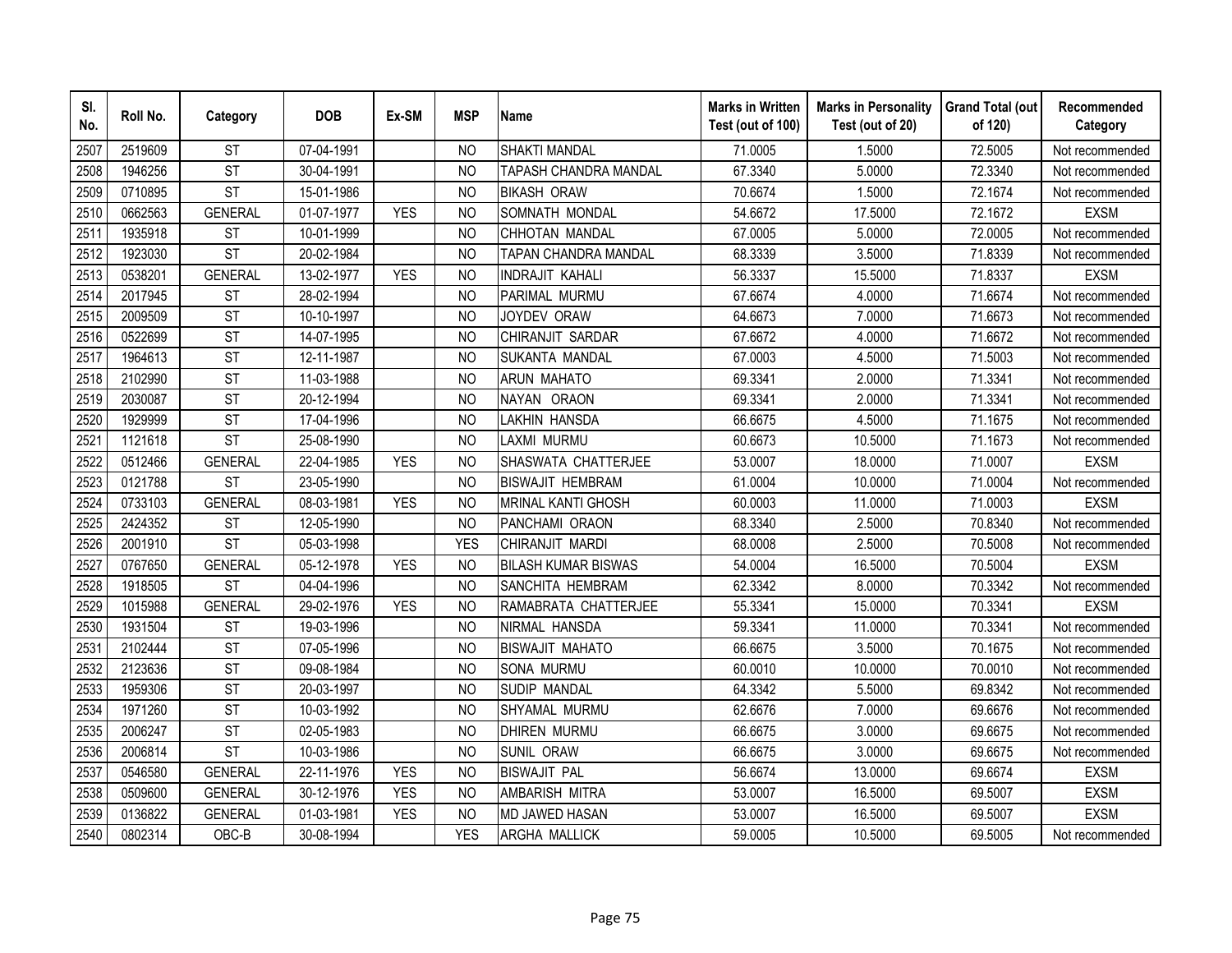| Sl. No. | Roll No. | Category | DOB | Ex-SM | MSP | Name | Marks in Written Test (out of 100) | Marks in Personality Test (out of 20) | Grand Total (out of 120) | Recommended Category |
|---|---|---|---|---|---|---|---|---|---|---|
| 2507 | 2519609 | ST | 07-04-1991 | | NO | SHAKTI MANDAL | 71.0005 | 1.5000 | 72.5005 | Not recommended |
| 2508 | 1946256 | ST | 30-04-1991 | | NO | TAPASH CHANDRA MANDAL | 67.3340 | 5.0000 | 72.3340 | Not recommended |
| 2509 | 0710895 | ST | 15-01-1986 | | NO | BIKASH ORAW | 70.6674 | 1.5000 | 72.1674 | Not recommended |
| 2510 | 0662563 | GENERAL | 01-07-1977 | YES | NO | SOMNATH MONDAL | 54.6672 | 17.5000 | 72.1672 | EXSM |
| 2511 | 1935918 | ST | 10-01-1999 | | NO | CHHOTAN MANDAL | 67.0005 | 5.0000 | 72.0005 | Not recommended |
| 2512 | 1923030 | ST | 20-02-1984 | | NO | TAPAN CHANDRA MANDAL | 68.3339 | 3.5000 | 71.8339 | Not recommended |
| 2513 | 0538201 | GENERAL | 13-02-1977 | YES | NO | INDRAJIT KAHALI | 56.3337 | 15.5000 | 71.8337 | EXSM |
| 2514 | 2017945 | ST | 28-02-1994 | | NO | PARIMAL MURMU | 67.6674 | 4.0000 | 71.6674 | Not recommended |
| 2515 | 2009509 | ST | 10-10-1997 | | NO | JOYDEV ORAW | 64.6673 | 7.0000 | 71.6673 | Not recommended |
| 2516 | 0522699 | ST | 14-07-1995 | | NO | CHIRANJIT SARDAR | 67.6672 | 4.0000 | 71.6672 | Not recommended |
| 2517 | 1964613 | ST | 12-11-1987 | | NO | SUKANTA MANDAL | 67.0003 | 4.5000 | 71.5003 | Not recommended |
| 2518 | 2102990 | ST | 11-03-1988 | | NO | ARUN MAHATO | 69.3341 | 2.0000 | 71.3341 | Not recommended |
| 2519 | 2030087 | ST | 20-12-1994 | | NO | NAYAN ORAON | 69.3341 | 2.0000 | 71.3341 | Not recommended |
| 2520 | 1929999 | ST | 17-04-1996 | | NO | LAKHIN HANSDA | 66.6675 | 4.5000 | 71.1675 | Not recommended |
| 2521 | 1121618 | ST | 25-08-1990 | | NO | LAXMI MURMU | 60.6673 | 10.5000 | 71.1673 | Not recommended |
| 2522 | 0512466 | GENERAL | 22-04-1985 | YES | NO | SHASWATA CHATTERJEE | 53.0007 | 18.0000 | 71.0007 | EXSM |
| 2523 | 0121788 | ST | 23-05-1990 | | NO | BISWAJIT HEMBRAM | 61.0004 | 10.0000 | 71.0004 | Not recommended |
| 2524 | 0733103 | GENERAL | 08-03-1981 | YES | NO | MRINAL KANTI GHOSH | 60.0003 | 11.0000 | 71.0003 | EXSM |
| 2525 | 2424352 | ST | 12-05-1990 | | NO | PANCHAMI ORAON | 68.3340 | 2.5000 | 70.8340 | Not recommended |
| 2526 | 2001910 | ST | 05-03-1998 | | YES | CHIRANJIT MARDI | 68.0008 | 2.5000 | 70.5008 | Not recommended |
| 2527 | 0767650 | GENERAL | 05-12-1978 | YES | NO | BILASH KUMAR BISWAS | 54.0004 | 16.5000 | 70.5004 | EXSM |
| 2528 | 1918505 | ST | 04-04-1996 | | NO | SANCHITA HEMBRAM | 62.3342 | 8.0000 | 70.3342 | Not recommended |
| 2529 | 1015988 | GENERAL | 29-02-1976 | YES | NO | RAMABRATA CHATTERJEE | 55.3341 | 15.0000 | 70.3341 | EXSM |
| 2530 | 1931504 | ST | 19-03-1996 | | NO | NIRMAL HANSDA | 59.3341 | 11.0000 | 70.3341 | Not recommended |
| 2531 | 2102444 | ST | 07-05-1996 | | NO | BISWAJIT MAHATO | 66.6675 | 3.5000 | 70.1675 | Not recommended |
| 2532 | 2123636 | ST | 09-08-1984 | | NO | SONA MURMU | 60.0010 | 10.0000 | 70.0010 | Not recommended |
| 2533 | 1959306 | ST | 20-03-1997 | | NO | SUDIP MANDAL | 64.3342 | 5.5000 | 69.8342 | Not recommended |
| 2534 | 1971260 | ST | 10-03-1992 | | NO | SHYAMAL MURMU | 62.6676 | 7.0000 | 69.6676 | Not recommended |
| 2535 | 2006247 | ST | 02-05-1983 | | NO | DHIREN MURMU | 66.6675 | 3.0000 | 69.6675 | Not recommended |
| 2536 | 2006814 | ST | 10-03-1986 | | NO | SUNIL ORAW | 66.6675 | 3.0000 | 69.6675 | Not recommended |
| 2537 | 0546580 | GENERAL | 22-11-1976 | YES | NO | BISWAJIT PAL | 56.6674 | 13.0000 | 69.6674 | EXSM |
| 2538 | 0509600 | GENERAL | 30-12-1976 | YES | NO | AMBARISH MITRA | 53.0007 | 16.5000 | 69.5007 | EXSM |
| 2539 | 0136822 | GENERAL | 01-03-1981 | YES | NO | MD JAWED HASAN | 53.0007 | 16.5000 | 69.5007 | EXSM |
| 2540 | 0802314 | OBC-B | 30-08-1994 | | YES | ARGHA MALLICK | 59.0005 | 10.5000 | 69.5005 | Not recommended |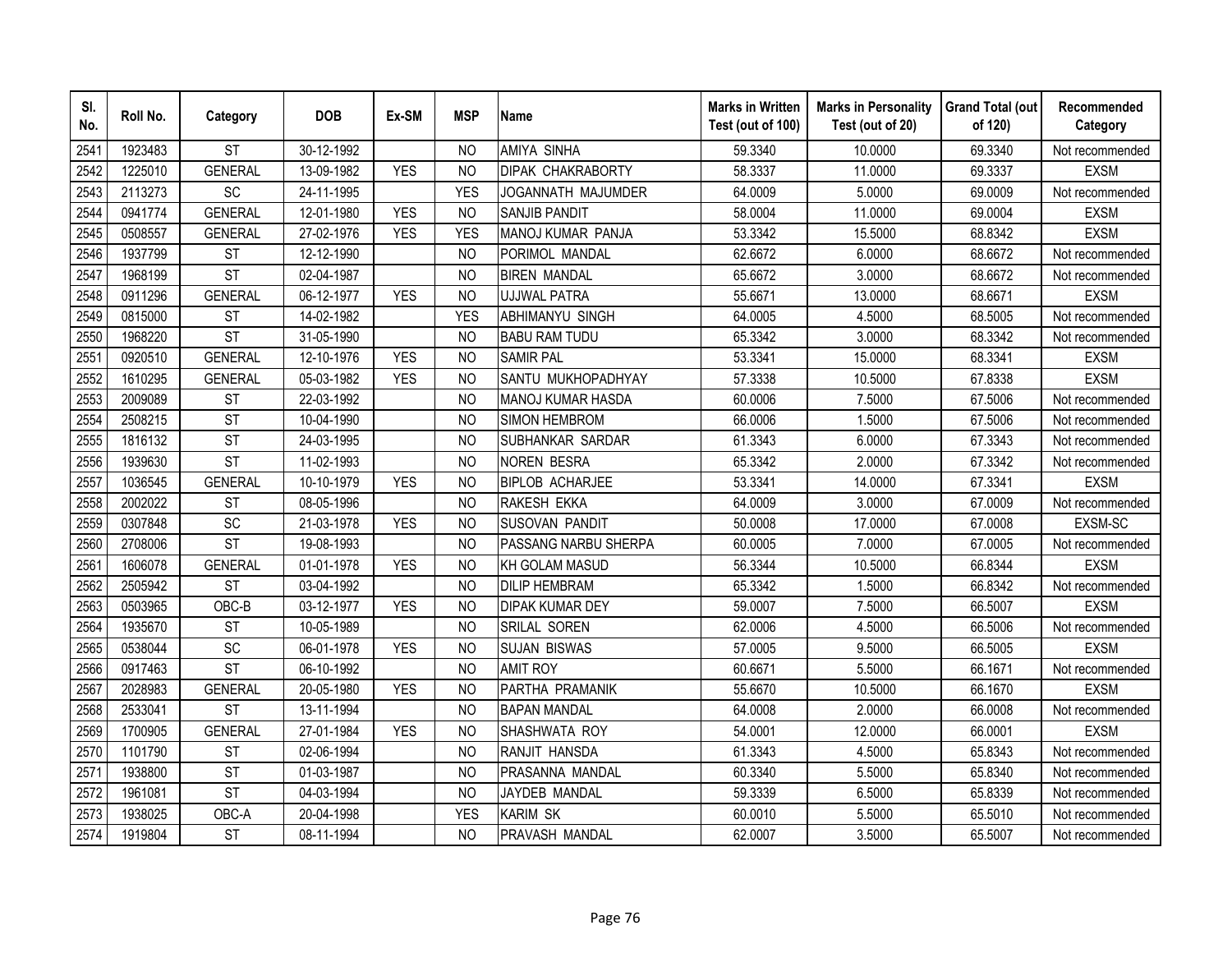| Sl. No. | Roll No. | Category | DOB | Ex-SM | MSP | Name | Marks in Written Test (out of 100) | Marks in Personality Test (out of 20) | Grand Total (out of 120) | Recommended Category |
|---|---|---|---|---|---|---|---|---|---|---|
| 2541 | 1923483 | ST | 30-12-1992 | | NO | AMIYA SINHA | 59.3340 | 10.0000 | 69.3340 | Not recommended |
| 2542 | 1225010 | GENERAL | 13-09-1982 | YES | NO | DIPAK CHAKRABORTY | 58.3337 | 11.0000 | 69.3337 | EXSM |
| 2543 | 2113273 | SC | 24-11-1995 | | YES | JOGANNATH MAJUMDER | 64.0009 | 5.0000 | 69.0009 | Not recommended |
| 2544 | 0941774 | GENERAL | 12-01-1980 | YES | NO | SANJIB PANDIT | 58.0004 | 11.0000 | 69.0004 | EXSM |
| 2545 | 0508557 | GENERAL | 27-02-1976 | YES | YES | MANOJ KUMAR PANJA | 53.3342 | 15.5000 | 68.8342 | EXSM |
| 2546 | 1937799 | ST | 12-12-1990 | | NO | PORIMOL MANDAL | 62.6672 | 6.0000 | 68.6672 | Not recommended |
| 2547 | 1968199 | ST | 02-04-1987 | | NO | BIREN MANDAL | 65.6672 | 3.0000 | 68.6672 | Not recommended |
| 2548 | 0911296 | GENERAL | 06-12-1977 | YES | NO | UJJWAL PATRA | 55.6671 | 13.0000 | 68.6671 | EXSM |
| 2549 | 0815000 | ST | 14-02-1982 | | YES | ABHIMANYU SINGH | 64.0005 | 4.5000 | 68.5005 | Not recommended |
| 2550 | 1968220 | ST | 31-05-1990 | | NO | BABU RAM TUDU | 65.3342 | 3.0000 | 68.3342 | Not recommended |
| 2551 | 0920510 | GENERAL | 12-10-1976 | YES | NO | SAMIR PAL | 53.3341 | 15.0000 | 68.3341 | EXSM |
| 2552 | 1610295 | GENERAL | 05-03-1982 | YES | NO | SANTU MUKHOPADHYAY | 57.3338 | 10.5000 | 67.8338 | EXSM |
| 2553 | 2009089 | ST | 22-03-1992 | | NO | MANOJ KUMAR HASDA | 60.0006 | 7.5000 | 67.5006 | Not recommended |
| 2554 | 2508215 | ST | 10-04-1990 | | NO | SIMON HEMBROM | 66.0006 | 1.5000 | 67.5006 | Not recommended |
| 2555 | 1816132 | ST | 24-03-1995 | | NO | SUBHANKAR SARDAR | 61.3343 | 6.0000 | 67.3343 | Not recommended |
| 2556 | 1939630 | ST | 11-02-1993 | | NO | NOREN BESRA | 65.3342 | 2.0000 | 67.3342 | Not recommended |
| 2557 | 1036545 | GENERAL | 10-10-1979 | YES | NO | BIPLOB ACHARJEE | 53.3341 | 14.0000 | 67.3341 | EXSM |
| 2558 | 2002022 | ST | 08-05-1996 | | NO | RAKESH EKKA | 64.0009 | 3.0000 | 67.0009 | Not recommended |
| 2559 | 0307848 | SC | 21-03-1978 | YES | NO | SUSOVAN PANDIT | 50.0008 | 17.0000 | 67.0008 | EXSM-SC |
| 2560 | 2708006 | ST | 19-08-1993 | | NO | PASSANG NARBU SHERPA | 60.0005 | 7.0000 | 67.0005 | Not recommended |
| 2561 | 1606078 | GENERAL | 01-01-1978 | YES | NO | KH GOLAM MASUD | 56.3344 | 10.5000 | 66.8344 | EXSM |
| 2562 | 2505942 | ST | 03-04-1992 | | NO | DILIP HEMBRAM | 65.3342 | 1.5000 | 66.8342 | Not recommended |
| 2563 | 0503965 | OBC-B | 03-12-1977 | YES | NO | DIPAK KUMAR DEY | 59.0007 | 7.5000 | 66.5007 | EXSM |
| 2564 | 1935670 | ST | 10-05-1989 | | NO | SRILAL SOREN | 62.0006 | 4.5000 | 66.5006 | Not recommended |
| 2565 | 0538044 | SC | 06-01-1978 | YES | NO | SUJAN BISWAS | 57.0005 | 9.5000 | 66.5005 | EXSM |
| 2566 | 0917463 | ST | 06-10-1992 | | NO | AMIT ROY | 60.6671 | 5.5000 | 66.1671 | Not recommended |
| 2567 | 2028983 | GENERAL | 20-05-1980 | YES | NO | PARTHA PRAMANIK | 55.6670 | 10.5000 | 66.1670 | EXSM |
| 2568 | 2533041 | ST | 13-11-1994 | | NO | BAPAN MANDAL | 64.0008 | 2.0000 | 66.0008 | Not recommended |
| 2569 | 1700905 | GENERAL | 27-01-1984 | YES | NO | SHASHWATA ROY | 54.0001 | 12.0000 | 66.0001 | EXSM |
| 2570 | 1101790 | ST | 02-06-1994 | | NO | RANJIT HANSDA | 61.3343 | 4.5000 | 65.8343 | Not recommended |
| 2571 | 1938800 | ST | 01-03-1987 | | NO | PRASANNA MANDAL | 60.3340 | 5.5000 | 65.8340 | Not recommended |
| 2572 | 1961081 | ST | 04-03-1994 | | NO | JAYDEB MANDAL | 59.3339 | 6.5000 | 65.8339 | Not recommended |
| 2573 | 1938025 | OBC-A | 20-04-1998 | | YES | KARIM SK | 60.0010 | 5.5000 | 65.5010 | Not recommended |
| 2574 | 1919804 | ST | 08-11-1994 | | NO | PRAVASH MANDAL | 62.0007 | 3.5000 | 65.5007 | Not recommended |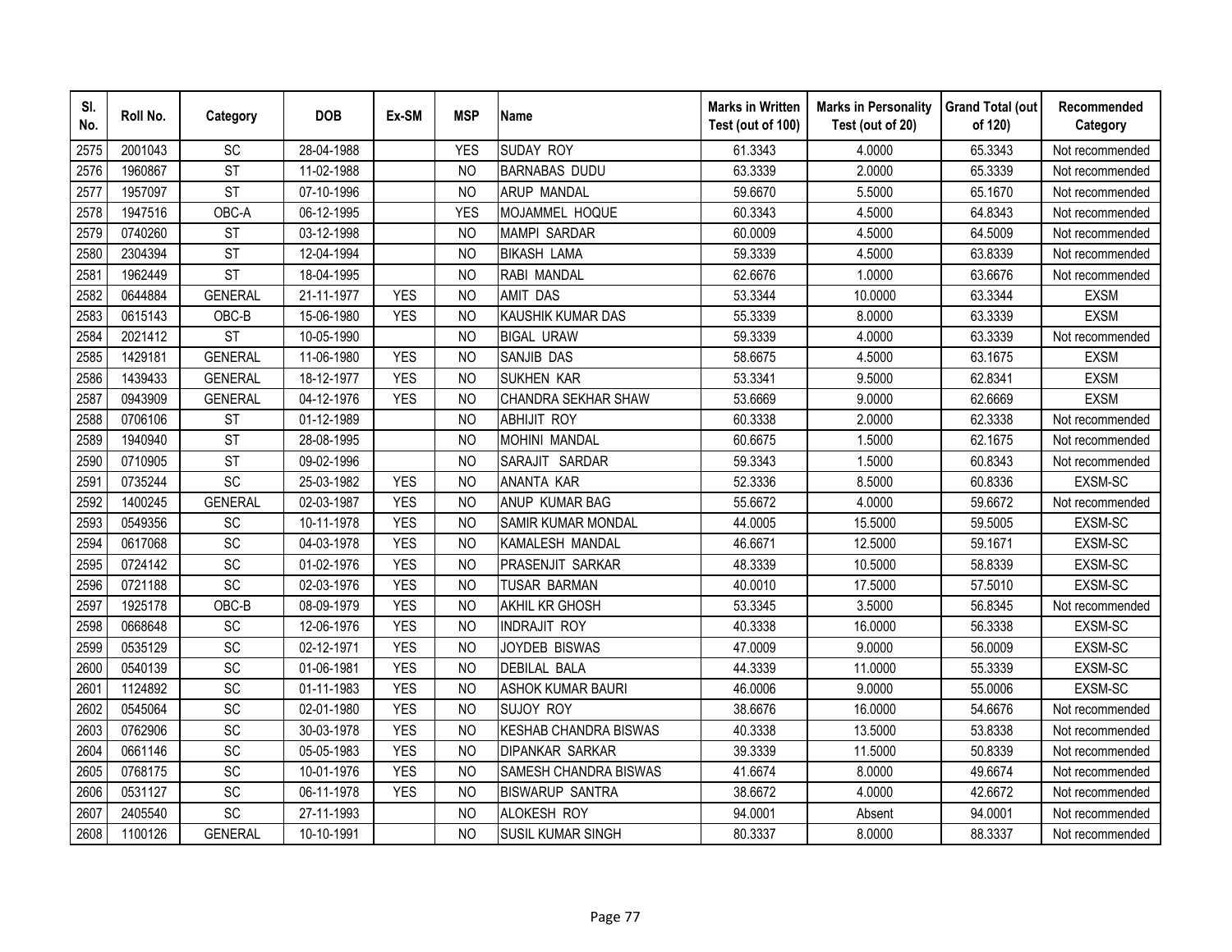| Sl. No. | Roll No. | Category | DOB | Ex-SM | MSP | Name | Marks in Written Test (out of 100) | Marks in Personality Test (out of 20) | Grand Total (out of 120) | Recommended Category |
|---|---|---|---|---|---|---|---|---|---|---|
| 2575 | 2001043 | SC | 28-04-1988 | | YES | SUDAY ROY | 61.3343 | 4.0000 | 65.3343 | Not recommended |
| 2576 | 1960867 | ST | 11-02-1988 | | NO | BARNABAS DUDU | 63.3339 | 2.0000 | 65.3339 | Not recommended |
| 2577 | 1957097 | ST | 07-10-1996 | | NO | ARUP MANDAL | 59.6670 | 5.5000 | 65.1670 | Not recommended |
| 2578 | 1947516 | OBC-A | 06-12-1995 | | YES | MOJAMMEL HOQUE | 60.3343 | 4.5000 | 64.8343 | Not recommended |
| 2579 | 0740260 | ST | 03-12-1998 | | NO | MAMPI SARDAR | 60.0009 | 4.5000 | 64.5009 | Not recommended |
| 2580 | 2304394 | ST | 12-04-1994 | | NO | BIKASH LAMA | 59.3339 | 4.5000 | 63.8339 | Not recommended |
| 2581 | 1962449 | ST | 18-04-1995 | | NO | RABI MANDAL | 62.6676 | 1.0000 | 63.6676 | Not recommended |
| 2582 | 0644884 | GENERAL | 21-11-1977 | YES | NO | AMIT DAS | 53.3344 | 10.0000 | 63.3344 | EXSM |
| 2583 | 0615143 | OBC-B | 15-06-1980 | YES | NO | KAUSHIK KUMAR DAS | 55.3339 | 8.0000 | 63.3339 | EXSM |
| 2584 | 2021412 | ST | 10-05-1990 | | NO | BIGAL URAW | 59.3339 | 4.0000 | 63.3339 | Not recommended |
| 2585 | 1429181 | GENERAL | 11-06-1980 | YES | NO | SANJIB DAS | 58.6675 | 4.5000 | 63.1675 | EXSM |
| 2586 | 1439433 | GENERAL | 18-12-1977 | YES | NO | SUKHEN KAR | 53.3341 | 9.5000 | 62.8341 | EXSM |
| 2587 | 0943909 | GENERAL | 04-12-1976 | YES | NO | CHANDRA SEKHAR SHAW | 53.6669 | 9.0000 | 62.6669 | EXSM |
| 2588 | 0706106 | ST | 01-12-1989 | | NO | ABHIJIT ROY | 60.3338 | 2.0000 | 62.3338 | Not recommended |
| 2589 | 1940940 | ST | 28-08-1995 | | NO | MOHINI MANDAL | 60.6675 | 1.5000 | 62.1675 | Not recommended |
| 2590 | 0710905 | ST | 09-02-1996 | | NO | SARAJIT SARDAR | 59.3343 | 1.5000 | 60.8343 | Not recommended |
| 2591 | 0735244 | SC | 25-03-1982 | YES | NO | ANANTA KAR | 52.3336 | 8.5000 | 60.8336 | EXSM-SC |
| 2592 | 1400245 | GENERAL | 02-03-1987 | YES | NO | ANUP KUMAR BAG | 55.6672 | 4.0000 | 59.6672 | Not recommended |
| 2593 | 0549356 | SC | 10-11-1978 | YES | NO | SAMIR KUMAR MONDAL | 44.0005 | 15.5000 | 59.5005 | EXSM-SC |
| 2594 | 0617068 | SC | 04-03-1978 | YES | NO | KAMALESH MANDAL | 46.6671 | 12.5000 | 59.1671 | EXSM-SC |
| 2595 | 0724142 | SC | 01-02-1976 | YES | NO | PRASENJIT SARKAR | 48.3339 | 10.5000 | 58.8339 | EXSM-SC |
| 2596 | 0721188 | SC | 02-03-1976 | YES | NO | TUSAR BARMAN | 40.0010 | 17.5000 | 57.5010 | EXSM-SC |
| 2597 | 1925178 | OBC-B | 08-09-1979 | YES | NO | AKHIL KR GHOSH | 53.3345 | 3.5000 | 56.8345 | Not recommended |
| 2598 | 0668648 | SC | 12-06-1976 | YES | NO | INDRAJIT ROY | 40.3338 | 16.0000 | 56.3338 | EXSM-SC |
| 2599 | 0535129 | SC | 02-12-1971 | YES | NO | JOYDEB BISWAS | 47.0009 | 9.0000 | 56.0009 | EXSM-SC |
| 2600 | 0540139 | SC | 01-06-1981 | YES | NO | DEBILAL BALA | 44.3339 | 11.0000 | 55.3339 | EXSM-SC |
| 2601 | 1124892 | SC | 01-11-1983 | YES | NO | ASHOK KUMAR BAURI | 46.0006 | 9.0000 | 55.0006 | EXSM-SC |
| 2602 | 0545064 | SC | 02-01-1980 | YES | NO | SUJOY ROY | 38.6676 | 16.0000 | 54.6676 | Not recommended |
| 2603 | 0762906 | SC | 30-03-1978 | YES | NO | KESHAB CHANDRA BISWAS | 40.3338 | 13.5000 | 53.8338 | Not recommended |
| 2604 | 0661146 | SC | 05-05-1983 | YES | NO | DIPANKAR SARKAR | 39.3339 | 11.5000 | 50.8339 | Not recommended |
| 2605 | 0768175 | SC | 10-01-1976 | YES | NO | SAMESH CHANDRA BISWAS | 41.6674 | 8.0000 | 49.6674 | Not recommended |
| 2606 | 0531127 | SC | 06-11-1978 | YES | NO | BISWARUP SANTRA | 38.6672 | 4.0000 | 42.6672 | Not recommended |
| 2607 | 2405540 | SC | 27-11-1993 | | NO | ALOKESH ROY | 94.0001 | Absent | 94.0001 | Not recommended |
| 2608 | 1100126 | GENERAL | 10-10-1991 | | NO | SUSIL KUMAR SINGH | 80.3337 | 8.0000 | 88.3337 | Not recommended |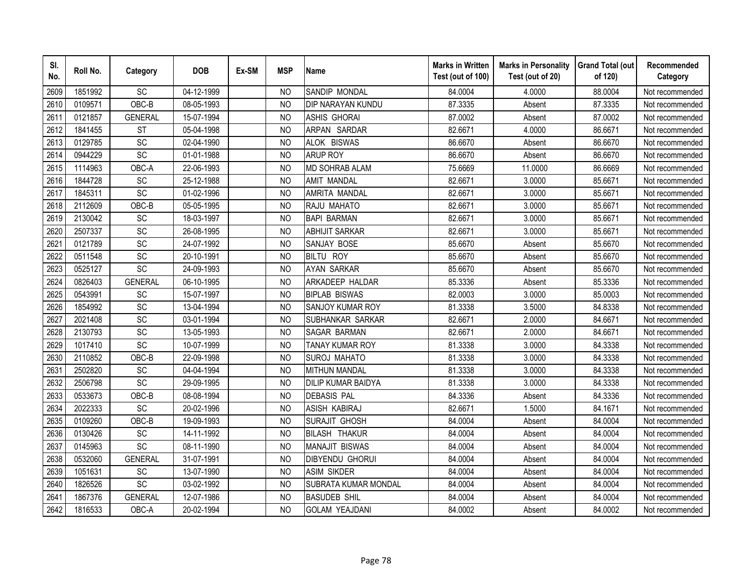| Sl. No. | Roll No. | Category | DOB | Ex-SM | MSP | Name | Marks in Written Test (out of 100) | Marks in Personality Test (out of 20) | Grand Total (out of 120) | Recommended Category |
|---|---|---|---|---|---|---|---|---|---|---|
| 2609 | 1851992 | SC | 04-12-1999 | | NO | SANDIP MONDAL | 84.0004 | 4.0000 | 88.0004 | Not recommended |
| 2610 | 0109571 | OBC-B | 08-05-1993 | | NO | DIP NARAYAN KUNDU | 87.3335 | Absent | 87.3335 | Not recommended |
| 2611 | 0121857 | GENERAL | 15-07-1994 | | NO | ASHIS GHORAI | 87.0002 | Absent | 87.0002 | Not recommended |
| 2612 | 1841455 | ST | 05-04-1998 | | NO | ARPAN SARDAR | 82.6671 | 4.0000 | 86.6671 | Not recommended |
| 2613 | 0129785 | SC | 02-04-1990 | | NO | ALOK BISWAS | 86.6670 | Absent | 86.6670 | Not recommended |
| 2614 | 0944229 | SC | 01-01-1988 | | NO | ARUP ROY | 86.6670 | Absent | 86.6670 | Not recommended |
| 2615 | 1114963 | OBC-A | 22-06-1993 | | NO | MD SOHRAB ALAM | 75.6669 | 11.0000 | 86.6669 | Not recommended |
| 2616 | 1844728 | SC | 25-12-1988 | | NO | AMIT MANDAL | 82.6671 | 3.0000 | 85.6671 | Not recommended |
| 2617 | 1845311 | SC | 01-02-1996 | | NO | AMRITA MANDAL | 82.6671 | 3.0000 | 85.6671 | Not recommended |
| 2618 | 2112609 | OBC-B | 05-05-1995 | | NO | RAJU MAHATO | 82.6671 | 3.0000 | 85.6671 | Not recommended |
| 2619 | 2130042 | SC | 18-03-1997 | | NO | BAPI BARMAN | 82.6671 | 3.0000 | 85.6671 | Not recommended |
| 2620 | 2507337 | SC | 26-08-1995 | | NO | ABHIJIT SARKAR | 82.6671 | 3.0000 | 85.6671 | Not recommended |
| 2621 | 0121789 | SC | 24-07-1992 | | NO | SANJAY BOSE | 85.6670 | Absent | 85.6670 | Not recommended |
| 2622 | 0511548 | SC | 20-10-1991 | | NO | BILTU ROY | 85.6670 | Absent | 85.6670 | Not recommended |
| 2623 | 0525127 | SC | 24-09-1993 | | NO | AYAN SARKAR | 85.6670 | Absent | 85.6670 | Not recommended |
| 2624 | 0826403 | GENERAL | 06-10-1995 | | NO | ARKADEEP HALDAR | 85.3336 | Absent | 85.3336 | Not recommended |
| 2625 | 0543991 | SC | 15-07-1997 | | NO | BIPLAB BISWAS | 82.0003 | 3.0000 | 85.0003 | Not recommended |
| 2626 | 1854992 | SC | 13-04-1994 | | NO | SANJOY KUMAR ROY | 81.3338 | 3.5000 | 84.8338 | Not recommended |
| 2627 | 2021408 | SC | 03-01-1994 | | NO | SUBHANKAR SARKAR | 82.6671 | 2.0000 | 84.6671 | Not recommended |
| 2628 | 2130793 | SC | 13-05-1993 | | NO | SAGAR BARMAN | 82.6671 | 2.0000 | 84.6671 | Not recommended |
| 2629 | 1017410 | SC | 10-07-1999 | | NO | TANAY KUMAR ROY | 81.3338 | 3.0000 | 84.3338 | Not recommended |
| 2630 | 2110852 | OBC-B | 22-09-1998 | | NO | SUROJ MAHATO | 81.3338 | 3.0000 | 84.3338 | Not recommended |
| 2631 | 2502820 | SC | 04-04-1994 | | NO | MITHUN MANDAL | 81.3338 | 3.0000 | 84.3338 | Not recommended |
| 2632 | 2506798 | SC | 29-09-1995 | | NO | DILIP KUMAR BAIDYA | 81.3338 | 3.0000 | 84.3338 | Not recommended |
| 2633 | 0533673 | OBC-B | 08-08-1994 | | NO | DEBASIS PAL | 84.3336 | Absent | 84.3336 | Not recommended |
| 2634 | 2022333 | SC | 20-02-1996 | | NO | ASISH KABIRAJ | 82.6671 | 1.5000 | 84.1671 | Not recommended |
| 2635 | 0109260 | OBC-B | 19-09-1993 | | NO | SURAJIT GHOSH | 84.0004 | Absent | 84.0004 | Not recommended |
| 2636 | 0130426 | SC | 14-11-1992 | | NO | BILASH THAKUR | 84.0004 | Absent | 84.0004 | Not recommended |
| 2637 | 0145963 | SC | 08-11-1990 | | NO | MANAJIT BISWAS | 84.0004 | Absent | 84.0004 | Not recommended |
| 2638 | 0532060 | GENERAL | 31-07-1991 | | NO | DIBYENDU GHORUI | 84.0004 | Absent | 84.0004 | Not recommended |
| 2639 | 1051631 | SC | 13-07-1990 | | NO | ASIM SIKDER | 84.0004 | Absent | 84.0004 | Not recommended |
| 2640 | 1826526 | SC | 03-02-1992 | | NO | SUBRATA KUMAR MONDAL | 84.0004 | Absent | 84.0004 | Not recommended |
| 2641 | 1867376 | GENERAL | 12-07-1986 | | NO | BASUDEB SHIL | 84.0004 | Absent | 84.0004 | Not recommended |
| 2642 | 1816533 | OBC-A | 20-02-1994 | | NO | GOLAM YEAJDANI | 84.0002 | Absent | 84.0002 | Not recommended |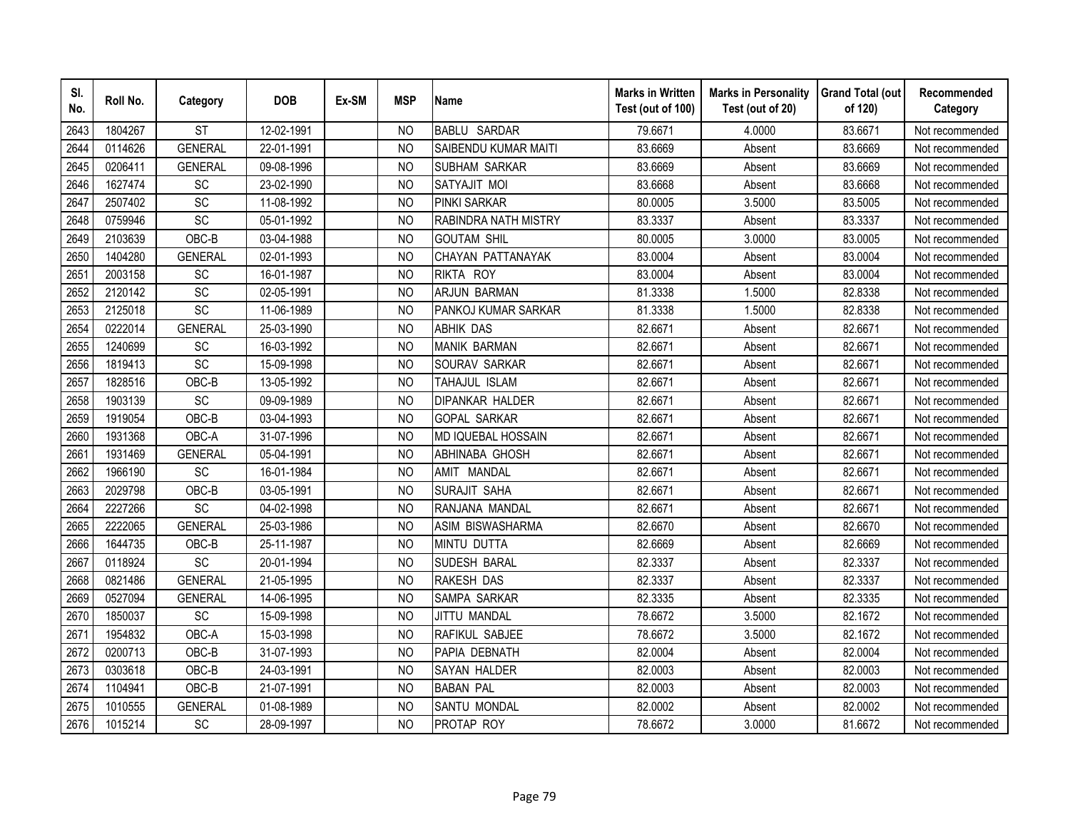| Sl. No. | Roll No. | Category | DOB | Ex-SM | MSP | Name | Marks in Written Test (out of 100) | Marks in Personality Test (out of 20) | Grand Total (out of 120) | Recommended Category |
|---|---|---|---|---|---|---|---|---|---|---|
| 2643 | 1804267 | ST | 12-02-1991 | | NO | BABLU SARDAR | 79.6671 | 4.0000 | 83.6671 | Not recommended |
| 2644 | 0114626 | GENERAL | 22-01-1991 | | NO | SAIBENDU KUMAR MAITI | 83.6669 | Absent | 83.6669 | Not recommended |
| 2645 | 0206411 | GENERAL | 09-08-1996 | | NO | SUBHAM SARKAR | 83.6669 | Absent | 83.6669 | Not recommended |
| 2646 | 1627474 | SC | 23-02-1990 | | NO | SATYAJIT MOI | 83.6668 | Absent | 83.6668 | Not recommended |
| 2647 | 2507402 | SC | 11-08-1992 | | NO | PINKI SARKAR | 80.0005 | 3.5000 | 83.5005 | Not recommended |
| 2648 | 0759946 | SC | 05-01-1992 | | NO | RABINDRA NATH MISTRY | 83.3337 | Absent | 83.3337 | Not recommended |
| 2649 | 2103639 | OBC-B | 03-04-1988 | | NO | GOUTAM SHIL | 80.0005 | 3.0000 | 83.0005 | Not recommended |
| 2650 | 1404280 | GENERAL | 02-01-1993 | | NO | CHAYAN PATTANAYAK | 83.0004 | Absent | 83.0004 | Not recommended |
| 2651 | 2003158 | SC | 16-01-1987 | | NO | RIKTA ROY | 83.0004 | Absent | 83.0004 | Not recommended |
| 2652 | 2120142 | SC | 02-05-1991 | | NO | ARJUN BARMAN | 81.3338 | 1.5000 | 82.8338 | Not recommended |
| 2653 | 2125018 | SC | 11-06-1989 | | NO | PANKOJ KUMAR SARKAR | 81.3338 | 1.5000 | 82.8338 | Not recommended |
| 2654 | 0222014 | GENERAL | 25-03-1990 | | NO | ABHIK DAS | 82.6671 | Absent | 82.6671 | Not recommended |
| 2655 | 1240699 | SC | 16-03-1992 | | NO | MANIK BARMAN | 82.6671 | Absent | 82.6671 | Not recommended |
| 2656 | 1819413 | SC | 15-09-1998 | | NO | SOURAV SARKAR | 82.6671 | Absent | 82.6671 | Not recommended |
| 2657 | 1828516 | OBC-B | 13-05-1992 | | NO | TAHAJUL ISLAM | 82.6671 | Absent | 82.6671 | Not recommended |
| 2658 | 1903139 | SC | 09-09-1989 | | NO | DIPANKAR HALDER | 82.6671 | Absent | 82.6671 | Not recommended |
| 2659 | 1919054 | OBC-B | 03-04-1993 | | NO | GOPAL SARKAR | 82.6671 | Absent | 82.6671 | Not recommended |
| 2660 | 1931368 | OBC-A | 31-07-1996 | | NO | MD IQUEBAL HOSSAIN | 82.6671 | Absent | 82.6671 | Not recommended |
| 2661 | 1931469 | GENERAL | 05-04-1991 | | NO | ABHINABA GHOSH | 82.6671 | Absent | 82.6671 | Not recommended |
| 2662 | 1966190 | SC | 16-01-1984 | | NO | AMIT MANDAL | 82.6671 | Absent | 82.6671 | Not recommended |
| 2663 | 2029798 | OBC-B | 03-05-1991 | | NO | SURAJIT SAHA | 82.6671 | Absent | 82.6671 | Not recommended |
| 2664 | 2227266 | SC | 04-02-1998 | | NO | RANJANA MANDAL | 82.6671 | Absent | 82.6671 | Not recommended |
| 2665 | 2222065 | GENERAL | 25-03-1986 | | NO | ASIM BISWASHARMA | 82.6670 | Absent | 82.6670 | Not recommended |
| 2666 | 1644735 | OBC-B | 25-11-1987 | | NO | MINTU DUTTA | 82.6669 | Absent | 82.6669 | Not recommended |
| 2667 | 0118924 | SC | 20-01-1994 | | NO | SUDESH BARAL | 82.3337 | Absent | 82.3337 | Not recommended |
| 2668 | 0821486 | GENERAL | 21-05-1995 | | NO | RAKESH DAS | 82.3337 | Absent | 82.3337 | Not recommended |
| 2669 | 0527094 | GENERAL | 14-06-1995 | | NO | SAMPA SARKAR | 82.3335 | Absent | 82.3335 | Not recommended |
| 2670 | 1850037 | SC | 15-09-1998 | | NO | JITTU MANDAL | 78.6672 | 3.5000 | 82.1672 | Not recommended |
| 2671 | 1954832 | OBC-A | 15-03-1998 | | NO | RAFIKUL SABJEE | 78.6672 | 3.5000 | 82.1672 | Not recommended |
| 2672 | 0200713 | OBC-B | 31-07-1993 | | NO | PAPIA DEBNATH | 82.0004 | Absent | 82.0004 | Not recommended |
| 2673 | 0303618 | OBC-B | 24-03-1991 | | NO | SAYAN HALDER | 82.0003 | Absent | 82.0003 | Not recommended |
| 2674 | 1104941 | OBC-B | 21-07-1991 | | NO | BABAN PAL | 82.0003 | Absent | 82.0003 | Not recommended |
| 2675 | 1010555 | GENERAL | 01-08-1989 | | NO | SANTU MONDAL | 82.0002 | Absent | 82.0002 | Not recommended |
| 2676 | 1015214 | SC | 28-09-1997 | | NO | PROTAP ROY | 78.6672 | 3.0000 | 81.6672 | Not recommended |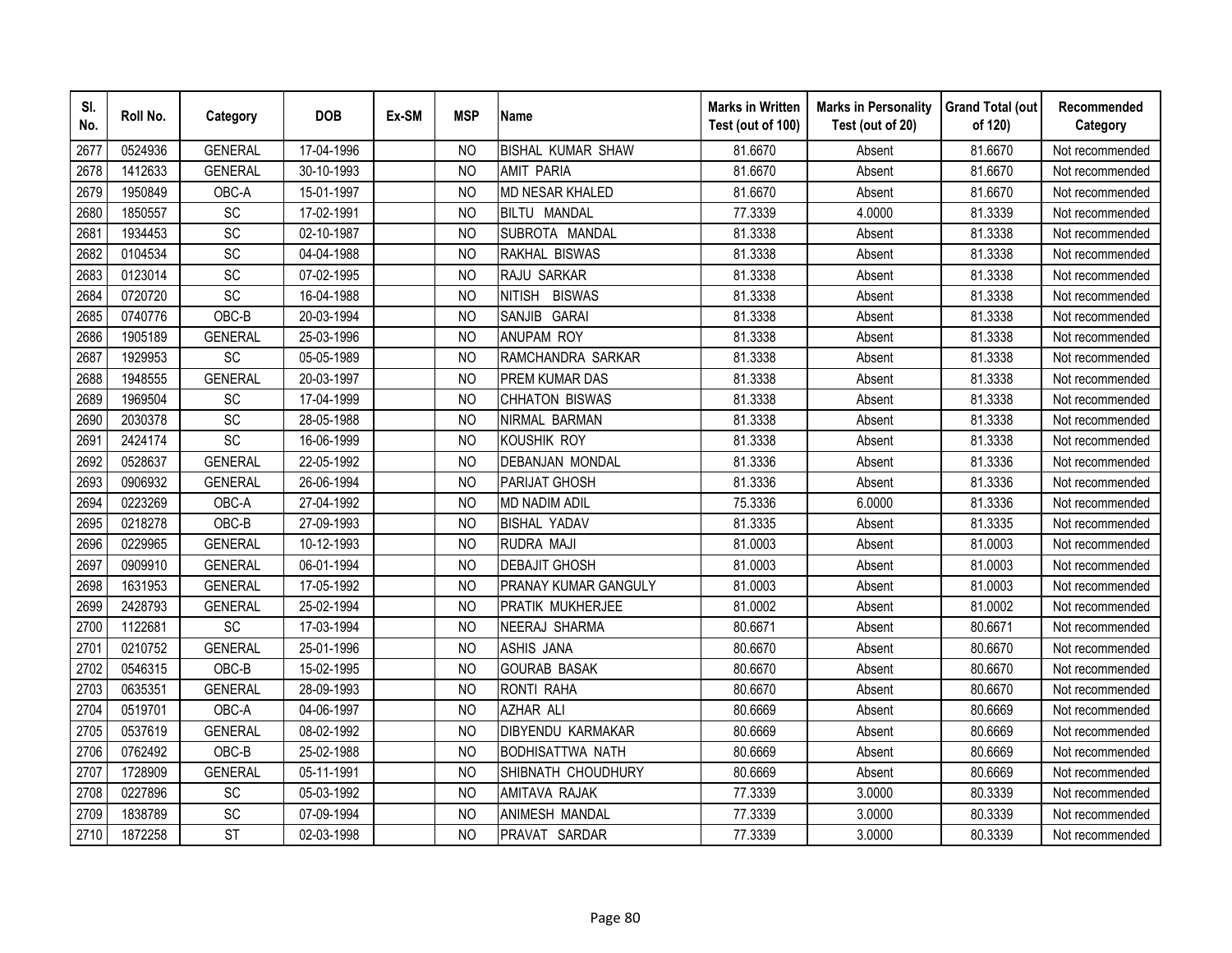| Sl. No. | Roll No. | Category | DOB | Ex-SM | MSP | Name | Marks in Written Test (out of 100) | Marks in Personality Test (out of 20) | Grand Total (out of 120) | Recommended Category |
|---|---|---|---|---|---|---|---|---|---|---|
| 2677 | 0524936 | GENERAL | 17-04-1996 | | NO | BISHAL KUMAR SHAW | 81.6670 | Absent | 81.6670 | Not recommended |
| 2678 | 1412633 | GENERAL | 30-10-1993 | | NO | AMIT PARIA | 81.6670 | Absent | 81.6670 | Not recommended |
| 2679 | 1950849 | OBC-A | 15-01-1997 | | NO | MD NESAR KHALED | 81.6670 | Absent | 81.6670 | Not recommended |
| 2680 | 1850557 | SC | 17-02-1991 | | NO | BILTU MANDAL | 77.3339 | 4.0000 | 81.3339 | Not recommended |
| 2681 | 1934453 | SC | 02-10-1987 | | NO | SUBROTA MANDAL | 81.3338 | Absent | 81.3338 | Not recommended |
| 2682 | 0104534 | SC | 04-04-1988 | | NO | RAKHAL BISWAS | 81.3338 | Absent | 81.3338 | Not recommended |
| 2683 | 0123014 | SC | 07-02-1995 | | NO | RAJU SARKAR | 81.3338 | Absent | 81.3338 | Not recommended |
| 2684 | 0720720 | SC | 16-04-1988 | | NO | NITISH BISWAS | 81.3338 | Absent | 81.3338 | Not recommended |
| 2685 | 0740776 | OBC-B | 20-03-1994 | | NO | SANJIB GARAI | 81.3338 | Absent | 81.3338 | Not recommended |
| 2686 | 1905189 | GENERAL | 25-03-1996 | | NO | ANUPAM ROY | 81.3338 | Absent | 81.3338 | Not recommended |
| 2687 | 1929953 | SC | 05-05-1989 | | NO | RAMCHANDRA SARKAR | 81.3338 | Absent | 81.3338 | Not recommended |
| 2688 | 1948555 | GENERAL | 20-03-1997 | | NO | PREM KUMAR DAS | 81.3338 | Absent | 81.3338 | Not recommended |
| 2689 | 1969504 | SC | 17-04-1999 | | NO | CHHATON BISWAS | 81.3338 | Absent | 81.3338 | Not recommended |
| 2690 | 2030378 | SC | 28-05-1988 | | NO | NIRMAL BARMAN | 81.3338 | Absent | 81.3338 | Not recommended |
| 2691 | 2424174 | SC | 16-06-1999 | | NO | KOUSHIK ROY | 81.3338 | Absent | 81.3338 | Not recommended |
| 2692 | 0528637 | GENERAL | 22-05-1992 | | NO | DEBANJAN MONDAL | 81.3336 | Absent | 81.3336 | Not recommended |
| 2693 | 0906932 | GENERAL | 26-06-1994 | | NO | PARIJAT GHOSH | 81.3336 | Absent | 81.3336 | Not recommended |
| 2694 | 0223269 | OBC-A | 27-04-1992 | | NO | MD NADIM ADIL | 75.3336 | 6.0000 | 81.3336 | Not recommended |
| 2695 | 0218278 | OBC-B | 27-09-1993 | | NO | BISHAL YADAV | 81.3335 | Absent | 81.3335 | Not recommended |
| 2696 | 0229965 | GENERAL | 10-12-1993 | | NO | RUDRA MAJI | 81.0003 | Absent | 81.0003 | Not recommended |
| 2697 | 0909910 | GENERAL | 06-01-1994 | | NO | DEBAJIT GHOSH | 81.0003 | Absent | 81.0003 | Not recommended |
| 2698 | 1631953 | GENERAL | 17-05-1992 | | NO | PRANAY KUMAR GANGULY | 81.0003 | Absent | 81.0003 | Not recommended |
| 2699 | 2428793 | GENERAL | 25-02-1994 | | NO | PRATIK MUKHERJEE | 81.0002 | Absent | 81.0002 | Not recommended |
| 2700 | 1122681 | SC | 17-03-1994 | | NO | NEERAJ SHARMA | 80.6671 | Absent | 80.6671 | Not recommended |
| 2701 | 0210752 | GENERAL | 25-01-1996 | | NO | ASHIS JANA | 80.6670 | Absent | 80.6670 | Not recommended |
| 2702 | 0546315 | OBC-B | 15-02-1995 | | NO | GOURAB BASAK | 80.6670 | Absent | 80.6670 | Not recommended |
| 2703 | 0635351 | GENERAL | 28-09-1993 | | NO | RONTI RAHA | 80.6670 | Absent | 80.6670 | Not recommended |
| 2704 | 0519701 | OBC-A | 04-06-1997 | | NO | AZHAR ALI | 80.6669 | Absent | 80.6669 | Not recommended |
| 2705 | 0537619 | GENERAL | 08-02-1992 | | NO | DIBYENDU KARMAKAR | 80.6669 | Absent | 80.6669 | Not recommended |
| 2706 | 0762492 | OBC-B | 25-02-1988 | | NO | BODHISATTWA NATH | 80.6669 | Absent | 80.6669 | Not recommended |
| 2707 | 1728909 | GENERAL | 05-11-1991 | | NO | SHIBNATH CHOUDHURY | 80.6669 | Absent | 80.6669 | Not recommended |
| 2708 | 0227896 | SC | 05-03-1992 | | NO | AMITAVA RAJAK | 77.3339 | 3.0000 | 80.3339 | Not recommended |
| 2709 | 1838789 | SC | 07-09-1994 | | NO | ANIMESH MANDAL | 77.3339 | 3.0000 | 80.3339 | Not recommended |
| 2710 | 1872258 | ST | 02-03-1998 | | NO | PRAVAT SARDAR | 77.3339 | 3.0000 | 80.3339 | Not recommended |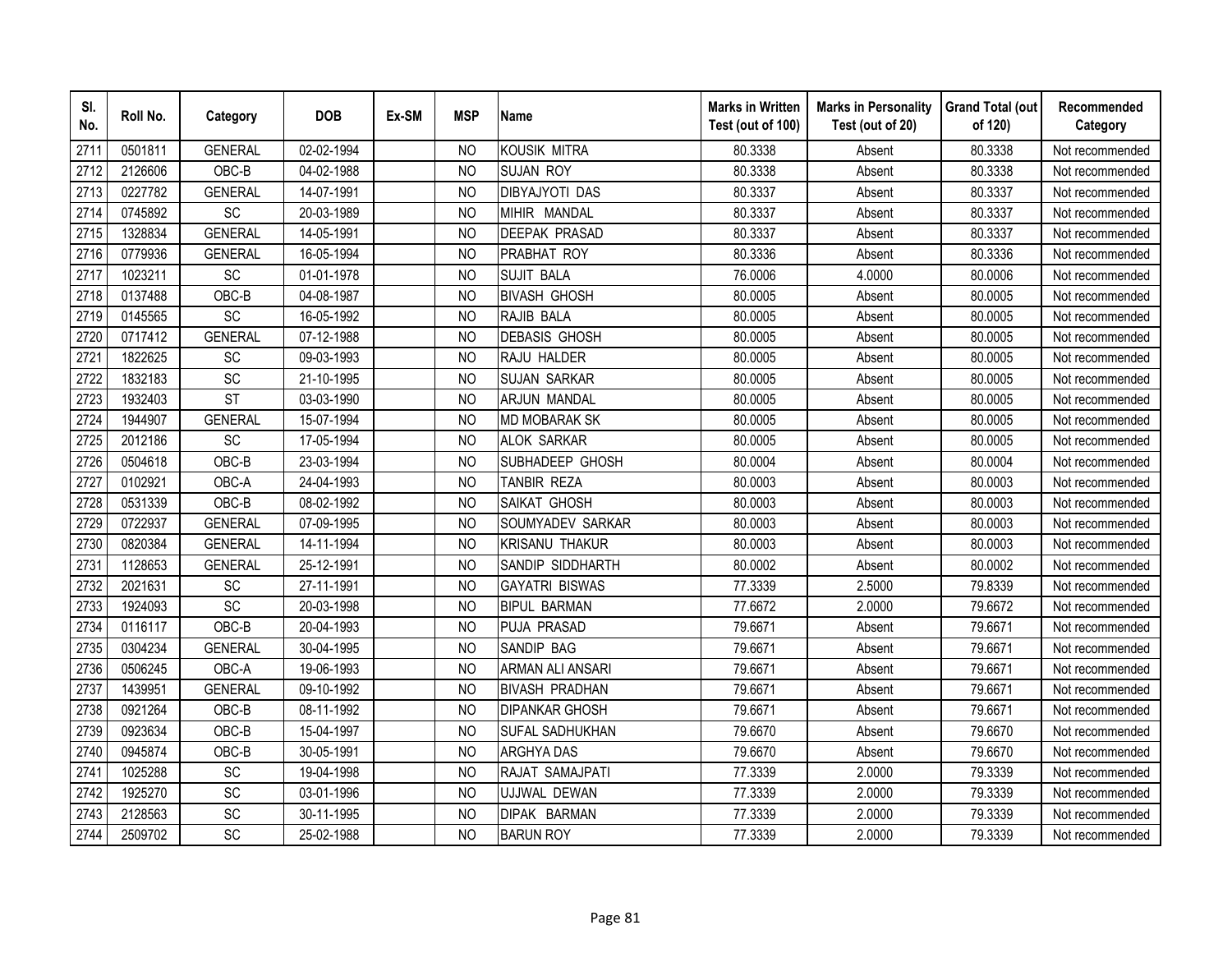| Sl. No. | Roll No. | Category | DOB | Ex-SM | MSP | Name | Marks in Written Test (out of 100) | Marks in Personality Test (out of 20) | Grand Total (out of 120) | Recommended Category |
|---|---|---|---|---|---|---|---|---|---|---|
| 2711 | 0501811 | GENERAL | 02-02-1994 | | NO | KOUSIK MITRA | 80.3338 | Absent | 80.3338 | Not recommended |
| 2712 | 2126606 | OBC-B | 04-02-1988 | | NO | SUJAN ROY | 80.3338 | Absent | 80.3338 | Not recommended |
| 2713 | 0227782 | GENERAL | 14-07-1991 | | NO | DIBYAJYOTI DAS | 80.3337 | Absent | 80.3337 | Not recommended |
| 2714 | 0745892 | SC | 20-03-1989 | | NO | MIHIR MANDAL | 80.3337 | Absent | 80.3337 | Not recommended |
| 2715 | 1328834 | GENERAL | 14-05-1991 | | NO | DEEPAK PRASAD | 80.3337 | Absent | 80.3337 | Not recommended |
| 2716 | 0779936 | GENERAL | 16-05-1994 | | NO | PRABHAT ROY | 80.3336 | Absent | 80.3336 | Not recommended |
| 2717 | 1023211 | SC | 01-01-1978 | | NO | SUJIT BALA | 76.0006 | 4.0000 | 80.0006 | Not recommended |
| 2718 | 0137488 | OBC-B | 04-08-1987 | | NO | BIVASH GHOSH | 80.0005 | Absent | 80.0005 | Not recommended |
| 2719 | 0145565 | SC | 16-05-1992 | | NO | RAJIB BALA | 80.0005 | Absent | 80.0005 | Not recommended |
| 2720 | 0717412 | GENERAL | 07-12-1988 | | NO | DEBASIS GHOSH | 80.0005 | Absent | 80.0005 | Not recommended |
| 2721 | 1822625 | SC | 09-03-1993 | | NO | RAJU HALDER | 80.0005 | Absent | 80.0005 | Not recommended |
| 2722 | 1832183 | SC | 21-10-1995 | | NO | SUJAN SARKAR | 80.0005 | Absent | 80.0005 | Not recommended |
| 2723 | 1932403 | ST | 03-03-1990 | | NO | ARJUN MANDAL | 80.0005 | Absent | 80.0005 | Not recommended |
| 2724 | 1944907 | GENERAL | 15-07-1994 | | NO | MD MOBARAK SK | 80.0005 | Absent | 80.0005 | Not recommended |
| 2725 | 2012186 | SC | 17-05-1994 | | NO | ALOK SARKAR | 80.0005 | Absent | 80.0005 | Not recommended |
| 2726 | 0504618 | OBC-B | 23-03-1994 | | NO | SUBHADEEP GHOSH | 80.0004 | Absent | 80.0004 | Not recommended |
| 2727 | 0102921 | OBC-A | 24-04-1993 | | NO | TANBIR REZA | 80.0003 | Absent | 80.0003 | Not recommended |
| 2728 | 0531339 | OBC-B | 08-02-1992 | | NO | SAIKAT GHOSH | 80.0003 | Absent | 80.0003 | Not recommended |
| 2729 | 0722937 | GENERAL | 07-09-1995 | | NO | SOUMYADEV SARKAR | 80.0003 | Absent | 80.0003 | Not recommended |
| 2730 | 0820384 | GENERAL | 14-11-1994 | | NO | KRISANU THAKUR | 80.0003 | Absent | 80.0003 | Not recommended |
| 2731 | 1128653 | GENERAL | 25-12-1991 | | NO | SANDIP SIDDHARTH | 80.0002 | Absent | 80.0002 | Not recommended |
| 2732 | 2021631 | SC | 27-11-1991 | | NO | GAYATRI BISWAS | 77.3339 | 2.5000 | 79.8339 | Not recommended |
| 2733 | 1924093 | SC | 20-03-1998 | | NO | BIPUL BARMAN | 77.6672 | 2.0000 | 79.6672 | Not recommended |
| 2734 | 0116117 | OBC-B | 20-04-1993 | | NO | PUJA PRASAD | 79.6671 | Absent | 79.6671 | Not recommended |
| 2735 | 0304234 | GENERAL | 30-04-1995 | | NO | SANDIP BAG | 79.6671 | Absent | 79.6671 | Not recommended |
| 2736 | 0506245 | OBC-A | 19-06-1993 | | NO | ARMAN ALI ANSARI | 79.6671 | Absent | 79.6671 | Not recommended |
| 2737 | 1439951 | GENERAL | 09-10-1992 | | NO | BIVASH PRADHAN | 79.6671 | Absent | 79.6671 | Not recommended |
| 2738 | 0921264 | OBC-B | 08-11-1992 | | NO | DIPANKAR GHOSH | 79.6671 | Absent | 79.6671 | Not recommended |
| 2739 | 0923634 | OBC-B | 15-04-1997 | | NO | SUFAL SADHUKHAN | 79.6670 | Absent | 79.6670 | Not recommended |
| 2740 | 0945874 | OBC-B | 30-05-1991 | | NO | ARGHYA DAS | 79.6670 | Absent | 79.6670 | Not recommended |
| 2741 | 1025288 | SC | 19-04-1998 | | NO | RAJAT SAMAJPATI | 77.3339 | 2.0000 | 79.3339 | Not recommended |
| 2742 | 1925270 | SC | 03-01-1996 | | NO | UJJWAL DEWAN | 77.3339 | 2.0000 | 79.3339 | Not recommended |
| 2743 | 2128563 | SC | 30-11-1995 | | NO | DIPAK BARMAN | 77.3339 | 2.0000 | 79.3339 | Not recommended |
| 2744 | 2509702 | SC | 25-02-1988 | | NO | BARUN ROY | 77.3339 | 2.0000 | 79.3339 | Not recommended |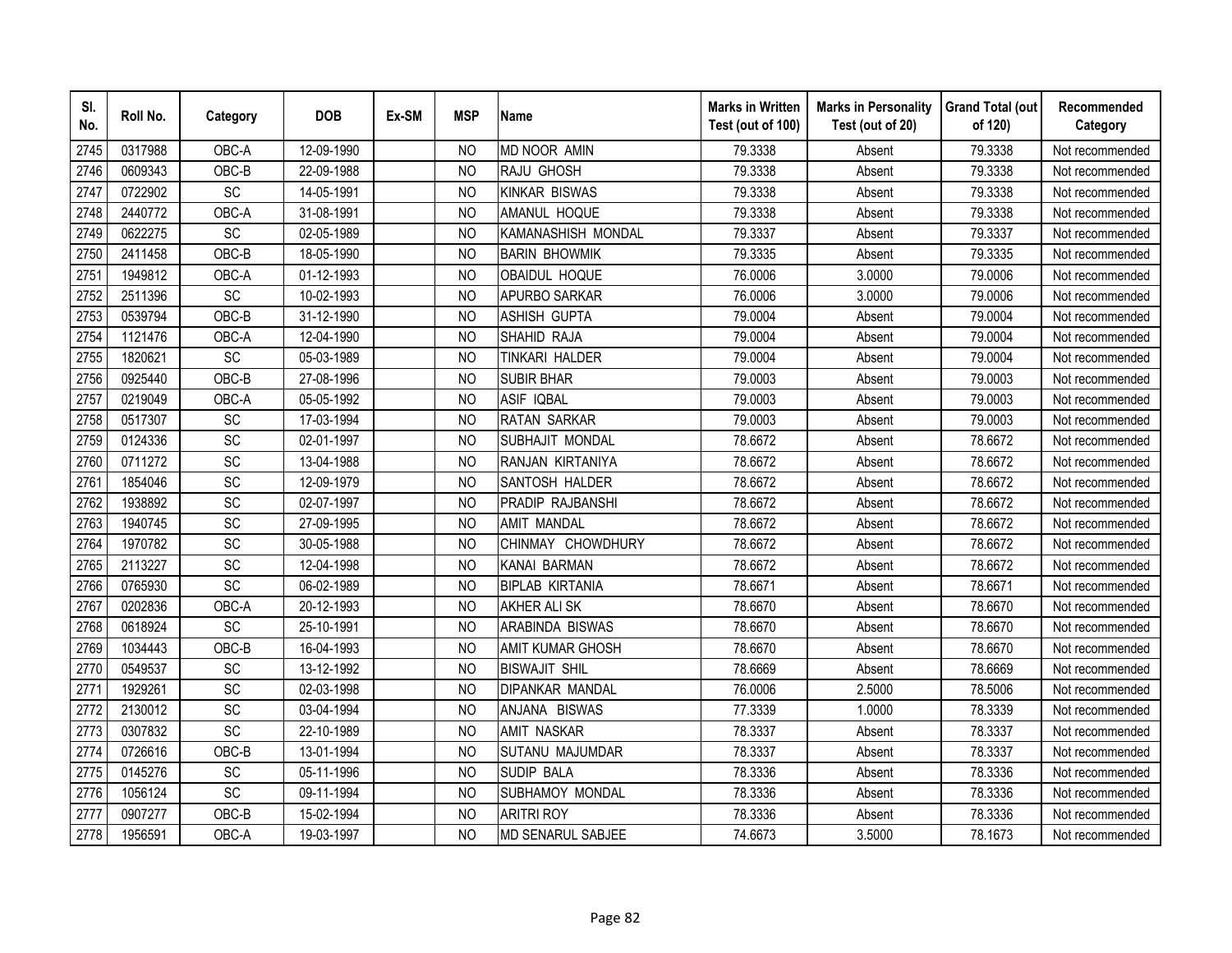| Sl. No. | Roll No. | Category | DOB | Ex-SM | MSP | Name | Marks in Written Test (out of 100) | Marks in Personality Test (out of 20) | Grand Total (out of 120) | Recommended Category |
|---|---|---|---|---|---|---|---|---|---|---|
| 2745 | 0317988 | OBC-A | 12-09-1990 | | NO | MD NOOR AMIN | 79.3338 | Absent | 79.3338 | Not recommended |
| 2746 | 0609343 | OBC-B | 22-09-1988 | | NO | RAJU GHOSH | 79.3338 | Absent | 79.3338 | Not recommended |
| 2747 | 0722902 | SC | 14-05-1991 | | NO | KINKAR BISWAS | 79.3338 | Absent | 79.3338 | Not recommended |
| 2748 | 2440772 | OBC-A | 31-08-1991 | | NO | AMANUL HOQUE | 79.3338 | Absent | 79.3338 | Not recommended |
| 2749 | 0622275 | SC | 02-05-1989 | | NO | KAMANASHISH MONDAL | 79.3337 | Absent | 79.3337 | Not recommended |
| 2750 | 2411458 | OBC-B | 18-05-1990 | | NO | BARIN BHOWMIK | 79.3335 | Absent | 79.3335 | Not recommended |
| 2751 | 1949812 | OBC-A | 01-12-1993 | | NO | OBAIDUL HOQUE | 76.0006 | 3.0000 | 79.0006 | Not recommended |
| 2752 | 2511396 | SC | 10-02-1993 | | NO | APURBO SARKAR | 76.0006 | 3.0000 | 79.0006 | Not recommended |
| 2753 | 0539794 | OBC-B | 31-12-1990 | | NO | ASHISH GUPTA | 79.0004 | Absent | 79.0004 | Not recommended |
| 2754 | 1121476 | OBC-A | 12-04-1990 | | NO | SHAHID RAJA | 79.0004 | Absent | 79.0004 | Not recommended |
| 2755 | 1820621 | SC | 05-03-1989 | | NO | TINKARI HALDER | 79.0004 | Absent | 79.0004 | Not recommended |
| 2756 | 0925440 | OBC-B | 27-08-1996 | | NO | SUBIR BHAR | 79.0003 | Absent | 79.0003 | Not recommended |
| 2757 | 0219049 | OBC-A | 05-05-1992 | | NO | ASIF IQBAL | 79.0003 | Absent | 79.0003 | Not recommended |
| 2758 | 0517307 | SC | 17-03-1994 | | NO | RATAN SARKAR | 79.0003 | Absent | 79.0003 | Not recommended |
| 2759 | 0124336 | SC | 02-01-1997 | | NO | SUBHAJIT MONDAL | 78.6672 | Absent | 78.6672 | Not recommended |
| 2760 | 0711272 | SC | 13-04-1988 | | NO | RANJAN KIRTANIYA | 78.6672 | Absent | 78.6672 | Not recommended |
| 2761 | 1854046 | SC | 12-09-1979 | | NO | SANTOSH HALDER | 78.6672 | Absent | 78.6672 | Not recommended |
| 2762 | 1938892 | SC | 02-07-1997 | | NO | PRADIP RAJBANSHI | 78.6672 | Absent | 78.6672 | Not recommended |
| 2763 | 1940745 | SC | 27-09-1995 | | NO | AMIT MANDAL | 78.6672 | Absent | 78.6672 | Not recommended |
| 2764 | 1970782 | SC | 30-05-1988 | | NO | CHINMAY CHOWDHURY | 78.6672 | Absent | 78.6672 | Not recommended |
| 2765 | 2113227 | SC | 12-04-1998 | | NO | KANAI BARMAN | 78.6672 | Absent | 78.6672 | Not recommended |
| 2766 | 0765930 | SC | 06-02-1989 | | NO | BIPLAB KIRTANIA | 78.6671 | Absent | 78.6671 | Not recommended |
| 2767 | 0202836 | OBC-A | 20-12-1993 | | NO | AKHER ALI SK | 78.6670 | Absent | 78.6670 | Not recommended |
| 2768 | 0618924 | SC | 25-10-1991 | | NO | ARABINDA BISWAS | 78.6670 | Absent | 78.6670 | Not recommended |
| 2769 | 1034443 | OBC-B | 16-04-1993 | | NO | AMIT KUMAR GHOSH | 78.6670 | Absent | 78.6670 | Not recommended |
| 2770 | 0549537 | SC | 13-12-1992 | | NO | BISWAJIT SHIL | 78.6669 | Absent | 78.6669 | Not recommended |
| 2771 | 1929261 | SC | 02-03-1998 | | NO | DIPANKAR MANDAL | 76.0006 | 2.5000 | 78.5006 | Not recommended |
| 2772 | 2130012 | SC | 03-04-1994 | | NO | ANJANA BISWAS | 77.3339 | 1.0000 | 78.3339 | Not recommended |
| 2773 | 0307832 | SC | 22-10-1989 | | NO | AMIT NASKAR | 78.3337 | Absent | 78.3337 | Not recommended |
| 2774 | 0726616 | OBC-B | 13-01-1994 | | NO | SUTANU MAJUMDAR | 78.3337 | Absent | 78.3337 | Not recommended |
| 2775 | 0145276 | SC | 05-11-1996 | | NO | SUDIP BALA | 78.3336 | Absent | 78.3336 | Not recommended |
| 2776 | 1056124 | SC | 09-11-1994 | | NO | SUBHAMOY MONDAL | 78.3336 | Absent | 78.3336 | Not recommended |
| 2777 | 0907277 | OBC-B | 15-02-1994 | | NO | ARITRI ROY | 78.3336 | Absent | 78.3336 | Not recommended |
| 2778 | 1956591 | OBC-A | 19-03-1997 | | NO | MD SENARUL SABJEE | 74.6673 | 3.5000 | 78.1673 | Not recommended |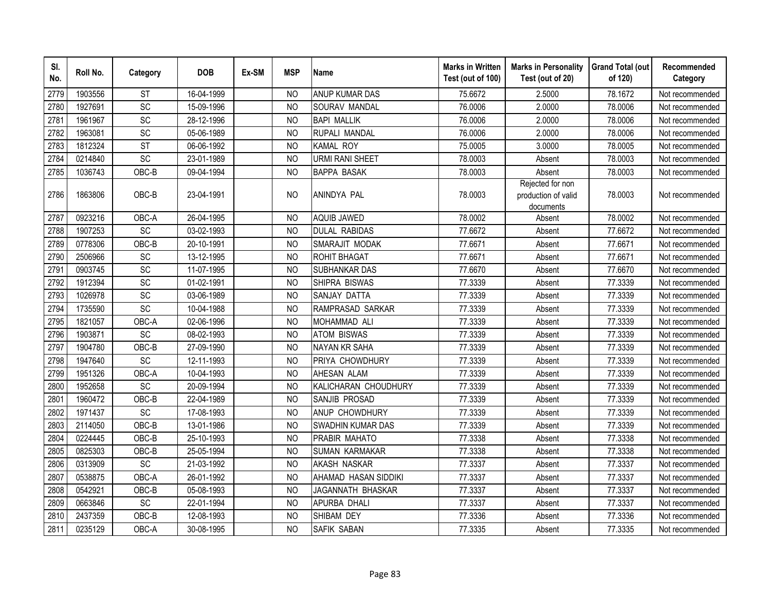| Sl. No. | Roll No. | Category | DOB | Ex-SM | MSP | Name | Marks in Written Test (out of 100) | Marks in Personality Test (out of 20) | Grand Total (out of 120) | Recommended Category |
|---|---|---|---|---|---|---|---|---|---|---|
| 2779 | 1903556 | ST | 16-04-1999 | | NO | ANUP KUMAR DAS | 75.6672 | 2.5000 | 78.1672 | Not recommended |
| 2780 | 1927691 | SC | 15-09-1996 | | NO | SOURAV MANDAL | 76.0006 | 2.0000 | 78.0006 | Not recommended |
| 2781 | 1961967 | SC | 28-12-1996 | | NO | BAPI MALLIK | 76.0006 | 2.0000 | 78.0006 | Not recommended |
| 2782 | 1963081 | SC | 05-06-1989 | | NO | RUPALI MANDAL | 76.0006 | 2.0000 | 78.0006 | Not recommended |
| 2783 | 1812324 | ST | 06-06-1992 | | NO | KAMAL ROY | 75.0005 | 3.0000 | 78.0005 | Not recommended |
| 2784 | 0214840 | SC | 23-01-1989 | | NO | URMI RANI SHEET | 78.0003 | Absent | 78.0003 | Not recommended |
| 2785 | 1036743 | OBC-B | 09-04-1994 | | NO | BAPPA BASAK | 78.0003 | Absent | 78.0003 | Not recommended |
| 2786 | 1863806 | OBC-B | 23-04-1991 | | NO | ANINDYA PAL | 78.0003 | Rejected for non production of valid documents | 78.0003 | Not recommended |
| 2787 | 0923216 | OBC-A | 26-04-1995 | | NO | AQUIB JAWED | 78.0002 | Absent | 78.0002 | Not recommended |
| 2788 | 1907253 | SC | 03-02-1993 | | NO | DULAL RABIDAS | 77.6672 | Absent | 77.6672 | Not recommended |
| 2789 | 0778306 | OBC-B | 20-10-1991 | | NO | SMARAJIT MODAK | 77.6671 | Absent | 77.6671 | Not recommended |
| 2790 | 2506966 | SC | 13-12-1995 | | NO | ROHIT BHAGAT | 77.6671 | Absent | 77.6671 | Not recommended |
| 2791 | 0903745 | SC | 11-07-1995 | | NO | SUBHANKAR DAS | 77.6670 | Absent | 77.6670 | Not recommended |
| 2792 | 1912394 | SC | 01-02-1991 | | NO | SHIPRA BISWAS | 77.3339 | Absent | 77.3339 | Not recommended |
| 2793 | 1026978 | SC | 03-06-1989 | | NO | SANJAY DATTA | 77.3339 | Absent | 77.3339 | Not recommended |
| 2794 | 1735590 | SC | 10-04-1988 | | NO | RAMPRASAD SARKAR | 77.3339 | Absent | 77.3339 | Not recommended |
| 2795 | 1821057 | OBC-A | 02-06-1996 | | NO | MOHAMMAD ALI | 77.3339 | Absent | 77.3339 | Not recommended |
| 2796 | 1903871 | SC | 08-02-1993 | | NO | ATOM BISWAS | 77.3339 | Absent | 77.3339 | Not recommended |
| 2797 | 1904780 | OBC-B | 27-09-1990 | | NO | NAYAN KR SAHA | 77.3339 | Absent | 77.3339 | Not recommended |
| 2798 | 1947640 | SC | 12-11-1993 | | NO | PRIYA CHOWDHURY | 77.3339 | Absent | 77.3339 | Not recommended |
| 2799 | 1951326 | OBC-A | 10-04-1993 | | NO | AHESAN ALAM | 77.3339 | Absent | 77.3339 | Not recommended |
| 2800 | 1952658 | SC | 20-09-1994 | | NO | KALICHARAN CHOUDHURY | 77.3339 | Absent | 77.3339 | Not recommended |
| 2801 | 1960472 | OBC-B | 22-04-1989 | | NO | SANJIB PROSAD | 77.3339 | Absent | 77.3339 | Not recommended |
| 2802 | 1971437 | SC | 17-08-1993 | | NO | ANUP CHOWDHURY | 77.3339 | Absent | 77.3339 | Not recommended |
| 2803 | 2114050 | OBC-B | 13-01-1986 | | NO | SWADHIN KUMAR DAS | 77.3339 | Absent | 77.3339 | Not recommended |
| 2804 | 0224445 | OBC-B | 25-10-1993 | | NO | PRABIR MAHATO | 77.3338 | Absent | 77.3338 | Not recommended |
| 2805 | 0825303 | OBC-B | 25-05-1994 | | NO | SUMAN KARMAKAR | 77.3338 | Absent | 77.3338 | Not recommended |
| 2806 | 0313909 | SC | 21-03-1992 | | NO | AKASH NASKAR | 77.3337 | Absent | 77.3337 | Not recommended |
| 2807 | 0538875 | OBC-A | 26-01-1992 | | NO | AHAMAD HASAN SIDDIKI | 77.3337 | Absent | 77.3337 | Not recommended |
| 2808 | 0542921 | OBC-B | 05-08-1993 | | NO | JAGANNATH BHASKAR | 77.3337 | Absent | 77.3337 | Not recommended |
| 2809 | 0663846 | SC | 22-01-1994 | | NO | APURBA DHALI | 77.3337 | Absent | 77.3337 | Not recommended |
| 2810 | 2437359 | OBC-B | 12-08-1993 | | NO | SHIBAM DEY | 77.3336 | Absent | 77.3336 | Not recommended |
| 2811 | 0235129 | OBC-A | 30-08-1995 | | NO | SAFIK SABAN | 77.3335 | Absent | 77.3335 | Not recommended |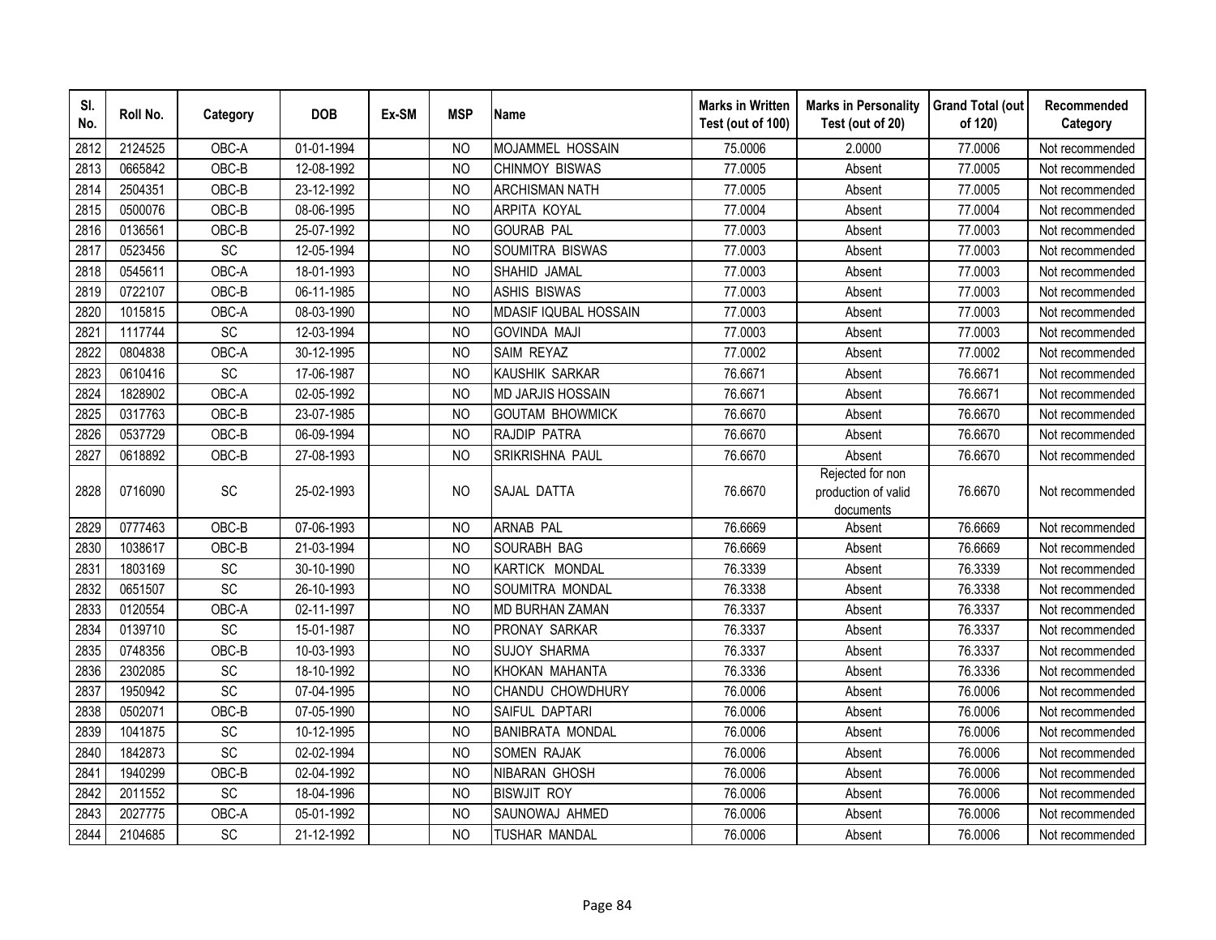| Sl. No. | Roll No. | Category | DOB | Ex-SM | MSP | Name | Marks in Written Test (out of 100) | Marks in Personality Test (out of 20) | Grand Total (out of 120) | Recommended Category |
|---|---|---|---|---|---|---|---|---|---|---|
| 2812 | 2124525 | OBC-A | 01-01-1994 | | NO | MOJAMMEL HOSSAIN | 75.0006 | 2.0000 | 77.0006 | Not recommended |
| 2813 | 0665842 | OBC-B | 12-08-1992 | | NO | CHINMOY BISWAS | 77.0005 | Absent | 77.0005 | Not recommended |
| 2814 | 2504351 | OBC-B | 23-12-1992 | | NO | ARCHISMAN NATH | 77.0005 | Absent | 77.0005 | Not recommended |
| 2815 | 0500076 | OBC-B | 08-06-1995 | | NO | ARPITA KOYAL | 77.0004 | Absent | 77.0004 | Not recommended |
| 2816 | 0136561 | OBC-B | 25-07-1992 | | NO | GOURAB PAL | 77.0003 | Absent | 77.0003 | Not recommended |
| 2817 | 0523456 | SC | 12-05-1994 | | NO | SOUMITRA BISWAS | 77.0003 | Absent | 77.0003 | Not recommended |
| 2818 | 0545611 | OBC-A | 18-01-1993 | | NO | SHAHID JAMAL | 77.0003 | Absent | 77.0003 | Not recommended |
| 2819 | 0722107 | OBC-B | 06-11-1985 | | NO | ASHIS BISWAS | 77.0003 | Absent | 77.0003 | Not recommended |
| 2820 | 1015815 | OBC-A | 08-03-1990 | | NO | MDASIF IQUBAL HOSSAIN | 77.0003 | Absent | 77.0003 | Not recommended |
| 2821 | 1117744 | SC | 12-03-1994 | | NO | GOVINDA MAJI | 77.0003 | Absent | 77.0003 | Not recommended |
| 2822 | 0804838 | OBC-A | 30-12-1995 | | NO | SAIM REYAZ | 77.0002 | Absent | 77.0002 | Not recommended |
| 2823 | 0610416 | SC | 17-06-1987 | | NO | KAUSHIK SARKAR | 76.6671 | Absent | 76.6671 | Not recommended |
| 2824 | 1828902 | OBC-A | 02-05-1992 | | NO | MD JARJIS HOSSAIN | 76.6671 | Absent | 76.6671 | Not recommended |
| 2825 | 0317763 | OBC-B | 23-07-1985 | | NO | GOUTAM BHOWMICK | 76.6670 | Absent | 76.6670 | Not recommended |
| 2826 | 0537729 | OBC-B | 06-09-1994 | | NO | RAJDIP PATRA | 76.6670 | Absent | 76.6670 | Not recommended |
| 2827 | 0618892 | OBC-B | 27-08-1993 | | NO | SRIKRISHNA PAUL | 76.6670 | Absent | 76.6670 | Not recommended |
| 2828 | 0716090 | SC | 25-02-1993 | | NO | SAJAL DATTA | 76.6670 | Rejected for non production of valid documents | 76.6670 | Not recommended |
| 2829 | 0777463 | OBC-B | 07-06-1993 | | NO | ARNAB PAL | 76.6669 | Absent | 76.6669 | Not recommended |
| 2830 | 1038617 | OBC-B | 21-03-1994 | | NO | SOURABH BAG | 76.6669 | Absent | 76.6669 | Not recommended |
| 2831 | 1803169 | SC | 30-10-1990 | | NO | KARTICK MONDAL | 76.3339 | Absent | 76.3339 | Not recommended |
| 2832 | 0651507 | SC | 26-10-1993 | | NO | SOUMITRA MONDAL | 76.3338 | Absent | 76.3338 | Not recommended |
| 2833 | 0120554 | OBC-A | 02-11-1997 | | NO | MD BURHAN ZAMAN | 76.3337 | Absent | 76.3337 | Not recommended |
| 2834 | 0139710 | SC | 15-01-1987 | | NO | PRONAY SARKAR | 76.3337 | Absent | 76.3337 | Not recommended |
| 2835 | 0748356 | OBC-B | 10-03-1993 | | NO | SUJOY SHARMA | 76.3337 | Absent | 76.3337 | Not recommended |
| 2836 | 2302085 | SC | 18-10-1992 | | NO | KHOKAN MAHANTA | 76.3336 | Absent | 76.3336 | Not recommended |
| 2837 | 1950942 | SC | 07-04-1995 | | NO | CHANDU CHOWDHURY | 76.0006 | Absent | 76.0006 | Not recommended |
| 2838 | 0502071 | OBC-B | 07-05-1990 | | NO | SAIFUL DAPTARI | 76.0006 | Absent | 76.0006 | Not recommended |
| 2839 | 1041875 | SC | 10-12-1995 | | NO | BANIBRATA MONDAL | 76.0006 | Absent | 76.0006 | Not recommended |
| 2840 | 1842873 | SC | 02-02-1994 | | NO | SOMEN RAJAK | 76.0006 | Absent | 76.0006 | Not recommended |
| 2841 | 1940299 | OBC-B | 02-04-1992 | | NO | NIBARAN GHOSH | 76.0006 | Absent | 76.0006 | Not recommended |
| 2842 | 2011552 | SC | 18-04-1996 | | NO | BISWJIT ROY | 76.0006 | Absent | 76.0006 | Not recommended |
| 2843 | 2027775 | OBC-A | 05-01-1992 | | NO | SAUNOWAJ AHMED | 76.0006 | Absent | 76.0006 | Not recommended |
| 2844 | 2104685 | SC | 21-12-1992 | | NO | TUSHAR MANDAL | 76.0006 | Absent | 76.0006 | Not recommended |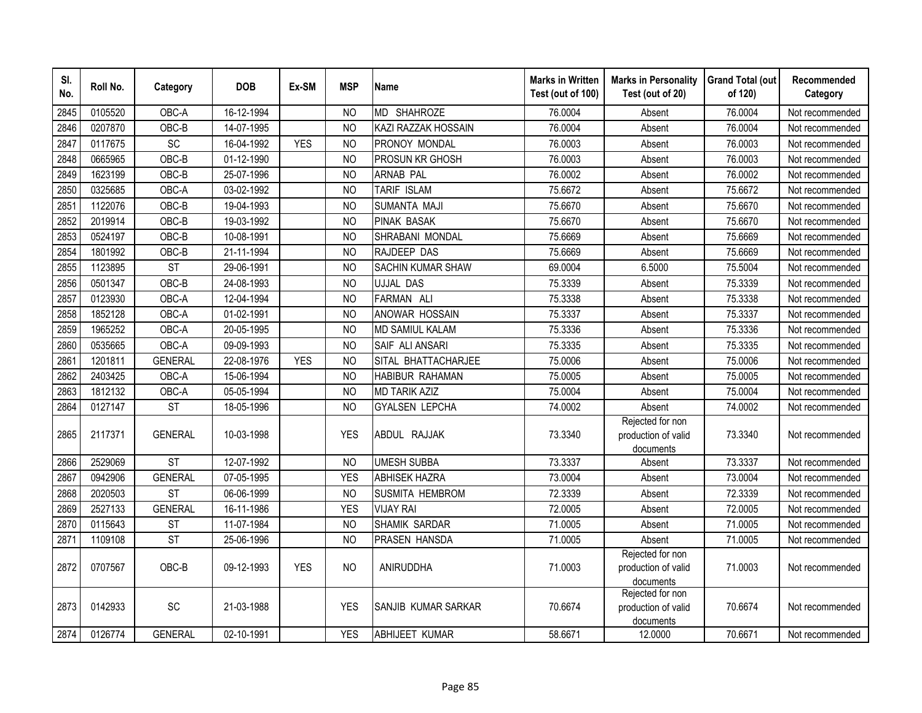| Sl. No. | Roll No. | Category | DOB | Ex-SM | MSP | Name | Marks in Written Test (out of 100) | Marks in Personality Test (out of 20) | Grand Total (out of 120) | Recommended Category |
|---|---|---|---|---|---|---|---|---|---|---|
| 2845 | 0105520 | OBC-A | 16-12-1994 | | NO | MD SHAHROZE | 76.0004 | Absent | 76.0004 | Not recommended |
| 2846 | 0207870 | OBC-B | 14-07-1995 | | NO | KAZI RAZZAK HOSSAIN | 76.0004 | Absent | 76.0004 | Not recommended |
| 2847 | 0117675 | SC | 16-04-1992 | YES | NO | PRONOY MONDAL | 76.0003 | Absent | 76.0003 | Not recommended |
| 2848 | 0665965 | OBC-B | 01-12-1990 | | NO | PROSUN KR GHOSH | 76.0003 | Absent | 76.0003 | Not recommended |
| 2849 | 1623199 | OBC-B | 25-07-1996 | | NO | ARNAB PAL | 76.0002 | Absent | 76.0002 | Not recommended |
| 2850 | 0325685 | OBC-A | 03-02-1992 | | NO | TARIF ISLAM | 75.6672 | Absent | 75.6672 | Not recommended |
| 2851 | 1122076 | OBC-B | 19-04-1993 | | NO | SUMANTA MAJI | 75.6670 | Absent | 75.6670 | Not recommended |
| 2852 | 2019914 | OBC-B | 19-03-1992 | | NO | PINAK BASAK | 75.6670 | Absent | 75.6670 | Not recommended |
| 2853 | 0524197 | OBC-B | 10-08-1991 | | NO | SHRABANI MONDAL | 75.6669 | Absent | 75.6669 | Not recommended |
| 2854 | 1801992 | OBC-B | 21-11-1994 | | NO | RAJDEEP DAS | 75.6669 | Absent | 75.6669 | Not recommended |
| 2855 | 1123895 | ST | 29-06-1991 | | NO | SACHIN KUMAR SHAW | 69.0004 | 6.5000 | 75.5004 | Not recommended |
| 2856 | 0501347 | OBC-B | 24-08-1993 | | NO | UJJAL DAS | 75.3339 | Absent | 75.3339 | Not recommended |
| 2857 | 0123930 | OBC-A | 12-04-1994 | | NO | FARMAN ALI | 75.3338 | Absent | 75.3338 | Not recommended |
| 2858 | 1852128 | OBC-A | 01-02-1991 | | NO | ANOWAR HOSSAIN | 75.3337 | Absent | 75.3337 | Not recommended |
| 2859 | 1965252 | OBC-A | 20-05-1995 | | NO | MD SAMIUL KALAM | 75.3336 | Absent | 75.3336 | Not recommended |
| 2860 | 0535665 | OBC-A | 09-09-1993 | | NO | SAIF ALI ANSARI | 75.3335 | Absent | 75.3335 | Not recommended |
| 2861 | 1201811 | GENERAL | 22-08-1976 | YES | NO | SITAL BHATTACHARJEE | 75.0006 | Absent | 75.0006 | Not recommended |
| 2862 | 2403425 | OBC-A | 15-06-1994 | | NO | HABIBUR RAHAMAN | 75.0005 | Absent | 75.0005 | Not recommended |
| 2863 | 1812132 | OBC-A | 05-05-1994 | | NO | MD TARIK AZIZ | 75.0004 | Absent | 75.0004 | Not recommended |
| 2864 | 0127147 | ST | 18-05-1996 | | NO | GYALSEN LEPCHA | 74.0002 | Absent | 74.0002 | Not recommended |
| 2865 | 2117371 | GENERAL | 10-03-1998 | | YES | ABDUL RAJJAK | 73.3340 | Rejected for non production of valid documents | 73.3340 | Not recommended |
| 2866 | 2529069 | ST | 12-07-1992 | | NO | UMESH SUBBA | 73.3337 | Absent | 73.3337 | Not recommended |
| 2867 | 0942906 | GENERAL | 07-05-1995 | | YES | ABHISEK HAZRA | 73.0004 | Absent | 73.0004 | Not recommended |
| 2868 | 2020503 | ST | 06-06-1999 | | NO | SUSMITA HEMBROM | 72.3339 | Absent | 72.3339 | Not recommended |
| 2869 | 2527133 | GENERAL | 16-11-1986 | | YES | VIJAY RAI | 72.0005 | Absent | 72.0005 | Not recommended |
| 2870 | 0115643 | ST | 11-07-1984 | | NO | SHAMIK SARDAR | 71.0005 | Absent | 71.0005 | Not recommended |
| 2871 | 1109108 | ST | 25-06-1996 | | NO | PRASEN HANSDA | 71.0005 | Absent | 71.0005 | Not recommended |
| 2872 | 0707567 | OBC-B | 09-12-1993 | YES | NO | ANIRUDDHA | 71.0003 | Rejected for non production of valid documents | 71.0003 | Not recommended |
| 2873 | 0142933 | SC | 21-03-1988 | | YES | SANJIB KUMAR SARKAR | 70.6674 | Rejected for non production of valid documents | 70.6674 | Not recommended |
| 2874 | 0126774 | GENERAL | 02-10-1991 | | YES | ABHIJEET KUMAR | 58.6671 | 12.0000 | 70.6671 | Not recommended |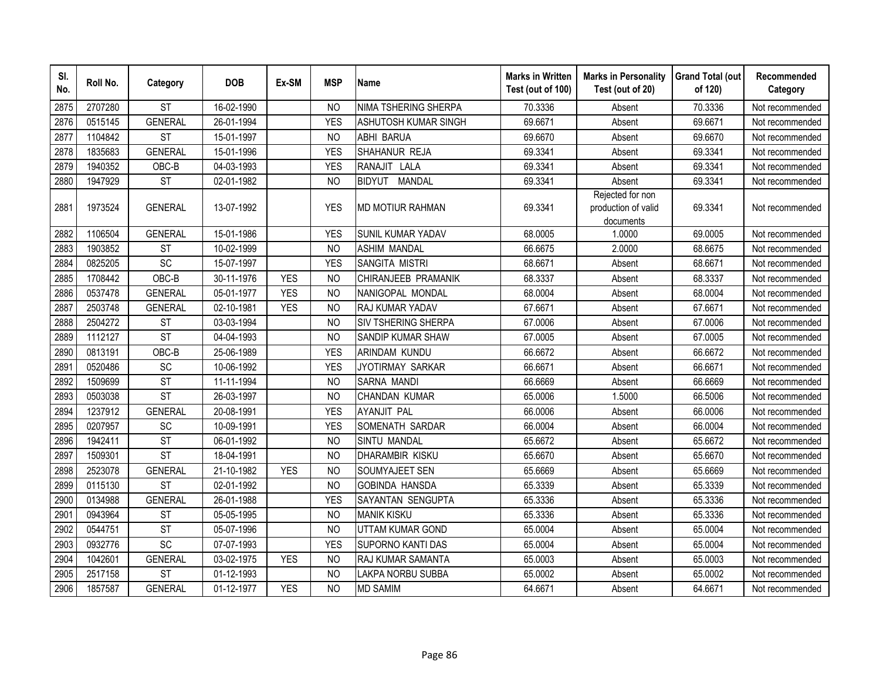| Sl. No. | Roll No. | Category | DOB | Ex-SM | MSP | Name | Marks in Written Test (out of 100) | Marks in Personality Test (out of 20) | Grand Total (out of 120) | Recommended Category |
|---|---|---|---|---|---|---|---|---|---|---|
| 2875 | 2707280 | ST | 16-02-1990 | | NO | NIMA TSHERING SHERPA | 70.3336 | Absent | 70.3336 | Not recommended |
| 2876 | 0515145 | GENERAL | 26-01-1994 | | YES | ASHUTOSH KUMAR SINGH | 69.6671 | Absent | 69.6671 | Not recommended |
| 2877 | 1104842 | ST | 15-01-1997 | | NO | ABHI BARUA | 69.6670 | Absent | 69.6670 | Not recommended |
| 2878 | 1835683 | GENERAL | 15-01-1996 | | YES | SHAHANUR REJA | 69.3341 | Absent | 69.3341 | Not recommended |
| 2879 | 1940352 | OBC-B | 04-03-1993 | | YES | RANAJIT LALA | 69.3341 | Absent | 69.3341 | Not recommended |
| 2880 | 1947929 | ST | 02-01-1982 | | NO | BIDYUT MANDAL | 69.3341 | Absent | 69.3341 | Not recommended |
| 2881 | 1973524 | GENERAL | 13-07-1992 | | YES | MD MOTIUR RAHMAN | 69.3341 | Rejected for non production of valid documents | 69.3341 | Not recommended |
| 2882 | 1106504 | GENERAL | 15-01-1986 | | YES | SUNIL KUMAR YADAV | 68.0005 | 1.0000 | 69.0005 | Not recommended |
| 2883 | 1903852 | ST | 10-02-1999 | | NO | ASHIM MANDAL | 66.6675 | 2.0000 | 68.6675 | Not recommended |
| 2884 | 0825205 | SC | 15-07-1997 | | YES | SANGITA MISTRI | 68.6671 | Absent | 68.6671 | Not recommended |
| 2885 | 1708442 | OBC-B | 30-11-1976 | YES | NO | CHIRANJEEB PRAMANIK | 68.3337 | Absent | 68.3337 | Not recommended |
| 2886 | 0537478 | GENERAL | 05-01-1977 | YES | NO | NANIGOPAL MONDAL | 68.0004 | Absent | 68.0004 | Not recommended |
| 2887 | 2503748 | GENERAL | 02-10-1981 | YES | NO | RAJ KUMAR YADAV | 67.6671 | Absent | 67.6671 | Not recommended |
| 2888 | 2504272 | ST | 03-03-1994 | | NO | SIV TSHERING SHERPA | 67.0006 | Absent | 67.0006 | Not recommended |
| 2889 | 1112127 | ST | 04-04-1993 | | NO | SANDIP KUMAR SHAW | 67.0005 | Absent | 67.0005 | Not recommended |
| 2890 | 0813191 | OBC-B | 25-06-1989 | | YES | ARINDAM KUNDU | 66.6672 | Absent | 66.6672 | Not recommended |
| 2891 | 0520486 | SC | 10-06-1992 | | YES | JYOTIRMAY SARKAR | 66.6671 | Absent | 66.6671 | Not recommended |
| 2892 | 1509699 | ST | 11-11-1994 | | NO | SARNA MANDI | 66.6669 | Absent | 66.6669 | Not recommended |
| 2893 | 0503038 | ST | 26-03-1997 | | NO | CHANDAN KUMAR | 65.0006 | 1.5000 | 66.5006 | Not recommended |
| 2894 | 1237912 | GENERAL | 20-08-1991 | | YES | AYANJIT PAL | 66.0006 | Absent | 66.0006 | Not recommended |
| 2895 | 0207957 | SC | 10-09-1991 | | YES | SOMENATH SARDAR | 66.0004 | Absent | 66.0004 | Not recommended |
| 2896 | 1942411 | ST | 06-01-1992 | | NO | SINTU MANDAL | 65.6672 | Absent | 65.6672 | Not recommended |
| 2897 | 1509301 | ST | 18-04-1991 | | NO | DHARAMBIR KISKU | 65.6670 | Absent | 65.6670 | Not recommended |
| 2898 | 2523078 | GENERAL | 21-10-1982 | YES | NO | SOUMYAJEET SEN | 65.6669 | Absent | 65.6669 | Not recommended |
| 2899 | 0115130 | ST | 02-01-1992 | | NO | GOBINDA HANSDA | 65.3339 | Absent | 65.3339 | Not recommended |
| 2900 | 0134988 | GENERAL | 26-01-1988 | | YES | SAYANTAN SENGUPTA | 65.3336 | Absent | 65.3336 | Not recommended |
| 2901 | 0943964 | ST | 05-05-1995 | | NO | MANIK KISKU | 65.3336 | Absent | 65.3336 | Not recommended |
| 2902 | 0544751 | ST | 05-07-1996 | | NO | UTTAM KUMAR GOND | 65.0004 | Absent | 65.0004 | Not recommended |
| 2903 | 0932776 | SC | 07-07-1993 | | YES | SUPORNO KANTI DAS | 65.0004 | Absent | 65.0004 | Not recommended |
| 2904 | 1042601 | GENERAL | 03-02-1975 | YES | NO | RAJ KUMAR SAMANTA | 65.0003 | Absent | 65.0003 | Not recommended |
| 2905 | 2517158 | ST | 01-12-1993 | | NO | LAKPA NORBU SUBBA | 65.0002 | Absent | 65.0002 | Not recommended |
| 2906 | 1857587 | GENERAL | 01-12-1977 | YES | NO | MD SAMIM | 64.6671 | Absent | 64.6671 | Not recommended |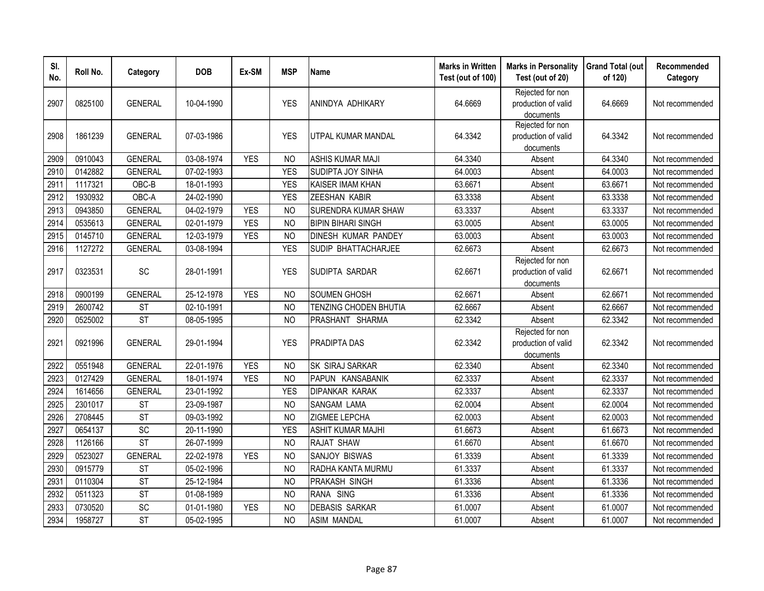| Sl. No. | Roll No. | Category | DOB | Ex-SM | MSP | Name | Marks in Written Test (out of 100) | Marks in Personality Test (out of 20) | Grand Total (out of 120) | Recommended Category |
|---|---|---|---|---|---|---|---|---|---|---|
| 2907 | 0825100 | GENERAL | 10-04-1990 | | YES | ANINDYA ADHIKARY | 64.6669 | Rejected for non production of valid documents | 64.6669 | Not recommended |
| 2908 | 1861239 | GENERAL | 07-03-1986 | | YES | UTPAL KUMAR MANDAL | 64.3342 | Rejected for non production of valid documents | 64.3342 | Not recommended |
| 2909 | 0910043 | GENERAL | 03-08-1974 | YES | NO | ASHIS KUMAR MAJI | 64.3340 | Absent | 64.3340 | Not recommended |
| 2910 | 0142882 | GENERAL | 07-02-1993 | | YES | SUDIPTA JOY SINHA | 64.0003 | Absent | 64.0003 | Not recommended |
| 2911 | 1117321 | OBC-B | 18-01-1993 | | YES | KAISER IMAM KHAN | 63.6671 | Absent | 63.6671 | Not recommended |
| 2912 | 1930932 | OBC-A | 24-02-1990 | | YES | ZEESHAN KABIR | 63.3338 | Absent | 63.3338 | Not recommended |
| 2913 | 0943850 | GENERAL | 04-02-1979 | YES | NO | SURENDRA KUMAR SHAW | 63.3337 | Absent | 63.3337 | Not recommended |
| 2914 | 0535613 | GENERAL | 02-01-1979 | YES | NO | BIPIN BIHARI SINGH | 63.0005 | Absent | 63.0005 | Not recommended |
| 2915 | 0145710 | GENERAL | 12-03-1979 | YES | NO | DINESH KUMAR PANDEY | 63.0003 | Absent | 63.0003 | Not recommended |
| 2916 | 1127272 | GENERAL | 03-08-1994 | | YES | SUDIP BHATTACHARJEE | 62.6673 | Absent | 62.6673 | Not recommended |
| 2917 | 0323531 | SC | 28-01-1991 | | YES | SUDIPTA SARDAR | 62.6671 | Rejected for non production of valid documents | 62.6671 | Not recommended |
| 2918 | 0900199 | GENERAL | 25-12-1978 | YES | NO | SOUMEN GHOSH | 62.6671 | Absent | 62.6671 | Not recommended |
| 2919 | 2600742 | ST | 02-10-1991 | | NO | TENZING CHODEN BHUTIA | 62.6667 | Absent | 62.6667 | Not recommended |
| 2920 | 0525002 | ST | 08-05-1995 | | NO | PRASHANT SHARMA | 62.3342 | Absent | 62.3342 | Not recommended |
| 2921 | 0921996 | GENERAL | 29-01-1994 | | YES | PRADIPTA DAS | 62.3342 | Rejected for non production of valid documents | 62.3342 | Not recommended |
| 2922 | 0551948 | GENERAL | 22-01-1976 | YES | NO | SK SIRAJ SARKAR | 62.3340 | Absent | 62.3340 | Not recommended |
| 2923 | 0127429 | GENERAL | 18-01-1974 | YES | NO | PAPUN KANSABANIK | 62.3337 | Absent | 62.3337 | Not recommended |
| 2924 | 1614656 | GENERAL | 23-01-1992 | | YES | DIPANKAR KARAK | 62.3337 | Absent | 62.3337 | Not recommended |
| 2925 | 2301017 | ST | 23-09-1987 | | NO | SANGAM LAMA | 62.0004 | Absent | 62.0004 | Not recommended |
| 2926 | 2708445 | ST | 09-03-1992 | | NO | ZIGMEE LEPCHA | 62.0003 | Absent | 62.0003 | Not recommended |
| 2927 | 0654137 | SC | 20-11-1990 | | YES | ASHIT KUMAR MAJHI | 61.6673 | Absent | 61.6673 | Not recommended |
| 2928 | 1126166 | ST | 26-07-1999 | | NO | RAJAT SHAW | 61.6670 | Absent | 61.6670 | Not recommended |
| 2929 | 0523027 | GENERAL | 22-02-1978 | YES | NO | SANJOY BISWAS | 61.3339 | Absent | 61.3339 | Not recommended |
| 2930 | 0915779 | ST | 05-02-1996 | | NO | RADHA KANTA MURMU | 61.3337 | Absent | 61.3337 | Not recommended |
| 2931 | 0110304 | ST | 25-12-1984 | | NO | PRAKASH SINGH | 61.3336 | Absent | 61.3336 | Not recommended |
| 2932 | 0511323 | ST | 01-08-1989 | | NO | RANA SING | 61.3336 | Absent | 61.3336 | Not recommended |
| 2933 | 0730520 | SC | 01-01-1980 | YES | NO | DEBASIS SARKAR | 61.0007 | Absent | 61.0007 | Not recommended |
| 2934 | 1958727 | ST | 05-02-1995 | | NO | ASIM MANDAL | 61.0007 | Absent | 61.0007 | Not recommended |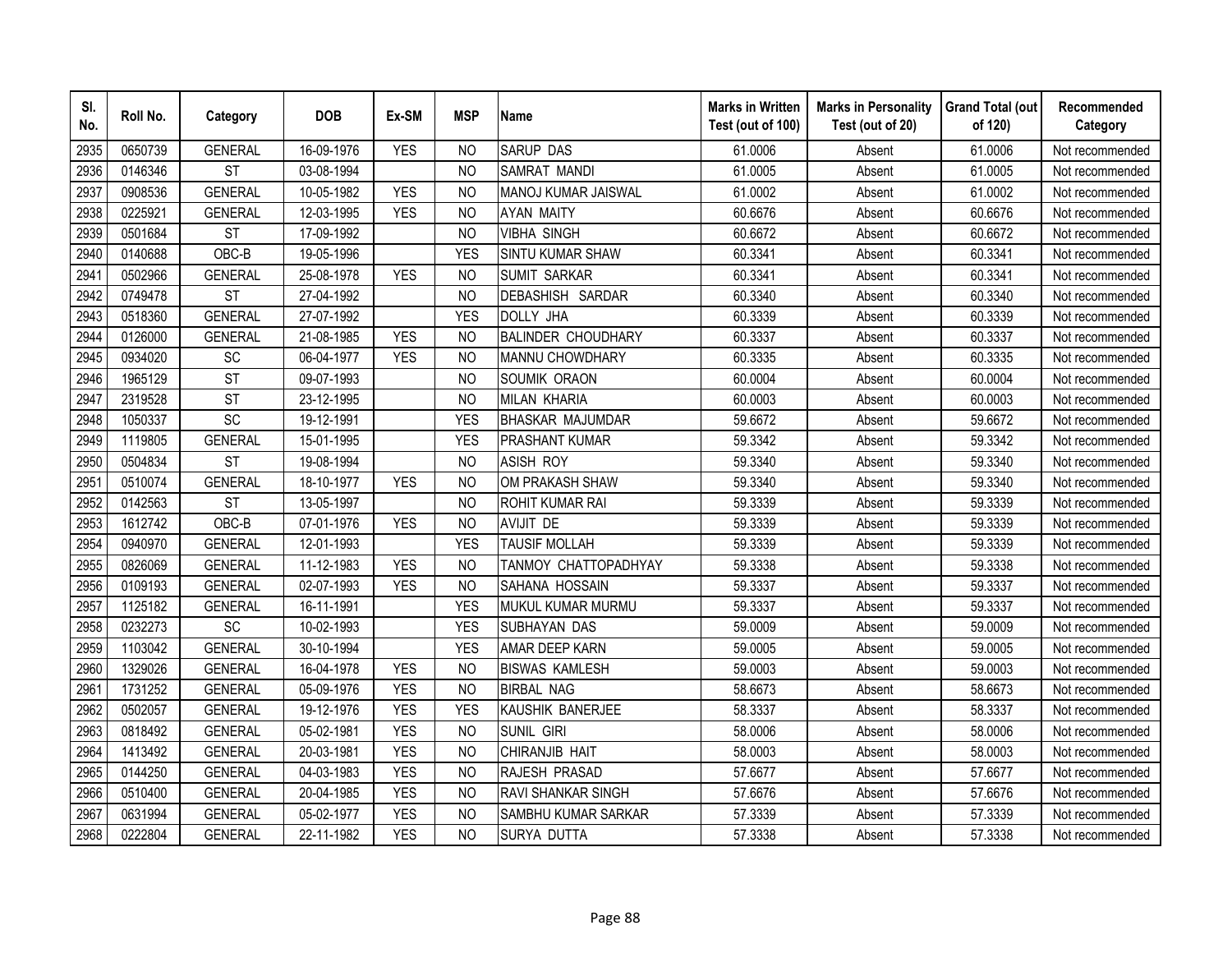| Sl. No. | Roll No. | Category | DOB | Ex-SM | MSP | Name | Marks in Written Test (out of 100) | Marks in Personality Test (out of 20) | Grand Total (out of 120) | Recommended Category |
|---|---|---|---|---|---|---|---|---|---|---|
| 2935 | 0650739 | GENERAL | 16-09-1976 | YES | NO | SARUP DAS | 61.0006 | Absent | 61.0006 | Not recommended |
| 2936 | 0146346 | ST | 03-08-1994 | | NO | SAMRAT MANDI | 61.0005 | Absent | 61.0005 | Not recommended |
| 2937 | 0908536 | GENERAL | 10-05-1982 | YES | NO | MANOJ KUMAR JAISWAL | 61.0002 | Absent | 61.0002 | Not recommended |
| 2938 | 0225921 | GENERAL | 12-03-1995 | YES | NO | AYAN MAITY | 60.6676 | Absent | 60.6676 | Not recommended |
| 2939 | 0501684 | ST | 17-09-1992 | | NO | VIBHA SINGH | 60.6672 | Absent | 60.6672 | Not recommended |
| 2940 | 0140688 | OBC-B | 19-05-1996 | | YES | SINTU KUMAR SHAW | 60.3341 | Absent | 60.3341 | Not recommended |
| 2941 | 0502966 | GENERAL | 25-08-1978 | YES | NO | SUMIT SARKAR | 60.3341 | Absent | 60.3341 | Not recommended |
| 2942 | 0749478 | ST | 27-04-1992 | | NO | DEBASHISH SARDAR | 60.3340 | Absent | 60.3340 | Not recommended |
| 2943 | 0518360 | GENERAL | 27-07-1992 | | YES | DOLLY JHA | 60.3339 | Absent | 60.3339 | Not recommended |
| 2944 | 0126000 | GENERAL | 21-08-1985 | YES | NO | BALINDER CHOUDHARY | 60.3337 | Absent | 60.3337 | Not recommended |
| 2945 | 0934020 | SC | 06-04-1977 | YES | NO | MANNU CHOWDHARY | 60.3335 | Absent | 60.3335 | Not recommended |
| 2946 | 1965129 | ST | 09-07-1993 | | NO | SOUMIK ORAON | 60.0004 | Absent | 60.0004 | Not recommended |
| 2947 | 2319528 | ST | 23-12-1995 | | NO | MILAN KHARIA | 60.0003 | Absent | 60.0003 | Not recommended |
| 2948 | 1050337 | SC | 19-12-1991 | | YES | BHASKAR MAJUMDAR | 59.6672 | Absent | 59.6672 | Not recommended |
| 2949 | 1119805 | GENERAL | 15-01-1995 | | YES | PRASHANT KUMAR | 59.3342 | Absent | 59.3342 | Not recommended |
| 2950 | 0504834 | ST | 19-08-1994 | | NO | ASISH ROY | 59.3340 | Absent | 59.3340 | Not recommended |
| 2951 | 0510074 | GENERAL | 18-10-1977 | YES | NO | OM PRAKASH SHAW | 59.3340 | Absent | 59.3340 | Not recommended |
| 2952 | 0142563 | ST | 13-05-1997 | | NO | ROHIT KUMAR RAI | 59.3339 | Absent | 59.3339 | Not recommended |
| 2953 | 1612742 | OBC-B | 07-01-1976 | YES | NO | AVIJIT DE | 59.3339 | Absent | 59.3339 | Not recommended |
| 2954 | 0940970 | GENERAL | 12-01-1993 | | YES | TAUSIF MOLLAH | 59.3339 | Absent | 59.3339 | Not recommended |
| 2955 | 0826069 | GENERAL | 11-12-1983 | YES | NO | TANMOY CHATTOPADHYAY | 59.3338 | Absent | 59.3338 | Not recommended |
| 2956 | 0109193 | GENERAL | 02-07-1993 | YES | NO | SAHANA HOSSAIN | 59.3337 | Absent | 59.3337 | Not recommended |
| 2957 | 1125182 | GENERAL | 16-11-1991 | | YES | MUKUL KUMAR MURMU | 59.3337 | Absent | 59.3337 | Not recommended |
| 2958 | 0232273 | SC | 10-02-1993 | | YES | SUBHAYAN DAS | 59.0009 | Absent | 59.0009 | Not recommended |
| 2959 | 1103042 | GENERAL | 30-10-1994 | | YES | AMAR DEEP KARN | 59.0005 | Absent | 59.0005 | Not recommended |
| 2960 | 1329026 | GENERAL | 16-04-1978 | YES | NO | BISWAS KAMLESH | 59.0003 | Absent | 59.0003 | Not recommended |
| 2961 | 1731252 | GENERAL | 05-09-1976 | YES | NO | BIRBAL NAG | 58.6673 | Absent | 58.6673 | Not recommended |
| 2962 | 0502057 | GENERAL | 19-12-1976 | YES | YES | KAUSHIK BANERJEE | 58.3337 | Absent | 58.3337 | Not recommended |
| 2963 | 0818492 | GENERAL | 05-02-1981 | YES | NO | SUNIL GIRI | 58.0006 | Absent | 58.0006 | Not recommended |
| 2964 | 1413492 | GENERAL | 20-03-1981 | YES | NO | CHIRANJIB HAIT | 58.0003 | Absent | 58.0003 | Not recommended |
| 2965 | 0144250 | GENERAL | 04-03-1983 | YES | NO | RAJESH PRASAD | 57.6677 | Absent | 57.6677 | Not recommended |
| 2966 | 0510400 | GENERAL | 20-04-1985 | YES | NO | RAVI SHANKAR SINGH | 57.6676 | Absent | 57.6676 | Not recommended |
| 2967 | 0631994 | GENERAL | 05-02-1977 | YES | NO | SAMBHU KUMAR SARKAR | 57.3339 | Absent | 57.3339 | Not recommended |
| 2968 | 0222804 | GENERAL | 22-11-1982 | YES | NO | SURYA DUTTA | 57.3338 | Absent | 57.3338 | Not recommended |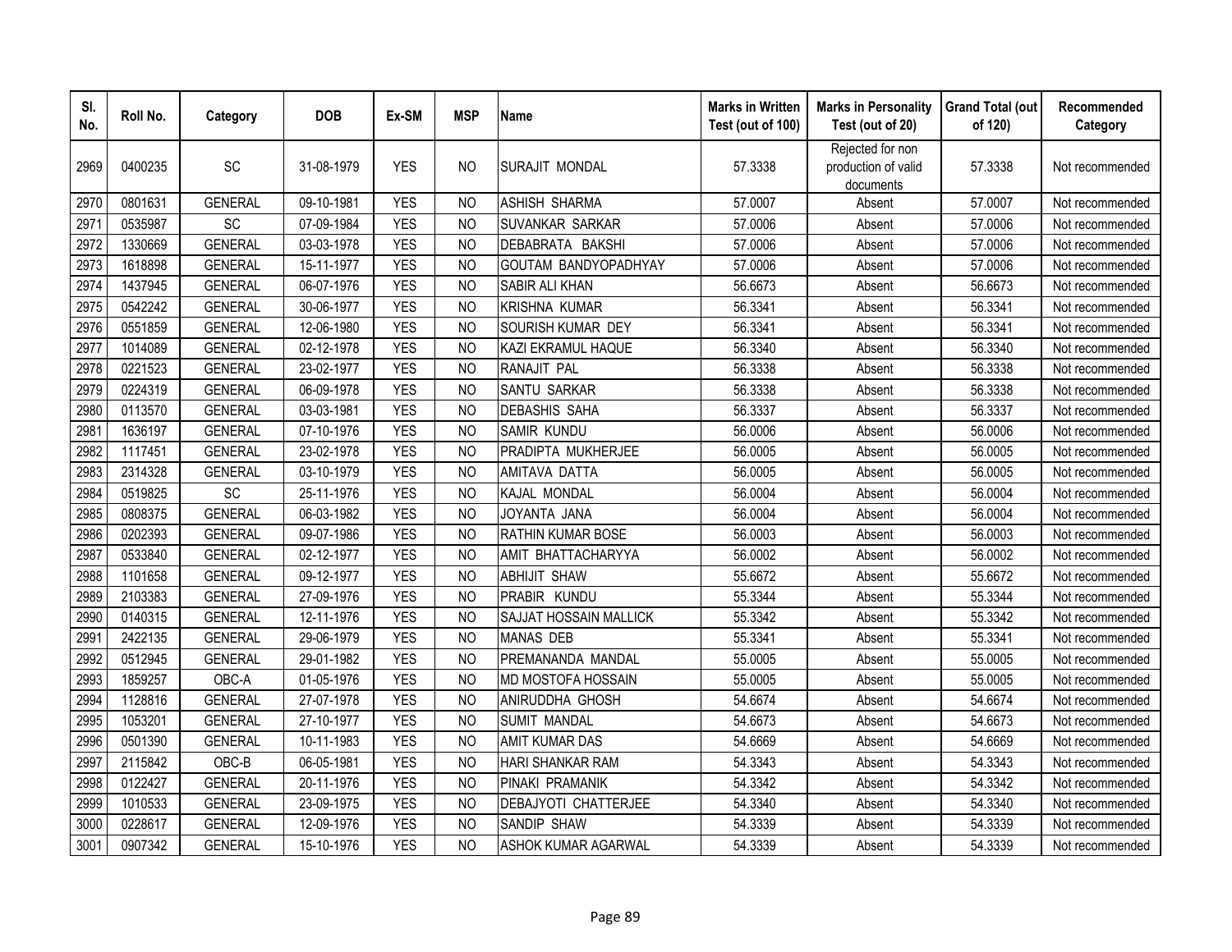| Sl. No. | Roll No. | Category | DOB | Ex-SM | MSP | Name | Marks in Written Test (out of 100) | Marks in Personality Test (out of 20) | Grand Total (out of 120) | Recommended Category |
|---|---|---|---|---|---|---|---|---|---|---|
| 2969 | 0400235 | SC | 31-08-1979 | YES | NO | SURAJIT MONDAL | 57.3338 | Rejected for non production of valid documents | 57.3338 | Not recommended |
| 2970 | 0801631 | GENERAL | 09-10-1981 | YES | NO | ASHISH SHARMA | 57.0007 | Absent | 57.0007 | Not recommended |
| 2971 | 0535987 | SC | 07-09-1984 | YES | NO | SUVANKAR SARKAR | 57.0006 | Absent | 57.0006 | Not recommended |
| 2972 | 1330669 | GENERAL | 03-03-1978 | YES | NO | DEBABRATA BAKSHI | 57.0006 | Absent | 57.0006 | Not recommended |
| 2973 | 1618898 | GENERAL | 15-11-1977 | YES | NO | GOUTAM BANDYOPADHYAY | 57.0006 | Absent | 57.0006 | Not recommended |
| 2974 | 1437945 | GENERAL | 06-07-1976 | YES | NO | SABIR ALI KHAN | 56.6673 | Absent | 56.6673 | Not recommended |
| 2975 | 0542242 | GENERAL | 30-06-1977 | YES | NO | KRISHNA KUMAR | 56.3341 | Absent | 56.3341 | Not recommended |
| 2976 | 0551859 | GENERAL | 12-06-1980 | YES | NO | SOURISH KUMAR DEY | 56.3341 | Absent | 56.3341 | Not recommended |
| 2977 | 1014089 | GENERAL | 02-12-1978 | YES | NO | KAZI EKRAMUL HAQUE | 56.3340 | Absent | 56.3340 | Not recommended |
| 2978 | 0221523 | GENERAL | 23-02-1977 | YES | NO | RANAJIT PAL | 56.3338 | Absent | 56.3338 | Not recommended |
| 2979 | 0224319 | GENERAL | 06-09-1978 | YES | NO | SANTU SARKAR | 56.3338 | Absent | 56.3338 | Not recommended |
| 2980 | 0113570 | GENERAL | 03-03-1981 | YES | NO | DEBASHIS SAHA | 56.3337 | Absent | 56.3337 | Not recommended |
| 2981 | 1636197 | GENERAL | 07-10-1976 | YES | NO | SAMIR KUNDU | 56.0006 | Absent | 56.0006 | Not recommended |
| 2982 | 1117451 | GENERAL | 23-02-1978 | YES | NO | PRADIPTA MUKHERJEE | 56.0005 | Absent | 56.0005 | Not recommended |
| 2983 | 2314328 | GENERAL | 03-10-1979 | YES | NO | AMITAVA DATTA | 56.0005 | Absent | 56.0005 | Not recommended |
| 2984 | 0519825 | SC | 25-11-1976 | YES | NO | KAJAL MONDAL | 56.0004 | Absent | 56.0004 | Not recommended |
| 2985 | 0808375 | GENERAL | 06-03-1982 | YES | NO | JOYANTA JANA | 56.0004 | Absent | 56.0004 | Not recommended |
| 2986 | 0202393 | GENERAL | 09-07-1986 | YES | NO | RATHIN KUMAR BOSE | 56.0003 | Absent | 56.0003 | Not recommended |
| 2987 | 0533840 | GENERAL | 02-12-1977 | YES | NO | AMIT BHATTACHARYYA | 56.0002 | Absent | 56.0002 | Not recommended |
| 2988 | 1101658 | GENERAL | 09-12-1977 | YES | NO | ABHIJIT SHAW | 55.6672 | Absent | 55.6672 | Not recommended |
| 2989 | 2103383 | GENERAL | 27-09-1976 | YES | NO | PRABIR KUNDU | 55.3344 | Absent | 55.3344 | Not recommended |
| 2990 | 0140315 | GENERAL | 12-11-1976 | YES | NO | SAJJAT HOSSAIN MALLICK | 55.3342 | Absent | 55.3342 | Not recommended |
| 2991 | 2422135 | GENERAL | 29-06-1979 | YES | NO | MANAS DEB | 55.3341 | Absent | 55.3341 | Not recommended |
| 2992 | 0512945 | GENERAL | 29-01-1982 | YES | NO | PREMANANDA MANDAL | 55.0005 | Absent | 55.0005 | Not recommended |
| 2993 | 1859257 | OBC-A | 01-05-1976 | YES | NO | MD MOSTOFA HOSSAIN | 55.0005 | Absent | 55.0005 | Not recommended |
| 2994 | 1128816 | GENERAL | 27-07-1978 | YES | NO | ANIRUDDHA GHOSH | 54.6674 | Absent | 54.6674 | Not recommended |
| 2995 | 1053201 | GENERAL | 27-10-1977 | YES | NO | SUMIT MANDAL | 54.6673 | Absent | 54.6673 | Not recommended |
| 2996 | 0501390 | GENERAL | 10-11-1983 | YES | NO | AMIT KUMAR DAS | 54.6669 | Absent | 54.6669 | Not recommended |
| 2997 | 2115842 | OBC-B | 06-05-1981 | YES | NO | HARI SHANKAR RAM | 54.3343 | Absent | 54.3343 | Not recommended |
| 2998 | 0122427 | GENERAL | 20-11-1976 | YES | NO | PINAKI PRAMANIK | 54.3342 | Absent | 54.3342 | Not recommended |
| 2999 | 1010533 | GENERAL | 23-09-1975 | YES | NO | DEBAJYOTI CHATTERJEE | 54.3340 | Absent | 54.3340 | Not recommended |
| 3000 | 0228617 | GENERAL | 12-09-1976 | YES | NO | SANDIP SHAW | 54.3339 | Absent | 54.3339 | Not recommended |
| 3001 | 0907342 | GENERAL | 15-10-1976 | YES | NO | ASHOK KUMAR AGARWAL | 54.3339 | Absent | 54.3339 | Not recommended |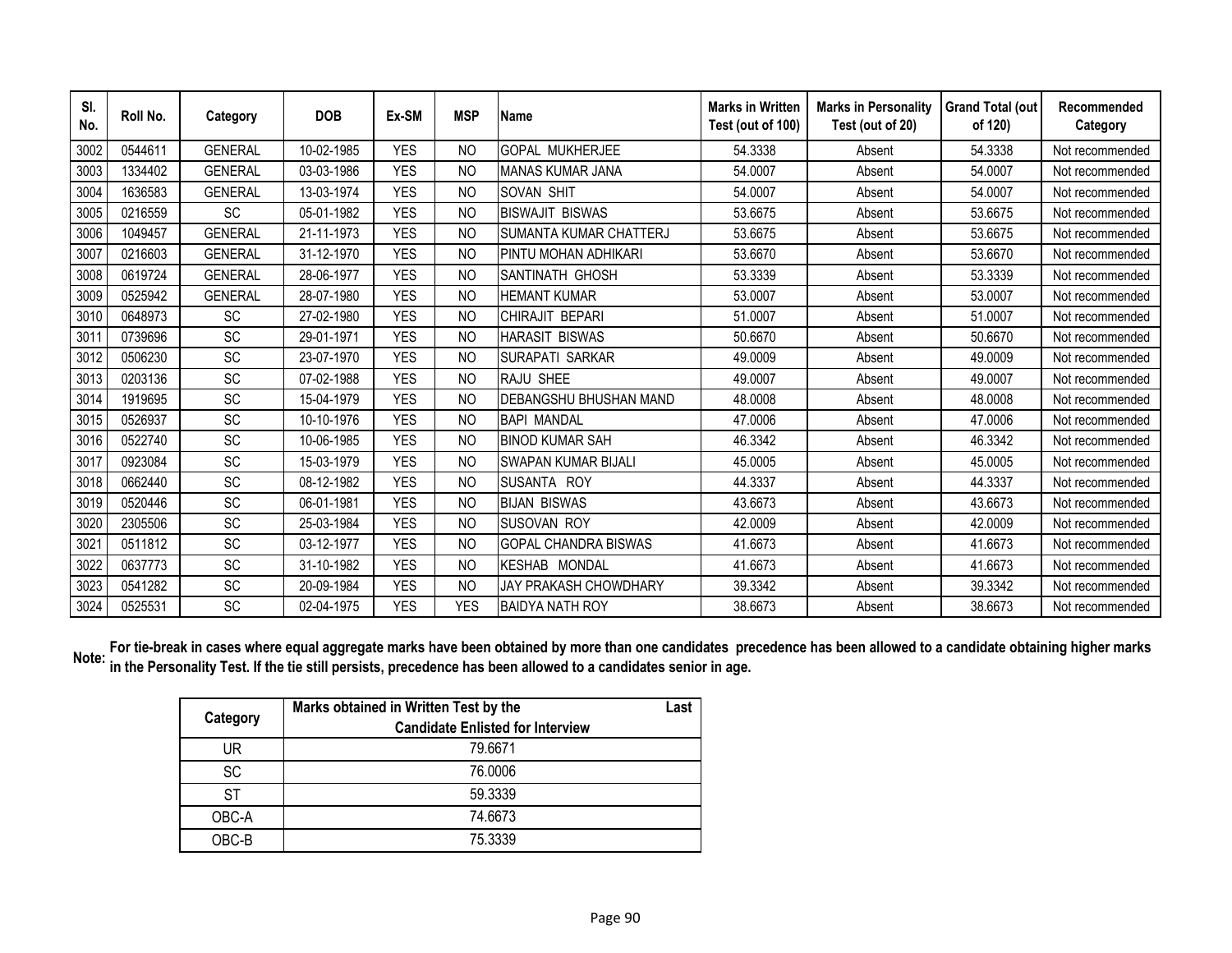| Sl. No. | Roll No. | Category | DOB | Ex-SM | MSP | Name | Marks in Written Test (out of 100) | Marks in Personality Test (out of 20) | Grand Total (out of 120) | Recommended Category |
|---|---|---|---|---|---|---|---|---|---|---|
| 3002 | 0544611 | GENERAL | 10-02-1985 | YES | NO | GOPAL MUKHERJEE | 54.3338 | Absent | 54.3338 | Not recommended |
| 3003 | 1334402 | GENERAL | 03-03-1986 | YES | NO | MANAS KUMAR JANA | 54.0007 | Absent | 54.0007 | Not recommended |
| 3004 | 1636583 | GENERAL | 13-03-1974 | YES | NO | SOVAN SHIT | 54.0007 | Absent | 54.0007 | Not recommended |
| 3005 | 0216559 | SC | 05-01-1982 | YES | NO | BISWAJIT BISWAS | 53.6675 | Absent | 53.6675 | Not recommended |
| 3006 | 1049457 | GENERAL | 21-11-1973 | YES | NO | SUMANTA KUMAR CHATTERJ | 53.6675 | Absent | 53.6675 | Not recommended |
| 3007 | 0216603 | GENERAL | 31-12-1970 | YES | NO | PINTU MOHAN ADHIKARI | 53.6670 | Absent | 53.6670 | Not recommended |
| 3008 | 0619724 | GENERAL | 28-06-1977 | YES | NO | SANTINATH GHOSH | 53.3339 | Absent | 53.3339 | Not recommended |
| 3009 | 0525942 | GENERAL | 28-07-1980 | YES | NO | HEMANT KUMAR | 53.0007 | Absent | 53.0007 | Not recommended |
| 3010 | 0648973 | SC | 27-02-1980 | YES | NO | CHIRAJIT BEPARI | 51.0007 | Absent | 51.0007 | Not recommended |
| 3011 | 0739696 | SC | 29-01-1971 | YES | NO | HARASIT BISWAS | 50.6670 | Absent | 50.6670 | Not recommended |
| 3012 | 0506230 | SC | 23-07-1970 | YES | NO | SURAPATI SARKAR | 49.0009 | Absent | 49.0009 | Not recommended |
| 3013 | 0203136 | SC | 07-02-1988 | YES | NO | RAJU SHEE | 49.0007 | Absent | 49.0007 | Not recommended |
| 3014 | 1919695 | SC | 15-04-1979 | YES | NO | DEBANGSHU BHUSHAN MAND | 48.0008 | Absent | 48.0008 | Not recommended |
| 3015 | 0526937 | SC | 10-10-1976 | YES | NO | BAPI MANDAL | 47.0006 | Absent | 47.0006 | Not recommended |
| 3016 | 0522740 | SC | 10-06-1985 | YES | NO | BINOD KUMAR SAH | 46.3342 | Absent | 46.3342 | Not recommended |
| 3017 | 0923084 | SC | 15-03-1979 | YES | NO | SWAPAN KUMAR BIJALI | 45.0005 | Absent | 45.0005 | Not recommended |
| 3018 | 0662440 | SC | 08-12-1982 | YES | NO | SUSANTA ROY | 44.3337 | Absent | 44.3337 | Not recommended |
| 3019 | 0520446 | SC | 06-01-1981 | YES | NO | BIJAN BISWAS | 43.6673 | Absent | 43.6673 | Not recommended |
| 3020 | 2305506 | SC | 25-03-1984 | YES | NO | SUSOVAN ROY | 42.0009 | Absent | 42.0009 | Not recommended |
| 3021 | 0511812 | SC | 03-12-1977 | YES | NO | GOPAL CHANDRA BISWAS | 41.6673 | Absent | 41.6673 | Not recommended |
| 3022 | 0637773 | SC | 31-10-1982 | YES | NO | KESHAB MONDAL | 41.6673 | Absent | 41.6673 | Not recommended |
| 3023 | 0541282 | SC | 20-09-1984 | YES | NO | JAY PRAKASH CHOWDHARY | 39.3342 | Absent | 39.3342 | Not recommended |
| 3024 | 0525531 | SC | 02-04-1975 | YES | YES | BAIDYA NATH ROY | 38.6673 | Absent | 38.6673 | Not recommended |

**Note: For tie-break in cases where equal aggregate marks have been obtained by more than one candidates precedence has been allowed to a candidate obtaining higher marks in the Personality Test. If the tie still persists, precedence has been allowed to a candidates senior in age.**

| Category | Marks obtained in Written Test by the Last Candidate Enlisted for Interview |
|---|---|
| UR | 79.6671 |
| SC | 76.0006 |
| ST | 59.3339 |
| OBC-A | 74.6673 |
| OBC-B | 75.3339 |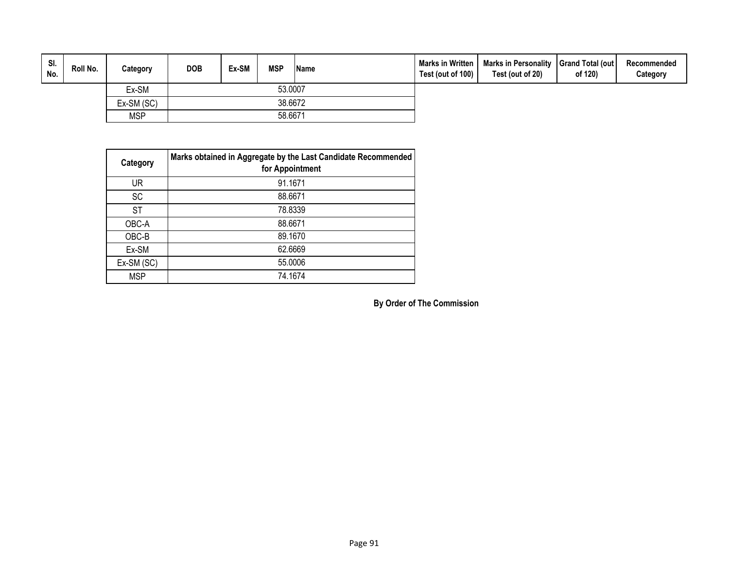| Sl. No. | Roll No. | Category | DOB | Ex-SM | MSP | Name | Marks in Written Test (out of 100) | Marks in Personality Test (out of 20) | Grand Total (out of 120) | Recommended Category |
|---|---|---|---|---|---|---|---|---|---|---|

| Category | |
|---|---|
| Ex-SM | 53.0007 |
| Ex-SM (SC) | 38.6672 |
| MSP | 58.6671 |

| Category | Marks obtained in Aggregate by the Last Candidate Recommended for Appointment |
|---|---|
| UR | 91.1671 |
| SC | 88.6671 |
| ST | 78.8339 |
| OBC-A | 88.6671 |
| OBC-B | 89.1670 |
| Ex-SM | 62.6669 |
| Ex-SM (SC) | 55.0006 |
| MSP | 74.1674 |

**By Order of The Commission**